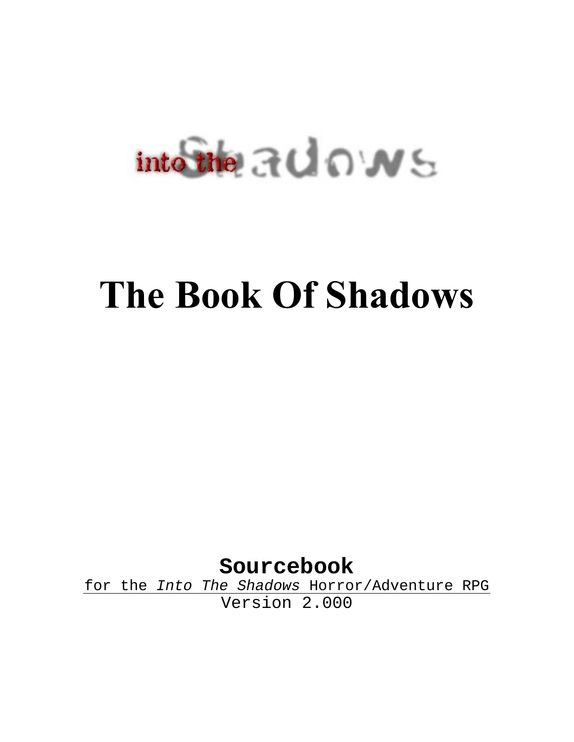into the Shadows

# The Book Of Shadows

**Sourcebook**

for the *Into The Shadows* Horror/Adventure RPG

Version 2.000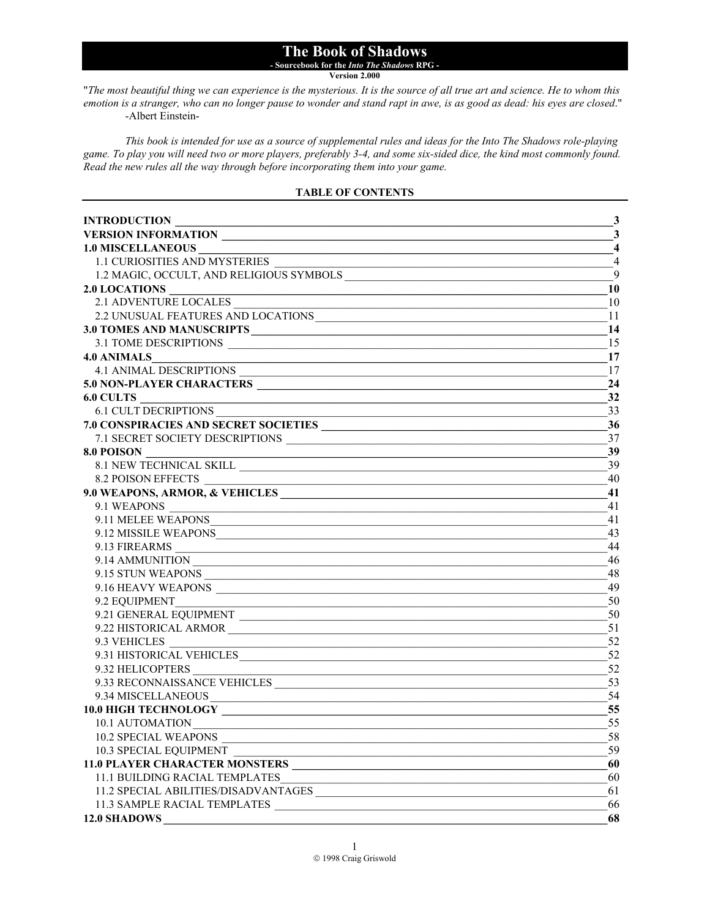# The Book of Shadows

**- Sourcebook for the *Into The Shadows* RPG -**

**Version 2.000**

"*The most beautiful thing we can experience is the mysterious. It is the source of all true art and science. He to whom this emotion is a stranger, who can no longer pause to wonder and stand rapt in awe, is as good as dead: his eyes are closed.*"
-Albert Einstein-

*This book is intended for use as a source of supplemental rules and ideas for the Into The Shadows role-playing game. To play you will need two or more players, preferably 3-4, and some six-sided dice, the kind most commonly found. Read the new rules all the way through before incorporating them into your game.*

## TABLE OF CONTENTS

| Section | Page |
|---|---|
| **INTRODUCTION** | **3** |
| **VERSION INFORMATION** | **3** |
| **1.0 MISCELLANEOUS** | **4** |
| 1.1 CURIOSITIES AND MYSTERIES | 4 |
| 1.2 MAGIC, OCCULT, AND RELIGIOUS SYMBOLS | 9 |
| **2.0 LOCATIONS** | **10** |
| 2.1 ADVENTURE LOCALES | 10 |
| 2.2 UNUSUAL FEATURES AND LOCATIONS | 11 |
| **3.0 TOMES AND MANUSCRIPTS** | **14** |
| 3.1 TOME DESCRIPTIONS | 15 |
| **4.0 ANIMALS** | **17** |
| 4.1 ANIMAL DESCRIPTIONS | 17 |
| **5.0 NON-PLAYER CHARACTERS** | **24** |
| **6.0 CULTS** | **32** |
| 6.1 CULT DECRIPTIONS | 33 |
| **7.0 CONSPIRACIES AND SECRET SOCIETIES** | **36** |
| 7.1 SECRET SOCIETY DESCRIPTIONS | 37 |
| **8.0 POISON** | **39** |
| 8.1 NEW TECHNICAL SKILL | 39 |
| 8.2 POISON EFFECTS | 40 |
| **9.0 WEAPONS, ARMOR, & VEHICLES** | **41** |
| 9.1 WEAPONS | 41 |
| 9.11 MELEE WEAPONS | 41 |
| 9.12 MISSILE WEAPONS | 43 |
| 9.13 FIREARMS | 44 |
| 9.14 AMMUNITION | 46 |
| 9.15 STUN WEAPONS | 48 |
| 9.16 HEAVY WEAPONS | 49 |
| 9.2 EQUIPMENT | 50 |
| 9.21 GENERAL EQUIPMENT | 50 |
| 9.22 HISTORICAL ARMOR | 51 |
| 9.3 VEHICLES | 52 |
| 9.31 HISTORICAL VEHICLES | 52 |
| 9.32 HELICOPTERS | 52 |
| 9.33 RECONNAISSANCE VEHICLES | 53 |
| 9.34 MISCELLANEOUS | 54 |
| **10.0 HIGH TECHNOLOGY** | **55** |
| 10.1 AUTOMATION | 55 |
| 10.2 SPECIAL WEAPONS | 58 |
| 10.3 SPECIAL EQUIPMENT | 59 |
| **11.0 PLAYER CHARACTER MONSTERS** | **60** |
| 11.1 BUILDING RACIAL TEMPLATES | 60 |
| 11.2 SPECIAL ABILITIES/DISADVANTAGES | 61 |
| 11.3 SAMPLE RACIAL TEMPLATES | 66 |
| **12.0 SHADOWS** | **68** |

© 1998 Craig Griswold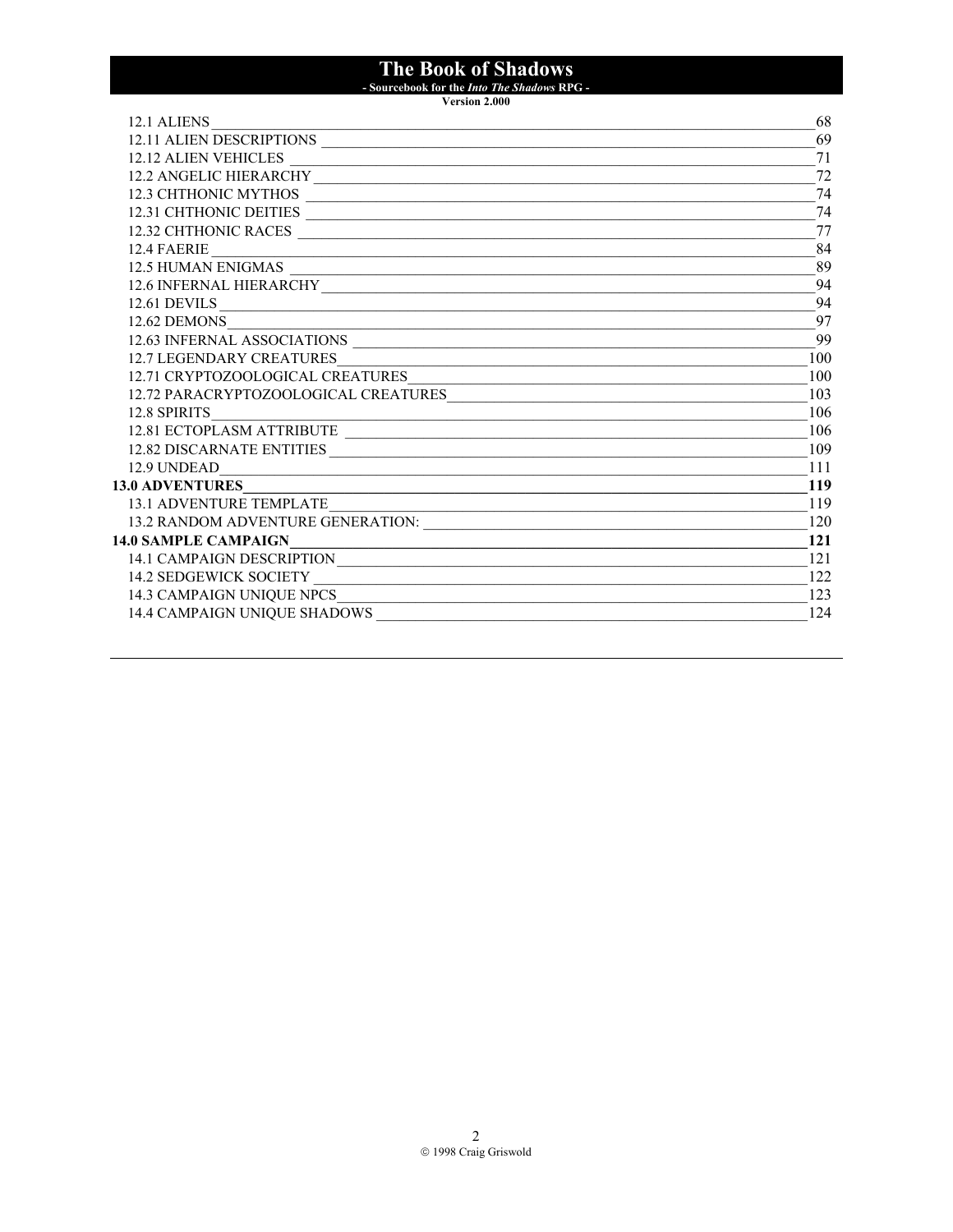12.1 ALIENS ........ 68
12.11 ALIEN DESCRIPTIONS ........ 69
12.12 ALIEN VEHICLES ........ 71
12.2 ANGELIC HIERARCHY ........ 72
12.3 CHTHONIC MYTHOS ........ 74
12.31 CHTHONIC DEITIES ........ 74
12.32 CHTHONIC RACES ........ 77
12.4 FAERIE ........ 84
12.5 HUMAN ENIGMAS ........ 89
12.6 INFERNAL HIERARCHY ........ 94
12.61 DEVILS ........ 94
12.62 DEMONS ........ 97
12.63 INFERNAL ASSOCIATIONS ........ 99
12.7 LEGENDARY CREATURES ........ 100
12.71 CRYPTOZOOLOGICAL CREATURES ........ 100
12.72 PARACRYPTOZOOLOGICAL CREATURES ........ 103
12.8 SPIRITS ........ 106
12.81 ECTOPLASM ATTRIBUTE ........ 106
12.82 DISCARNATE ENTITIES ........ 109
12.9 UNDEAD ........ 111
**13.0 ADVENTURES ........ 119**
13.1 ADVENTURE TEMPLATE ........ 119
13.2 RANDOM ADVENTURE GENERATION: ........ 120
**14.0 SAMPLE CAMPAIGN ........ 121**
14.1 CAMPAIGN DESCRIPTION ........ 121
14.2 SEDGEWICK SOCIETY ........ 122
14.3 CAMPAIGN UNIQUE NPCS ........ 123
14.4 CAMPAIGN UNIQUE SHADOWS ........ 124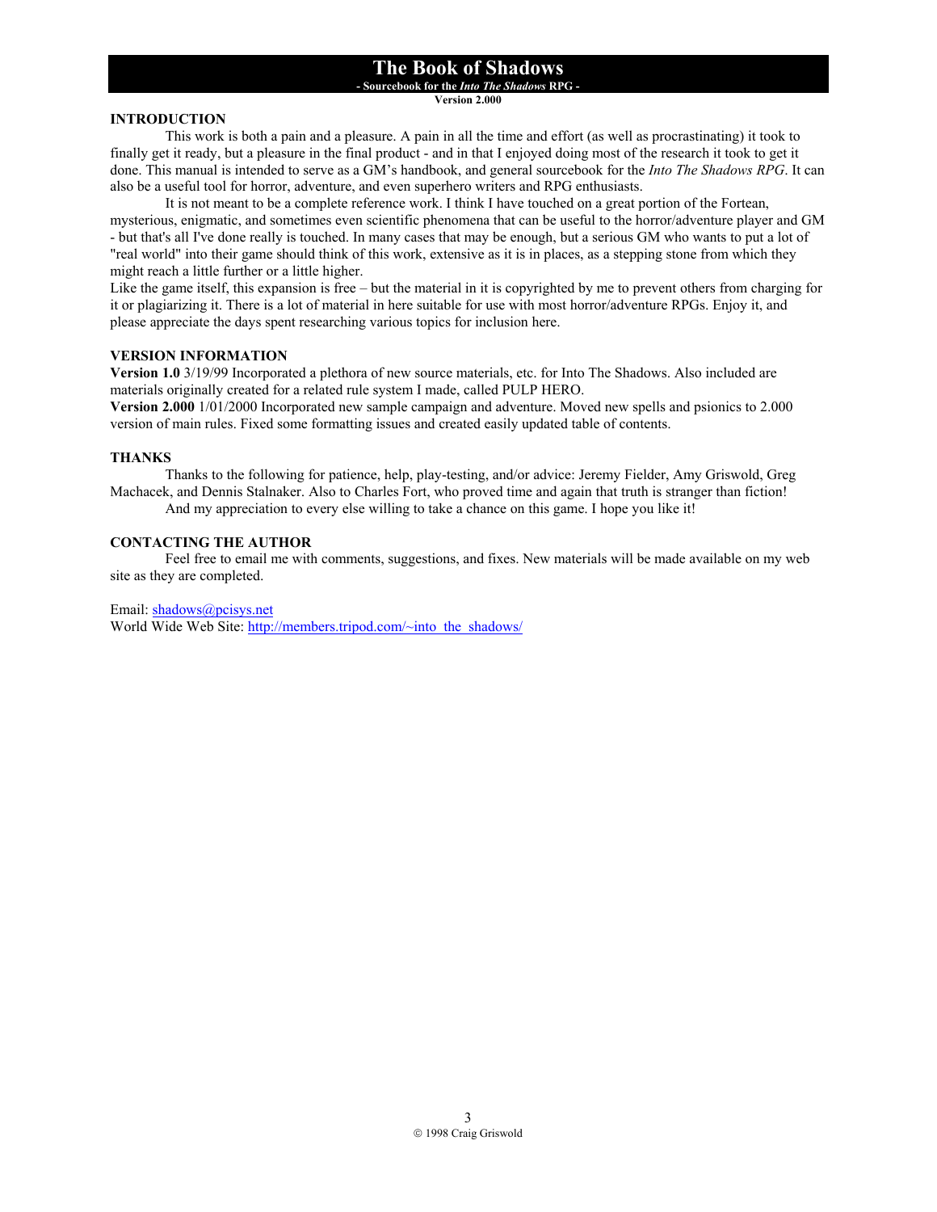# The Book of Shadows

**- Sourcebook for the *Into The Shadows* RPG -**

**Version 2.000**

## INTRODUCTION

This work is both a pain and a pleasure. A pain in all the time and effort (as well as procrastinating) it took to finally get it ready, but a pleasure in the final product - and in that I enjoyed doing most of the research it took to get it done. This manual is intended to serve as a GM's handbook, and general sourcebook for the *Into The Shadows RPG*. It can also be a useful tool for horror, adventure, and even superhero writers and RPG enthusiasts.

It is not meant to be a complete reference work. I think I have touched on a great portion of the Fortean, mysterious, enigmatic, and sometimes even scientific phenomena that can be useful to the horror/adventure player and GM - but that's all I've done really is touched. In many cases that may be enough, but a serious GM who wants to put a lot of "real world" into their game should think of this work, extensive as it is in places, as a stepping stone from which they might reach a little further or a little higher.

Like the game itself, this expansion is free – but the material in it is copyrighted by me to prevent others from charging for it or plagiarizing it. There is a lot of material in here suitable for use with most horror/adventure RPGs. Enjoy it, and please appreciate the days spent researching various topics for inclusion here.

## VERSION INFORMATION

**Version 1.0** 3/19/99 Incorporated a plethora of new source materials, etc. for Into The Shadows. Also included are materials originally created for a related rule system I made, called PULP HERO.

**Version 2.000** 1/01/2000 Incorporated new sample campaign and adventure. Moved new spells and psionics to 2.000 version of main rules. Fixed some formatting issues and created easily updated table of contents.

## THANKS

Thanks to the following for patience, help, play-testing, and/or advice: Jeremy Fielder, Amy Griswold, Greg Machacek, and Dennis Stalnaker. Also to Charles Fort, who proved time and again that truth is stranger than fiction!

And my appreciation to every else willing to take a chance on this game. I hope you like it!

## CONTACTING THE AUTHOR

Feel free to email me with comments, suggestions, and fixes. New materials will be made available on my web site as they are completed.

Email: shadows@pcisys.net
World Wide Web Site: http://members.tripod.com/~into_the_shadows/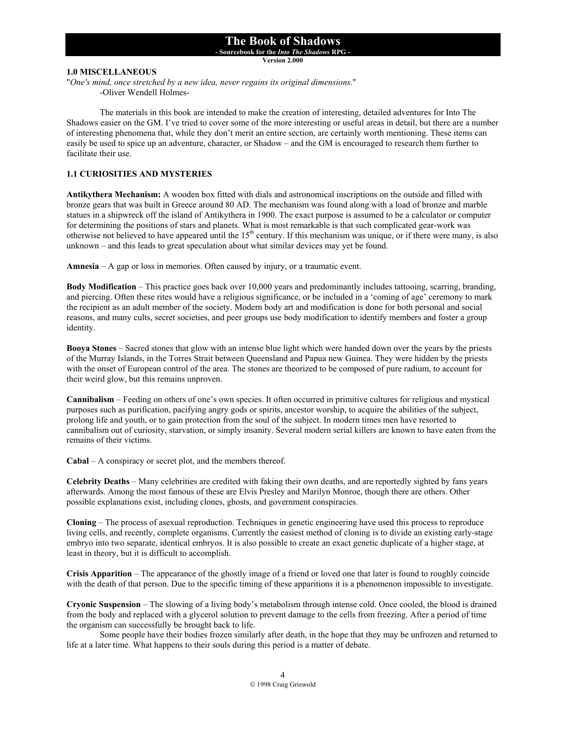## 1.0 MISCELLANEOUS

"*One's mind, once stretched by a new idea, never regains its original dimensions.*"
-Oliver Wendell Holmes-

The materials in this book are intended to make the creation of interesting, detailed adventures for Into The Shadows easier on the GM. I've tried to cover some of the more interesting or useful areas in detail, but there are a number of interesting phenomena that, while they don't merit an entire section, are certainly worth mentioning. These items can easily be used to spice up an adventure, character, or Shadow – and the GM is encouraged to research them further to facilitate their use.

### 1.1 CURIOSITIES AND MYSTERIES

**Antikythera Mechanism:** A wooden box fitted with dials and astronomical inscriptions on the outside and filled with bronze gears that was built in Greece around 80 AD. The mechanism was found along with a load of bronze and marble statues in a shipwreck off the island of Antikythera in 1900. The exact purpose is assumed to be a calculator or computer for determining the positions of stars and planets. What is most remarkable is that such complicated gear-work was otherwise not believed to have appeared until the 15th century. If this mechanism was unique, or if there were many, is also unknown – and this leads to great speculation about what similar devices may yet be found.

**Amnesia** – A gap or loss in memories. Often caused by injury, or a traumatic event.

**Body Modification** – This practice goes back over 10,000 years and predominantly includes tattooing, scarring, branding, and piercing. Often these rites would have a religious significance, or be included in a 'coming of age' ceremony to mark the recipient as an adult member of the society. Modern body art and modification is done for both personal and social reasons, and many cults, secret societies, and peer groups use body modification to identify members and foster a group identity.

**Booya Stones** – Sacred stones that glow with an intense blue light which were handed down over the years by the priests of the Murray Islands, in the Torres Strait between Queensland and Papua new Guinea. They were hidden by the priests with the onset of European control of the area. The stones are theorized to be composed of pure radium, to account for their weird glow, but this remains unproven.

**Cannibalism** – Feeding on others of one's own species. It often occurred in primitive cultures for religious and mystical purposes such as purification, pacifying angry gods or spirits, ancestor worship, to acquire the abilities of the subject, prolong life and youth, or to gain protection from the soul of the subject. In modern times men have resorted to cannibalism out of curiosity, starvation, or simply insanity. Several modern serial killers are known to have eaten from the remains of their victims.

**Cabal** – A conspiracy or secret plot, and the members thereof.

**Celebrity Deaths** – Many celebrities are credited with faking their own deaths, and are reportedly sighted by fans years afterwards. Among the most famous of these are Elvis Presley and Marilyn Monroe, though there are others. Other possible explanations exist, including clones, ghosts, and government conspiracies.

**Cloning** – The process of asexual reproduction. Techniques in genetic engineering have used this process to reproduce living cells, and recently, complete organisms. Currently the easiest method of cloning is to divide an existing early-stage embryo into two separate, identical embryos. It is also possible to create an exact genetic duplicate of a higher stage, at least in theory, but it is difficult to accomplish.

**Crisis Apparition** – The appearance of the ghostly image of a friend or loved one that later is found to roughly coincide with the death of that person. Due to the specific timing of these apparitions it is a phenomenon impossible to investigate.

**Cryonic Suspension** – The slowing of a living body's metabolism through intense cold. Once cooled, the blood is drained from the body and replaced with a glycerol solution to prevent damage to the cells from freezing. After a period of time the organism can successfully be brought back to life.

Some people have their bodies frozen similarly after death, in the hope that they may be unfrozen and returned to life at a later time. What happens to their souls during this period is a matter of debate.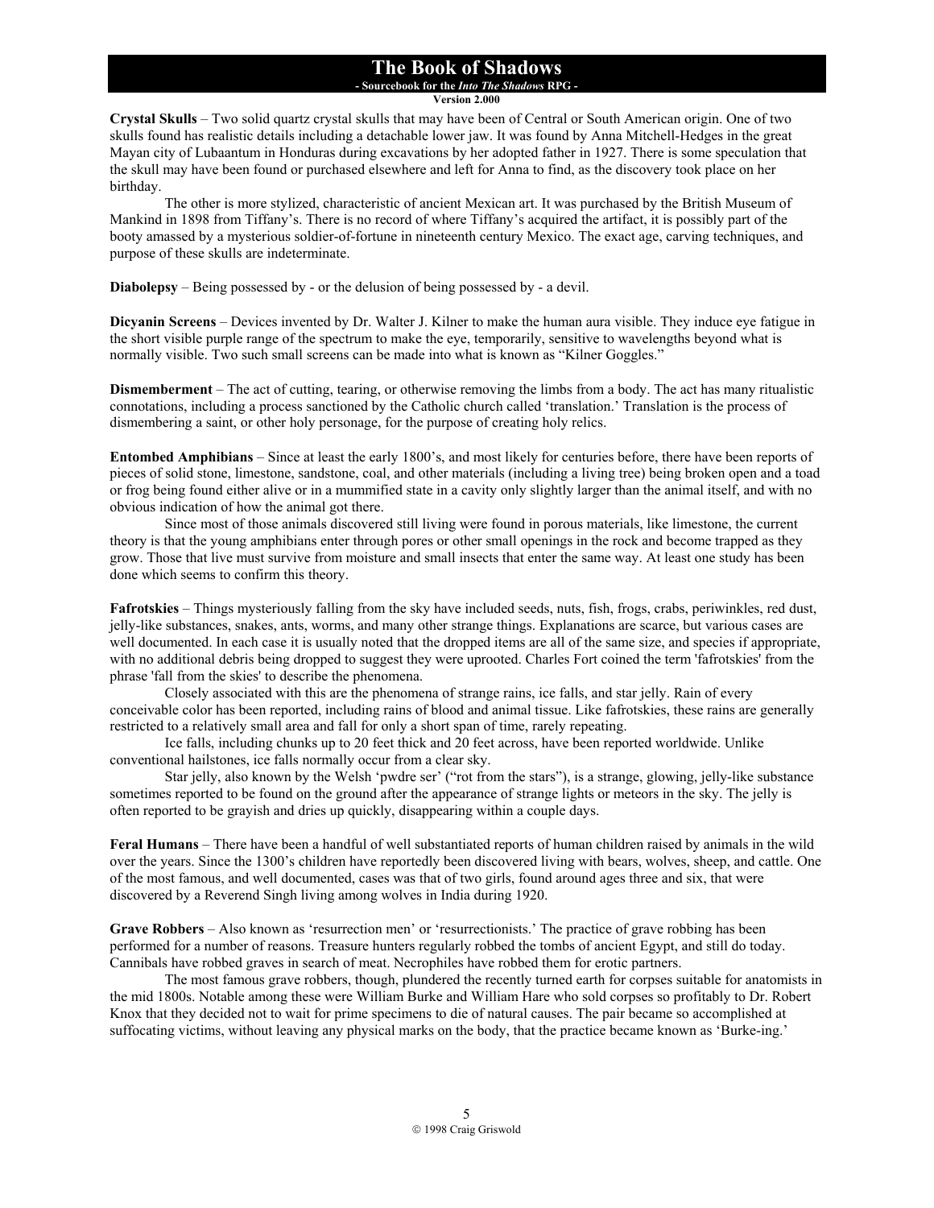**Crystal Skulls** – Two solid quartz crystal skulls that may have been of Central or South American origin. One of two skulls found has realistic details including a detachable lower jaw. It was found by Anna Mitchell-Hedges in the great Mayan city of Lubaantum in Honduras during excavations by her adopted father in 1927. There is some speculation that the skull may have been found or purchased elsewhere and left for Anna to find, as the discovery took place on her birthday.

The other is more stylized, characteristic of ancient Mexican art. It was purchased by the British Museum of Mankind in 1898 from Tiffany's. There is no record of where Tiffany's acquired the artifact, it is possibly part of the booty amassed by a mysterious soldier-of-fortune in nineteenth century Mexico. The exact age, carving techniques, and purpose of these skulls are indeterminate.

**Diabolepsy** – Being possessed by - or the delusion of being possessed by - a devil.

**Dicyanin Screens** – Devices invented by Dr. Walter J. Kilner to make the human aura visible. They induce eye fatigue in the short visible purple range of the spectrum to make the eye, temporarily, sensitive to wavelengths beyond what is normally visible. Two such small screens can be made into what is known as "Kilner Goggles."

**Dismemberment** – The act of cutting, tearing, or otherwise removing the limbs from a body. The act has many ritualistic connotations, including a process sanctioned by the Catholic church called 'translation.' Translation is the process of dismembering a saint, or other holy personage, for the purpose of creating holy relics.

**Entombed Amphibians** – Since at least the early 1800's, and most likely for centuries before, there have been reports of pieces of solid stone, limestone, sandstone, coal, and other materials (including a living tree) being broken open and a toad or frog being found either alive or in a mummified state in a cavity only slightly larger than the animal itself, and with no obvious indication of how the animal got there.

Since most of those animals discovered still living were found in porous materials, like limestone, the current theory is that the young amphibians enter through pores or other small openings in the rock and become trapped as they grow. Those that live must survive from moisture and small insects that enter the same way. At least one study has been done which seems to confirm this theory.

**Fafrotskies** – Things mysteriously falling from the sky have included seeds, nuts, fish, frogs, crabs, periwinkles, red dust, jelly-like substances, snakes, ants, worms, and many other strange things. Explanations are scarce, but various cases are well documented. In each case it is usually noted that the dropped items are all of the same size, and species if appropriate, with no additional debris being dropped to suggest they were uprooted. Charles Fort coined the term 'fafrotskies' from the phrase 'fall from the skies' to describe the phenomena.

Closely associated with this are the phenomena of strange rains, ice falls, and star jelly. Rain of every conceivable color has been reported, including rains of blood and animal tissue. Like fafrotskies, these rains are generally restricted to a relatively small area and fall for only a short span of time, rarely repeating.

Ice falls, including chunks up to 20 feet thick and 20 feet across, have been reported worldwide. Unlike conventional hailstones, ice falls normally occur from a clear sky.

Star jelly, also known by the Welsh 'pwdre ser' ("rot from the stars"), is a strange, glowing, jelly-like substance sometimes reported to be found on the ground after the appearance of strange lights or meteors in the sky. The jelly is often reported to be grayish and dries up quickly, disappearing within a couple days.

**Feral Humans** – There have been a handful of well substantiated reports of human children raised by animals in the wild over the years. Since the 1300's children have reportedly been discovered living with bears, wolves, sheep, and cattle. One of the most famous, and well documented, cases was that of two girls, found around ages three and six, that were discovered by a Reverend Singh living among wolves in India during 1920.

**Grave Robbers** – Also known as 'resurrection men' or 'resurrectionists.' The practice of grave robbing has been performed for a number of reasons. Treasure hunters regularly robbed the tombs of ancient Egypt, and still do today. Cannibals have robbed graves in search of meat. Necrophiles have robbed them for erotic partners.

The most famous grave robbers, though, plundered the recently turned earth for corpses suitable for anatomists in the mid 1800s. Notable among these were William Burke and William Hare who sold corpses so profitably to Dr. Robert Knox that they decided not to wait for prime specimens to die of natural causes. The pair became so accomplished at suffocating victims, without leaving any physical marks on the body, that the practice became known as 'Burke-ing.'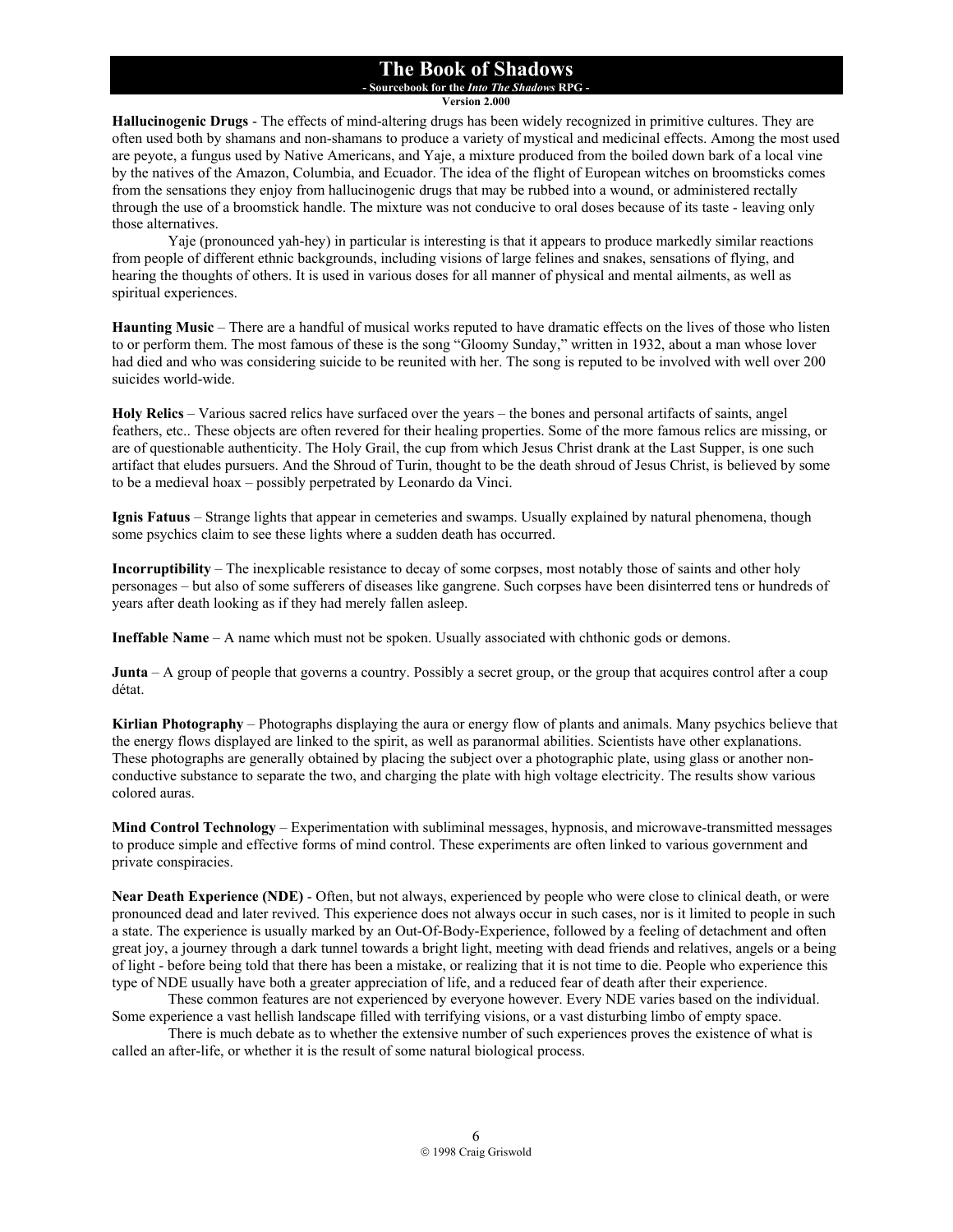**Hallucinogenic Drugs** - The effects of mind-altering drugs has been widely recognized in primitive cultures. They are often used both by shamans and non-shamans to produce a variety of mystical and medicinal effects. Among the most used are peyote, a fungus used by Native Americans, and Yaje, a mixture produced from the boiled down bark of a local vine by the natives of the Amazon, Columbia, and Ecuador. The idea of the flight of European witches on broomsticks comes from the sensations they enjoy from hallucinogenic drugs that may be rubbed into a wound, or administered rectally through the use of a broomstick handle. The mixture was not conducive to oral doses because of its taste - leaving only those alternatives.

Yaje (pronounced yah-hey) in particular is interesting is that it appears to produce markedly similar reactions from people of different ethnic backgrounds, including visions of large felines and snakes, sensations of flying, and hearing the thoughts of others. It is used in various doses for all manner of physical and mental ailments, as well as spiritual experiences.

**Haunting Music** – There are a handful of musical works reputed to have dramatic effects on the lives of those who listen to or perform them. The most famous of these is the song "Gloomy Sunday," written in 1932, about a man whose lover had died and who was considering suicide to be reunited with her. The song is reputed to be involved with well over 200 suicides world-wide.

**Holy Relics** – Various sacred relics have surfaced over the years – the bones and personal artifacts of saints, angel feathers, etc.. These objects are often revered for their healing properties. Some of the more famous relics are missing, or are of questionable authenticity. The Holy Grail, the cup from which Jesus Christ drank at the Last Supper, is one such artifact that eludes pursuers. And the Shroud of Turin, thought to be the death shroud of Jesus Christ, is believed by some to be a medieval hoax – possibly perpetrated by Leonardo da Vinci.

**Ignis Fatuus** – Strange lights that appear in cemeteries and swamps. Usually explained by natural phenomena, though some psychics claim to see these lights where a sudden death has occurred.

**Incorruptibility** – The inexplicable resistance to decay of some corpses, most notably those of saints and other holy personages – but also of some sufferers of diseases like gangrene. Such corpses have been disinterred tens or hundreds of years after death looking as if they had merely fallen asleep.

**Ineffable Name** – A name which must not be spoken. Usually associated with chthonic gods or demons.

**Junta** – A group of people that governs a country. Possibly a secret group, or the group that acquires control after a coup détat.

**Kirlian Photography** – Photographs displaying the aura or energy flow of plants and animals. Many psychics believe that the energy flows displayed are linked to the spirit, as well as paranormal abilities. Scientists have other explanations. These photographs are generally obtained by placing the subject over a photographic plate, using glass or another non-conductive substance to separate the two, and charging the plate with high voltage electricity. The results show various colored auras.

**Mind Control Technology** – Experimentation with subliminal messages, hypnosis, and microwave-transmitted messages to produce simple and effective forms of mind control. These experiments are often linked to various government and private conspiracies.

**Near Death Experience (NDE)** - Often, but not always, experienced by people who were close to clinical death, or were pronounced dead and later revived. This experience does not always occur in such cases, nor is it limited to people in such a state. The experience is usually marked by an Out-Of-Body-Experience, followed by a feeling of detachment and often great joy, a journey through a dark tunnel towards a bright light, meeting with dead friends and relatives, angels or a being of light - before being told that there has been a mistake, or realizing that it is not time to die. People who experience this type of NDE usually have both a greater appreciation of life, and a reduced fear of death after their experience.

These common features are not experienced by everyone however. Every NDE varies based on the individual. Some experience a vast hellish landscape filled with terrifying visions, or a vast disturbing limbo of empty space.

There is much debate as to whether the extensive number of such experiences proves the existence of what is called an after-life, or whether it is the result of some natural biological process.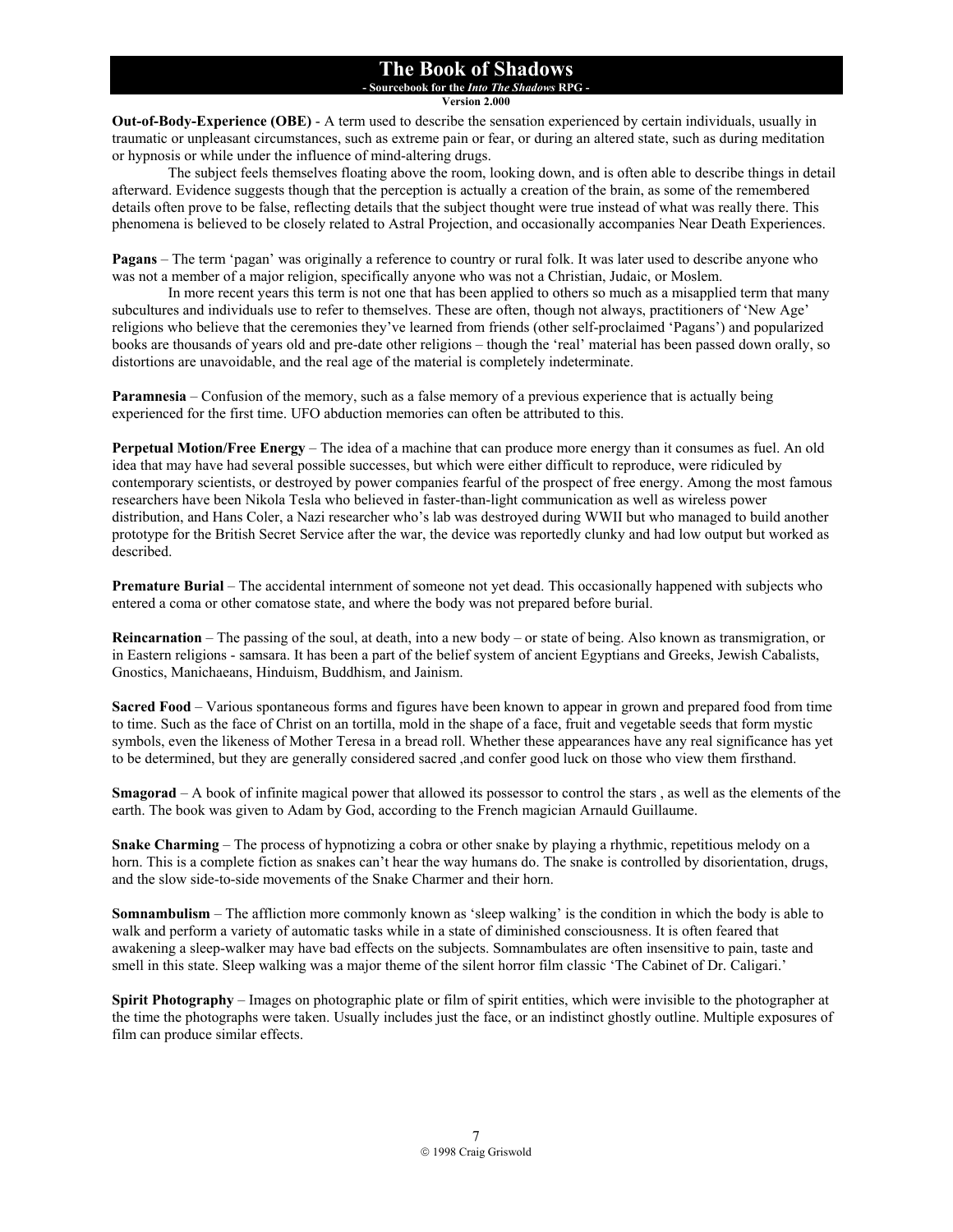**Out-of-Body-Experience (OBE)** - A term used to describe the sensation experienced by certain individuals, usually in traumatic or unpleasant circumstances, such as extreme pain or fear, or during an altered state, such as during meditation or hypnosis or while under the influence of mind-altering drugs.

The subject feels themselves floating above the room, looking down, and is often able to describe things in detail afterward. Evidence suggests though that the perception is actually a creation of the brain, as some of the remembered details often prove to be false, reflecting details that the subject thought were true instead of what was really there. This phenomena is believed to be closely related to Astral Projection, and occasionally accompanies Near Death Experiences.

**Pagans** – The term 'pagan' was originally a reference to country or rural folk. It was later used to describe anyone who was not a member of a major religion, specifically anyone who was not a Christian, Judaic, or Moslem.

In more recent years this term is not one that has been applied to others so much as a misapplied term that many subcultures and individuals use to refer to themselves. These are often, though not always, practitioners of 'New Age' religions who believe that the ceremonies they've learned from friends (other self-proclaimed 'Pagans') and popularized books are thousands of years old and pre-date other religions – though the 'real' material has been passed down orally, so distortions are unavoidable, and the real age of the material is completely indeterminate.

**Paramnesia** – Confusion of the memory, such as a false memory of a previous experience that is actually being experienced for the first time. UFO abduction memories can often be attributed to this.

**Perpetual Motion/Free Energy** – The idea of a machine that can produce more energy than it consumes as fuel. An old idea that may have had several possible successes, but which were either difficult to reproduce, were ridiculed by contemporary scientists, or destroyed by power companies fearful of the prospect of free energy. Among the most famous researchers have been Nikola Tesla who believed in faster-than-light communication as well as wireless power distribution, and Hans Coler, a Nazi researcher who's lab was destroyed during WWII but who managed to build another prototype for the British Secret Service after the war, the device was reportedly clunky and had low output but worked as described.

**Premature Burial** – The accidental internment of someone not yet dead. This occasionally happened with subjects who entered a coma or other comatose state, and where the body was not prepared before burial.

**Reincarnation** – The passing of the soul, at death, into a new body – or state of being. Also known as transmigration, or in Eastern religions - samsara. It has been a part of the belief system of ancient Egyptians and Greeks, Jewish Cabalists, Gnostics, Manichaeans, Hinduism, Buddhism, and Jainism.

**Sacred Food** – Various spontaneous forms and figures have been known to appear in grown and prepared food from time to time. Such as the face of Christ on an tortilla, mold in the shape of a face, fruit and vegetable seeds that form mystic symbols, even the likeness of Mother Teresa in a bread roll. Whether these appearances have any real significance has yet to be determined, but they are generally considered sacred ,and confer good luck on those who view them firsthand.

**Smagorad** – A book of infinite magical power that allowed its possessor to control the stars , as well as the elements of the earth. The book was given to Adam by God, according to the French magician Arnauld Guillaume.

**Snake Charming** – The process of hypnotizing a cobra or other snake by playing a rhythmic, repetitious melody on a horn. This is a complete fiction as snakes can't hear the way humans do. The snake is controlled by disorientation, drugs, and the slow side-to-side movements of the Snake Charmer and their horn.

**Somnambulism** – The affliction more commonly known as 'sleep walking' is the condition in which the body is able to walk and perform a variety of automatic tasks while in a state of diminished consciousness. It is often feared that awakening a sleep-walker may have bad effects on the subjects. Somnambulates are often insensitive to pain, taste and smell in this state. Sleep walking was a major theme of the silent horror film classic 'The Cabinet of Dr. Caligari.'

**Spirit Photography** – Images on photographic plate or film of spirit entities, which were invisible to the photographer at the time the photographs were taken. Usually includes just the face, or an indistinct ghostly outline. Multiple exposures of film can produce similar effects.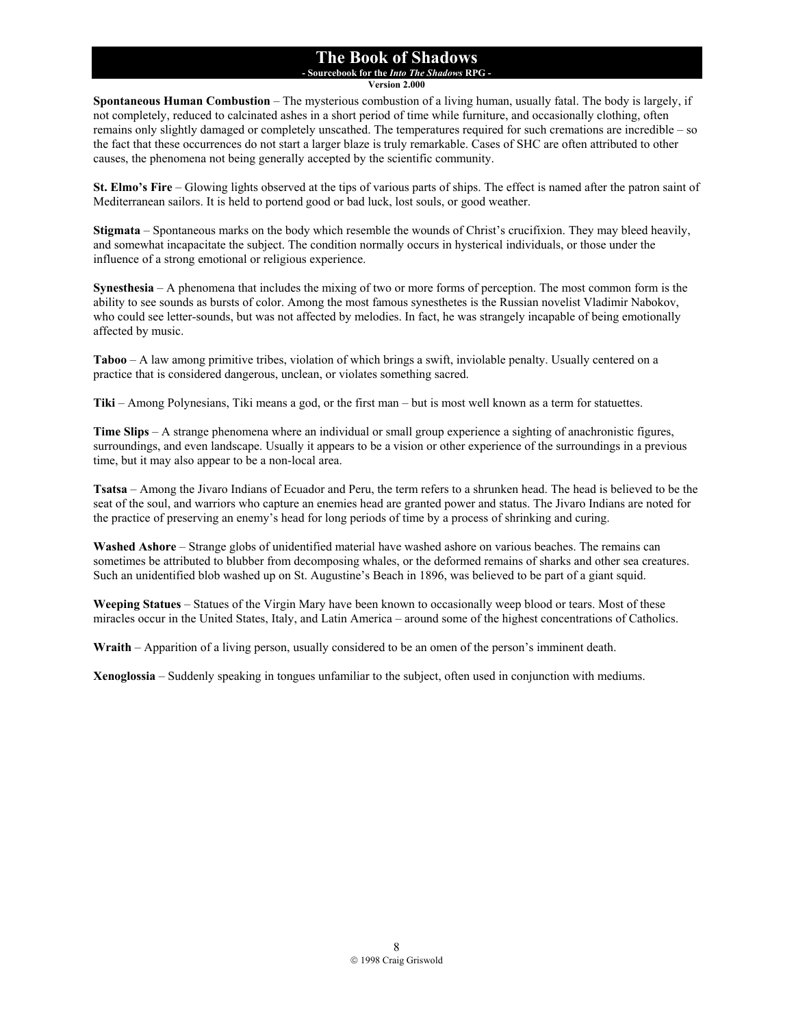**Spontaneous Human Combustion** – The mysterious combustion of a living human, usually fatal. The body is largely, if not completely, reduced to calcinated ashes in a short period of time while furniture, and occasionally clothing, often remains only slightly damaged or completely unscathed. The temperatures required for such cremations are incredible – so the fact that these occurrences do not start a larger blaze is truly remarkable. Cases of SHC are often attributed to other causes, the phenomena not being generally accepted by the scientific community.

**St. Elmo's Fire** – Glowing lights observed at the tips of various parts of ships. The effect is named after the patron saint of Mediterranean sailors. It is held to portend good or bad luck, lost souls, or good weather.

**Stigmata** – Spontaneous marks on the body which resemble the wounds of Christ's crucifixion. They may bleed heavily, and somewhat incapacitate the subject. The condition normally occurs in hysterical individuals, or those under the influence of a strong emotional or religious experience.

**Synesthesia** – A phenomena that includes the mixing of two or more forms of perception. The most common form is the ability to see sounds as bursts of color. Among the most famous synesthetes is the Russian novelist Vladimir Nabokov, who could see letter-sounds, but was not affected by melodies. In fact, he was strangely incapable of being emotionally affected by music.

**Taboo** – A law among primitive tribes, violation of which brings a swift, inviolable penalty. Usually centered on a practice that is considered dangerous, unclean, or violates something sacred.

**Tiki** – Among Polynesians, Tiki means a god, or the first man – but is most well known as a term for statuettes.

**Time Slips** – A strange phenomena where an individual or small group experience a sighting of anachronistic figures, surroundings, and even landscape. Usually it appears to be a vision or other experience of the surroundings in a previous time, but it may also appear to be a non-local area.

**Tsatsa** – Among the Jivaro Indians of Ecuador and Peru, the term refers to a shrunken head. The head is believed to be the seat of the soul, and warriors who capture an enemies head are granted power and status. The Jivaro Indians are noted for the practice of preserving an enemy's head for long periods of time by a process of shrinking and curing.

**Washed Ashore** – Strange globs of unidentified material have washed ashore on various beaches. The remains can sometimes be attributed to blubber from decomposing whales, or the deformed remains of sharks and other sea creatures. Such an unidentified blob washed up on St. Augustine's Beach in 1896, was believed to be part of a giant squid.

**Weeping Statues** – Statues of the Virgin Mary have been known to occasionally weep blood or tears. Most of these miracles occur in the United States, Italy, and Latin America – around some of the highest concentrations of Catholics.

**Wraith** – Apparition of a living person, usually considered to be an omen of the person's imminent death.

**Xenoglossia** – Suddenly speaking in tongues unfamiliar to the subject, often used in conjunction with mediums.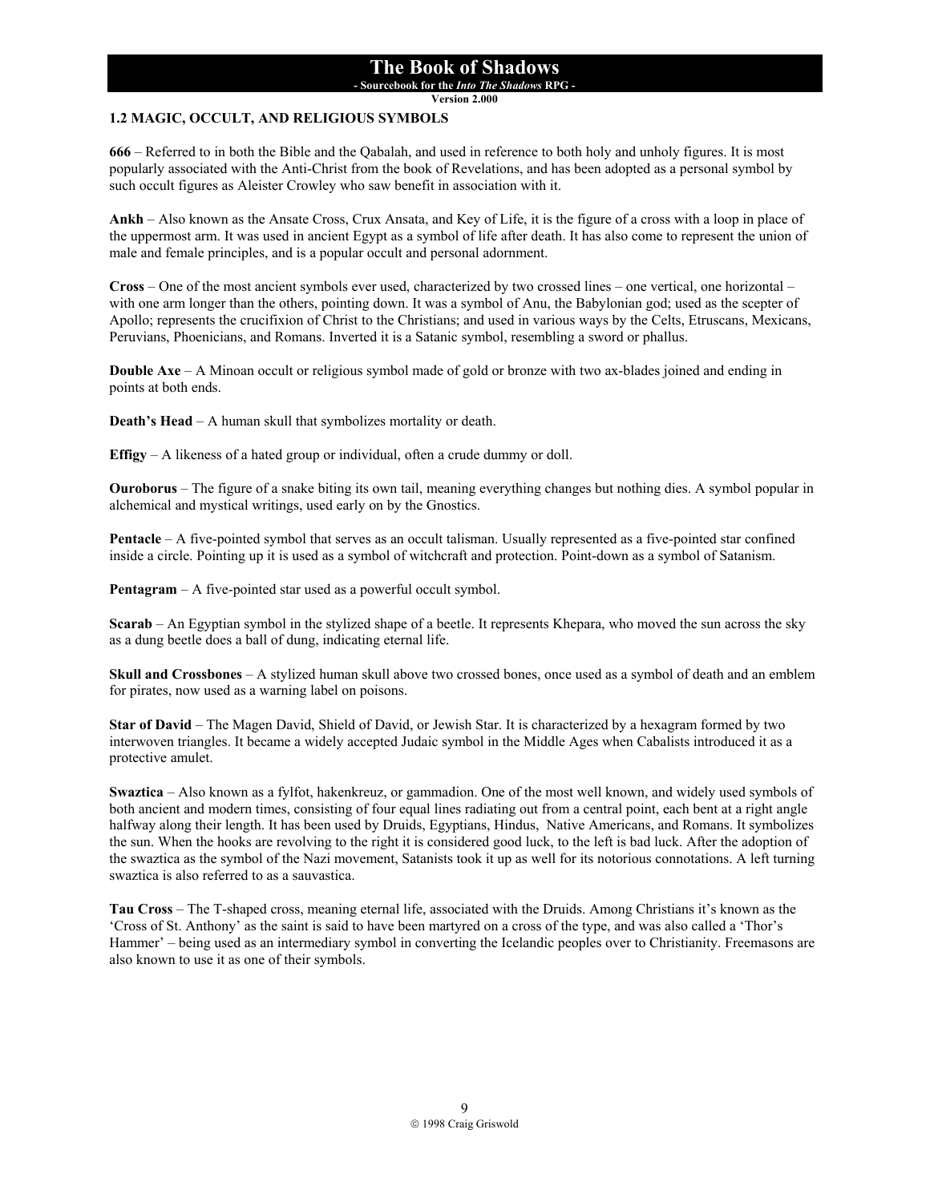### 1.2 MAGIC, OCCULT, AND RELIGIOUS SYMBOLS

**666** – Referred to in both the Bible and the Qabalah, and used in reference to both holy and unholy figures. It is most popularly associated with the Anti-Christ from the book of Revelations, and has been adopted as a personal symbol by such occult figures as Aleister Crowley who saw benefit in association with it.

**Ankh** – Also known as the Ansate Cross, Crux Ansata, and Key of Life, it is the figure of a cross with a loop in place of the uppermost arm. It was used in ancient Egypt as a symbol of life after death. It has also come to represent the union of male and female principles, and is a popular occult and personal adornment.

**Cross** – One of the most ancient symbols ever used, characterized by two crossed lines – one vertical, one horizontal – with one arm longer than the others, pointing down. It was a symbol of Anu, the Babylonian god; used as the scepter of Apollo; represents the crucifixion of Christ to the Christians; and used in various ways by the Celts, Etruscans, Mexicans, Peruvians, Phoenicians, and Romans. Inverted it is a Satanic symbol, resembling a sword or phallus.

**Double Axe** – A Minoan occult or religious symbol made of gold or bronze with two ax-blades joined and ending in points at both ends.

**Death's Head** – A human skull that symbolizes mortality or death.

**Effigy** – A likeness of a hated group or individual, often a crude dummy or doll.

**Ouroborus** – The figure of a snake biting its own tail, meaning everything changes but nothing dies. A symbol popular in alchemical and mystical writings, used early on by the Gnostics.

**Pentacle** – A five-pointed symbol that serves as an occult talisman. Usually represented as a five-pointed star confined inside a circle. Pointing up it is used as a symbol of witchcraft and protection. Point-down as a symbol of Satanism.

**Pentagram** – A five-pointed star used as a powerful occult symbol.

**Scarab** – An Egyptian symbol in the stylized shape of a beetle. It represents Khepara, who moved the sun across the sky as a dung beetle does a ball of dung, indicating eternal life.

**Skull and Crossbones** – A stylized human skull above two crossed bones, once used as a symbol of death and an emblem for pirates, now used as a warning label on poisons.

**Star of David** – The Magen David, Shield of David, or Jewish Star. It is characterized by a hexagram formed by two interwoven triangles. It became a widely accepted Judaic symbol in the Middle Ages when Cabalists introduced it as a protective amulet.

**Swaztica** – Also known as a fylfot, hakenkreuz, or gammadion. One of the most well known, and widely used symbols of both ancient and modern times, consisting of four equal lines radiating out from a central point, each bent at a right angle halfway along their length. It has been used by Druids, Egyptians, Hindus, Native Americans, and Romans. It symbolizes the sun. When the hooks are revolving to the right it is considered good luck, to the left is bad luck. After the adoption of the swaztica as the symbol of the Nazi movement, Satanists took it up as well for its notorious connotations. A left turning swaztica is also referred to as a sauvastica.

**Tau Cross** – The T-shaped cross, meaning eternal life, associated with the Druids. Among Christians it's known as the 'Cross of St. Anthony' as the saint is said to have been martyred on a cross of the type, and was also called a 'Thor's Hammer' – being used as an intermediary symbol in converting the Icelandic peoples over to Christianity. Freemasons are also known to use it as one of their symbols.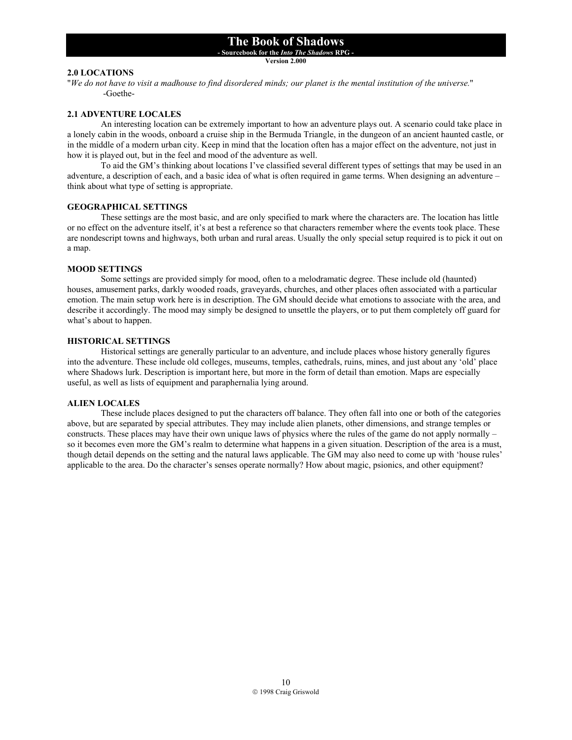## 2.0 LOCATIONS

"*We do not have to visit a madhouse to find disordered minds; our planet is the mental institution of the universe.*"
-Goethe-

### 2.1 ADVENTURE LOCALES

An interesting location can be extremely important to how an adventure plays out. A scenario could take place in a lonely cabin in the woods, onboard a cruise ship in the Bermuda Triangle, in the dungeon of an ancient haunted castle, or in the middle of a modern urban city. Keep in mind that the location often has a major effect on the adventure, not just in how it is played out, but in the feel and mood of the adventure as well.

To aid the GM's thinking about locations I've classified several different types of settings that may be used in an adventure, a description of each, and a basic idea of what is often required in game terms. When designing an adventure – think about what type of setting is appropriate.

#### GEOGRAPHICAL SETTINGS

These settings are the most basic, and are only specified to mark where the characters are. The location has little or no effect on the adventure itself, it's at best a reference so that characters remember where the events took place. These are nondescript towns and highways, both urban and rural areas. Usually the only special setup required is to pick it out on a map.

#### MOOD SETTINGS

Some settings are provided simply for mood, often to a melodramatic degree. These include old (haunted) houses, amusement parks, darkly wooded roads, graveyards, churches, and other places often associated with a particular emotion. The main setup work here is in description. The GM should decide what emotions to associate with the area, and describe it accordingly. The mood may simply be designed to unsettle the players, or to put them completely off guard for what's about to happen.

#### HISTORICAL SETTINGS

Historical settings are generally particular to an adventure, and include places whose history generally figures into the adventure. These include old colleges, museums, temples, cathedrals, ruins, mines, and just about any 'old' place where Shadows lurk. Description is important here, but more in the form of detail than emotion. Maps are especially useful, as well as lists of equipment and paraphernalia lying around.

#### ALIEN LOCALES

These include places designed to put the characters off balance. They often fall into one or both of the categories above, but are separated by special attributes. They may include alien planets, other dimensions, and strange temples or constructs. These places may have their own unique laws of physics where the rules of the game do not apply normally – so it becomes even more the GM's realm to determine what happens in a given situation. Description of the area is a must, though detail depends on the setting and the natural laws applicable. The GM may also need to come up with 'house rules' applicable to the area. Do the character's senses operate normally? How about magic, psionics, and other equipment?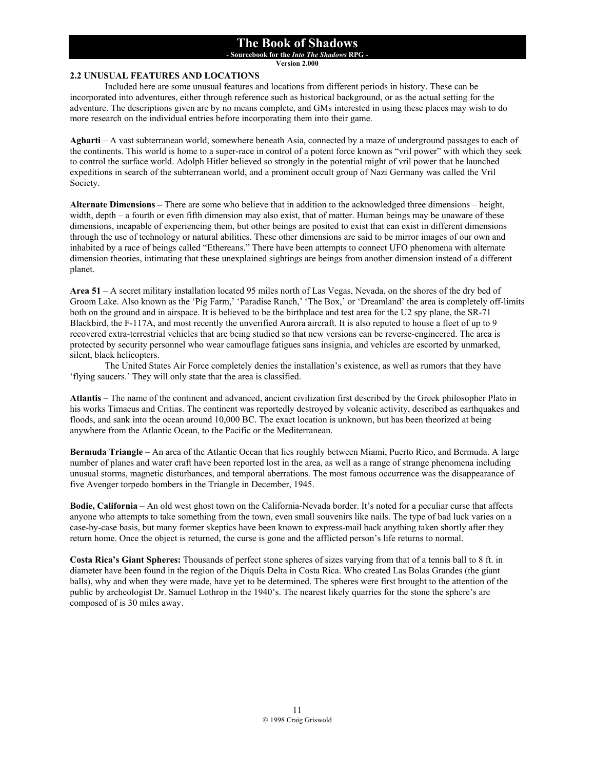## 2.2 UNUSUAL FEATURES AND LOCATIONS

Included here are some unusual features and locations from different periods in history. These can be incorporated into adventures, either through reference such as historical background, or as the actual setting for the adventure. The descriptions given are by no means complete, and GMs interested in using these places may wish to do more research on the individual entries before incorporating them into their game.

**Agharti** – A vast subterranean world, somewhere beneath Asia, connected by a maze of underground passages to each of the continents. This world is home to a super-race in control of a potent force known as "vril power" with which they seek to control the surface world. Adolph Hitler believed so strongly in the potential might of vril power that he launched expeditions in search of the subterranean world, and a prominent occult group of Nazi Germany was called the Vril Society.

**Alternate Dimensions –** There are some who believe that in addition to the acknowledged three dimensions – height, width, depth – a fourth or even fifth dimension may also exist, that of matter. Human beings may be unaware of these dimensions, incapable of experiencing them, but other beings are posited to exist that can exist in different dimensions through the use of technology or natural abilities. These other dimensions are said to be mirror images of our own and inhabited by a race of beings called "Ethereans." There have been attempts to connect UFO phenomena with alternate dimension theories, intimating that these unexplained sightings are beings from another dimension instead of a different planet.

**Area 51** – A secret military installation located 95 miles north of Las Vegas, Nevada, on the shores of the dry bed of Groom Lake. Also known as the 'Pig Farm,' 'Paradise Ranch,' 'The Box,' or 'Dreamland' the area is completely off-limits both on the ground and in airspace. It is believed to be the birthplace and test area for the U2 spy plane, the SR-71 Blackbird, the F-117A, and most recently the unverified Aurora aircraft. It is also reputed to house a fleet of up to 9 recovered extra-terrestrial vehicles that are being studied so that new versions can be reverse-engineered. The area is protected by security personnel who wear camouflage fatigues sans insignia, and vehicles are escorted by unmarked, silent, black helicopters.

The United States Air Force completely denies the installation's existence, as well as rumors that they have 'flying saucers.' They will only state that the area is classified.

**Atlantis** – The name of the continent and advanced, ancient civilization first described by the Greek philosopher Plato in his works Timaeus and Critias. The continent was reportedly destroyed by volcanic activity, described as earthquakes and floods, and sank into the ocean around 10,000 BC. The exact location is unknown, but has been theorized at being anywhere from the Atlantic Ocean, to the Pacific or the Mediterranean.

**Bermuda Triangle** – An area of the Atlantic Ocean that lies roughly between Miami, Puerto Rico, and Bermuda. A large number of planes and water craft have been reported lost in the area, as well as a range of strange phenomena including unusual storms, magnetic disturbances, and temporal aberrations. The most famous occurrence was the disappearance of five Avenger torpedo bombers in the Triangle in December, 1945.

**Bodie, California** – An old west ghost town on the California-Nevada border. It's noted for a peculiar curse that affects anyone who attempts to take something from the town, even small souvenirs like nails. The type of bad luck varies on a case-by-case basis, but many former skeptics have been known to express-mail back anything taken shortly after they return home. Once the object is returned, the curse is gone and the afflicted person's life returns to normal.

**Costa Rica's Giant Spheres:** Thousands of perfect stone spheres of sizes varying from that of a tennis ball to 8 ft. in diameter have been found in the region of the Diquís Delta in Costa Rica. Who created Las Bolas Grandes (the giant balls), why and when they were made, have yet to be determined. The spheres were first brought to the attention of the public by archeologist Dr. Samuel Lothrop in the 1940's. The nearest likely quarries for the stone the sphere's are composed of is 30 miles away.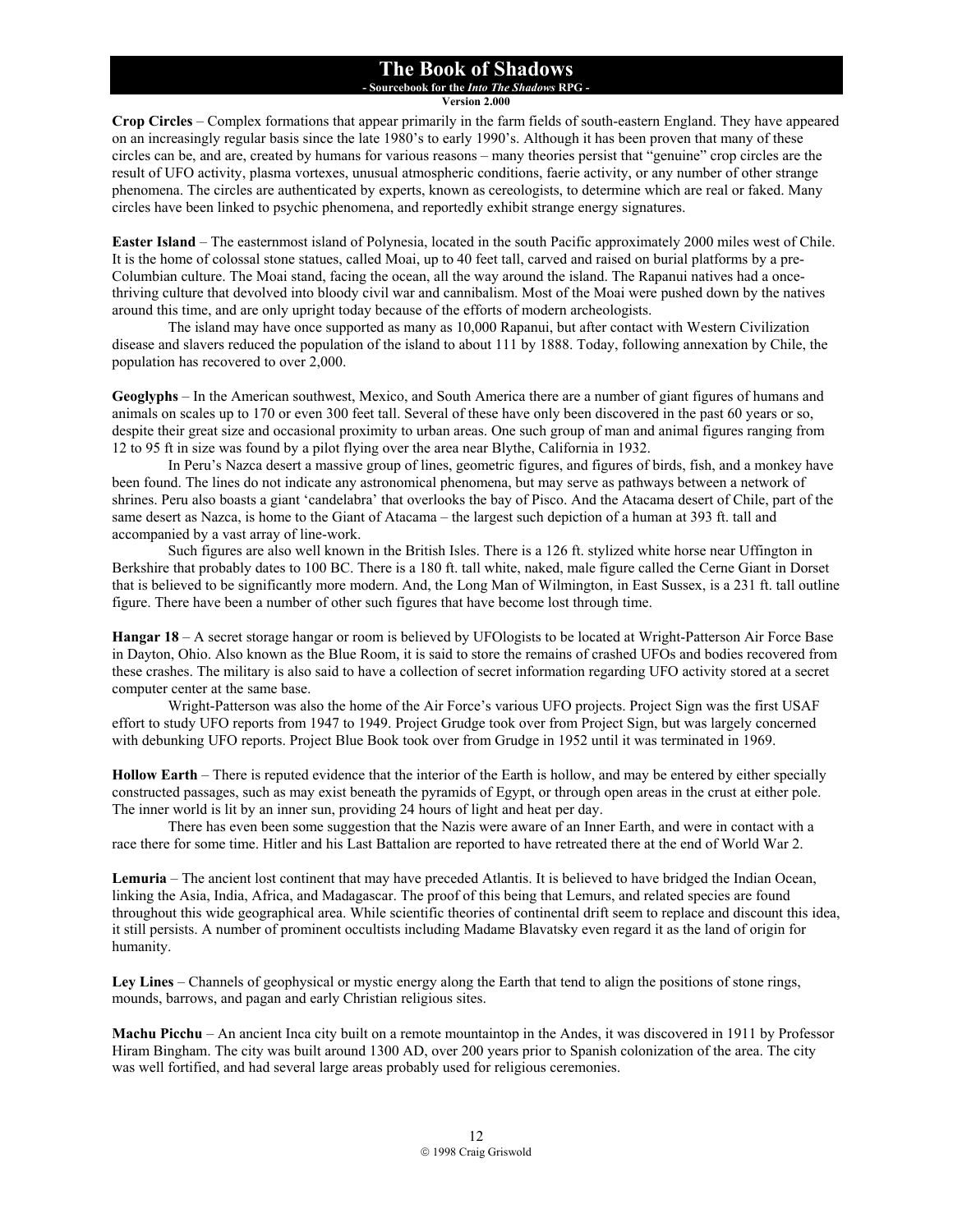**Crop Circles** – Complex formations that appear primarily in the farm fields of south-eastern England. They have appeared on an increasingly regular basis since the late 1980's to early 1990's. Although it has been proven that many of these circles can be, and are, created by humans for various reasons – many theories persist that "genuine" crop circles are the result of UFO activity, plasma vortexes, unusual atmospheric conditions, faerie activity, or any number of other strange phenomena. The circles are authenticated by experts, known as cereologists, to determine which are real or faked. Many circles have been linked to psychic phenomena, and reportedly exhibit strange energy signatures.

**Easter Island** – The easternmost island of Polynesia, located in the south Pacific approximately 2000 miles west of Chile. It is the home of colossal stone statues, called Moai, up to 40 feet tall, carved and raised on burial platforms by a pre-Columbian culture. The Moai stand, facing the ocean, all the way around the island. The Rapanui natives had a once-thriving culture that devolved into bloody civil war and cannibalism. Most of the Moai were pushed down by the natives around this time, and are only upright today because of the efforts of modern archeologists.

The island may have once supported as many as 10,000 Rapanui, but after contact with Western Civilization disease and slavers reduced the population of the island to about 111 by 1888. Today, following annexation by Chile, the population has recovered to over 2,000.

**Geoglyphs** – In the American southwest, Mexico, and South America there are a number of giant figures of humans and animals on scales up to 170 or even 300 feet tall. Several of these have only been discovered in the past 60 years or so, despite their great size and occasional proximity to urban areas. One such group of man and animal figures ranging from 12 to 95 ft in size was found by a pilot flying over the area near Blythe, California in 1932.

In Peru's Nazca desert a massive group of lines, geometric figures, and figures of birds, fish, and a monkey have been found. The lines do not indicate any astronomical phenomena, but may serve as pathways between a network of shrines. Peru also boasts a giant 'candelabra' that overlooks the bay of Pisco. And the Atacama desert of Chile, part of the same desert as Nazca, is home to the Giant of Atacama – the largest such depiction of a human at 393 ft. tall and accompanied by a vast array of line-work.

Such figures are also well known in the British Isles. There is a 126 ft. stylized white horse near Uffington in Berkshire that probably dates to 100 BC. There is a 180 ft. tall white, naked, male figure called the Cerne Giant in Dorset that is believed to be significantly more modern. And, the Long Man of Wilmington, in East Sussex, is a 231 ft. tall outline figure. There have been a number of other such figures that have become lost through time.

**Hangar 18** – A secret storage hangar or room is believed by UFOlogists to be located at Wright-Patterson Air Force Base in Dayton, Ohio. Also known as the Blue Room, it is said to store the remains of crashed UFOs and bodies recovered from these crashes. The military is also said to have a collection of secret information regarding UFO activity stored at a secret computer center at the same base.

Wright-Patterson was also the home of the Air Force's various UFO projects. Project Sign was the first USAF effort to study UFO reports from 1947 to 1949. Project Grudge took over from Project Sign, but was largely concerned with debunking UFO reports. Project Blue Book took over from Grudge in 1952 until it was terminated in 1969.

**Hollow Earth** – There is reputed evidence that the interior of the Earth is hollow, and may be entered by either specially constructed passages, such as may exist beneath the pyramids of Egypt, or through open areas in the crust at either pole. The inner world is lit by an inner sun, providing 24 hours of light and heat per day.

There has even been some suggestion that the Nazis were aware of an Inner Earth, and were in contact with a race there for some time. Hitler and his Last Battalion are reported to have retreated there at the end of World War 2.

**Lemuria** – The ancient lost continent that may have preceded Atlantis. It is believed to have bridged the Indian Ocean, linking the Asia, India, Africa, and Madagascar. The proof of this being that Lemurs, and related species are found throughout this wide geographical area. While scientific theories of continental drift seem to replace and discount this idea, it still persists. A number of prominent occultists including Madame Blavatsky even regard it as the land of origin for humanity.

**Ley Lines** – Channels of geophysical or mystic energy along the Earth that tend to align the positions of stone rings, mounds, barrows, and pagan and early Christian religious sites.

**Machu Picchu** – An ancient Inca city built on a remote mountaintop in the Andes, it was discovered in 1911 by Professor Hiram Bingham. The city was built around 1300 AD, over 200 years prior to Spanish colonization of the area. The city was well fortified, and had several large areas probably used for religious ceremonies.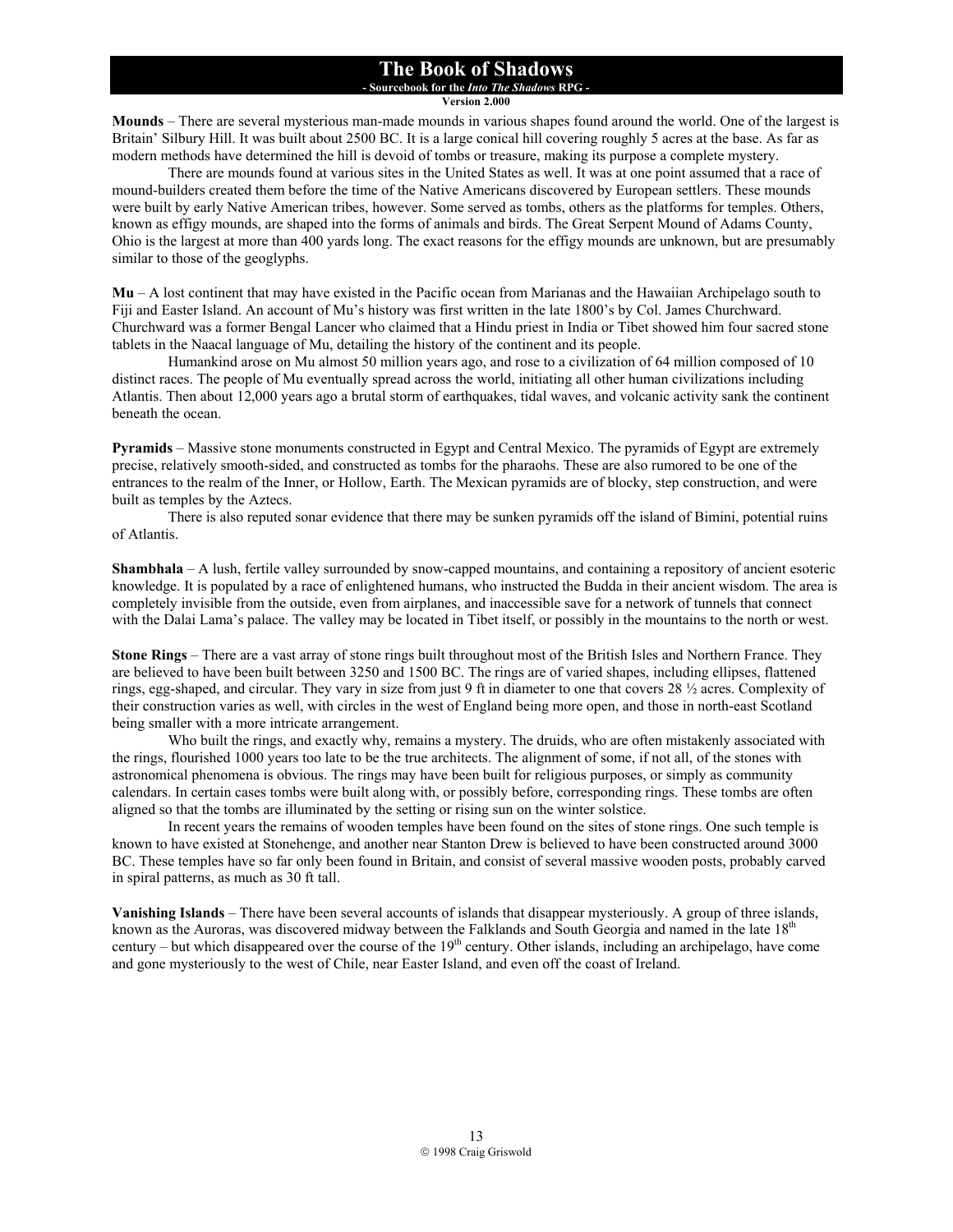**Mounds** – There are several mysterious man-made mounds in various shapes found around the world. One of the largest is Britain' Silbury Hill. It was built about 2500 BC. It is a large conical hill covering roughly 5 acres at the base. As far as modern methods have determined the hill is devoid of tombs or treasure, making its purpose a complete mystery.

There are mounds found at various sites in the United States as well. It was at one point assumed that a race of mound-builders created them before the time of the Native Americans discovered by European settlers. These mounds were built by early Native American tribes, however. Some served as tombs, others as the platforms for temples. Others, known as effigy mounds, are shaped into the forms of animals and birds. The Great Serpent Mound of Adams County, Ohio is the largest at more than 400 yards long. The exact reasons for the effigy mounds are unknown, but are presumably similar to those of the geoglyphs.

**Mu** – A lost continent that may have existed in the Pacific ocean from Marianas and the Hawaiian Archipelago south to Fiji and Easter Island. An account of Mu's history was first written in the late 1800's by Col. James Churchward. Churchward was a former Bengal Lancer who claimed that a Hindu priest in India or Tibet showed him four sacred stone tablets in the Naacal language of Mu, detailing the history of the continent and its people.

Humankind arose on Mu almost 50 million years ago, and rose to a civilization of 64 million composed of 10 distinct races. The people of Mu eventually spread across the world, initiating all other human civilizations including Atlantis. Then about 12,000 years ago a brutal storm of earthquakes, tidal waves, and volcanic activity sank the continent beneath the ocean.

**Pyramids** – Massive stone monuments constructed in Egypt and Central Mexico. The pyramids of Egypt are extremely precise, relatively smooth-sided, and constructed as tombs for the pharaohs. These are also rumored to be one of the entrances to the realm of the Inner, or Hollow, Earth. The Mexican pyramids are of blocky, step construction, and were built as temples by the Aztecs.

There is also reputed sonar evidence that there may be sunken pyramids off the island of Bimini, potential ruins of Atlantis.

**Shambhala** – A lush, fertile valley surrounded by snow-capped mountains, and containing a repository of ancient esoteric knowledge. It is populated by a race of enlightened humans, who instructed the Budda in their ancient wisdom. The area is completely invisible from the outside, even from airplanes, and inaccessible save for a network of tunnels that connect with the Dalai Lama's palace. The valley may be located in Tibet itself, or possibly in the mountains to the north or west.

**Stone Rings** – There are a vast array of stone rings built throughout most of the British Isles and Northern France. They are believed to have been built between 3250 and 1500 BC. The rings are of varied shapes, including ellipses, flattened rings, egg-shaped, and circular. They vary in size from just 9 ft in diameter to one that covers 28 ½ acres. Complexity of their construction varies as well, with circles in the west of England being more open, and those in north-east Scotland being smaller with a more intricate arrangement.

Who built the rings, and exactly why, remains a mystery. The druids, who are often mistakenly associated with the rings, flourished 1000 years too late to be the true architects. The alignment of some, if not all, of the stones with astronomical phenomena is obvious. The rings may have been built for religious purposes, or simply as community calendars. In certain cases tombs were built along with, or possibly before, corresponding rings. These tombs are often aligned so that the tombs are illuminated by the setting or rising sun on the winter solstice.

In recent years the remains of wooden temples have been found on the sites of stone rings. One such temple is known to have existed at Stonehenge, and another near Stanton Drew is believed to have been constructed around 3000 BC. These temples have so far only been found in Britain, and consist of several massive wooden posts, probably carved in spiral patterns, as much as 30 ft tall.

**Vanishing Islands** – There have been several accounts of islands that disappear mysteriously. A group of three islands, known as the Auroras, was discovered midway between the Falklands and South Georgia and named in the late 18th century – but which disappeared over the course of the 19th century. Other islands, including an archipelago, have come and gone mysteriously to the west of Chile, near Easter Island, and even off the coast of Ireland.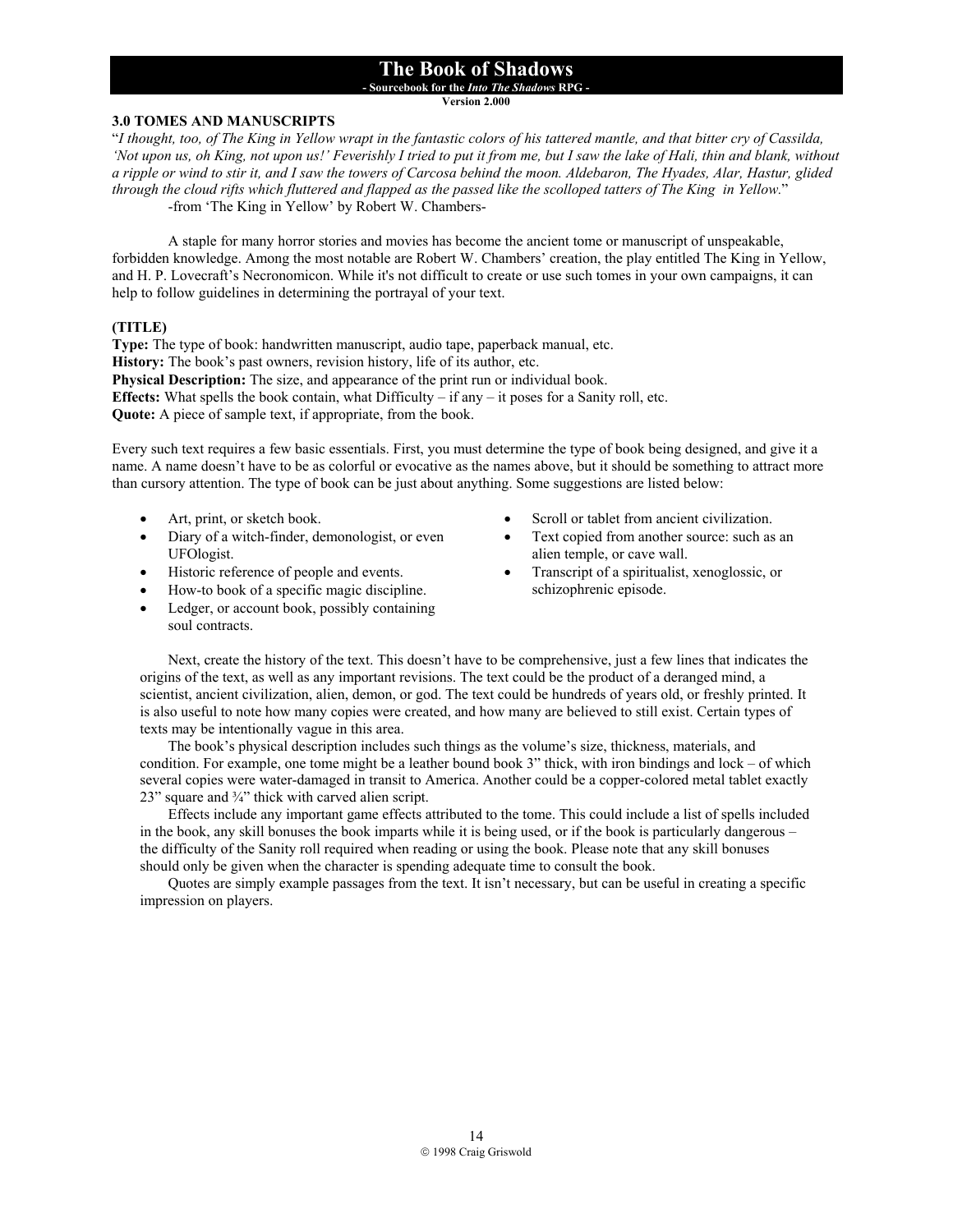## 3.0 TOMES AND MANUSCRIPTS

"*I thought, too, of The King in Yellow wrapt in the fantastic colors of his tattered mantle, and that bitter cry of Cassilda, 'Not upon us, oh King, not upon us!' Feverishly I tried to put it from me, but I saw the lake of Hali, thin and blank, without a ripple or wind to stir it, and I saw the towers of Carcosa behind the moon. Aldebaron, The Hyades, Alar, Hastur, glided through the cloud rifts which fluttered and flapped as the passed like the scolloped tatters of The King in Yellow.*"

-from 'The King in Yellow' by Robert W. Chambers-

A staple for many horror stories and movies has become the ancient tome or manuscript of unspeakable, forbidden knowledge. Among the most notable are Robert W. Chambers' creation, the play entitled The King in Yellow, and H. P. Lovecraft's Necronomicon. While it's not difficult to create or use such tomes in your own campaigns, it can help to follow guidelines in determining the portrayal of your text.

**(TITLE)**
**Type:** The type of book: handwritten manuscript, audio tape, paperback manual, etc.
**History:** The book's past owners, revision history, life of its author, etc.
**Physical Description:** The size, and appearance of the print run or individual book.
**Effects:** What spells the book contain, what Difficulty – if any – it poses for a Sanity roll, etc.
**Quote:** A piece of sample text, if appropriate, from the book.

Every such text requires a few basic essentials. First, you must determine the type of book being designed, and give it a name. A name doesn't have to be as colorful or evocative as the names above, but it should be something to attract more than cursory attention. The type of book can be just about anything. Some suggestions are listed below:

- Art, print, or sketch book.
- Diary of a witch-finder, demonologist, or even UFOlogist.
- Historic reference of people and events.
- How-to book of a specific magic discipline.
- Ledger, or account book, possibly containing soul contracts.
- Scroll or tablet from ancient civilization.
- Text copied from another source: such as an alien temple, or cave wall.
- Transcript of a spiritualist, xenoglossic, or schizophrenic episode.

Next, create the history of the text. This doesn't have to be comprehensive, just a few lines that indicates the origins of the text, as well as any important revisions. The text could be the product of a deranged mind, a scientist, ancient civilization, alien, demon, or god. The text could be hundreds of years old, or freshly printed. It is also useful to note how many copies were created, and how many are believed to still exist. Certain types of texts may be intentionally vague in this area.

The book's physical description includes such things as the volume's size, thickness, materials, and condition. For example, one tome might be a leather bound book 3" thick, with iron bindings and lock – of which several copies were water-damaged in transit to America. Another could be a copper-colored metal tablet exactly 23" square and ¾" thick with carved alien script.

Effects include any important game effects attributed to the tome. This could include a list of spells included in the book, any skill bonuses the book imparts while it is being used, or if the book is particularly dangerous – the difficulty of the Sanity roll required when reading or using the book. Please note that any skill bonuses should only be given when the character is spending adequate time to consult the book.

Quotes are simply example passages from the text. It isn't necessary, but can be useful in creating a specific impression on players.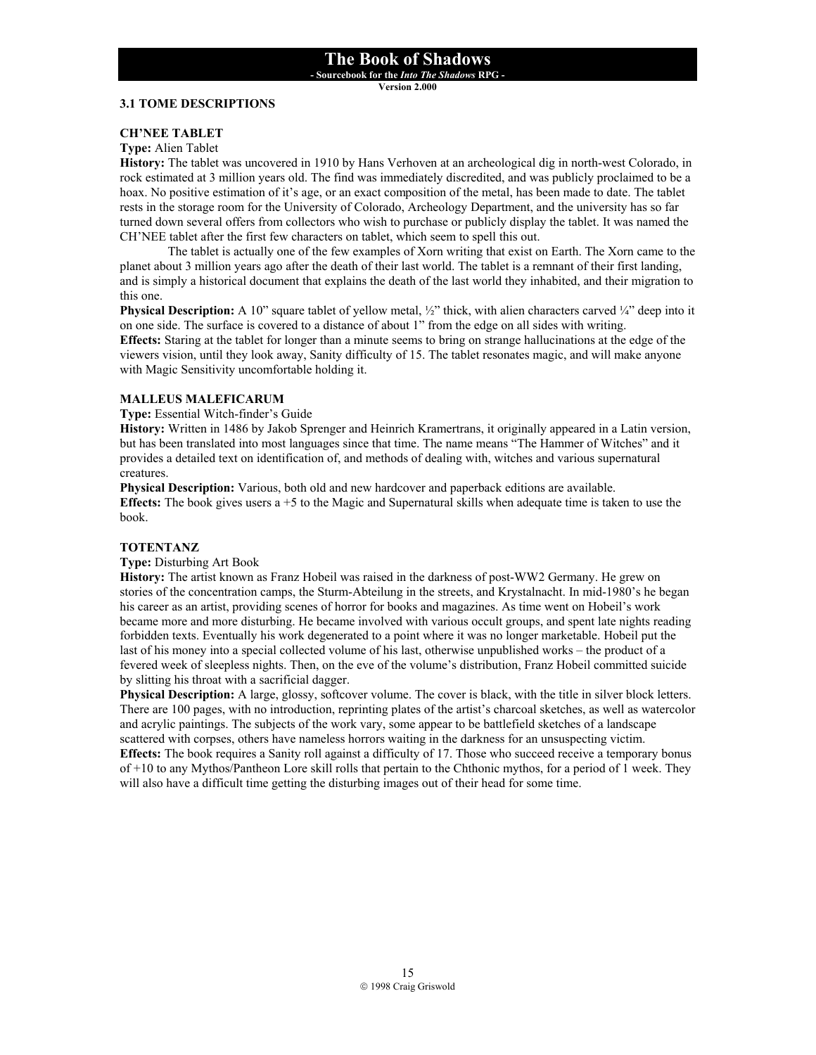### 3.1 TOME DESCRIPTIONS

**CH'NEE TABLET**

**Type:** Alien Tablet

**History:** The tablet was uncovered in 1910 by Hans Verhoven at an archeological dig in north-west Colorado, in rock estimated at 3 million years old. The find was immediately discredited, and was publicly proclaimed to be a hoax. No positive estimation of it's age, or an exact composition of the metal, has been made to date. The tablet rests in the storage room for the University of Colorado, Archeology Department, and the university has so far turned down several offers from collectors who wish to purchase or publicly display the tablet. It was named the CH'NEE tablet after the first few characters on tablet, which seem to spell this out.

The tablet is actually one of the few examples of Xorn writing that exist on Earth. The Xorn came to the planet about 3 million years ago after the death of their last world. The tablet is a remnant of their first landing, and is simply a historical document that explains the death of the last world they inhabited, and their migration to this one.

**Physical Description:** A 10" square tablet of yellow metal, ½" thick, with alien characters carved ¼" deep into it on one side. The surface is covered to a distance of about 1" from the edge on all sides with writing.

**Effects:** Staring at the tablet for longer than a minute seems to bring on strange hallucinations at the edge of the viewers vision, until they look away, Sanity difficulty of 15. The tablet resonates magic, and will make anyone with Magic Sensitivity uncomfortable holding it.

**MALLEUS MALEFICARUM**

**Type:** Essential Witch-finder's Guide

**History:** Written in 1486 by Jakob Sprenger and Heinrich Kramertrans, it originally appeared in a Latin version, but has been translated into most languages since that time. The name means "The Hammer of Witches" and it provides a detailed text on identification of, and methods of dealing with, witches and various supernatural creatures.

**Physical Description:** Various, both old and new hardcover and paperback editions are available.

**Effects:** The book gives users a +5 to the Magic and Supernatural skills when adequate time is taken to use the book.

**TOTENTANZ**

**Type:** Disturbing Art Book

**History:** The artist known as Franz Hobeil was raised in the darkness of post-WW2 Germany. He grew on stories of the concentration camps, the Sturm-Abteilung in the streets, and Krystalnacht. In mid-1980's he began his career as an artist, providing scenes of horror for books and magazines. As time went on Hobeil's work became more and more disturbing. He became involved with various occult groups, and spent late nights reading forbidden texts. Eventually his work degenerated to a point where it was no longer marketable. Hobeil put the last of his money into a special collected volume of his last, otherwise unpublished works – the product of a fevered week of sleepless nights. Then, on the eve of the volume's distribution, Franz Hobeil committed suicide by slitting his throat with a sacrificial dagger.

**Physical Description:** A large, glossy, softcover volume. The cover is black, with the title in silver block letters. There are 100 pages, with no introduction, reprinting plates of the artist's charcoal sketches, as well as watercolor and acrylic paintings. The subjects of the work vary, some appear to be battlefield sketches of a landscape scattered with corpses, others have nameless horrors waiting in the darkness for an unsuspecting victim.

**Effects:** The book requires a Sanity roll against a difficulty of 17. Those who succeed receive a temporary bonus of +10 to any Mythos/Pantheon Lore skill rolls that pertain to the Chthonic mythos, for a period of 1 week. They will also have a difficult time getting the disturbing images out of their head for some time.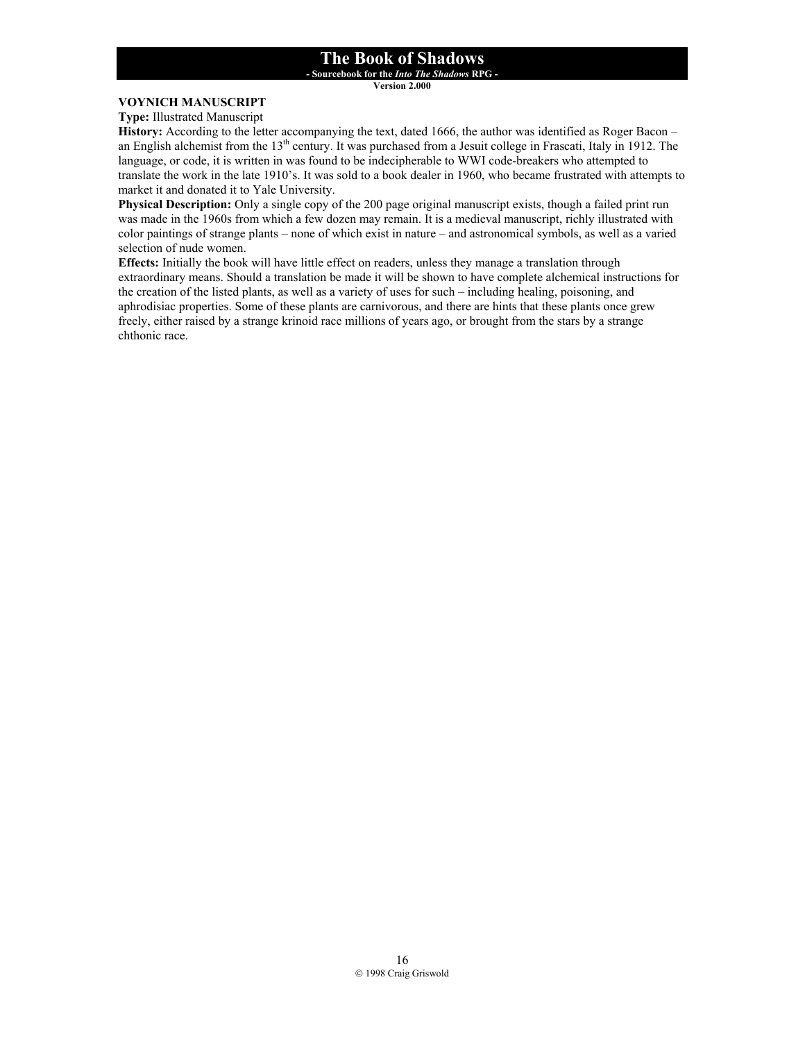### VOYNICH MANUSCRIPT

**Type:** Illustrated Manuscript

**History:** According to the letter accompanying the text, dated 1666, the author was identified as Roger Bacon – an English alchemist from the 13th century. It was purchased from a Jesuit college in Frascati, Italy in 1912. The language, or code, it is written in was found to be indecipherable to WWI code-breakers who attempted to translate the work in the late 1910's. It was sold to a book dealer in 1960, who became frustrated with attempts to market it and donated it to Yale University.

**Physical Description:** Only a single copy of the 200 page original manuscript exists, though a failed print run was made in the 1960s from which a few dozen may remain. It is a medieval manuscript, richly illustrated with color paintings of strange plants – none of which exist in nature – and astronomical symbols, as well as a varied selection of nude women.

**Effects:** Initially the book will have little effect on readers, unless they manage a translation through extraordinary means. Should a translation be made it will be shown to have complete alchemical instructions for the creation of the listed plants, as well as a variety of uses for such – including healing, poisoning, and aphrodisiac properties. Some of these plants are carnivorous, and there are hints that these plants once grew freely, either raised by a strange krinoid race millions of years ago, or brought from the stars by a strange chthonic race.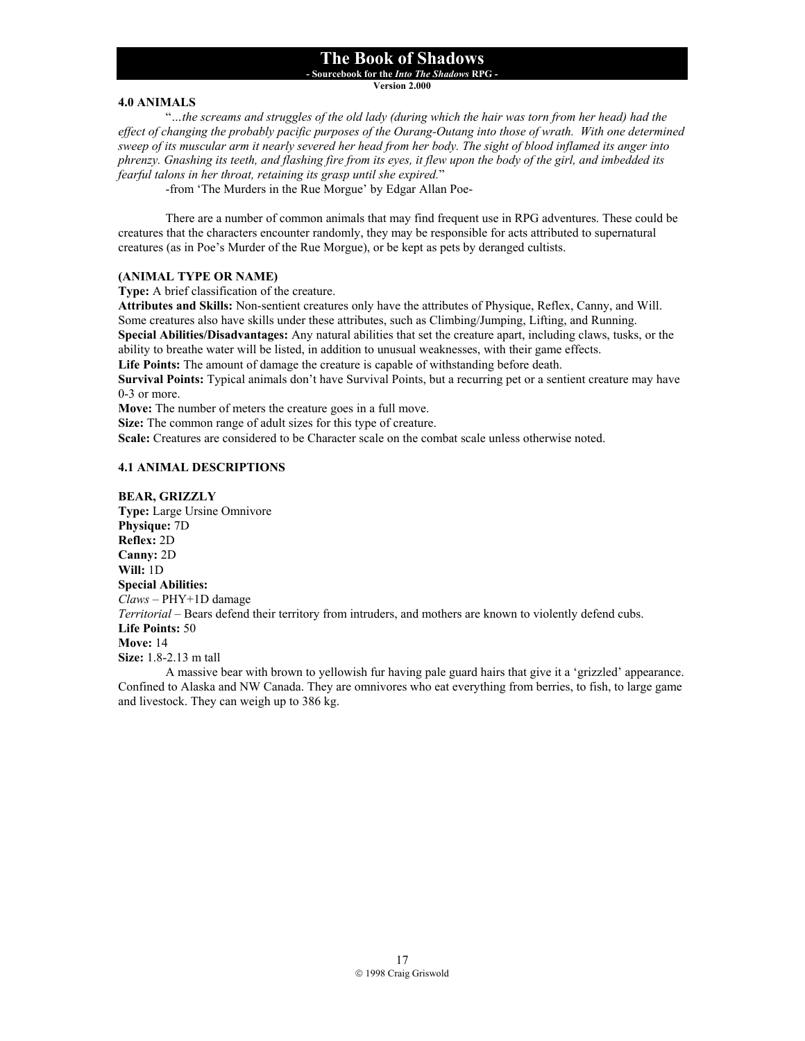## 4.0 ANIMALS

"*…the screams and struggles of the old lady (during which the hair was torn from her head) had the effect of changing the probably pacific purposes of the Ourang-Outang into those of wrath. With one determined sweep of its muscular arm it nearly severed her head from her body. The sight of blood inflamed its anger into phrenzy. Gnashing its teeth, and flashing fire from its eyes, it flew upon the body of the girl, and imbedded its fearful talons in her throat, retaining its grasp until she expired.*"

-from 'The Murders in the Rue Morgue' by Edgar Allan Poe-

There are a number of common animals that may find frequent use in RPG adventures. These could be creatures that the characters encounter randomly, they may be responsible for acts attributed to supernatural creatures (as in Poe's Murder of the Rue Morgue), or be kept as pets by deranged cultists.

### (ANIMAL TYPE OR NAME)

**Type:** A brief classification of the creature.
**Attributes and Skills:** Non-sentient creatures only have the attributes of Physique, Reflex, Canny, and Will. Some creatures also have skills under these attributes, such as Climbing/Jumping, Lifting, and Running.
**Special Abilities/Disadvantages:** Any natural abilities that set the creature apart, including claws, tusks, or the ability to breathe water will be listed, in addition to unusual weaknesses, with their game effects.
**Life Points:** The amount of damage the creature is capable of withstanding before death.
**Survival Points:** Typical animals don't have Survival Points, but a recurring pet or a sentient creature may have 0-3 or more.
**Move:** The number of meters the creature goes in a full move.
**Size:** The common range of adult sizes for this type of creature.
**Scale:** Creatures are considered to be Character scale on the combat scale unless otherwise noted.

## 4.1 ANIMAL DESCRIPTIONS

### BEAR, GRIZZLY

**Type:** Large Ursine Omnivore
**Physique:** 7D
**Reflex:** 2D
**Canny:** 2D
**Will:** 1D
**Special Abilities:**
*Claws* – PHY+1D damage
*Territorial* – Bears defend their territory from intruders, and mothers are known to violently defend cubs.
**Life Points:** 50
**Move:** 14
**Size:** 1.8-2.13 m tall

A massive bear with brown to yellowish fur having pale guard hairs that give it a 'grizzled' appearance. Confined to Alaska and NW Canada. They are omnivores who eat everything from berries, to fish, to large game and livestock. They can weigh up to 386 kg.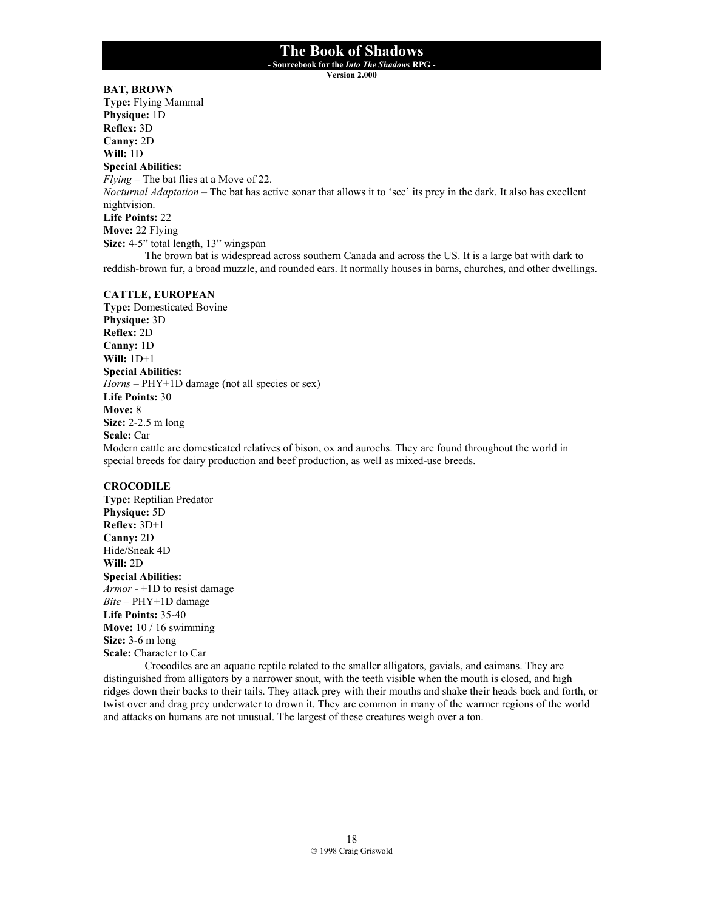**BAT, BROWN**
**Type:** Flying Mammal
**Physique:** 1D
**Reflex:** 3D
**Canny:** 2D
**Will:** 1D
**Special Abilities:**
*Flying* – The bat flies at a Move of 22.
*Nocturnal Adaptation* – The bat has active sonar that allows it to 'see' its prey in the dark. It also has excellent nightvision.
**Life Points:** 22
**Move:** 22 Flying
**Size:** 4-5" total length, 13" wingspan

The brown bat is widespread across southern Canada and across the US. It is a large bat with dark to reddish-brown fur, a broad muzzle, and rounded ears. It normally houses in barns, churches, and other dwellings.

**CATTLE, EUROPEAN**
**Type:** Domesticated Bovine
**Physique:** 3D
**Reflex:** 2D
**Canny:** 1D
**Will:** 1D+1
**Special Abilities:**
*Horns* – PHY+1D damage (not all species or sex)
**Life Points:** 30
**Move:** 8
**Size:** 2-2.5 m long
**Scale:** Car

Modern cattle are domesticated relatives of bison, ox and aurochs. They are found throughout the world in special breeds for dairy production and beef production, as well as mixed-use breeds.

**CROCODILE**
**Type:** Reptilian Predator
**Physique:** 5D
**Reflex:** 3D+1
**Canny:** 2D
Hide/Sneak 4D
**Will:** 2D
**Special Abilities:**
*Armor* - +1D to resist damage
*Bite* – PHY+1D damage
**Life Points:** 35-40
**Move:** 10 / 16 swimming
**Size:** 3-6 m long
**Scale:** Character to Car

Crocodiles are an aquatic reptile related to the smaller alligators, gavials, and caimans. They are distinguished from alligators by a narrower snout, with the teeth visible when the mouth is closed, and high ridges down their backs to their tails. They attack prey with their mouths and shake their heads back and forth, or twist over and drag prey underwater to drown it. They are common in many of the warmer regions of the world and attacks on humans are not unusual. The largest of these creatures weigh over a ton.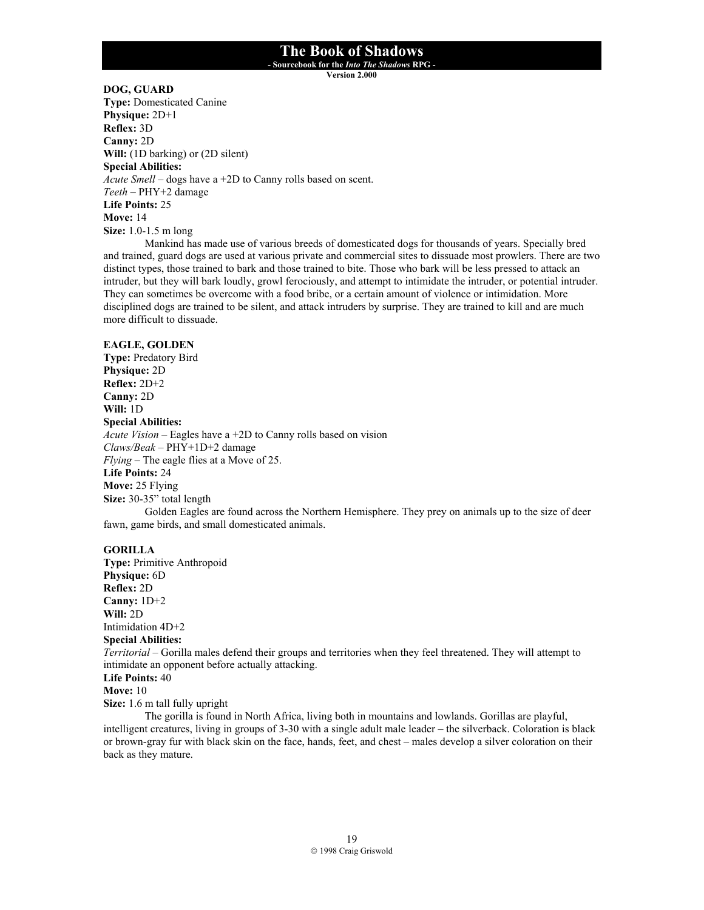**DOG, GUARD**
**Type:** Domesticated Canine
**Physique:** 2D+1
**Reflex:** 3D
**Canny:** 2D
**Will:** (1D barking) or (2D silent)
**Special Abilities:**
*Acute Smell* – dogs have a +2D to Canny rolls based on scent.
*Teeth* – PHY+2 damage
**Life Points:** 25
**Move:** 14
**Size:** 1.0-1.5 m long

Mankind has made use of various breeds of domesticated dogs for thousands of years. Specially bred and trained, guard dogs are used at various private and commercial sites to dissuade most prowlers. There are two distinct types, those trained to bark and those trained to bite. Those who bark will be less pressed to attack an intruder, but they will bark loudly, growl ferociously, and attempt to intimidate the intruder, or potential intruder. They can sometimes be overcome with a food bribe, or a certain amount of violence or intimidation. More disciplined dogs are trained to be silent, and attack intruders by surprise. They are trained to kill and are much more difficult to dissuade.

**EAGLE, GOLDEN**
**Type:** Predatory Bird
**Physique:** 2D
**Reflex:** 2D+2
**Canny:** 2D
**Will:** 1D
**Special Abilities:**
*Acute Vision* – Eagles have a +2D to Canny rolls based on vision
*Claws/Beak* – PHY+1D+2 damage
*Flying* – The eagle flies at a Move of 25.
**Life Points:** 24
**Move:** 25 Flying
**Size:** 30-35" total length

Golden Eagles are found across the Northern Hemisphere. They prey on animals up to the size of deer fawn, game birds, and small domesticated animals.

**GORILLA**
**Type:** Primitive Anthropoid
**Physique:** 6D
**Reflex:** 2D
**Canny:** 1D+2
**Will:** 2D
Intimidation 4D+2
**Special Abilities:**
*Territorial* – Gorilla males defend their groups and territories when they feel threatened. They will attempt to intimidate an opponent before actually attacking.
**Life Points:** 40
**Move:** 10
**Size:** 1.6 m tall fully upright

The gorilla is found in North Africa, living both in mountains and lowlands. Gorillas are playful, intelligent creatures, living in groups of 3-30 with a single adult male leader – the silverback. Coloration is black or brown-gray fur with black skin on the face, hands, feet, and chest – males develop a silver coloration on their back as they mature.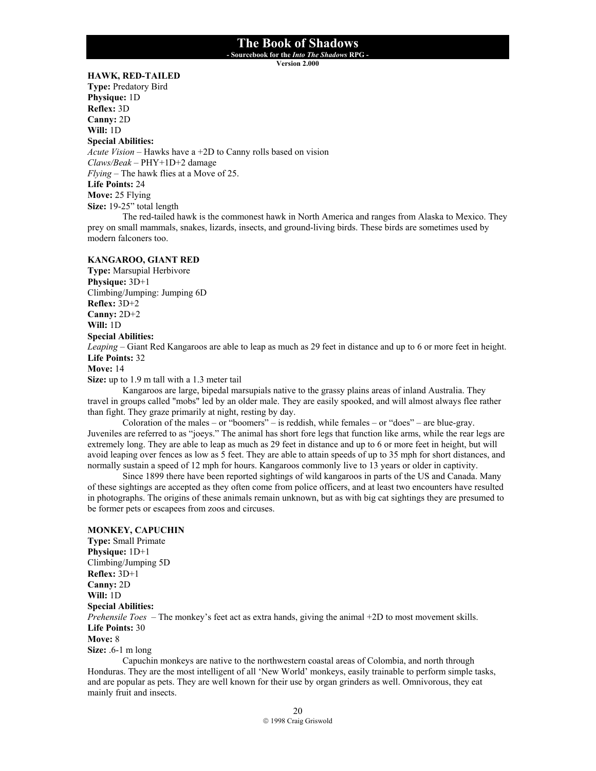### HAWK, RED-TAILED

**Type:** Predatory Bird
**Physique:** 1D
**Reflex:** 3D
**Canny:** 2D
**Will:** 1D
**Special Abilities:**
*Acute Vision* – Hawks have a +2D to Canny rolls based on vision
*Claws/Beak* – PHY+1D+2 damage
*Flying* – The hawk flies at a Move of 25.
**Life Points:** 24
**Move:** 25 Flying
**Size:** 19-25" total length

The red-tailed hawk is the commonest hawk in North America and ranges from Alaska to Mexico. They prey on small mammals, snakes, lizards, insects, and ground-living birds. These birds are sometimes used by modern falconers too.

### KANGAROO, GIANT RED

**Type:** Marsupial Herbivore
**Physique:** 3D+1
Climbing/Jumping: Jumping 6D
**Reflex:** 3D+2
**Canny:** 2D+2
**Will:** 1D
**Special Abilities:**
*Leaping* – Giant Red Kangaroos are able to leap as much as 29 feet in distance and up to 6 or more feet in height.
**Life Points:** 32
**Move:** 14
**Size:** up to 1.9 m tall with a 1.3 meter tail

Kangaroos are large, bipedal marsupials native to the grassy plains areas of inland Australia. They travel in groups called "mobs" led by an older male. They are easily spooked, and will almost always flee rather than fight. They graze primarily at night, resting by day.

Coloration of the males – or "boomers" – is reddish, while females – or "does" – are blue-gray. Juveniles are referred to as "joeys." The animal has short fore legs that function like arms, while the rear legs are extremely long. They are able to leap as much as 29 feet in distance and up to 6 or more feet in height, but will avoid leaping over fences as low as 5 feet. They are able to attain speeds of up to 35 mph for short distances, and normally sustain a speed of 12 mph for hours. Kangaroos commonly live to 13 years or older in captivity.

Since 1899 there have been reported sightings of wild kangaroos in parts of the US and Canada. Many of these sightings are accepted as they often come from police officers, and at least two encounters have resulted in photographs. The origins of these animals remain unknown, but as with big cat sightings they are presumed to be former pets or escapees from zoos and circuses.

### MONKEY, CAPUCHIN

**Type:** Small Primate
**Physique:** 1D+1
Climbing/Jumping 5D
**Reflex:** 3D+1
**Canny:** 2D
**Will:** 1D
**Special Abilities:**
*Prehensile Toes* – The monkey's feet act as extra hands, giving the animal +2D to most movement skills.
**Life Points:** 30
**Move:** 8
**Size:** .6-1 m long

Capuchin monkeys are native to the northwestern coastal areas of Colombia, and north through Honduras. They are the most intelligent of all 'New World' monkeys, easily trainable to perform simple tasks, and are popular as pets. They are well known for their use by organ grinders as well. Omnivorous, they eat mainly fruit and insects.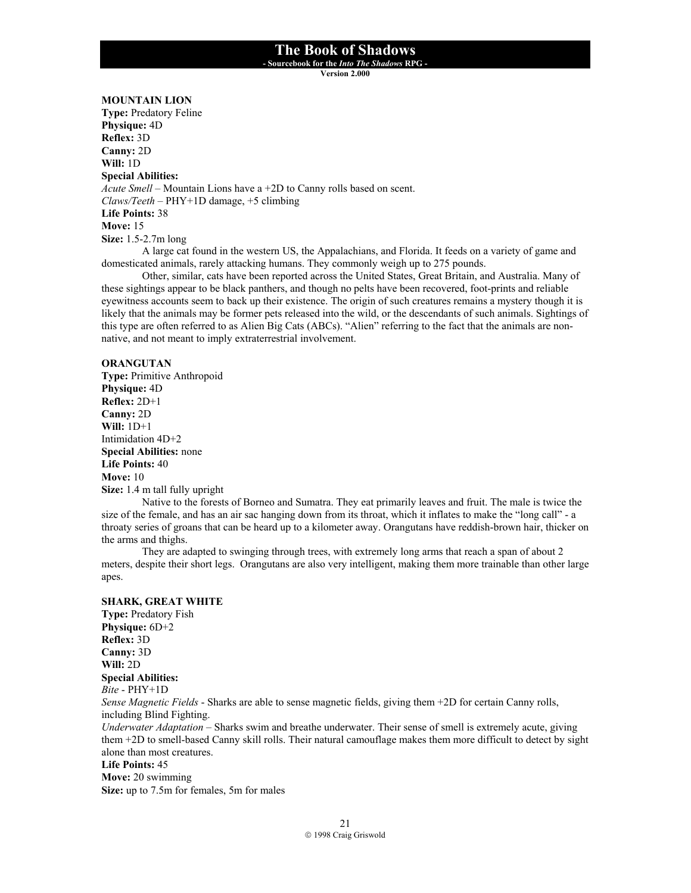**MOUNTAIN LION**
**Type:** Predatory Feline
**Physique:** 4D
**Reflex:** 3D
**Canny:** 2D
**Will:** 1D
**Special Abilities:**
*Acute Smell* – Mountain Lions have a +2D to Canny rolls based on scent.
*Claws/Teeth* – PHY+1D damage, +5 climbing
**Life Points:** 38
**Move:** 15
**Size:** 1.5-2.7m long

A large cat found in the western US, the Appalachians, and Florida. It feeds on a variety of game and domesticated animals, rarely attacking humans. They commonly weigh up to 275 pounds.

Other, similar, cats have been reported across the United States, Great Britain, and Australia. Many of these sightings appear to be black panthers, and though no pelts have been recovered, foot-prints and reliable eyewitness accounts seem to back up their existence. The origin of such creatures remains a mystery though it is likely that the animals may be former pets released into the wild, or the descendants of such animals. Sightings of this type are often referred to as Alien Big Cats (ABCs). "Alien" referring to the fact that the animals are non-native, and not meant to imply extraterrestrial involvement.

**ORANGUTAN**
**Type:** Primitive Anthropoid
**Physique:** 4D
**Reflex:** 2D+1
**Canny:** 2D
**Will:** 1D+1
Intimidation 4D+2
**Special Abilities:** none
**Life Points:** 40
**Move:** 10
**Size:** 1.4 m tall fully upright

Native to the forests of Borneo and Sumatra. They eat primarily leaves and fruit. The male is twice the size of the female, and has an air sac hanging down from its throat, which it inflates to make the "long call" - a throaty series of groans that can be heard up to a kilometer away. Orangutans have reddish-brown hair, thicker on the arms and thighs.

They are adapted to swinging through trees, with extremely long arms that reach a span of about 2 meters, despite their short legs. Orangutans are also very intelligent, making them more trainable than other large apes.

**SHARK, GREAT WHITE**
**Type:** Predatory Fish
**Physique:** 6D+2
**Reflex:** 3D
**Canny:** 3D
**Will:** 2D
**Special Abilities:**
*Bite* - PHY+1D
*Sense Magnetic Fields* - Sharks are able to sense magnetic fields, giving them +2D for certain Canny rolls, including Blind Fighting.
*Underwater Adaptation* – Sharks swim and breathe underwater. Their sense of smell is extremely acute, giving them +2D to smell-based Canny skill rolls. Their natural camouflage makes them more difficult to detect by sight alone than most creatures.
**Life Points:** 45
**Move:** 20 swimming
**Size:** up to 7.5m for females, 5m for males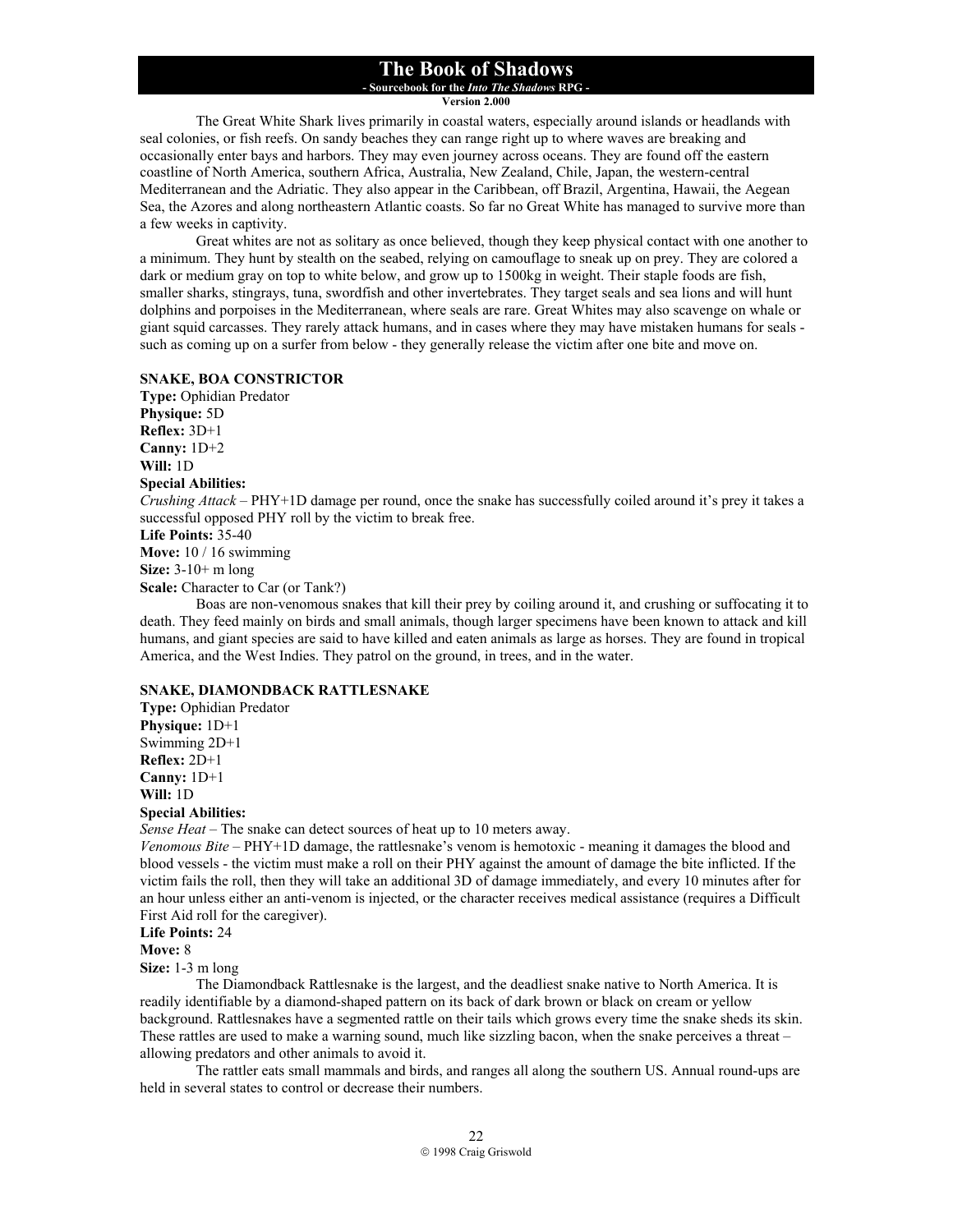The Great White Shark lives primarily in coastal waters, especially around islands or headlands with seal colonies, or fish reefs. On sandy beaches they can range right up to where waves are breaking and occasionally enter bays and harbors. They may even journey across oceans. They are found off the eastern coastline of North America, southern Africa, Australia, New Zealand, Chile, Japan, the western-central Mediterranean and the Adriatic. They also appear in the Caribbean, off Brazil, Argentina, Hawaii, the Aegean Sea, the Azores and along northeastern Atlantic coasts. So far no Great White has managed to survive more than a few weeks in captivity.

Great whites are not as solitary as once believed, though they keep physical contact with one another to a minimum. They hunt by stealth on the seabed, relying on camouflage to sneak up on prey. They are colored a dark or medium gray on top to white below, and grow up to 1500kg in weight. Their staple foods are fish, smaller sharks, stingrays, tuna, swordfish and other invertebrates. They target seals and sea lions and will hunt dolphins and porpoises in the Mediterranean, where seals are rare. Great Whites may also scavenge on whale or giant squid carcasses. They rarely attack humans, and in cases where they may have mistaken humans for seals - such as coming up on a surfer from below - they generally release the victim after one bite and move on.

**SNAKE, BOA CONSTRICTOR**
**Type:** Ophidian Predator
**Physique:** 5D
**Reflex:** 3D+1
**Canny:** 1D+2
**Will:** 1D
**Special Abilities:**
*Crushing Attack* – PHY+1D damage per round, once the snake has successfully coiled around it's prey it takes a successful opposed PHY roll by the victim to break free.
**Life Points:** 35-40
**Move:** 10 / 16 swimming
**Size:** 3-10+ m long
**Scale:** Character to Car (or Tank?)

Boas are non-venomous snakes that kill their prey by coiling around it, and crushing or suffocating it to death. They feed mainly on birds and small animals, though larger specimens have been known to attack and kill humans, and giant species are said to have killed and eaten animals as large as horses. They are found in tropical America, and the West Indies. They patrol on the ground, in trees, and in the water.

**SNAKE, DIAMONDBACK RATTLESNAKE**
**Type:** Ophidian Predator
**Physique:** 1D+1
Swimming 2D+1
**Reflex:** 2D+1
**Canny:** 1D+1
**Will:** 1D
**Special Abilities:**
*Sense Heat* – The snake can detect sources of heat up to 10 meters away.
*Venomous Bite* – PHY+1D damage, the rattlesnake's venom is hemotoxic - meaning it damages the blood and blood vessels - the victim must make a roll on their PHY against the amount of damage the bite inflicted. If the victim fails the roll, then they will take an additional 3D of damage immediately, and every 10 minutes after for an hour unless either an anti-venom is injected, or the character receives medical assistance (requires a Difficult First Aid roll for the caregiver).
**Life Points:** 24
**Move:** 8
**Size:** 1-3 m long

The Diamondback Rattlesnake is the largest, and the deadliest snake native to North America. It is readily identifiable by a diamond-shaped pattern on its back of dark brown or black on cream or yellow background. Rattlesnakes have a segmented rattle on their tails which grows every time the snake sheds its skin. These rattles are used to make a warning sound, much like sizzling bacon, when the snake perceives a threat – allowing predators and other animals to avoid it.

The rattler eats small mammals and birds, and ranges all along the southern US. Annual round-ups are held in several states to control or decrease their numbers.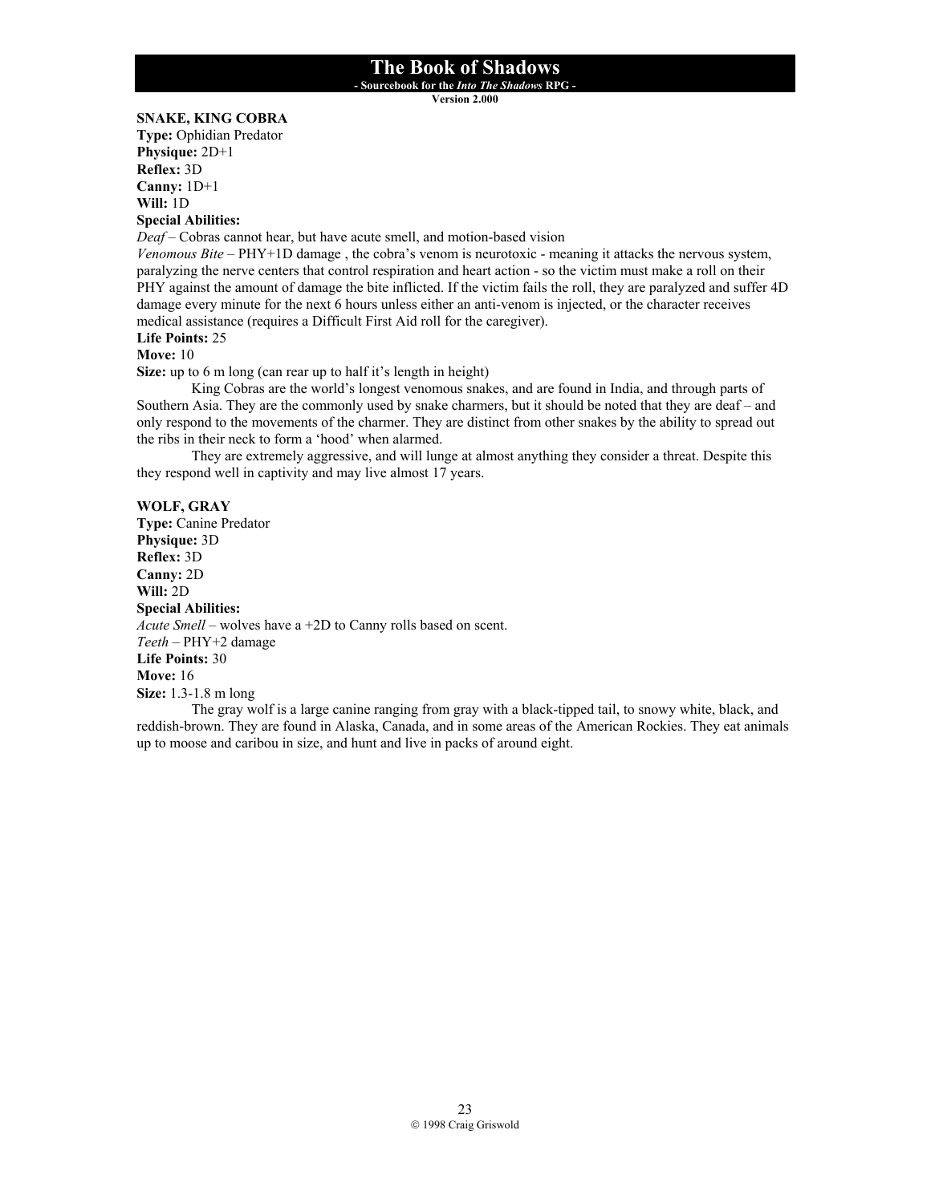**SNAKE, KING COBRA**
**Type:** Ophidian Predator
**Physique:** 2D+1
**Reflex:** 3D
**Canny:** 1D+1
**Will:** 1D
**Special Abilities:**
*Deaf* – Cobras cannot hear, but have acute smell, and motion-based vision
*Venomous Bite* – PHY+1D damage , the cobra's venom is neurotoxic - meaning it attacks the nervous system, paralyzing the nerve centers that control respiration and heart action - so the victim must make a roll on their PHY against the amount of damage the bite inflicted. If the victim fails the roll, they are paralyzed and suffer 4D damage every minute for the next 6 hours unless either an anti-venom is injected, or the character receives medical assistance (requires a Difficult First Aid roll for the caregiver).
**Life Points:** 25
**Move:** 10
**Size:** up to 6 m long (can rear up to half it's length in height)

King Cobras are the world's longest venomous snakes, and are found in India, and through parts of Southern Asia. They are the commonly used by snake charmers, but it should be noted that they are deaf – and only respond to the movements of the charmer. They are distinct from other snakes by the ability to spread out the ribs in their neck to form a 'hood' when alarmed.

They are extremely aggressive, and will lunge at almost anything they consider a threat. Despite this they respond well in captivity and may live almost 17 years.

**WOLF, GRAY**
**Type:** Canine Predator
**Physique:** 3D
**Reflex:** 3D
**Canny:** 2D
**Will:** 2D
**Special Abilities:**
*Acute Smell* – wolves have a +2D to Canny rolls based on scent.
*Teeth* – PHY+2 damage
**Life Points:** 30
**Move:** 16
**Size:** 1.3-1.8 m long

The gray wolf is a large canine ranging from gray with a black-tipped tail, to snowy white, black, and reddish-brown. They are found in Alaska, Canada, and in some areas of the American Rockies. They eat animals up to moose and caribou in size, and hunt and live in packs of around eight.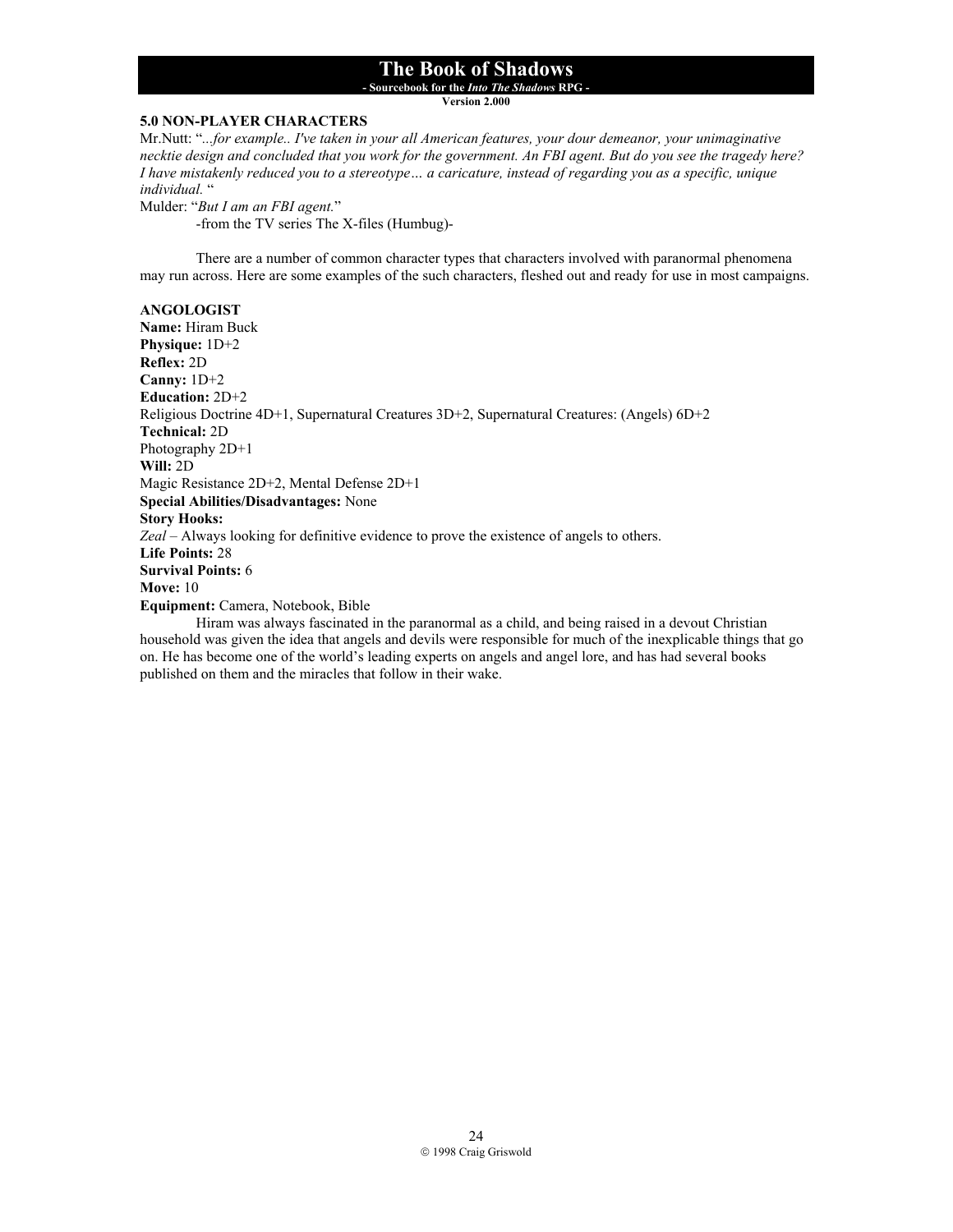## 5.0 NON-PLAYER CHARACTERS

Mr.Nutt: "*...for example.. I've taken in your all American features, your dour demeanor, your unimaginative necktie design and concluded that you work for the government. An FBI agent. But do you see the tragedy here? I have mistakenly reduced you to a stereotype… a caricature, instead of regarding you as a specific, unique individual.* "

Mulder: "*But I am an FBI agent.*"

-from the TV series The X-files (Humbug)-

There are a number of common character types that characters involved with paranormal phenomena may run across. Here are some examples of the such characters, fleshed out and ready for use in most campaigns.

### ANGOLOGIST

**Name:** Hiram Buck
**Physique:** 1D+2
**Reflex:** 2D
**Canny:** 1D+2
**Education:** 2D+2
Religious Doctrine 4D+1, Supernatural Creatures 3D+2, Supernatural Creatures: (Angels) 6D+2
**Technical:** 2D
Photography 2D+1
**Will:** 2D
Magic Resistance 2D+2, Mental Defense 2D+1
**Special Abilities/Disadvantages:** None
**Story Hooks:**
*Zeal* – Always looking for definitive evidence to prove the existence of angels to others.
**Life Points:** 28
**Survival Points:** 6
**Move:** 10
**Equipment:** Camera, Notebook, Bible

Hiram was always fascinated in the paranormal as a child, and being raised in a devout Christian household was given the idea that angels and devils were responsible for much of the inexplicable things that go on. He has become one of the world's leading experts on angels and angel lore, and has had several books published on them and the miracles that follow in their wake.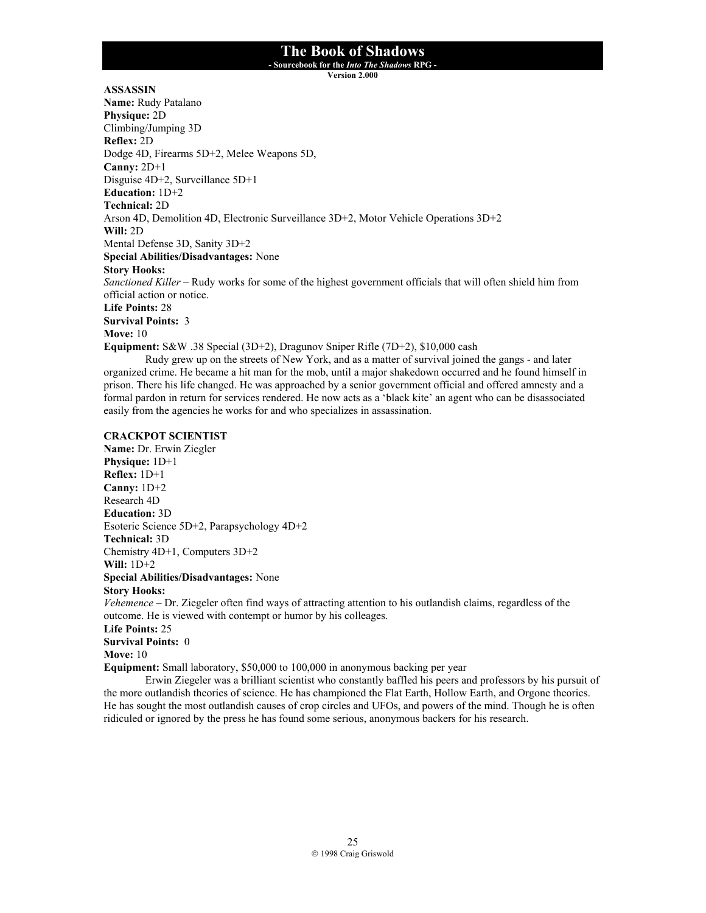## ASSASSIN

**Name:** Rudy Patalano
**Physique:** 2D
Climbing/Jumping 3D
**Reflex:** 2D
Dodge 4D, Firearms 5D+2, Melee Weapons 5D,
**Canny:** 2D+1
Disguise 4D+2, Surveillance 5D+1
**Education:** 1D+2
**Technical:** 2D
Arson 4D, Demolition 4D, Electronic Surveillance 3D+2, Motor Vehicle Operations 3D+2
**Will:** 2D
Mental Defense 3D, Sanity 3D+2
**Special Abilities/Disadvantages:** None
**Story Hooks:**
*Sanctioned Killer* – Rudy works for some of the highest government officials that will often shield him from official action or notice.
**Life Points:** 28
**Survival Points:** 3
**Move:** 10
**Equipment:** S&W .38 Special (3D+2), Dragunov Sniper Rifle (7D+2), $10,000 cash

Rudy grew up on the streets of New York, and as a matter of survival joined the gangs - and later organized crime. He became a hit man for the mob, until a major shakedown occurred and he found himself in prison. There his life changed. He was approached by a senior government official and offered amnesty and a formal pardon in return for services rendered. He now acts as a 'black kite' an agent who can be disassociated easily from the agencies he works for and who specializes in assassination.

## CRACKPOT SCIENTIST

**Name:** Dr. Erwin Ziegler
**Physique:** 1D+1
**Reflex:** 1D+1
**Canny:** 1D+2
Research 4D
**Education:** 3D
Esoteric Science 5D+2, Parapsychology 4D+2
**Technical:** 3D
Chemistry 4D+1, Computers 3D+2
**Will:** 1D+2
**Special Abilities/Disadvantages:** None
**Story Hooks:**
*Vehemence* – Dr. Ziegeler often find ways of attracting attention to his outlandish claims, regardless of the outcome. He is viewed with contempt or humor by his colleages.
**Life Points:** 25
**Survival Points:** 0
**Move:** 10
**Equipment:** Small laboratory, $50,000 to 100,000 in anonymous backing per year

Erwin Ziegeler was a brilliant scientist who constantly baffled his peers and professors by his pursuit of the more outlandish theories of science. He has championed the Flat Earth, Hollow Earth, and Orgone theories. He has sought the most outlandish causes of crop circles and UFOs, and powers of the mind. Though he is often ridiculed or ignored by the press he has found some serious, anonymous backers for his research.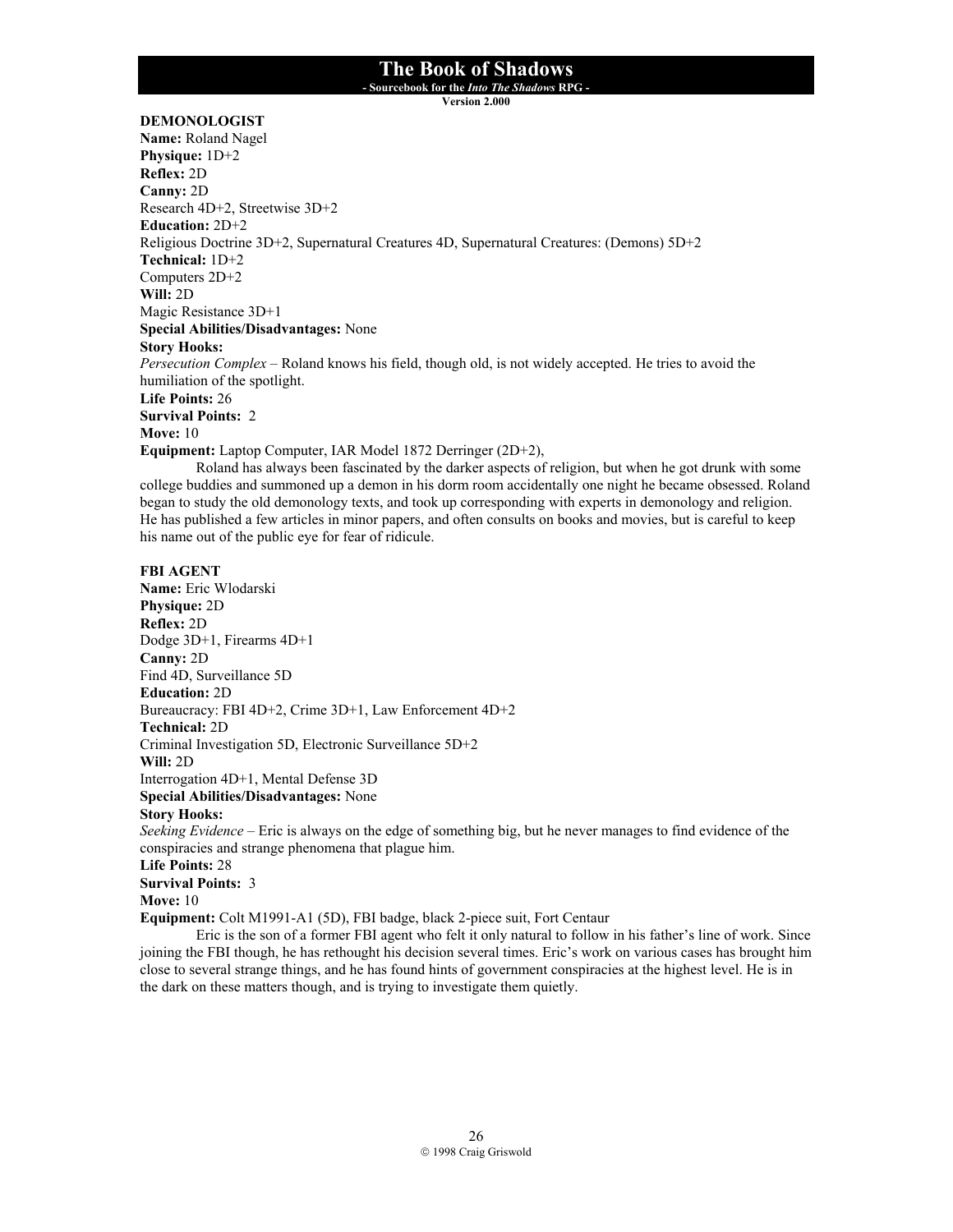**DEMONOLOGIST**

**Name:** Roland Nagel

**Physique:** 1D+2

**Reflex:** 2D

**Canny:** 2D

Research 4D+2, Streetwise 3D+2

**Education:** 2D+2

Religious Doctrine 3D+2, Supernatural Creatures 4D, Supernatural Creatures: (Demons) 5D+2

**Technical:** 1D+2

Computers 2D+2

**Will:** 2D

Magic Resistance 3D+1

**Special Abilities/Disadvantages:** None

**Story Hooks:**

*Persecution Complex* – Roland knows his field, though old, is not widely accepted. He tries to avoid the humiliation of the spotlight.

**Life Points:** 26

**Survival Points:** 2

**Move:** 10

**Equipment:** Laptop Computer, IAR Model 1872 Derringer (2D+2),

Roland has always been fascinated by the darker aspects of religion, but when he got drunk with some college buddies and summoned up a demon in his dorm room accidentally one night he became obsessed. Roland began to study the old demonology texts, and took up corresponding with experts in demonology and religion. He has published a few articles in minor papers, and often consults on books and movies, but is careful to keep his name out of the public eye for fear of ridicule.

**FBI AGENT**

**Name:** Eric Wlodarski

**Physique:** 2D

**Reflex:** 2D

Dodge 3D+1, Firearms 4D+1

**Canny:** 2D

Find 4D, Surveillance 5D

**Education:** 2D

Bureaucracy: FBI 4D+2, Crime 3D+1, Law Enforcement 4D+2

**Technical:** 2D

Criminal Investigation 5D, Electronic Surveillance 5D+2

**Will:** 2D

Interrogation 4D+1, Mental Defense 3D

**Special Abilities/Disadvantages:** None

**Story Hooks:**

*Seeking Evidence* – Eric is always on the edge of something big, but he never manages to find evidence of the conspiracies and strange phenomena that plague him.

**Life Points:** 28

**Survival Points:** 3

**Move:** 10

**Equipment:** Colt M1991-A1 (5D), FBI badge, black 2-piece suit, Fort Centaur

Eric is the son of a former FBI agent who felt it only natural to follow in his father's line of work. Since joining the FBI though, he has rethought his decision several times. Eric's work on various cases has brought him close to several strange things, and he has found hints of government conspiracies at the highest level. He is in the dark on these matters though, and is trying to investigate them quietly.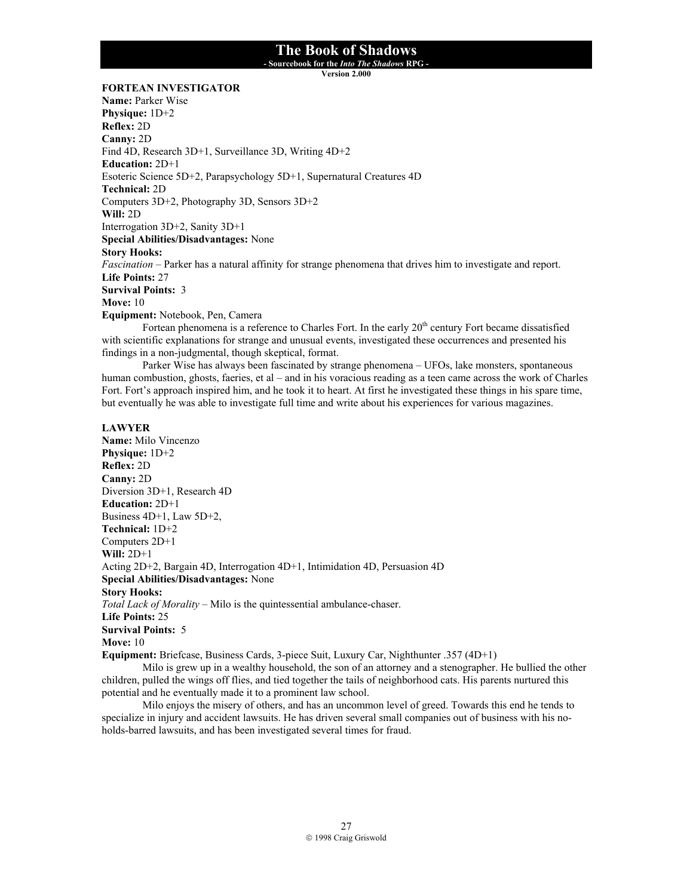**FORTEAN INVESTIGATOR**

**Name:** Parker Wise
**Physique:** 1D+2
**Reflex:** 2D
**Canny:** 2D
Find 4D, Research 3D+1, Surveillance 3D, Writing 4D+2
**Education:** 2D+1
Esoteric Science 5D+2, Parapsychology 5D+1, Supernatural Creatures 4D
**Technical:** 2D
Computers 3D+2, Photography 3D, Sensors 3D+2
**Will:** 2D
Interrogation 3D+2, Sanity 3D+1
**Special Abilities/Disadvantages:** None
**Story Hooks:**
*Fascination* – Parker has a natural affinity for strange phenomena that drives him to investigate and report.
**Life Points:** 27
**Survival Points:** 3
**Move:** 10
**Equipment:** Notebook, Pen, Camera

Fortean phenomena is a reference to Charles Fort. In the early 20th century Fort became dissatisfied with scientific explanations for strange and unusual events, investigated these occurrences and presented his findings in a non-judgmental, though skeptical, format.

Parker Wise has always been fascinated by strange phenomena – UFOs, lake monsters, spontaneous human combustion, ghosts, faeries, et al – and in his voracious reading as a teen came across the work of Charles Fort. Fort's approach inspired him, and he took it to heart. At first he investigated these things in his spare time, but eventually he was able to investigate full time and write about his experiences for various magazines.

**LAWYER**

**Name:** Milo Vincenzo
**Physique:** 1D+2
**Reflex:** 2D
**Canny:** 2D
Diversion 3D+1, Research 4D
**Education:** 2D+1
Business 4D+1, Law 5D+2,
**Technical:** 1D+2
Computers 2D+1
**Will:** 2D+1
Acting 2D+2, Bargain 4D, Interrogation 4D+1, Intimidation 4D, Persuasion 4D
**Special Abilities/Disadvantages:** None
**Story Hooks:**
*Total Lack of Morality* – Milo is the quintessential ambulance-chaser.
**Life Points:** 25
**Survival Points:** 5
**Move:** 10
**Equipment:** Briefcase, Business Cards, 3-piece Suit, Luxury Car, Nighthunter .357 (4D+1)

Milo is grew up in a wealthy household, the son of an attorney and a stenographer. He bullied the other children, pulled the wings off flies, and tied together the tails of neighborhood cats. His parents nurtured this potential and he eventually made it to a prominent law school.

Milo enjoys the misery of others, and has an uncommon level of greed. Towards this end he tends to specialize in injury and accident lawsuits. He has driven several small companies out of business with his no-holds-barred lawsuits, and has been investigated several times for fraud.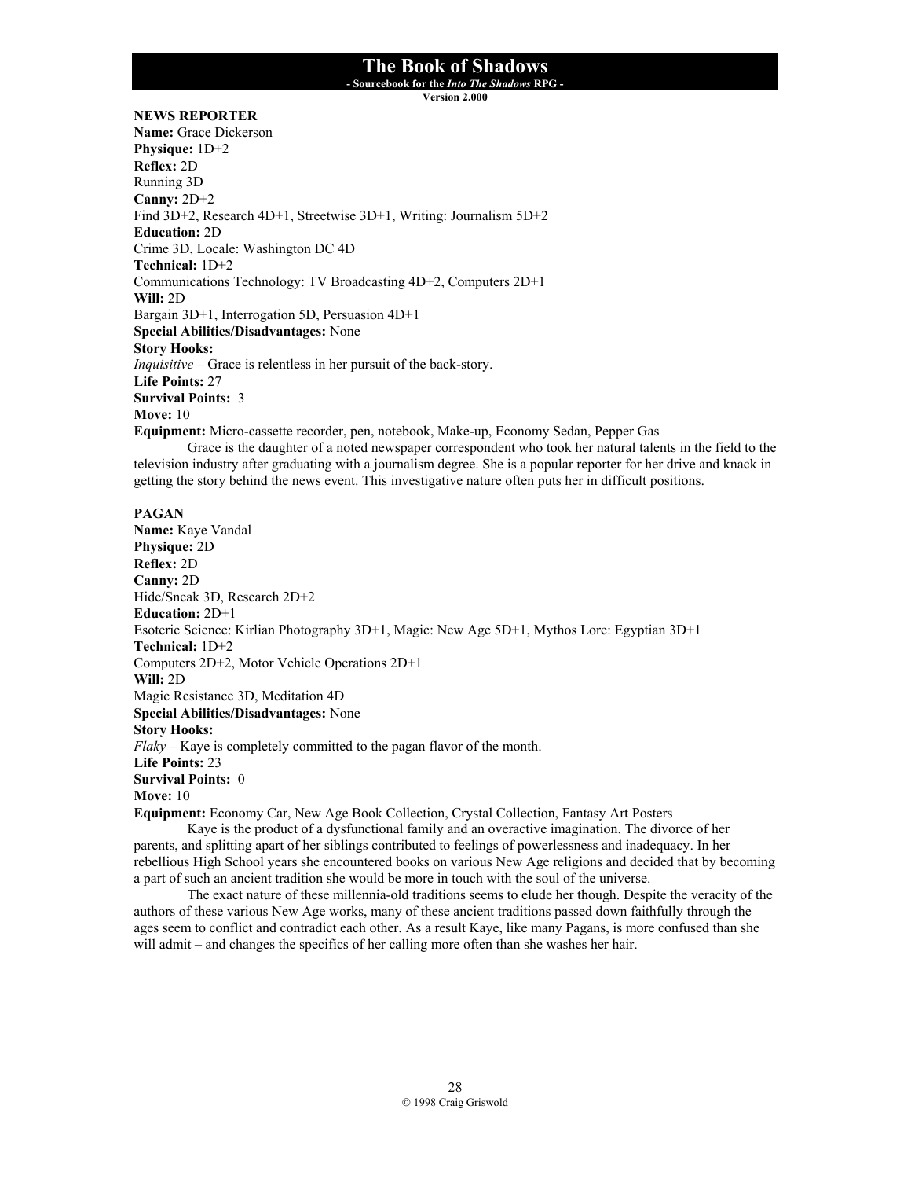**NEWS REPORTER**

**Name:** Grace Dickerson

**Physique:** 1D+2

**Reflex:** 2D

Running 3D

**Canny:** 2D+2

Find 3D+2, Research 4D+1, Streetwise 3D+1, Writing: Journalism 5D+2

**Education:** 2D

Crime 3D, Locale: Washington DC 4D

**Technical:** 1D+2

Communications Technology: TV Broadcasting 4D+2, Computers 2D+1

**Will:** 2D

Bargain 3D+1, Interrogation 5D, Persuasion 4D+1

**Special Abilities/Disadvantages:** None

**Story Hooks:**

*Inquisitive* – Grace is relentless in her pursuit of the back-story.

**Life Points:** 27

**Survival Points:** 3

**Move:** 10

**Equipment:** Micro-cassette recorder, pen, notebook, Make-up, Economy Sedan, Pepper Gas

Grace is the daughter of a noted newspaper correspondent who took her natural talents in the field to the television industry after graduating with a journalism degree. She is a popular reporter for her drive and knack in getting the story behind the news event. This investigative nature often puts her in difficult positions.

**PAGAN**

**Name:** Kaye Vandal

**Physique:** 2D

**Reflex:** 2D

**Canny:** 2D

Hide/Sneak 3D, Research 2D+2

**Education:** 2D+1

Esoteric Science: Kirlian Photography 3D+1, Magic: New Age 5D+1, Mythos Lore: Egyptian 3D+1

**Technical:** 1D+2

Computers 2D+2, Motor Vehicle Operations 2D+1

**Will:** 2D

Magic Resistance 3D, Meditation 4D

**Special Abilities/Disadvantages:** None

**Story Hooks:**

*Flaky* – Kaye is completely committed to the pagan flavor of the month.

**Life Points:** 23

**Survival Points:** 0

**Move:** 10

**Equipment:** Economy Car, New Age Book Collection, Crystal Collection, Fantasy Art Posters

Kaye is the product of a dysfunctional family and an overactive imagination. The divorce of her parents, and splitting apart of her siblings contributed to feelings of powerlessness and inadequacy. In her rebellious High School years she encountered books on various New Age religions and decided that by becoming a part of such an ancient tradition she would be more in touch with the soul of the universe.

The exact nature of these millennia-old traditions seems to elude her though. Despite the veracity of the authors of these various New Age works, many of these ancient traditions passed down faithfully through the ages seem to conflict and contradict each other. As a result Kaye, like many Pagans, is more confused than she will admit – and changes the specifics of her calling more often than she washes her hair.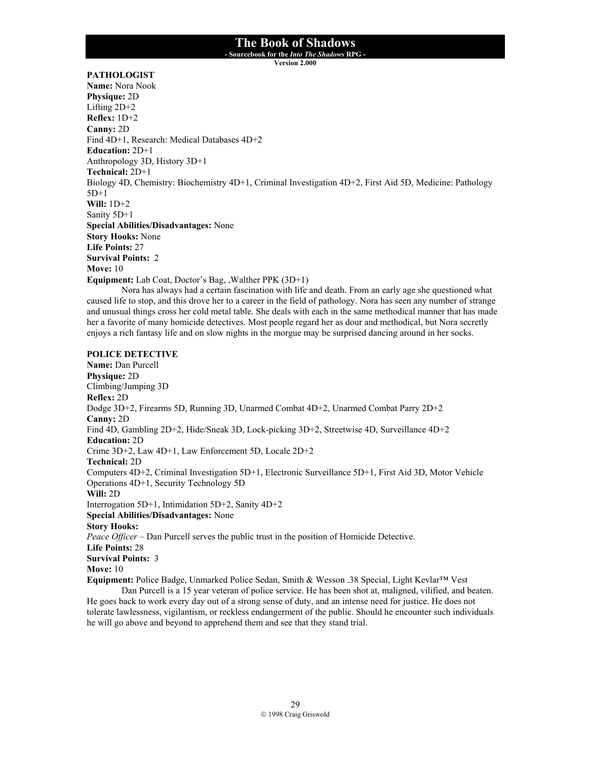**PATHOLOGIST**
**Name:** Nora Nook
**Physique:** 2D
Lifting 2D+2
**Reflex:** 1D+2
**Canny:** 2D
Find 4D+1, Research: Medical Databases 4D+2
**Education:** 2D+1
Anthropology 3D, History 3D+1
**Technical:** 2D+1
Biology 4D, Chemistry: Biochemistry 4D+1, Criminal Investigation 4D+2, First Aid 5D, Medicine: Pathology 5D+1
**Will:** 1D+2
Sanity 5D+1
**Special Abilities/Disadvantages:** None
**Story Hooks:** None
**Life Points:** 27
**Survival Points:** 2
**Move:** 10
**Equipment:** Lab Coat, Doctor's Bag, ,Walther PPK (3D+1)

Nora has always had a certain fascination with life and death. From an early age she questioned what caused life to stop, and this drove her to a career in the field of pathology. Nora has seen any number of strange and unusual things cross her cold metal table. She deals with each in the same methodical manner that has made her a favorite of many homicide detectives. Most people regard her as dour and methodical, but Nora secretly enjoys a rich fantasy life and on slow nights in the morgue may be surprised dancing around in her socks.

**POLICE DETECTIVE**
**Name:** Dan Purcell
**Physique:** 2D
Climbing/Jumping 3D
**Reflex:** 2D
Dodge 3D+2, Firearms 5D, Running 3D, Unarmed Combat 4D+2, Unarmed Combat Parry 2D+2
**Canny:** 2D
Find 4D, Gambling 2D+2, Hide/Sneak 3D, Lock-picking 3D+2, Streetwise 4D, Surveillance 4D+2
**Education:** 2D
Crime 3D+2, Law 4D+1, Law Enforcement 5D, Locale 2D+2
**Technical:** 2D
Computers 4D+2, Criminal Investigation 5D+1, Electronic Surveillance 5D+1, First Aid 3D, Motor Vehicle Operations 4D+1, Security Technology 5D
**Will:** 2D
Interrogation 5D+1, Intimidation 5D+2, Sanity 4D+2
**Special Abilities/Disadvantages:** None
**Story Hooks:**
*Peace Officer* – Dan Purcell serves the public trust in the position of Homicide Detective.
**Life Points:** 28
**Survival Points:** 3
**Move:** 10
**Equipment:** Police Badge, Unmarked Police Sedan, Smith & Wesson .38 Special, Light Kevlar™ Vest

Dan Purcell is a 15 year veteran of police service. He has been shot at, maligned, vilified, and beaten. He goes back to work every day out of a strong sense of duty, and an intense need for justice. He does not tolerate lawlessness, vigilantism, or reckless endangerment of the public. Should he encounter such individuals he will go above and beyond to apprehend them and see that they stand trial.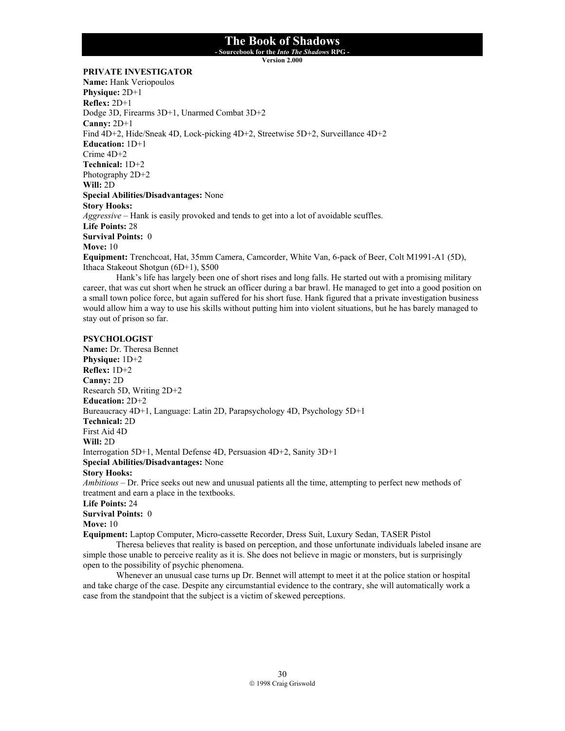**PRIVATE INVESTIGATOR**

**Name:** Hank Veriopoulos
**Physique:** 2D+1
**Reflex:** 2D+1
Dodge 3D, Firearms 3D+1, Unarmed Combat 3D+2
**Canny:** 2D+1
Find 4D+2, Hide/Sneak 4D, Lock-picking 4D+2, Streetwise 5D+2, Surveillance 4D+2
**Education:** 1D+1
Crime 4D+2
**Technical:** 1D+2
Photography 2D+2
**Will:** 2D
**Special Abilities/Disadvantages:** None
**Story Hooks:**
*Aggressive* – Hank is easily provoked and tends to get into a lot of avoidable scuffles.
**Life Points:** 28
**Survival Points:** 0
**Move:** 10
**Equipment:** Trenchcoat, Hat, 35mm Camera, Camcorder, White Van, 6-pack of Beer, Colt M1991-A1 (5D), Ithaca Stakeout Shotgun (6D+1), $500

Hank's life has largely been one of short rises and long falls. He started out with a promising military career, that was cut short when he struck an officer during a bar brawl. He managed to get into a good position on a small town police force, but again suffered for his short fuse. Hank figured that a private investigation business would allow him a way to use his skills without putting him into violent situations, but he has barely managed to stay out of prison so far.

**PSYCHOLOGIST**

**Name:** Dr. Theresa Bennet
**Physique:** 1D+2
**Reflex:** 1D+2
**Canny:** 2D
Research 5D, Writing 2D+2
**Education:** 2D+2
Bureaucracy 4D+1, Language: Latin 2D, Parapsychology 4D, Psychology 5D+1
**Technical:** 2D
First Aid 4D
**Will:** 2D
Interrogation 5D+1, Mental Defense 4D, Persuasion 4D+2, Sanity 3D+1
**Special Abilities/Disadvantages:** None
**Story Hooks:**
*Ambitious* – Dr. Price seeks out new and unusual patients all the time, attempting to perfect new methods of treatment and earn a place in the textbooks.
**Life Points:** 24
**Survival Points:** 0
**Move:** 10
**Equipment:** Laptop Computer, Micro-cassette Recorder, Dress Suit, Luxury Sedan, TASER Pistol

Theresa believes that reality is based on perception, and those unfortunate individuals labeled insane are simple those unable to perceive reality as it is. She does not believe in magic or monsters, but is surprisingly open to the possibility of psychic phenomena.

Whenever an unusual case turns up Dr. Bennet will attempt to meet it at the police station or hospital and take charge of the case. Despite any circumstantial evidence to the contrary, she will automatically work a case from the standpoint that the subject is a victim of skewed perceptions.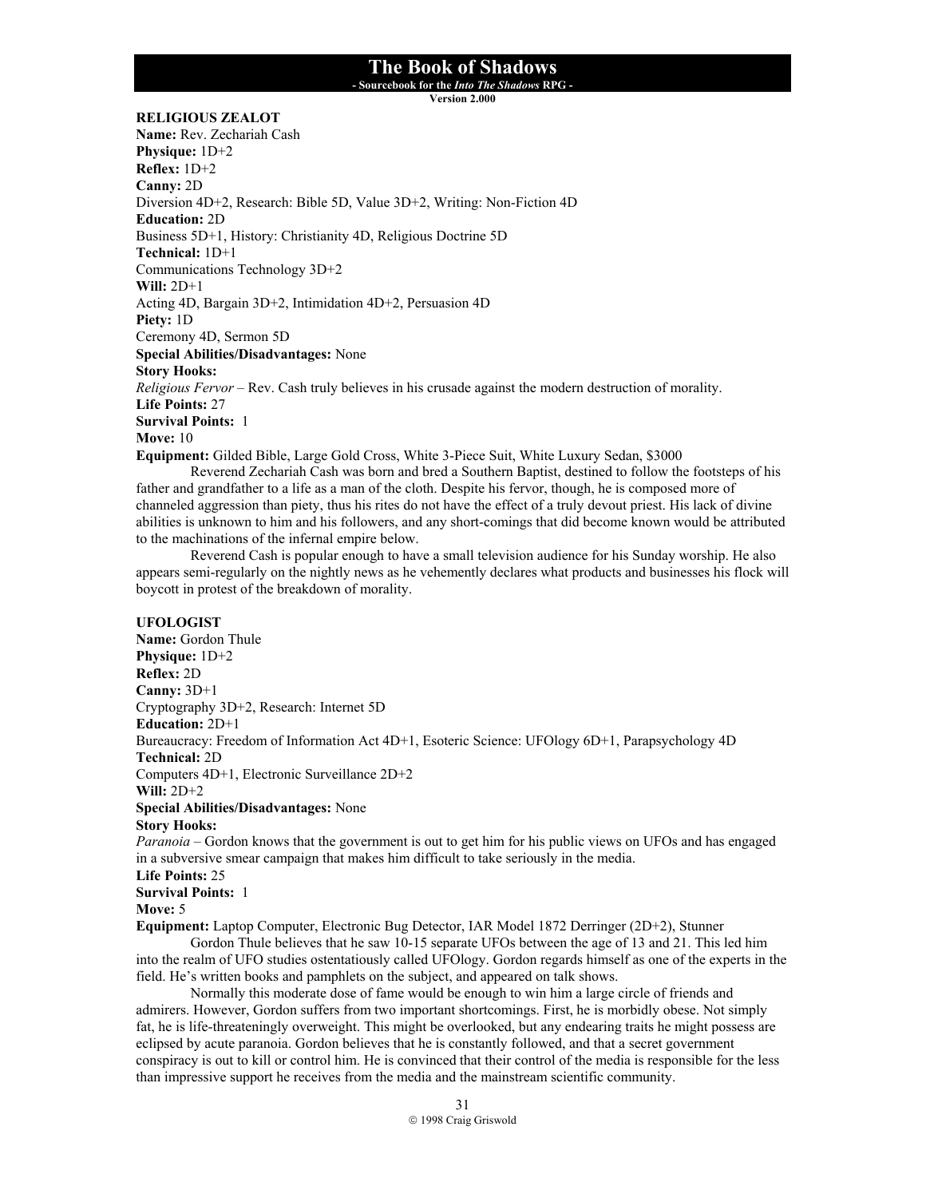**RELIGIOUS ZEALOT**

**Name:** Rev. Zechariah Cash
**Physique:** 1D+2
**Reflex:** 1D+2
**Canny:** 2D
Diversion 4D+2, Research: Bible 5D, Value 3D+2, Writing: Non-Fiction 4D
**Education:** 2D
Business 5D+1, History: Christianity 4D, Religious Doctrine 5D
**Technical:** 1D+1
Communications Technology 3D+2
**Will:** 2D+1
Acting 4D, Bargain 3D+2, Intimidation 4D+2, Persuasion 4D
**Piety:** 1D
Ceremony 4D, Sermon 5D
**Special Abilities/Disadvantages:** None
**Story Hooks:**
*Religious Fervor* – Rev. Cash truly believes in his crusade against the modern destruction of morality.
**Life Points:** 27
**Survival Points:** 1
**Move:** 10
**Equipment:** Gilded Bible, Large Gold Cross, White 3-Piece Suit, White Luxury Sedan, $3000

Reverend Zechariah Cash was born and bred a Southern Baptist, destined to follow the footsteps of his father and grandfather to a life as a man of the cloth. Despite his fervor, though, he is composed more of channeled aggression than piety, thus his rites do not have the effect of a truly devout priest. His lack of divine abilities is unknown to him and his followers, and any short-comings that did become known would be attributed to the machinations of the infernal empire below.

Reverend Cash is popular enough to have a small television audience for his Sunday worship. He also appears semi-regularly on the nightly news as he vehemently declares what products and businesses his flock will boycott in protest of the breakdown of morality.

**UFOLOGIST**

**Name:** Gordon Thule
**Physique:** 1D+2
**Reflex:** 2D
**Canny:** 3D+1
Cryptography 3D+2, Research: Internet 5D
**Education:** 2D+1
Bureaucracy: Freedom of Information Act 4D+1, Esoteric Science: UFOlogy 6D+1, Parapsychology 4D
**Technical:** 2D
Computers 4D+1, Electronic Surveillance 2D+2
**Will:** 2D+2
**Special Abilities/Disadvantages:** None
**Story Hooks:**
*Paranoia* – Gordon knows that the government is out to get him for his public views on UFOs and has engaged in a subversive smear campaign that makes him difficult to take seriously in the media.
**Life Points:** 25
**Survival Points:** 1
**Move:** 5
**Equipment:** Laptop Computer, Electronic Bug Detector, IAR Model 1872 Derringer (2D+2), Stunner

Gordon Thule believes that he saw 10-15 separate UFOs between the age of 13 and 21. This led him into the realm of UFO studies ostentatiously called UFOlogy. Gordon regards himself as one of the experts in the field. He's written books and pamphlets on the subject, and appeared on talk shows.

Normally this moderate dose of fame would be enough to win him a large circle of friends and admirers. However, Gordon suffers from two important shortcomings. First, he is morbidly obese. Not simply fat, he is life-threateningly overweight. This might be overlooked, but any endearing traits he might possess are eclipsed by acute paranoia. Gordon believes that he is constantly followed, and that a secret government conspiracy is out to kill or control him. He is convinced that their control of the media is responsible for the less than impressive support he receives from the media and the mainstream scientific community.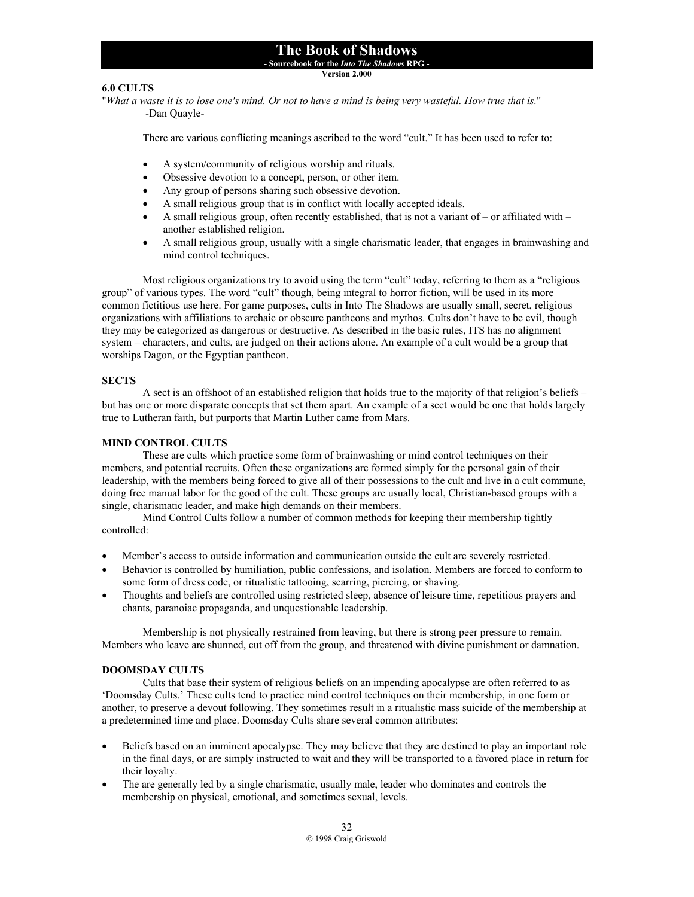## 6.0 CULTS

"*What a waste it is to lose one's mind. Or not to have a mind is being very wasteful. How true that is.*"
-Dan Quayle-

There are various conflicting meanings ascribed to the word "cult." It has been used to refer to:

- A system/community of religious worship and rituals.
- Obsessive devotion to a concept, person, or other item.
- Any group of persons sharing such obsessive devotion.
- A small religious group that is in conflict with locally accepted ideals.
- A small religious group, often recently established, that is not a variant of – or affiliated with – another established religion.
- A small religious group, usually with a single charismatic leader, that engages in brainwashing and mind control techniques.

Most religious organizations try to avoid using the term "cult" today, referring to them as a "religious group" of various types. The word "cult" though, being integral to horror fiction, will be used in its more common fictitious use here. For game purposes, cults in Into The Shadows are usually small, secret, religious organizations with affiliations to archaic or obscure pantheons and mythos. Cults don't have to be evil, though they may be categorized as dangerous or destructive. As described in the basic rules, ITS has no alignment system – characters, and cults, are judged on their actions alone. An example of a cult would be a group that worships Dagon, or the Egyptian pantheon.

### SECTS

A sect is an offshoot of an established religion that holds true to the majority of that religion's beliefs – but has one or more disparate concepts that set them apart. An example of a sect would be one that holds largely true to Lutheran faith, but purports that Martin Luther came from Mars.

### MIND CONTROL CULTS

These are cults which practice some form of brainwashing or mind control techniques on their members, and potential recruits. Often these organizations are formed simply for the personal gain of their leadership, with the members being forced to give all of their possessions to the cult and live in a cult commune, doing free manual labor for the good of the cult. These groups are usually local, Christian-based groups with a single, charismatic leader, and make high demands on their members.

Mind Control Cults follow a number of common methods for keeping their membership tightly controlled:

- Member's access to outside information and communication outside the cult are severely restricted.
- Behavior is controlled by humiliation, public confessions, and isolation. Members are forced to conform to some form of dress code, or ritualistic tattooing, scarring, piercing, or shaving.
- Thoughts and beliefs are controlled using restricted sleep, absence of leisure time, repetitious prayers and chants, paranoiac propaganda, and unquestionable leadership.

Membership is not physically restrained from leaving, but there is strong peer pressure to remain. Members who leave are shunned, cut off from the group, and threatened with divine punishment or damnation.

### DOOMSDAY CULTS

Cults that base their system of religious beliefs on an impending apocalypse are often referred to as 'Doomsday Cults.' These cults tend to practice mind control techniques on their membership, in one form or another, to preserve a devout following. They sometimes result in a ritualistic mass suicide of the membership at a predetermined time and place. Doomsday Cults share several common attributes:

- Beliefs based on an imminent apocalypse. They may believe that they are destined to play an important role in the final days, or are simply instructed to wait and they will be transported to a favored place in return for their loyalty.
- The are generally led by a single charismatic, usually male, leader who dominates and controls the membership on physical, emotional, and sometimes sexual, levels.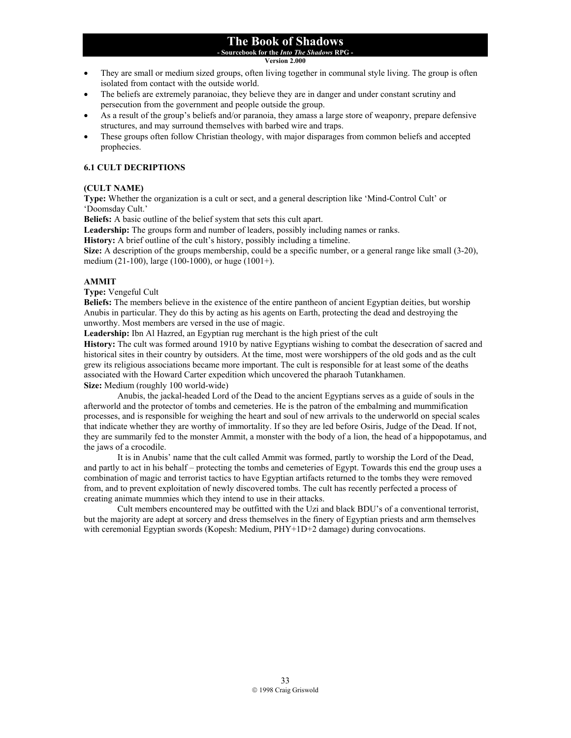- They are small or medium sized groups, often living together in communal style living. The group is often isolated from contact with the outside world.
- The beliefs are extremely paranoiac, they believe they are in danger and under constant scrutiny and persecution from the government and people outside the group.
- As a result of the group's beliefs and/or paranoia, they amass a large store of weaponry, prepare defensive structures, and may surround themselves with barbed wire and traps.
- These groups often follow Christian theology, with major disparages from common beliefs and accepted prophecies.

### 6.1 CULT DECRIPTIONS

**(CULT NAME)**
**Type:** Whether the organization is a cult or sect, and a general description like 'Mind-Control Cult' or 'Doomsday Cult.'
**Beliefs:** A basic outline of the belief system that sets this cult apart.
**Leadership:** The groups form and number of leaders, possibly including names or ranks.
**History:** A brief outline of the cult's history, possibly including a timeline.
**Size:** A description of the groups membership, could be a specific number, or a general range like small (3-20), medium (21-100), large (100-1000), or huge (1001+).

**AMMIT**
**Type:** Vengeful Cult
**Beliefs:** The members believe in the existence of the entire pantheon of ancient Egyptian deities, but worship Anubis in particular. They do this by acting as his agents on Earth, protecting the dead and destroying the unworthy. Most members are versed in the use of magic.
**Leadership:** Ibn Al Hazred, an Egyptian rug merchant is the high priest of the cult
**History:** The cult was formed around 1910 by native Egyptians wishing to combat the desecration of sacred and historical sites in their country by outsiders. At the time, most were worshippers of the old gods and as the cult grew its religious associations became more important. The cult is responsible for at least some of the deaths associated with the Howard Carter expedition which uncovered the pharaoh Tutankhamen.
**Size:** Medium (roughly 100 world-wide)

Anubis, the jackal-headed Lord of the Dead to the ancient Egyptians serves as a guide of souls in the afterworld and the protector of tombs and cemeteries. He is the patron of the embalming and mummification processes, and is responsible for weighing the heart and soul of new arrivals to the underworld on special scales that indicate whether they are worthy of immortality. If so they are led before Osiris, Judge of the Dead. If not, they are summarily fed to the monster Ammit, a monster with the body of a lion, the head of a hippopotamus, and the jaws of a crocodile.

It is in Anubis' name that the cult called Ammit was formed, partly to worship the Lord of the Dead, and partly to act in his behalf – protecting the tombs and cemeteries of Egypt. Towards this end the group uses a combination of magic and terrorist tactics to have Egyptian artifacts returned to the tombs they were removed from, and to prevent exploitation of newly discovered tombs. The cult has recently perfected a process of creating animate mummies which they intend to use in their attacks.

Cult members encountered may be outfitted with the Uzi and black BDU's of a conventional terrorist, but the majority are adept at sorcery and dress themselves in the finery of Egyptian priests and arm themselves with ceremonial Egyptian swords (Kopesh: Medium, PHY+1D+2 damage) during convocations.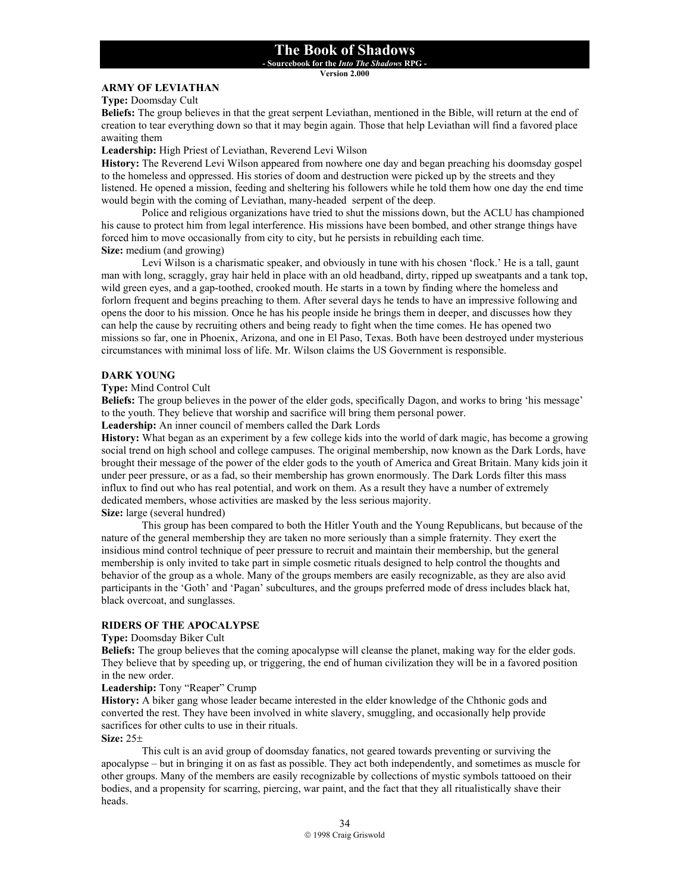## ARMY OF LEVIATHAN

**Type:** Doomsday Cult

**Beliefs:** The group believes in that the great serpent Leviathan, mentioned in the Bible, will return at the end of creation to tear everything down so that it may begin again. Those that help Leviathan will find a favored place awaiting them

**Leadership:** High Priest of Leviathan, Reverend Levi Wilson

**History:** The Reverend Levi Wilson appeared from nowhere one day and began preaching his doomsday gospel to the homeless and oppressed. His stories of doom and destruction were picked up by the streets and they listened. He opened a mission, feeding and sheltering his followers while he told them how one day the end time would begin with the coming of Leviathan, many-headed serpent of the deep.

Police and religious organizations have tried to shut the missions down, but the ACLU has championed his cause to protect him from legal interference. His missions have been bombed, and other strange things have forced him to move occasionally from city to city, but he persists in rebuilding each time.

**Size:** medium (and growing)

Levi Wilson is a charismatic speaker, and obviously in tune with his chosen 'flock.' He is a tall, gaunt man with long, scraggly, gray hair held in place with an old headband, dirty, ripped up sweatpants and a tank top, wild green eyes, and a gap-toothed, crooked mouth. He starts in a town by finding where the homeless and forlorn frequent and begins preaching to them. After several days he tends to have an impressive following and opens the door to his mission. Once he has his people inside he brings them in deeper, and discusses how they can help the cause by recruiting others and being ready to fight when the time comes. He has opened two missions so far, one in Phoenix, Arizona, and one in El Paso, Texas. Both have been destroyed under mysterious circumstances with minimal loss of life. Mr. Wilson claims the US Government is responsible.

## DARK YOUNG

**Type:** Mind Control Cult

**Beliefs:** The group believes in the power of the elder gods, specifically Dagon, and works to bring 'his message' to the youth. They believe that worship and sacrifice will bring them personal power.

**Leadership:** An inner council of members called the Dark Lords

**History:** What began as an experiment by a few college kids into the world of dark magic, has become a growing social trend on high school and college campuses. The original membership, now known as the Dark Lords, have brought their message of the power of the elder gods to the youth of America and Great Britain. Many kids join it under peer pressure, or as a fad, so their membership has grown enormously. The Dark Lords filter this mass influx to find out who has real potential, and work on them. As a result they have a number of extremely dedicated members, whose activities are masked by the less serious majority.

**Size:** large (several hundred)

This group has been compared to both the Hitler Youth and the Young Republicans, but because of the nature of the general membership they are taken no more seriously than a simple fraternity. They exert the insidious mind control technique of peer pressure to recruit and maintain their membership, but the general membership is only invited to take part in simple cosmetic rituals designed to help control the thoughts and behavior of the group as a whole. Many of the groups members are easily recognizable, as they are also avid participants in the 'Goth' and 'Pagan' subcultures, and the groups preferred mode of dress includes black hat, black overcoat, and sunglasses.

## RIDERS OF THE APOCALYPSE

**Type:** Doomsday Biker Cult

**Beliefs:** The group believes that the coming apocalypse will cleanse the planet, making way for the elder gods. They believe that by speeding up, or triggering, the end of human civilization they will be in a favored position in the new order.

**Leadership:** Tony "Reaper" Crump

**History:** A biker gang whose leader became interested in the elder knowledge of the Chthonic gods and converted the rest. They have been involved in white slavery, smuggling, and occasionally help provide sacrifices for other cults to use in their rituals.

**Size:** 25±

This cult is an avid group of doomsday fanatics, not geared towards preventing or surviving the apocalypse – but in bringing it on as fast as possible. They act both independently, and sometimes as muscle for other groups. Many of the members are easily recognizable by collections of mystic symbols tattooed on their bodies, and a propensity for scarring, piercing, war paint, and the fact that they all ritualistically shave their heads.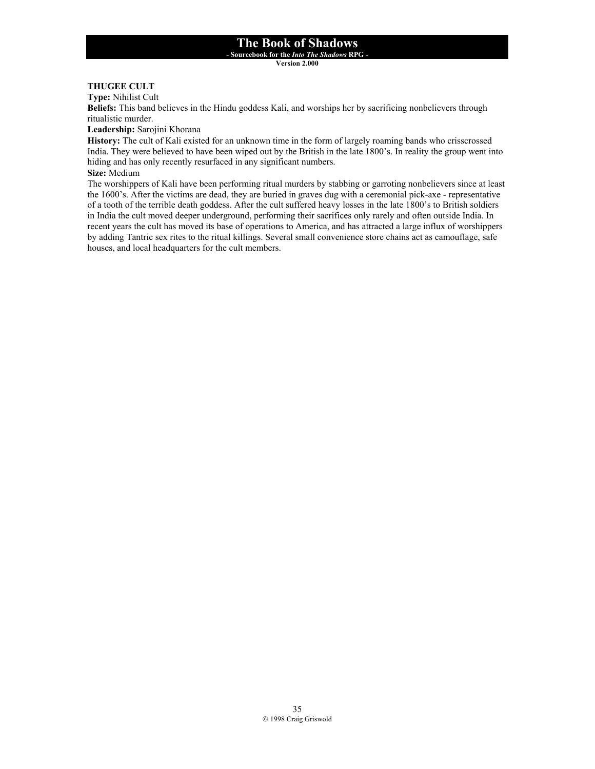**THUGEE CULT**
**Type:** Nihilist Cult
**Beliefs:** This band believes in the Hindu goddess Kali, and worships her by sacrificing nonbelievers through ritualistic murder.
**Leadership:** Sarojini Khorana
**History:** The cult of Kali existed for an unknown time in the form of largely roaming bands who crisscrossed India. They were believed to have been wiped out by the British in the late 1800's. In reality the group went into hiding and has only recently resurfaced in any significant numbers.
**Size:** Medium

The worshippers of Kali have been performing ritual murders by stabbing or garroting nonbelievers since at least the 1600's. After the victims are dead, they are buried in graves dug with a ceremonial pick-axe - representative of a tooth of the terrible death goddess. After the cult suffered heavy losses in the late 1800's to British soldiers in India the cult moved deeper underground, performing their sacrifices only rarely and often outside India. In recent years the cult has moved its base of operations to America, and has attracted a large influx of worshippers by adding Tantric sex rites to the ritual killings. Several small convenience store chains act as camouflage, safe houses, and local headquarters for the cult members.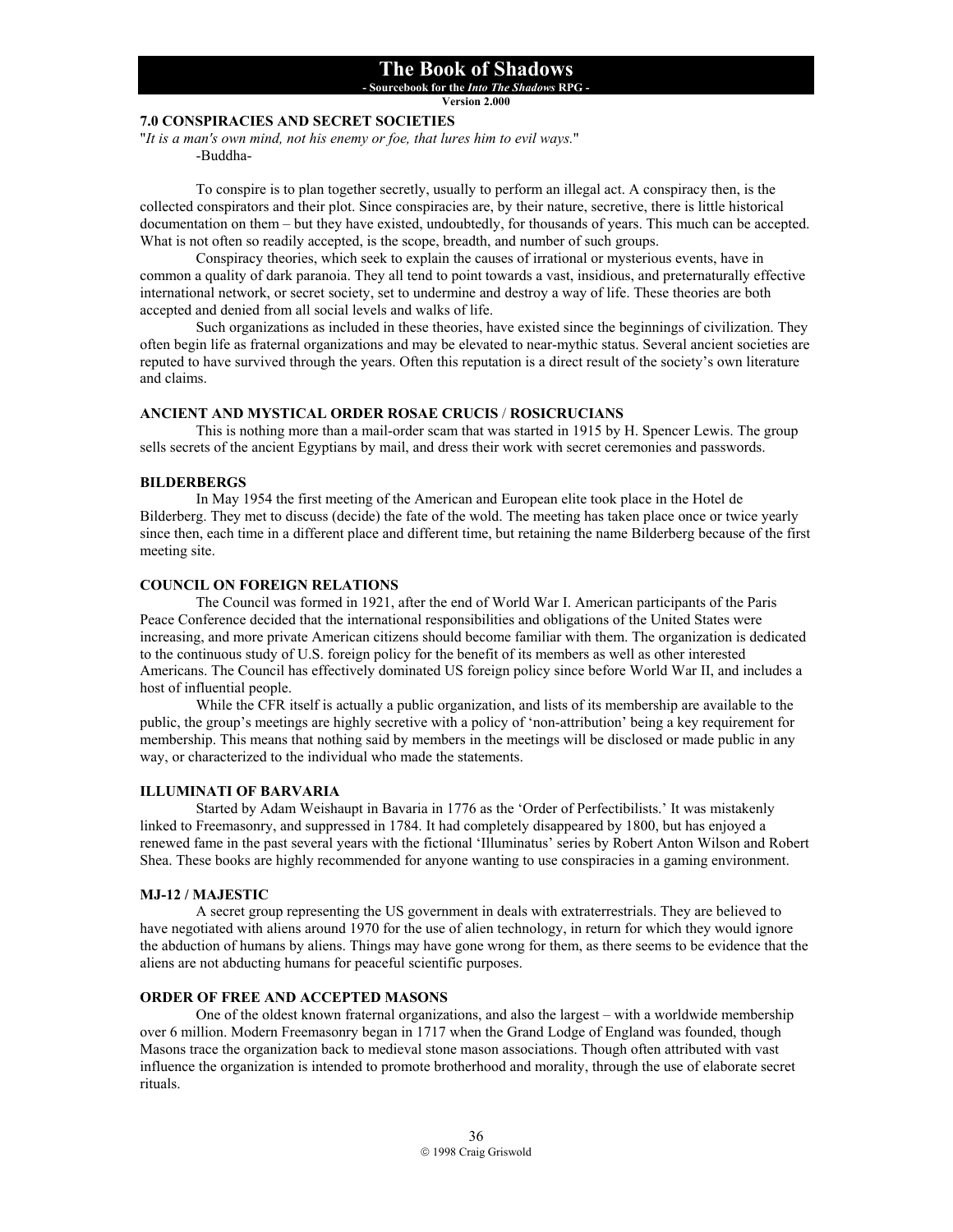## 7.0 CONSPIRACIES AND SECRET SOCIETIES

"*It is a man's own mind, not his enemy or foe, that lures him to evil ways.*"
-Buddha-

To conspire is to plan together secretly, usually to perform an illegal act. A conspiracy then, is the collected conspirators and their plot. Since conspiracies are, by their nature, secretive, there is little historical documentation on them – but they have existed, undoubtedly, for thousands of years. This much can be accepted. What is not often so readily accepted, is the scope, breadth, and number of such groups.

Conspiracy theories, which seek to explain the causes of irrational or mysterious events, have in common a quality of dark paranoia. They all tend to point towards a vast, insidious, and preternaturally effective international network, or secret society, set to undermine and destroy a way of life. These theories are both accepted and denied from all social levels and walks of life.

Such organizations as included in these theories, have existed since the beginnings of civilization. They often begin life as fraternal organizations and may be elevated to near-mythic status. Several ancient societies are reputed to have survived through the years. Often this reputation is a direct result of the society's own literature and claims.

### ANCIENT AND MYSTICAL ORDER ROSAE CRUCIS / ROSICRUCIANS

This is nothing more than a mail-order scam that was started in 1915 by H. Spencer Lewis. The group sells secrets of the ancient Egyptians by mail, and dress their work with secret ceremonies and passwords.

### BILDERBERGS

In May 1954 the first meeting of the American and European elite took place in the Hotel de Bilderberg. They met to discuss (decide) the fate of the wold. The meeting has taken place once or twice yearly since then, each time in a different place and different time, but retaining the name Bilderberg because of the first meeting site.

### COUNCIL ON FOREIGN RELATIONS

The Council was formed in 1921, after the end of World War I. American participants of the Paris Peace Conference decided that the international responsibilities and obligations of the United States were increasing, and more private American citizens should become familiar with them. The organization is dedicated to the continuous study of U.S. foreign policy for the benefit of its members as well as other interested Americans. The Council has effectively dominated US foreign policy since before World War II, and includes a host of influential people.

While the CFR itself is actually a public organization, and lists of its membership are available to the public, the group's meetings are highly secretive with a policy of 'non-attribution' being a key requirement for membership. This means that nothing said by members in the meetings will be disclosed or made public in any way, or characterized to the individual who made the statements.

### ILLUMINATI OF BARVARIA

Started by Adam Weishaupt in Bavaria in 1776 as the 'Order of Perfectibilists.' It was mistakenly linked to Freemasonry, and suppressed in 1784. It had completely disappeared by 1800, but has enjoyed a renewed fame in the past several years with the fictional 'Illuminatus' series by Robert Anton Wilson and Robert Shea. These books are highly recommended for anyone wanting to use conspiracies in a gaming environment.

### MJ-12 / MAJESTIC

A secret group representing the US government in deals with extraterrestrials. They are believed to have negotiated with aliens around 1970 for the use of alien technology, in return for which they would ignore the abduction of humans by aliens. Things may have gone wrong for them, as there seems to be evidence that the aliens are not abducting humans for peaceful scientific purposes.

### ORDER OF FREE AND ACCEPTED MASONS

One of the oldest known fraternal organizations, and also the largest – with a worldwide membership over 6 million. Modern Freemasonry began in 1717 when the Grand Lodge of England was founded, though Masons trace the organization back to medieval stone mason associations. Though often attributed with vast influence the organization is intended to promote brotherhood and morality, through the use of elaborate secret rituals.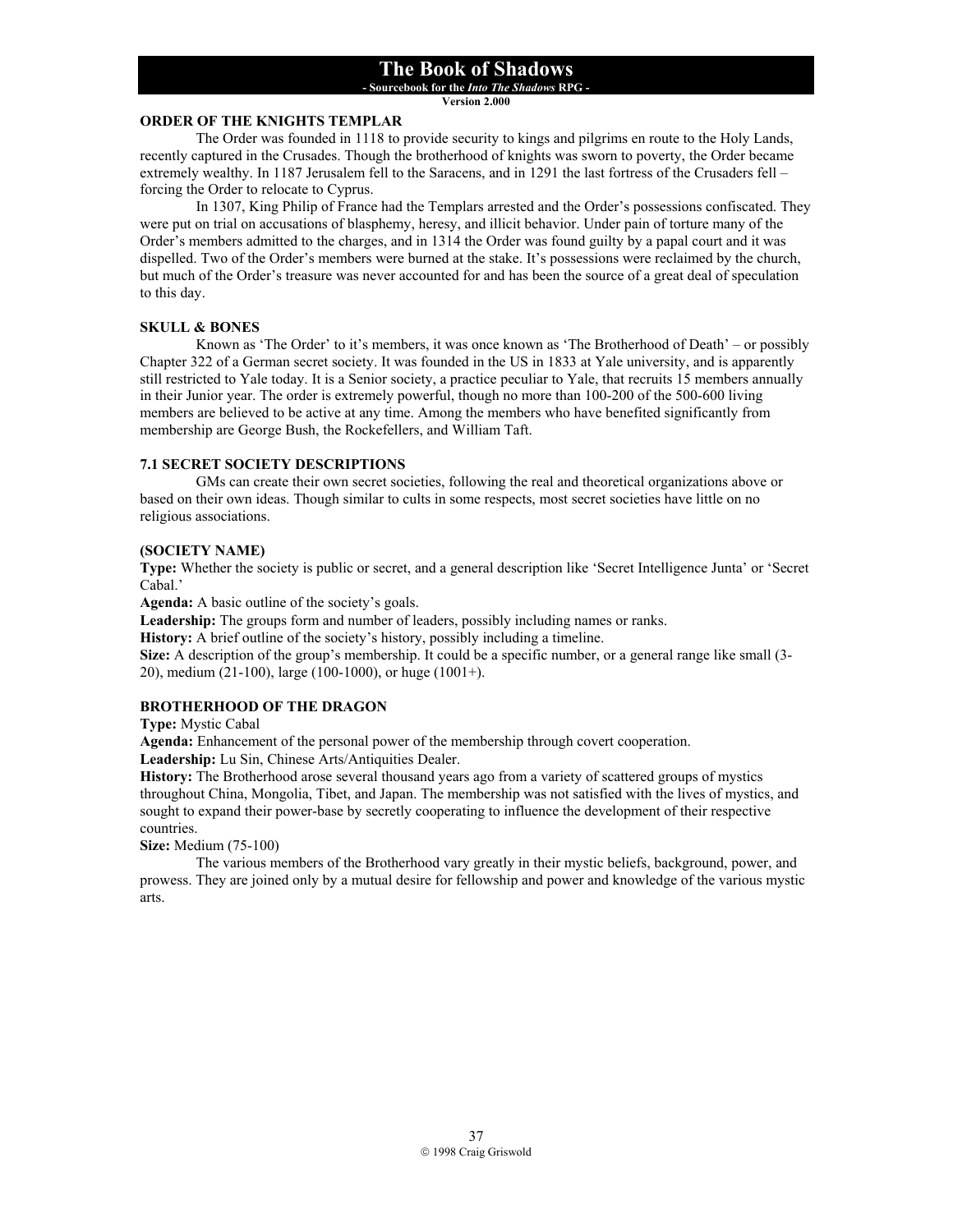### ORDER OF THE KNIGHTS TEMPLAR

The Order was founded in 1118 to provide security to kings and pilgrims en route to the Holy Lands, recently captured in the Crusades. Though the brotherhood of knights was sworn to poverty, the Order became extremely wealthy. In 1187 Jerusalem fell to the Saracens, and in 1291 the last fortress of the Crusaders fell – forcing the Order to relocate to Cyprus.

In 1307, King Philip of France had the Templars arrested and the Order's possessions confiscated. They were put on trial on accusations of blasphemy, heresy, and illicit behavior. Under pain of torture many of the Order's members admitted to the charges, and in 1314 the Order was found guilty by a papal court and it was dispelled. Two of the Order's members were burned at the stake. It's possessions were reclaimed by the church, but much of the Order's treasure was never accounted for and has been the source of a great deal of speculation to this day.

### SKULL & BONES

Known as 'The Order' to it's members, it was once known as 'The Brotherhood of Death' – or possibly Chapter 322 of a German secret society. It was founded in the US in 1833 at Yale university, and is apparently still restricted to Yale today. It is a Senior society, a practice peculiar to Yale, that recruits 15 members annually in their Junior year. The order is extremely powerful, though no more than 100-200 of the 500-600 living members are believed to be active at any time. Among the members who have benefited significantly from membership are George Bush, the Rockefellers, and William Taft.

## 7.1 SECRET SOCIETY DESCRIPTIONS

GMs can create their own secret societies, following the real and theoretical organizations above or based on their own ideas. Though similar to cults in some respects, most secret societies have little on no religious associations.

### (SOCIETY NAME)

**Type:** Whether the society is public or secret, and a general description like 'Secret Intelligence Junta' or 'Secret Cabal.'

**Agenda:** A basic outline of the society's goals.

**Leadership:** The groups form and number of leaders, possibly including names or ranks.

**History:** A brief outline of the society's history, possibly including a timeline.

**Size:** A description of the group's membership. It could be a specific number, or a general range like small (3-20), medium (21-100), large (100-1000), or huge (1001+).

### BROTHERHOOD OF THE DRAGON

**Type:** Mystic Cabal

**Agenda:** Enhancement of the personal power of the membership through covert cooperation.

**Leadership:** Lu Sin, Chinese Arts/Antiquities Dealer.

**History:** The Brotherhood arose several thousand years ago from a variety of scattered groups of mystics throughout China, Mongolia, Tibet, and Japan. The membership was not satisfied with the lives of mystics, and sought to expand their power-base by secretly cooperating to influence the development of their respective countries.

**Size:** Medium (75-100)

The various members of the Brotherhood vary greatly in their mystic beliefs, background, power, and prowess. They are joined only by a mutual desire for fellowship and power and knowledge of the various mystic arts.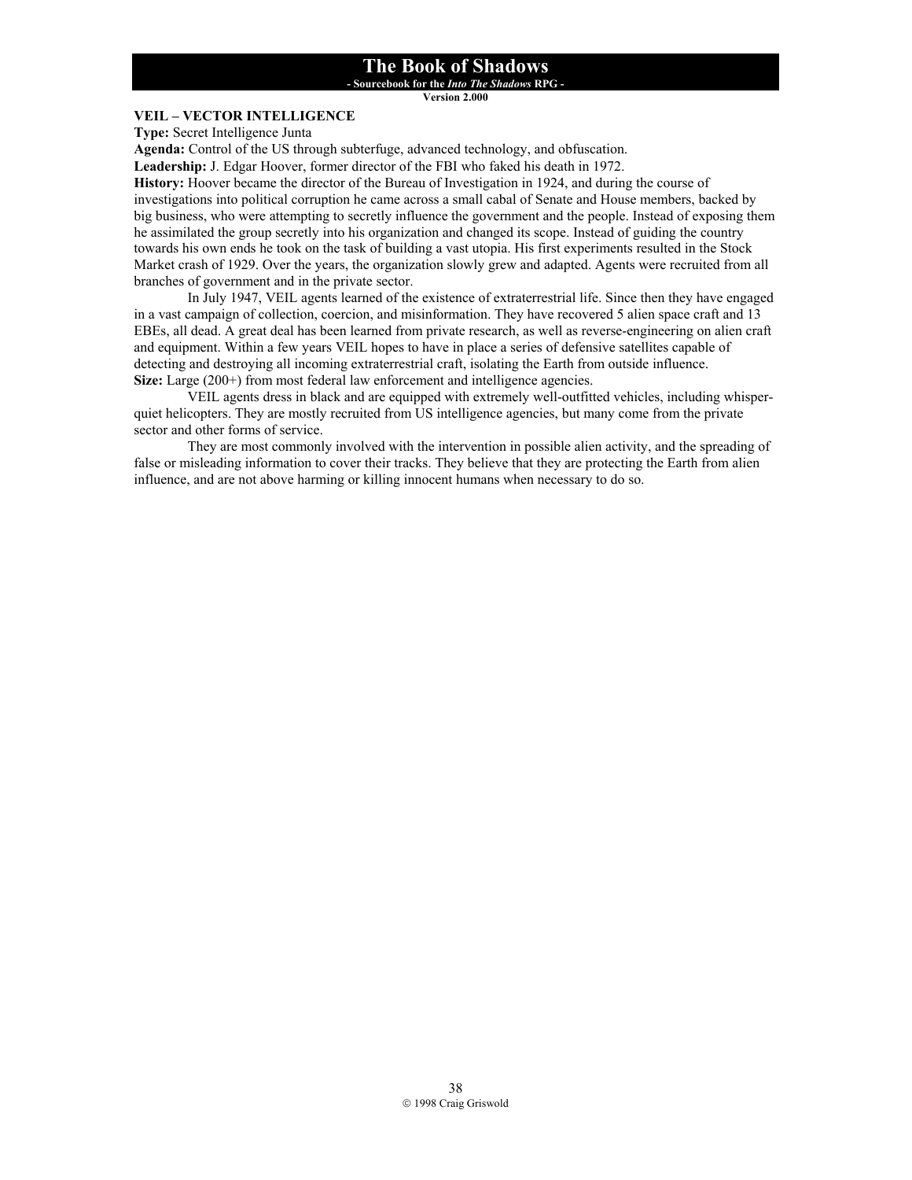## VEIL – VECTOR INTELLIGENCE

**Type:** Secret Intelligence Junta

**Agenda:** Control of the US through subterfuge, advanced technology, and obfuscation.

**Leadership:** J. Edgar Hoover, former director of the FBI who faked his death in 1972.

**History:** Hoover became the director of the Bureau of Investigation in 1924, and during the course of investigations into political corruption he came across a small cabal of Senate and House members, backed by big business, who were attempting to secretly influence the government and the people. Instead of exposing them he assimilated the group secretly into his organization and changed its scope. Instead of guiding the country towards his own ends he took on the task of building a vast utopia. His first experiments resulted in the Stock Market crash of 1929. Over the years, the organization slowly grew and adapted. Agents were recruited from all branches of government and in the private sector.

In July 1947, VEIL agents learned of the existence of extraterrestrial life. Since then they have engaged in a vast campaign of collection, coercion, and misinformation. They have recovered 5 alien space craft and 13 EBEs, all dead. A great deal has been learned from private research, as well as reverse-engineering on alien craft and equipment. Within a few years VEIL hopes to have in place a series of defensive satellites capable of detecting and destroying all incoming extraterrestrial craft, isolating the Earth from outside influence.

**Size:** Large (200+) from most federal law enforcement and intelligence agencies.

VEIL agents dress in black and are equipped with extremely well-outfitted vehicles, including whisper-quiet helicopters. They are mostly recruited from US intelligence agencies, but many come from the private sector and other forms of service.

They are most commonly involved with the intervention in possible alien activity, and the spreading of false or misleading information to cover their tracks. They believe that they are protecting the Earth from alien influence, and are not above harming or killing innocent humans when necessary to do so.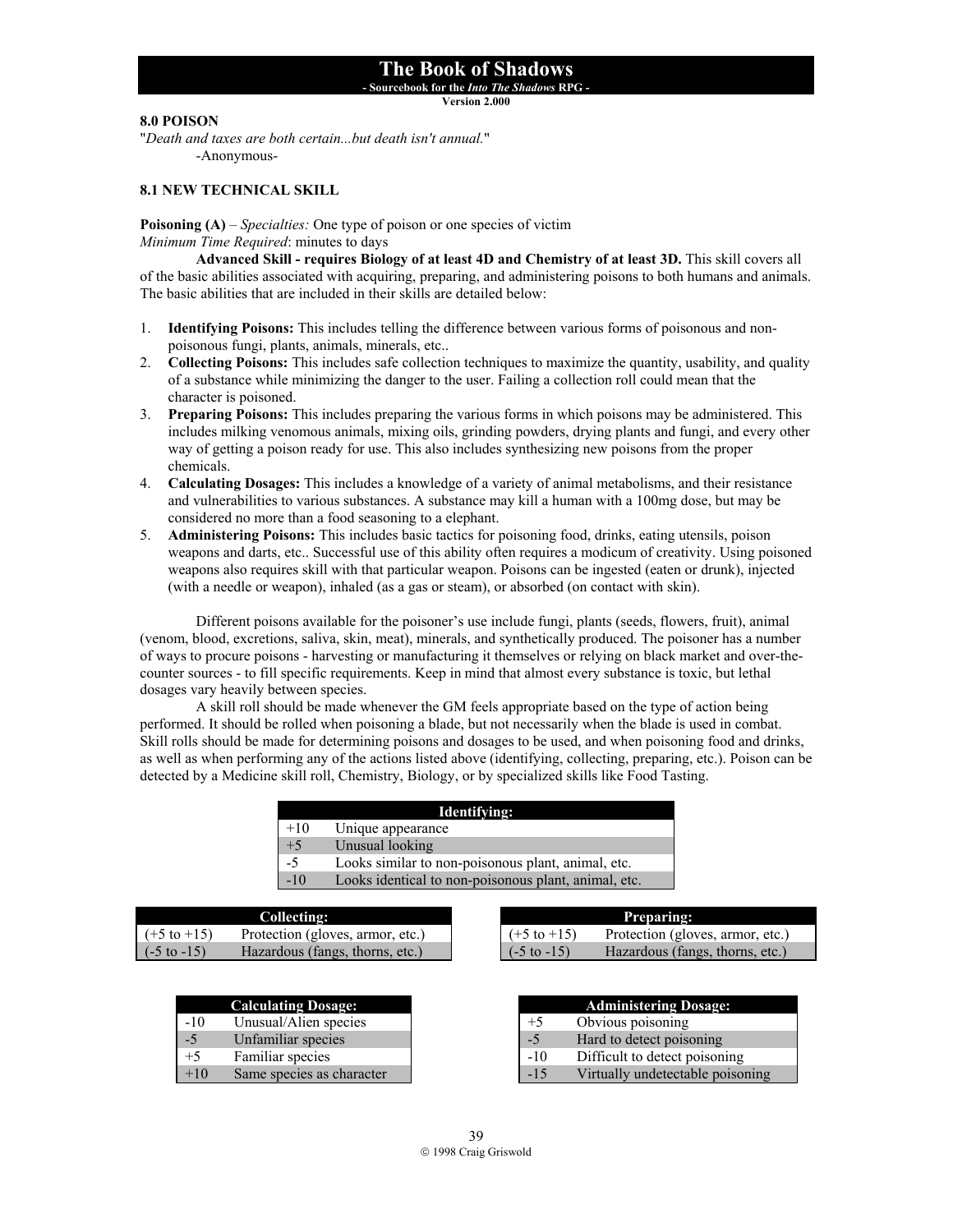## 8.0 POISON

"*Death and taxes are both certain...but death isn't annual.*"

-Anonymous-

### 8.1 NEW TECHNICAL SKILL

**Poisoning (A)** – *Specialties:* One type of poison or one species of victim
*Minimum Time Required*: minutes to days

**Advanced Skill - requires Biology of at least 4D and Chemistry of at least 3D.** This skill covers all of the basic abilities associated with acquiring, preparing, and administering poisons to both humans and animals. The basic abilities that are included in their skills are detailed below:

1. **Identifying Poisons:** This includes telling the difference between various forms of poisonous and non-poisonous fungi, plants, animals, minerals, etc..
2. **Collecting Poisons:** This includes safe collection techniques to maximize the quantity, usability, and quality of a substance while minimizing the danger to the user. Failing a collection roll could mean that the character is poisoned.
3. **Preparing Poisons:** This includes preparing the various forms in which poisons may be administered. This includes milking venomous animals, mixing oils, grinding powders, drying plants and fungi, and every other way of getting a poison ready for use. This also includes synthesizing new poisons from the proper chemicals.
4. **Calculating Dosages:** This includes a knowledge of a variety of animal metabolisms, and their resistance and vulnerabilities to various substances. A substance may kill a human with a 100mg dose, but may be considered no more than a food seasoning to a elephant.
5. **Administering Poisons:** This includes basic tactics for poisoning food, drinks, eating utensils, poison weapons and darts, etc.. Successful use of this ability often requires a modicum of creativity. Using poisoned weapons also requires skill with that particular weapon. Poisons can be ingested (eaten or drunk), injected (with a needle or weapon), inhaled (as a gas or steam), or absorbed (on contact with skin).

Different poisons available for the poisoner's use include fungi, plants (seeds, flowers, fruit), animal (venom, blood, excretions, saliva, skin, meat), minerals, and synthetically produced. The poisoner has a number of ways to procure poisons - harvesting or manufacturing it themselves or relying on black market and over-the-counter sources - to fill specific requirements. Keep in mind that almost every substance is toxic, but lethal dosages vary heavily between species.

A skill roll should be made whenever the GM feels appropriate based on the type of action being performed. It should be rolled when poisoning a blade, but not necessarily when the blade is used in combat. Skill rolls should be made for determining poisons and dosages to be used, and when poisoning food and drinks, as well as when performing any of the actions listed above (identifying, collecting, preparing, etc.). Poison can be detected by a Medicine skill roll, Chemistry, Biology, or by specialized skills like Food Tasting.

| Identifying: | |
|---|---|
| +10 | Unique appearance |
| +5 | Unusual looking |
| -5 | Looks similar to non-poisonous plant, animal, etc. |
| -10 | Looks identical to non-poisonous plant, animal, etc. |

| Collecting: | |
|---|---|
| (+5 to +15) | Protection (gloves, armor, etc.) |
| (-5 to -15) | Hazardous (fangs, thorns, etc.) |

| Preparing: | |
|---|---|
| (+5 to +15) | Protection (gloves, armor, etc.) |
| (-5 to -15) | Hazardous (fangs, thorns, etc.) |

| Calculating Dosage: | |
|---|---|
| -10 | Unusual/Alien species |
| -5 | Unfamiliar species |
| +5 | Familiar species |
| +10 | Same species as character |

| Administering Dosage: | |
|---|---|
| +5 | Obvious poisoning |
| -5 | Hard to detect poisoning |
| -10 | Difficult to detect poisoning |
| -15 | Virtually undetectable poisoning |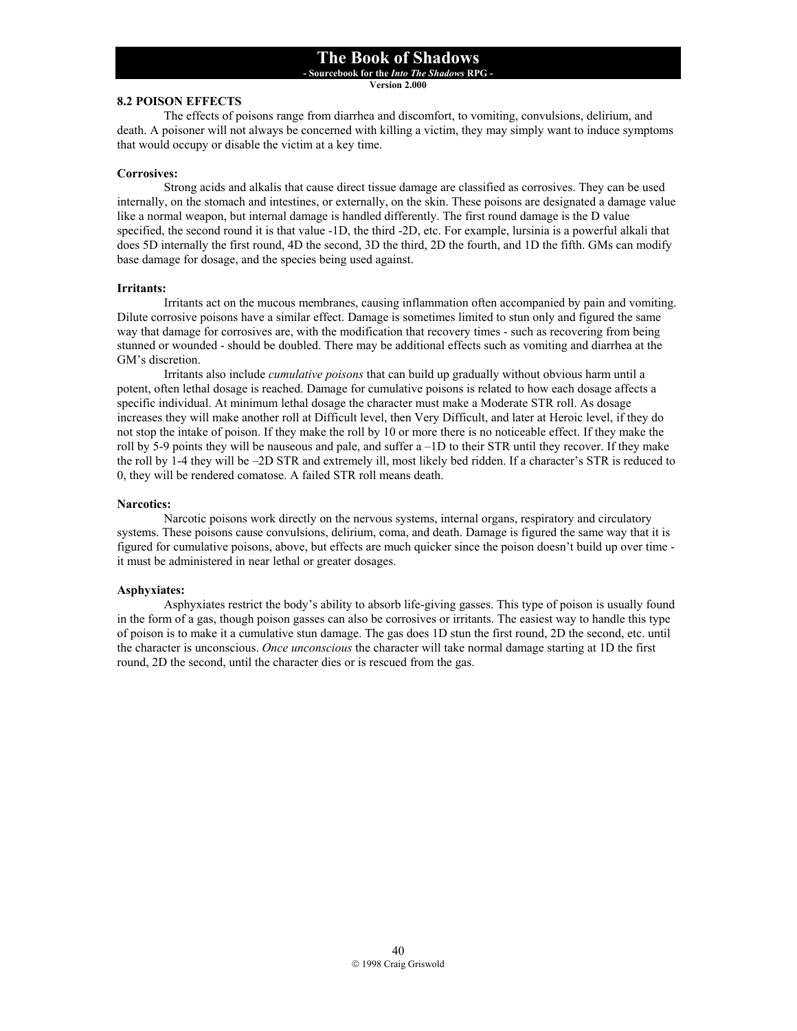## 8.2 POISON EFFECTS

The effects of poisons range from diarrhea and discomfort, to vomiting, convulsions, delirium, and death. A poisoner will not always be concerned with killing a victim, they may simply want to induce symptoms that would occupy or disable the victim at a key time.

**Corrosives:**

Strong acids and alkalis that cause direct tissue damage are classified as corrosives. They can be used internally, on the stomach and intestines, or externally, on the skin. These poisons are designated a damage value like a normal weapon, but internal damage is handled differently. The first round damage is the D value specified, the second round it is that value -1D, the third -2D, etc. For example, lursinia is a powerful alkali that does 5D internally the first round, 4D the second, 3D the third, 2D the fourth, and 1D the fifth. GMs can modify base damage for dosage, and the species being used against.

**Irritants:**

Irritants act on the mucous membranes, causing inflammation often accompanied by pain and vomiting. Dilute corrosive poisons have a similar effect. Damage is sometimes limited to stun only and figured the same way that damage for corrosives are, with the modification that recovery times - such as recovering from being stunned or wounded - should be doubled. There may be additional effects such as vomiting and diarrhea at the GM's discretion.

Irritants also include *cumulative poisons* that can build up gradually without obvious harm until a potent, often lethal dosage is reached. Damage for cumulative poisons is related to how each dosage affects a specific individual. At minimum lethal dosage the character must make a Moderate STR roll. As dosage increases they will make another roll at Difficult level, then Very Difficult, and later at Heroic level, if they do not stop the intake of poison. If they make the roll by 10 or more there is no noticeable effect. If they make the roll by 5-9 points they will be nauseous and pale, and suffer a –1D to their STR until they recover. If they make the roll by 1-4 they will be –2D STR and extremely ill, most likely bed ridden. If a character's STR is reduced to 0, they will be rendered comatose. A failed STR roll means death.

**Narcotics:**

Narcotic poisons work directly on the nervous systems, internal organs, respiratory and circulatory systems. These poisons cause convulsions, delirium, coma, and death. Damage is figured the same way that it is figured for cumulative poisons, above, but effects are much quicker since the poison doesn't build up over time - it must be administered in near lethal or greater dosages.

**Asphyxiates:**

Asphyxiates restrict the body's ability to absorb life-giving gasses. This type of poison is usually found in the form of a gas, though poison gasses can also be corrosives or irritants. The easiest way to handle this type of poison is to make it a cumulative stun damage. The gas does 1D stun the first round, 2D the second, etc. until the character is unconscious. *Once unconscious* the character will take normal damage starting at 1D the first round, 2D the second, until the character dies or is rescued from the gas.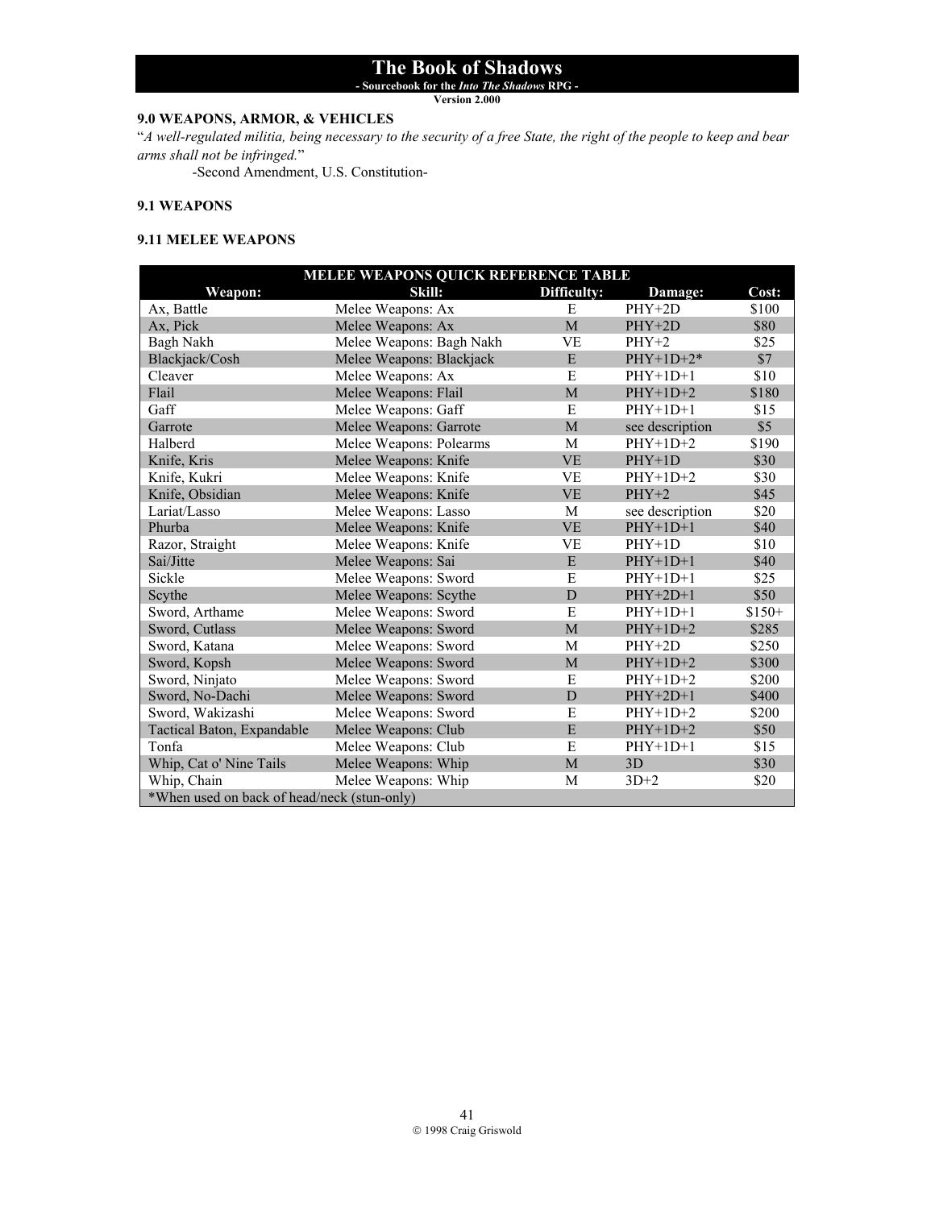## 9.0 WEAPONS, ARMOR, & VEHICLES

"*A well-regulated militia, being necessary to the security of a free State, the right of the people to keep and bear arms shall not be infringed.*"

-Second Amendment, U.S. Constitution-

### 9.1 WEAPONS

#### 9.11 MELEE WEAPONS

| MELEE WEAPONS QUICK REFERENCE TABLE | | | | |
|---|---|---|---|---|
| **Weapon:** | **Skill:** | **Difficulty:** | **Damage:** | **Cost:** |
| Ax, Battle | Melee Weapons: Ax | E | PHY+2D | $100 |
| Ax, Pick | Melee Weapons: Ax | M | PHY+2D | $80 |
| Bagh Nakh | Melee Weapons: Bagh Nakh | VE | PHY+2 | $25 |
| Blackjack/Cosh | Melee Weapons: Blackjack | E | PHY+1D+2* | $7 |
| Cleaver | Melee Weapons: Ax | E | PHY+1D+1 | $10 |
| Flail | Melee Weapons: Flail | M | PHY+1D+2 | $180 |
| Gaff | Melee Weapons: Gaff | E | PHY+1D+1 | $15 |
| Garrote | Melee Weapons: Garrote | M | see description | $5 |
| Halberd | Melee Weapons: Polearms | M | PHY+1D+2 | $190 |
| Knife, Kris | Melee Weapons: Knife | VE | PHY+1D | $30 |
| Knife, Kukri | Melee Weapons: Knife | VE | PHY+1D+2 | $30 |
| Knife, Obsidian | Melee Weapons: Knife | VE | PHY+2 | $45 |
| Lariat/Lasso | Melee Weapons: Lasso | M | see description | $20 |
| Phurba | Melee Weapons: Knife | VE | PHY+1D+1 | $40 |
| Razor, Straight | Melee Weapons: Knife | VE | PHY+1D | $10 |
| Sai/Jitte | Melee Weapons: Sai | E | PHY+1D+1 | $40 |
| Sickle | Melee Weapons: Sword | E | PHY+1D+1 | $25 |
| Scythe | Melee Weapons: Scythe | D | PHY+2D+1 | $50 |
| Sword, Arthame | Melee Weapons: Sword | E | PHY+1D+1 | $150+ |
| Sword, Cutlass | Melee Weapons: Sword | M | PHY+1D+2 | $285 |
| Sword, Katana | Melee Weapons: Sword | M | PHY+2D | $250 |
| Sword, Kopsh | Melee Weapons: Sword | M | PHY+1D+2 | $300 |
| Sword, Ninjato | Melee Weapons: Sword | E | PHY+1D+2 | $200 |
| Sword, No-Dachi | Melee Weapons: Sword | D | PHY+2D+1 | $400 |
| Sword, Wakizashi | Melee Weapons: Sword | E | PHY+1D+2 | $200 |
| Tactical Baton, Expandable | Melee Weapons: Club | E | PHY+1D+2 | $50 |
| Tonfa | Melee Weapons: Club | E | PHY+1D+1 | $15 |
| Whip, Cat o' Nine Tails | Melee Weapons: Whip | M | 3D | $30 |
| Whip, Chain | Melee Weapons: Whip | M | 3D+2 | $20 |
| *When used on back of head/neck (stun-only) | | | | |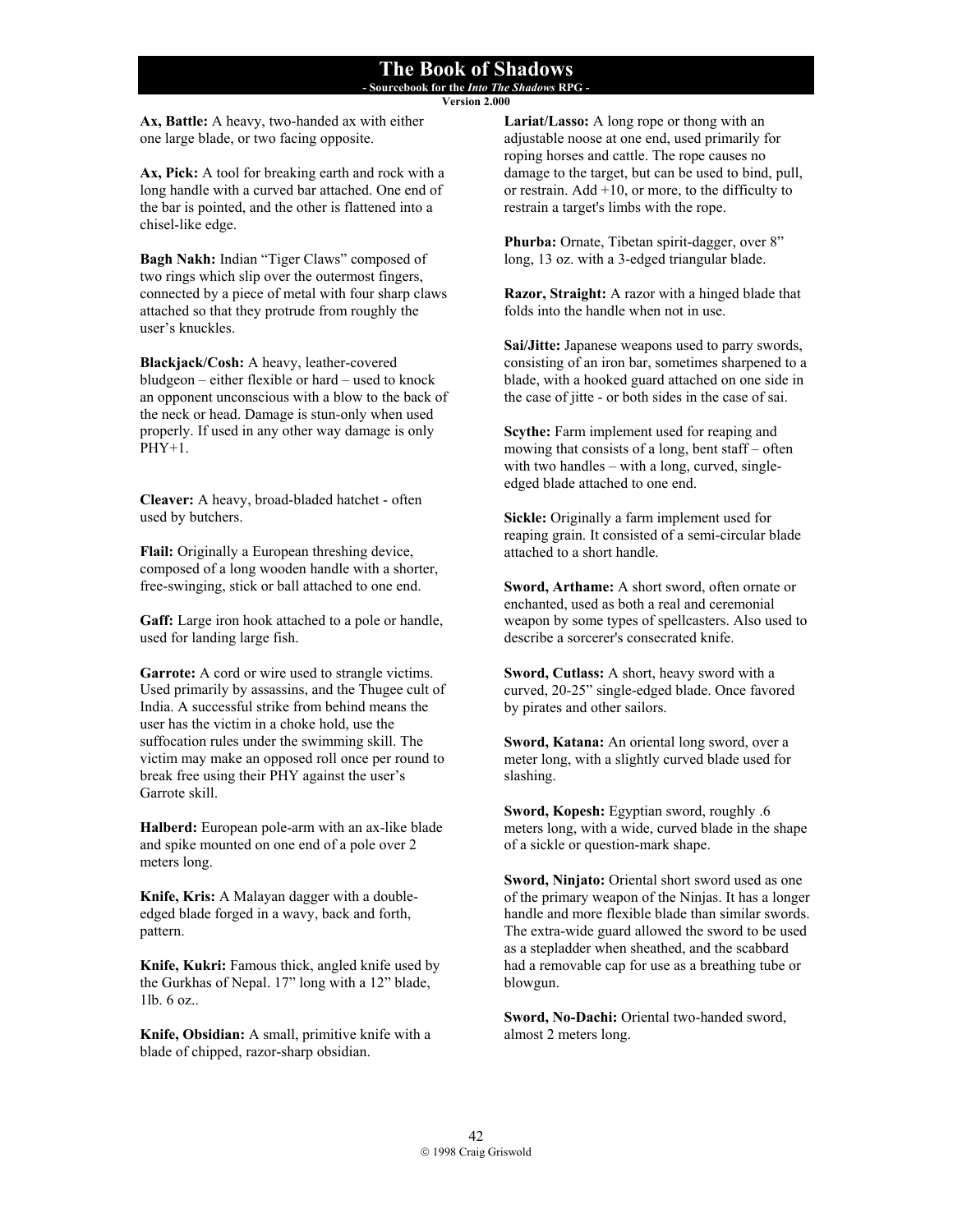**Ax, Battle:** A heavy, two-handed ax with either one large blade, or two facing opposite.

**Ax, Pick:** A tool for breaking earth and rock with a long handle with a curved bar attached. One end of the bar is pointed, and the other is flattened into a chisel-like edge.

**Bagh Nakh:** Indian "Tiger Claws" composed of two rings which slip over the outermost fingers, connected by a piece of metal with four sharp claws attached so that they protrude from roughly the user's knuckles.

**Blackjack/Cosh:** A heavy, leather-covered bludgeon – either flexible or hard – used to knock an opponent unconscious with a blow to the back of the neck or head. Damage is stun-only when used properly. If used in any other way damage is only PHY+1.

**Cleaver:** A heavy, broad-bladed hatchet - often used by butchers.

**Flail:** Originally a European threshing device, composed of a long wooden handle with a shorter, free-swinging, stick or ball attached to one end.

**Gaff:** Large iron hook attached to a pole or handle, used for landing large fish.

**Garrote:** A cord or wire used to strangle victims. Used primarily by assassins, and the Thugee cult of India. A successful strike from behind means the user has the victim in a choke hold, use the suffocation rules under the swimming skill. The victim may make an opposed roll once per round to break free using their PHY against the user's Garrote skill.

**Halberd:** European pole-arm with an ax-like blade and spike mounted on one end of a pole over 2 meters long.

**Knife, Kris:** A Malayan dagger with a double-edged blade forged in a wavy, back and forth, pattern.

**Knife, Kukri:** Famous thick, angled knife used by the Gurkhas of Nepal. 17" long with a 12" blade, 1lb. 6 oz..

**Knife, Obsidian:** A small, primitive knife with a blade of chipped, razor-sharp obsidian.

**Lariat/Lasso:** A long rope or thong with an adjustable noose at one end, used primarily for roping horses and cattle. The rope causes no damage to the target, but can be used to bind, pull, or restrain. Add +10, or more, to the difficulty to restrain a target's limbs with the rope.

**Phurba:** Ornate, Tibetan spirit-dagger, over 8" long, 13 oz. with a 3-edged triangular blade.

**Razor, Straight:** A razor with a hinged blade that folds into the handle when not in use.

**Sai/Jitte:** Japanese weapons used to parry swords, consisting of an iron bar, sometimes sharpened to a blade, with a hooked guard attached on one side in the case of jitte - or both sides in the case of sai.

**Scythe:** Farm implement used for reaping and mowing that consists of a long, bent staff – often with two handles – with a long, curved, single-edged blade attached to one end.

**Sickle:** Originally a farm implement used for reaping grain. It consisted of a semi-circular blade attached to a short handle.

**Sword, Arthame:** A short sword, often ornate or enchanted, used as both a real and ceremonial weapon by some types of spellcasters. Also used to describe a sorcerer's consecrated knife.

**Sword, Cutlass:** A short, heavy sword with a curved, 20-25" single-edged blade. Once favored by pirates and other sailors.

**Sword, Katana:** An oriental long sword, over a meter long, with a slightly curved blade used for slashing.

**Sword, Kopesh:** Egyptian sword, roughly .6 meters long, with a wide, curved blade in the shape of a sickle or question-mark shape.

**Sword, Ninjato:** Oriental short sword used as one of the primary weapon of the Ninjas. It has a longer handle and more flexible blade than similar swords. The extra-wide guard allowed the sword to be used as a stepladder when sheathed, and the scabbard had a removable cap for use as a breathing tube or blowgun.

**Sword, No-Dachi:** Oriental two-handed sword, almost 2 meters long.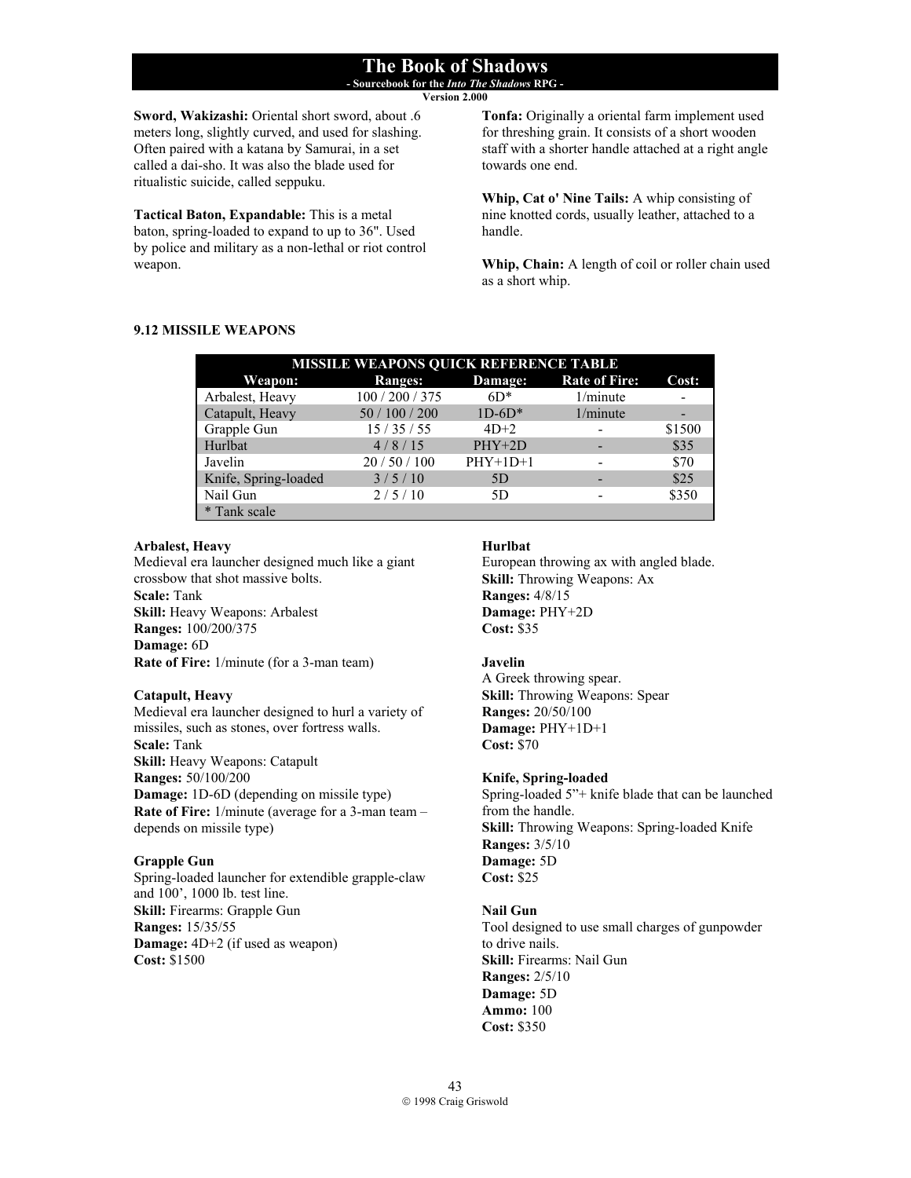**Sword, Wakizashi:** Oriental short sword, about .6 meters long, slightly curved, and used for slashing. Often paired with a katana by Samurai, in a set called a dai-sho. It was also the blade used for ritualistic suicide, called seppuku.

**Tactical Baton, Expandable:** This is a metal baton, spring-loaded to expand to up to 36". Used by police and military as a non-lethal or riot control weapon.

**Tonfa:** Originally a oriental farm implement used for threshing grain. It consists of a short wooden staff with a shorter handle attached at a right angle towards one end.

**Whip, Cat o' Nine Tails:** A whip consisting of nine knotted cords, usually leather, attached to a handle.

**Whip, Chain:** A length of coil or roller chain used as a short whip.

### 9.12 MISSILE WEAPONS

| MISSILE WEAPONS QUICK REFERENCE TABLE | | | | |
|---|---|---|---|---|
| **Weapon:** | **Ranges:** | **Damage:** | **Rate of Fire:** | **Cost:** |
| Arbalest, Heavy | 100 / 200 / 375 | 6D* | 1/minute | - |
| Catapult, Heavy | 50 / 100 / 200 | 1D-6D* | 1/minute | - |
| Grapple Gun | 15 / 35 / 55 | 4D+2 | - | $1500 |
| Hurlbat | 4 / 8 / 15 | PHY+2D | - | $35 |
| Javelin | 20 / 50 / 100 | PHY+1D+1 | - | $70 |
| Knife, Spring-loaded | 3 / 5 / 10 | 5D | - | $25 |
| Nail Gun | 2 / 5 / 10 | 5D | - | $350 |
| * Tank scale | | | | |

**Arbalest, Heavy**
Medieval era launcher designed much like a giant crossbow that shot massive bolts.
**Scale:** Tank
**Skill:** Heavy Weapons: Arbalest
**Ranges:** 100/200/375
**Damage:** 6D
**Rate of Fire:** 1/minute (for a 3-man team)

**Catapult, Heavy**
Medieval era launcher designed to hurl a variety of missiles, such as stones, over fortress walls.
**Scale:** Tank
**Skill:** Heavy Weapons: Catapult
**Ranges:** 50/100/200
**Damage:** 1D-6D (depending on missile type)
**Rate of Fire:** 1/minute (average for a 3-man team – depends on missile type)

**Grapple Gun**
Spring-loaded launcher for extendible grapple-claw and 100', 1000 lb. test line.
**Skill:** Firearms: Grapple Gun
**Ranges:** 15/35/55
**Damage:** 4D+2 (if used as weapon)
**Cost:** $1500

**Hurlbat**
European throwing ax with angled blade.
**Skill:** Throwing Weapons: Ax
**Ranges:** 4/8/15
**Damage:** PHY+2D
**Cost:** $35

**Javelin**
A Greek throwing spear.
**Skill:** Throwing Weapons: Spear
**Ranges:** 20/50/100
**Damage:** PHY+1D+1
**Cost:** $70

**Knife, Spring-loaded**
Spring-loaded 5"+ knife blade that can be launched from the handle.
**Skill:** Throwing Weapons: Spring-loaded Knife
**Ranges:** 3/5/10
**Damage:** 5D
**Cost:** $25

**Nail Gun**
Tool designed to use small charges of gunpowder to drive nails.
**Skill:** Firearms: Nail Gun
**Ranges:** 2/5/10
**Damage:** 5D
**Ammo:** 100
**Cost:** $350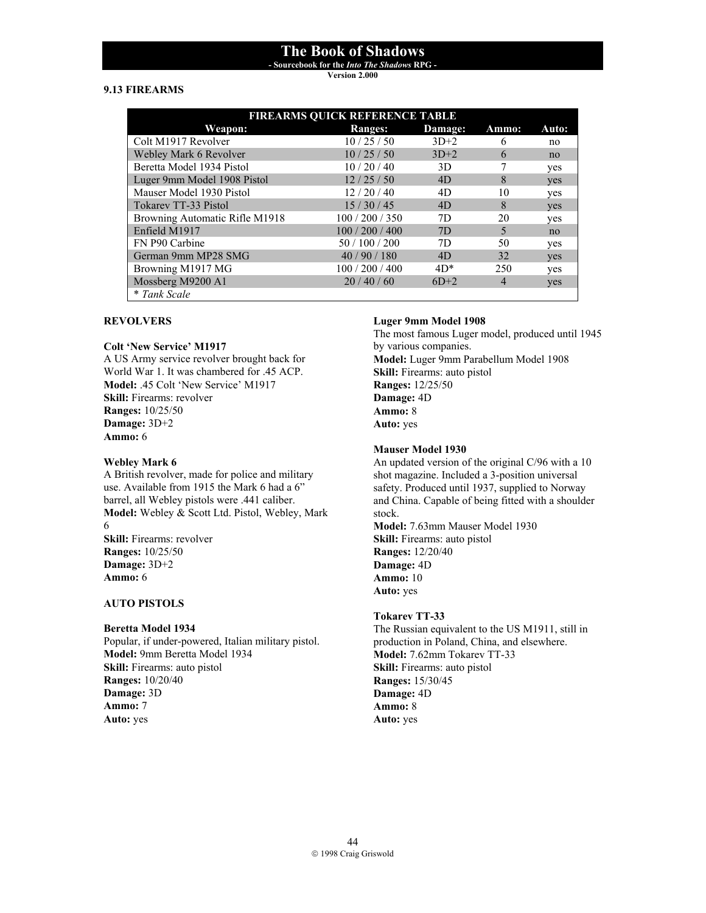### 9.13 FIREARMS

| FIREARMS QUICK REFERENCE TABLE | | | | |
|---|---|---|---|---|
| **Weapon:** | **Ranges:** | **Damage:** | **Ammo:** | **Auto:** |
| Colt M1917 Revolver | 10 / 25 / 50 | 3D+2 | 6 | no |
| Webley Mark 6 Revolver | 10 / 25 / 50 | 3D+2 | 6 | no |
| Beretta Model 1934 Pistol | 10 / 20 / 40 | 3D | 7 | yes |
| Luger 9mm Model 1908 Pistol | 12 / 25 / 50 | 4D | 8 | yes |
| Mauser Model 1930 Pistol | 12 / 20 / 40 | 4D | 10 | yes |
| Tokarev TT-33 Pistol | 15 / 30 / 45 | 4D | 8 | yes |
| Browning Automatic Rifle M1918 | 100 / 200 / 350 | 7D | 20 | yes |
| Enfield M1917 | 100 / 200 / 400 | 7D | 5 | no |
| FN P90 Carbine | 50 / 100 / 200 | 7D | 50 | yes |
| German 9mm MP28 SMG | 40 / 90 / 180 | 4D | 32 | yes |
| Browning M1917 MG | 100 / 200 / 400 | 4D* | 250 | yes |
| Mossberg M9200 A1 | 20 / 40 / 60 | 6D+2 | 4 | yes |
| * *Tank Scale* | | | | |

#### REVOLVERS

**Colt 'New Service' M1917**
A US Army service revolver brought back for World War 1. It was chambered for .45 ACP.
**Model:** .45 Colt 'New Service' M1917
**Skill:** Firearms: revolver
**Ranges:** 10/25/50
**Damage:** 3D+2
**Ammo:** 6

**Webley Mark 6**
A British revolver, made for police and military use. Available from 1915 the Mark 6 had a 6" barrel, all Webley pistols were .441 caliber.
**Model:** Webley & Scott Ltd. Pistol, Webley, Mark 6
**Skill:** Firearms: revolver
**Ranges:** 10/25/50
**Damage:** 3D+2
**Ammo:** 6

#### AUTO PISTOLS

**Beretta Model 1934**
Popular, if under-powered, Italian military pistol.
**Model:** 9mm Beretta Model 1934
**Skill:** Firearms: auto pistol
**Ranges:** 10/20/40
**Damage:** 3D
**Ammo:** 7
**Auto:** yes

**Luger 9mm Model 1908**
The most famous Luger model, produced until 1945 by various companies.
**Model:** Luger 9mm Parabellum Model 1908
**Skill:** Firearms: auto pistol
**Ranges:** 12/25/50
**Damage:** 4D
**Ammo:** 8
**Auto:** yes

**Mauser Model 1930**
An updated version of the original C/96 with a 10 shot magazine. Included a 3-position universal safety. Produced until 1937, supplied to Norway and China. Capable of being fitted with a shoulder stock.
**Model:** 7.63mm Mauser Model 1930
**Skill:** Firearms: auto pistol
**Ranges:** 12/20/40
**Damage:** 4D
**Ammo:** 10
**Auto:** yes

**Tokarev TT-33**
The Russian equivalent to the US M1911, still in production in Poland, China, and elsewhere.
**Model:** 7.62mm Tokarev TT-33
**Skill:** Firearms: auto pistol
**Ranges:** 15/30/45
**Damage:** 4D
**Ammo:** 8
**Auto:** yes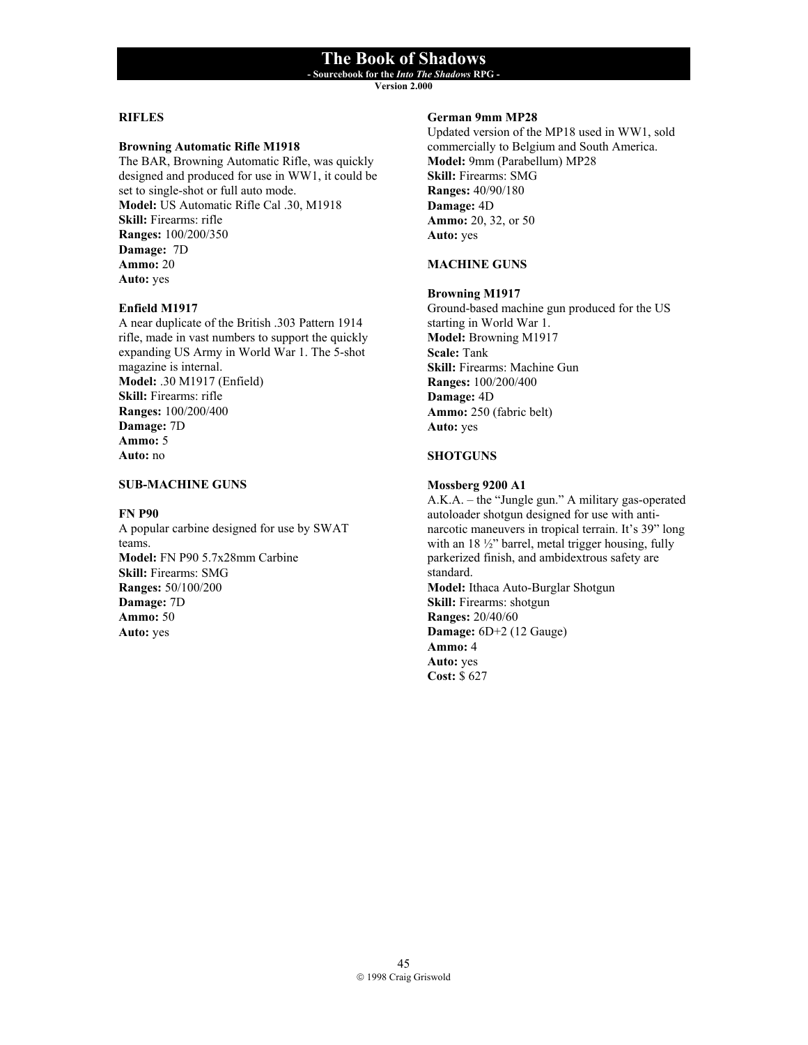## RIFLES

### Browning Automatic Rifle M1918

The BAR, Browning Automatic Rifle, was quickly designed and produced for use in WW1, it could be set to single-shot or full auto mode.
**Model:** US Automatic Rifle Cal .30, M1918
**Skill:** Firearms: rifle
**Ranges:** 100/200/350
**Damage:** 7D
**Ammo:** 20
**Auto:** yes

### Enfield M1917

A near duplicate of the British .303 Pattern 1914 rifle, made in vast numbers to support the quickly expanding US Army in World War 1. The 5-shot magazine is internal.
**Model:** .30 M1917 (Enfield)
**Skill:** Firearms: rifle
**Ranges:** 100/200/400
**Damage:** 7D
**Ammo:** 5
**Auto:** no

## SUB-MACHINE GUNS

### FN P90

A popular carbine designed for use by SWAT teams.
**Model:** FN P90 5.7x28mm Carbine
**Skill:** Firearms: SMG
**Ranges:** 50/100/200
**Damage:** 7D
**Ammo:** 50
**Auto:** yes

### German 9mm MP28

Updated version of the MP18 used in WW1, sold commercially to Belgium and South America.
**Model:** 9mm (Parabellum) MP28
**Skill:** Firearms: SMG
**Ranges:** 40/90/180
**Damage:** 4D
**Ammo:** 20, 32, or 50
**Auto:** yes

## MACHINE GUNS

### Browning M1917

Ground-based machine gun produced for the US starting in World War 1.
**Model:** Browning M1917
**Scale:** Tank
**Skill:** Firearms: Machine Gun
**Ranges:** 100/200/400
**Damage:** 4D
**Ammo:** 250 (fabric belt)
**Auto:** yes

## SHOTGUNS

### Mossberg 9200 A1

A.K.A. – the "Jungle gun." A military gas-operated autoloader shotgun designed for use with anti-narcotic maneuvers in tropical terrain. It's 39" long with an 18 ½" barrel, metal trigger housing, fully parkerized finish, and ambidextrous safety are standard.
**Model:** Ithaca Auto-Burglar Shotgun
**Skill:** Firearms: shotgun
**Ranges:** 20/40/60
**Damage:** 6D+2 (12 Gauge)
**Ammo:** 4
**Auto:** yes
**Cost:** $ 627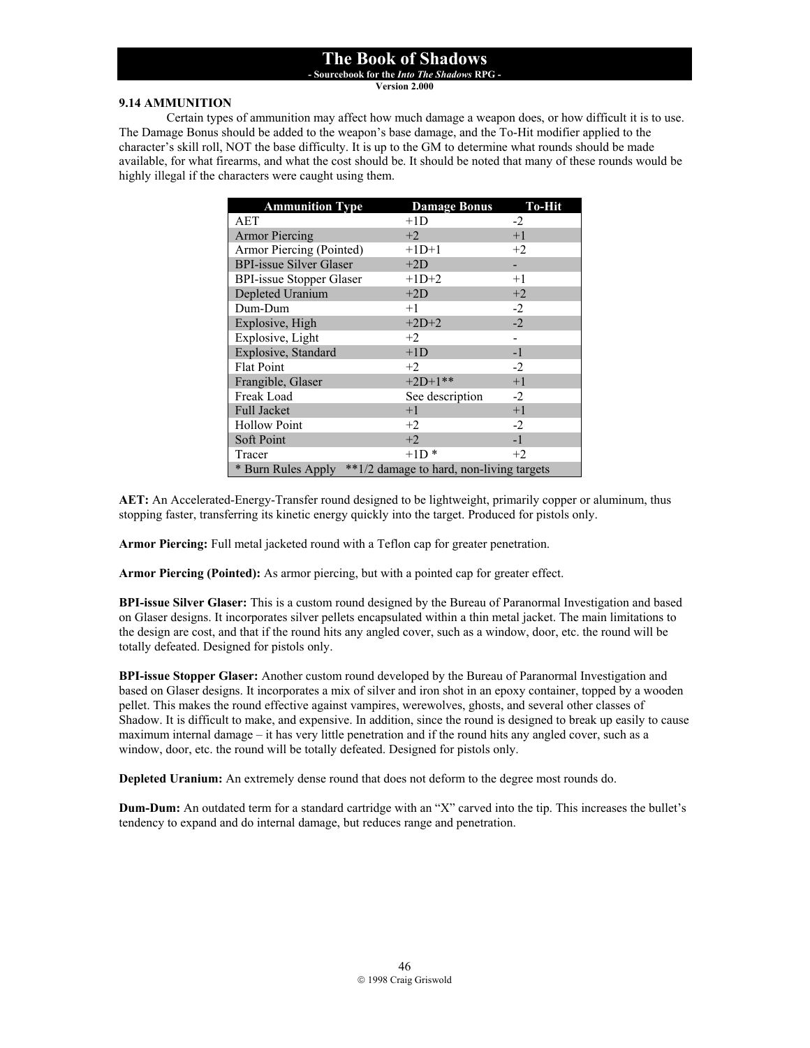## 9.14 AMMUNITION

Certain types of ammunition may affect how much damage a weapon does, or how difficult it is to use. The Damage Bonus should be added to the weapon's base damage, and the To-Hit modifier applied to the character's skill roll, NOT the base difficulty. It is up to the GM to determine what rounds should be made available, for what firearms, and what the cost should be. It should be noted that many of these rounds would be highly illegal if the characters were caught using them.

| Ammunition Type | Damage Bonus | To-Hit |
|---|---|---|
| AET | +1D | -2 |
| Armor Piercing | +2 | +1 |
| Armor Piercing (Pointed) | +1D+1 | +2 |
| BPI-issue Silver Glaser | +2D | - |
| BPI-issue Stopper Glaser | +1D+2 | +1 |
| Depleted Uranium | +2D | +2 |
| Dum-Dum | +1 | -2 |
| Explosive, High | +2D+2 | -2 |
| Explosive, Light | +2 | - |
| Explosive, Standard | +1D | -1 |
| Flat Point | +2 | -2 |
| Frangible, Glaser | +2D+1** | +1 |
| Freak Load | See description | -2 |
| Full Jacket | +1 | +1 |
| Hollow Point | +2 | -2 |
| Soft Point | +2 | -1 |
| Tracer | +1D * | +2 |
| * Burn Rules Apply **1/2 damage to hard, non-living targets | | |

**AET:** An Accelerated-Energy-Transfer round designed to be lightweight, primarily copper or aluminum, thus stopping faster, transferring its kinetic energy quickly into the target. Produced for pistols only.

**Armor Piercing:** Full metal jacketed round with a Teflon cap for greater penetration.

**Armor Piercing (Pointed):** As armor piercing, but with a pointed cap for greater effect.

**BPI-issue Silver Glaser:** This is a custom round designed by the Bureau of Paranormal Investigation and based on Glaser designs. It incorporates silver pellets encapsulated within a thin metal jacket. The main limitations to the design are cost, and that if the round hits any angled cover, such as a window, door, etc. the round will be totally defeated. Designed for pistols only.

**BPI-issue Stopper Glaser:** Another custom round developed by the Bureau of Paranormal Investigation and based on Glaser designs. It incorporates a mix of silver and iron shot in an epoxy container, topped by a wooden pellet. This makes the round effective against vampires, werewolves, ghosts, and several other classes of Shadow. It is difficult to make, and expensive. In addition, since the round is designed to break up easily to cause maximum internal damage – it has very little penetration and if the round hits any angled cover, such as a window, door, etc. the round will be totally defeated. Designed for pistols only.

**Depleted Uranium:** An extremely dense round that does not deform to the degree most rounds do.

**Dum-Dum:** An outdated term for a standard cartridge with an "X" carved into the tip. This increases the bullet's tendency to expand and do internal damage, but reduces range and penetration.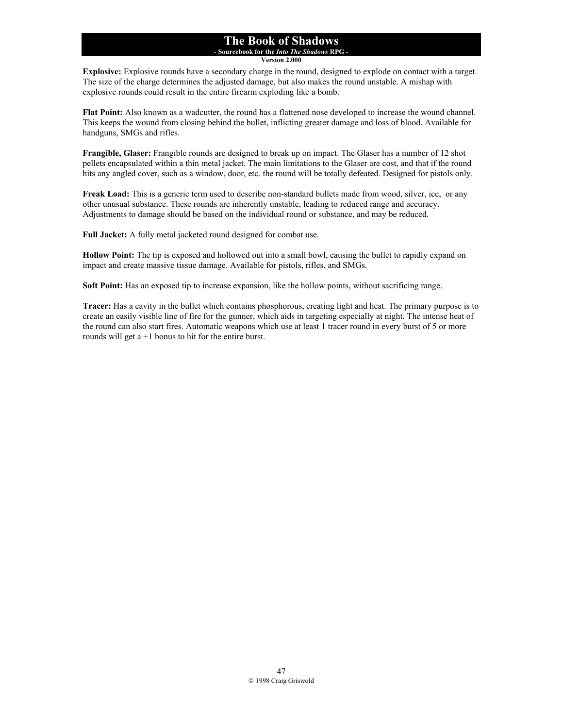**Explosive:** Explosive rounds have a secondary charge in the round, designed to explode on contact with a target. The size of the charge determines the adjusted damage, but also makes the round unstable. A mishap with explosive rounds could result in the entire firearm exploding like a bomb.

**Flat Point:** Also known as a wadcutter, the round has a flattened nose developed to increase the wound channel. This keeps the wound from closing behind the bullet, inflicting greater damage and loss of blood. Available for handguns, SMGs and rifles.

**Frangible, Glaser:** Frangible rounds are designed to break up on impact. The Glaser has a number of 12 shot pellets encapsulated within a thin metal jacket. The main limitations to the Glaser are cost, and that if the round hits any angled cover, such as a window, door, etc. the round will be totally defeated. Designed for pistols only.

**Freak Load:** This is a generic term used to describe non-standard bullets made from wood, silver, ice, or any other unusual substance. These rounds are inherently unstable, leading to reduced range and accuracy. Adjustments to damage should be based on the individual round or substance, and may be reduced.

**Full Jacket:** A fully metal jacketed round designed for combat use.

**Hollow Point:** The tip is exposed and hollowed out into a small bowl, causing the bullet to rapidly expand on impact and create massive tissue damage. Available for pistols, rifles, and SMGs.

**Soft Point:** Has an exposed tip to increase expansion, like the hollow points, without sacrificing range.

**Tracer:** Has a cavity in the bullet which contains phosphorous, creating light and heat. The primary purpose is to create an easily visible line of fire for the gunner, which aids in targeting especially at night. The intense heat of the round can also start fires. Automatic weapons which use at least 1 tracer round in every burst of 5 or more rounds will get a +1 bonus to hit for the entire burst.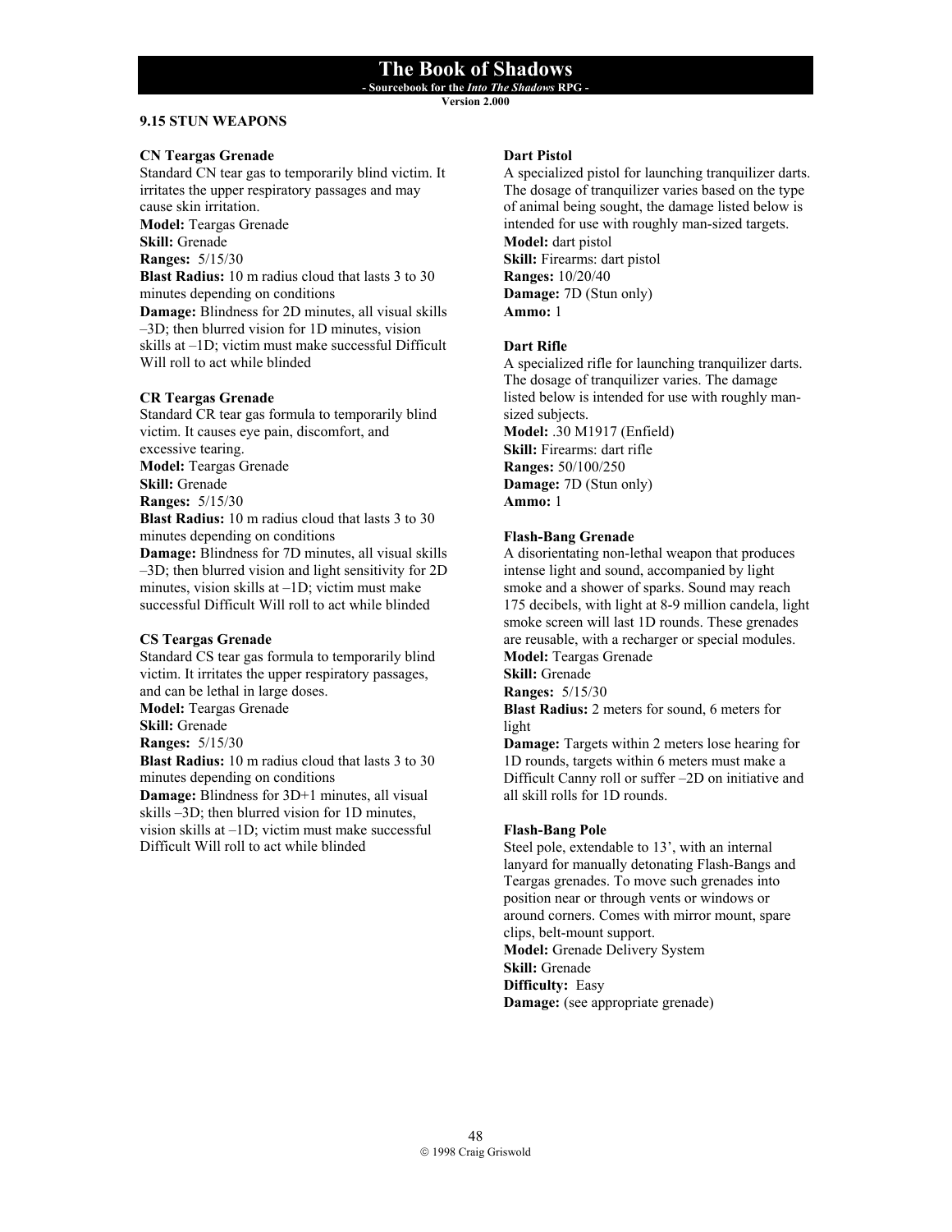## 9.15 STUN WEAPONS

**CN Teargas Grenade**
Standard CN tear gas to temporarily blind victim. It irritates the upper respiratory passages and may cause skin irritation.
**Model:** Teargas Grenade
**Skill:** Grenade
**Ranges:** 5/15/30
**Blast Radius:** 10 m radius cloud that lasts 3 to 30 minutes depending on conditions
**Damage:** Blindness for 2D minutes, all visual skills –3D; then blurred vision for 1D minutes, vision skills at –1D; victim must make successful Difficult Will roll to act while blinded

**CR Teargas Grenade**
Standard CR tear gas formula to temporarily blind victim. It causes eye pain, discomfort, and excessive tearing.
**Model:** Teargas Grenade
**Skill:** Grenade
**Ranges:** 5/15/30
**Blast Radius:** 10 m radius cloud that lasts 3 to 30 minutes depending on conditions
**Damage:** Blindness for 7D minutes, all visual skills –3D; then blurred vision and light sensitivity for 2D minutes, vision skills at –1D; victim must make successful Difficult Will roll to act while blinded

**CS Teargas Grenade**
Standard CS tear gas formula to temporarily blind victim. It irritates the upper respiratory passages, and can be lethal in large doses.
**Model:** Teargas Grenade
**Skill:** Grenade
**Ranges:** 5/15/30
**Blast Radius:** 10 m radius cloud that lasts 3 to 30 minutes depending on conditions
**Damage:** Blindness for 3D+1 minutes, all visual skills –3D; then blurred vision for 1D minutes, vision skills at –1D; victim must make successful Difficult Will roll to act while blinded

**Dart Pistol**
A specialized pistol for launching tranquilizer darts. The dosage of tranquilizer varies based on the type of animal being sought, the damage listed below is intended for use with roughly man-sized targets.
**Model:** dart pistol
**Skill:** Firearms: dart pistol
**Ranges:** 10/20/40
**Damage:** 7D (Stun only)
**Ammo:** 1

**Dart Rifle**
A specialized rifle for launching tranquilizer darts. The dosage of tranquilizer varies. The damage listed below is intended for use with roughly man-sized subjects.
**Model:** .30 M1917 (Enfield)
**Skill:** Firearms: dart rifle
**Ranges:** 50/100/250
**Damage:** 7D (Stun only)
**Ammo:** 1

**Flash-Bang Grenade**
A disorientating non-lethal weapon that produces intense light and sound, accompanied by light smoke and a shower of sparks. Sound may reach 175 decibels, with light at 8-9 million candela, light smoke screen will last 1D rounds. These grenades are reusable, with a recharger or special modules.
**Model:** Teargas Grenade
**Skill:** Grenade
**Ranges:** 5/15/30
**Blast Radius:** 2 meters for sound, 6 meters for light
**Damage:** Targets within 2 meters lose hearing for 1D rounds, targets within 6 meters must make a Difficult Canny roll or suffer –2D on initiative and all skill rolls for 1D rounds.

**Flash-Bang Pole**
Steel pole, extendable to 13', with an internal lanyard for manually detonating Flash-Bangs and Teargas grenades. To move such grenades into position near or through vents or windows or around corners. Comes with mirror mount, spare clips, belt-mount support.
**Model:** Grenade Delivery System
**Skill:** Grenade
**Difficulty:** Easy
**Damage:** (see appropriate grenade)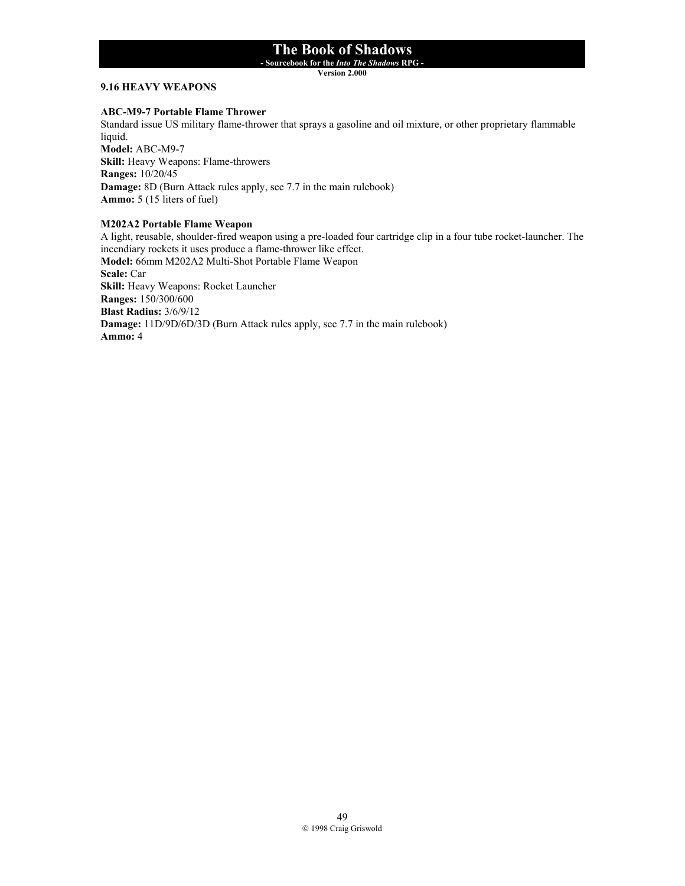## 9.16 HEAVY WEAPONS

### ABC-M9-7 Portable Flame Thrower

Standard issue US military flame-thrower that sprays a gasoline and oil mixture, or other proprietary flammable liquid.

**Model:** ABC-M9-7
**Skill:** Heavy Weapons: Flame-throwers
**Ranges:** 10/20/45
**Damage:** 8D (Burn Attack rules apply, see 7.7 in the main rulebook)
**Ammo:** 5 (15 liters of fuel)

### M202A2 Portable Flame Weapon

A light, reusable, shoulder-fired weapon using a pre-loaded four cartridge clip in a four tube rocket-launcher. The incendiary rockets it uses produce a flame-thrower like effect.

**Model:** 66mm M202A2 Multi-Shot Portable Flame Weapon
**Scale:** Car
**Skill:** Heavy Weapons: Rocket Launcher
**Ranges:** 150/300/600
**Blast Radius:** 3/6/9/12
**Damage:** 11D/9D/6D/3D (Burn Attack rules apply, see 7.7 in the main rulebook)
**Ammo:** 4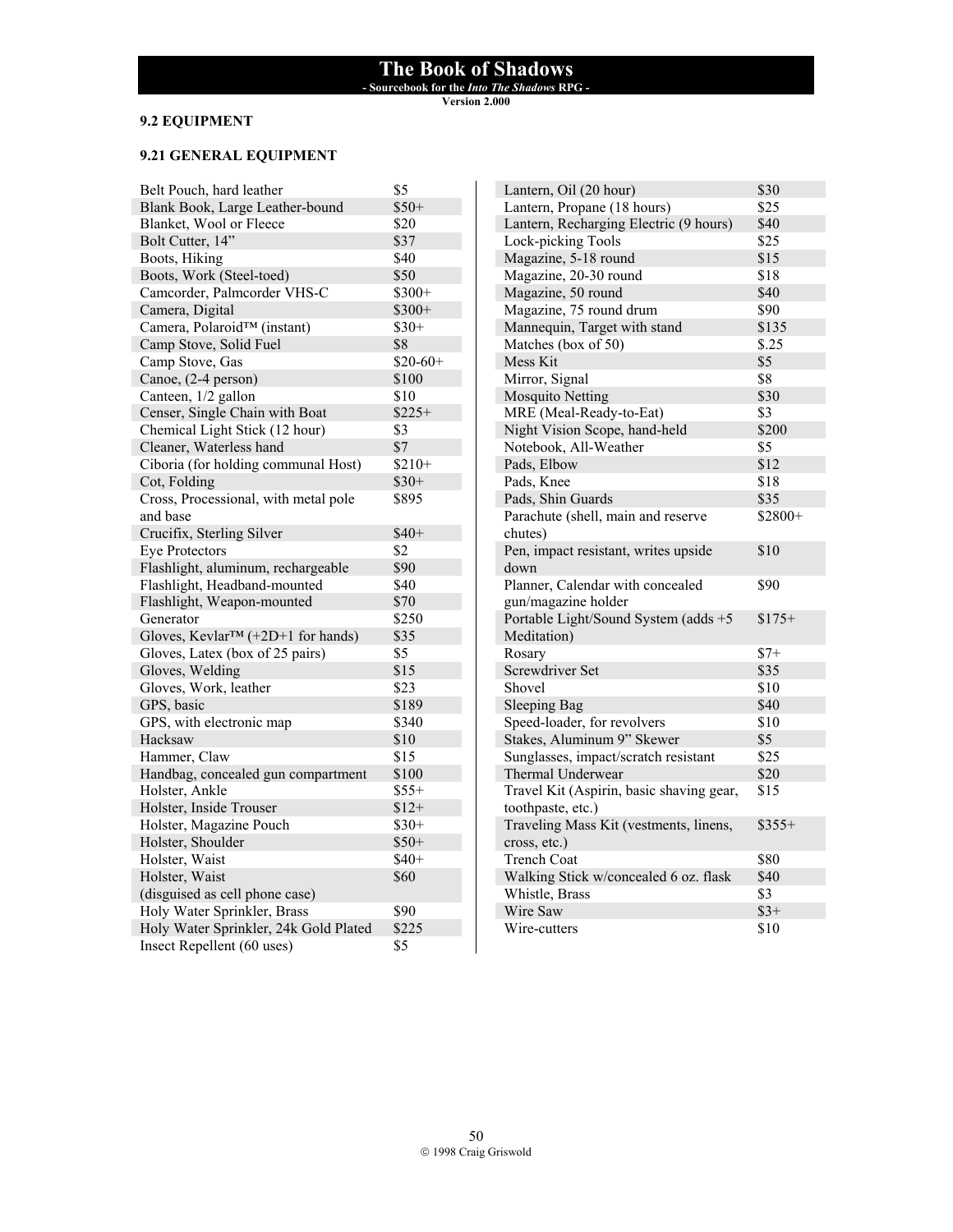## 9.2 EQUIPMENT

### 9.21 GENERAL EQUIPMENT

| Item | Cost |
|---|---|
| Belt Pouch, hard leather | $5 |
| Blank Book, Large Leather-bound | $50+ |
| Blanket, Wool or Fleece | $20 |
| Bolt Cutter, 14" | $37 |
| Boots, Hiking | $40 |
| Boots, Work (Steel-toed) | $50 |
| Camcorder, Palmcorder VHS-C | $300+ |
| Camera, Digital | $300+ |
| Camera, Polaroid™ (instant) | $30+ |
| Camp Stove, Solid Fuel | $8 |
| Camp Stove, Gas | $20-60+ |
| Canoe, (2-4 person) | $100 |
| Canteen, 1/2 gallon | $10 |
| Censer, Single Chain with Boat | $225+ |
| Chemical Light Stick (12 hour) | $3 |
| Cleaner, Waterless hand | $7 |
| Ciboria (for holding communal Host) | $210+ |
| Cot, Folding | $30+ |
| Cross, Processional, with metal pole and base | $895 |
| Crucifix, Sterling Silver | $40+ |
| Eye Protectors | $2 |
| Flashlight, aluminum, rechargeable | $90 |
| Flashlight, Headband-mounted | $40 |
| Flashlight, Weapon-mounted | $70 |
| Generator | $250 |
| Gloves, Kevlar™ (+2D+1 for hands) | $35 |
| Gloves, Latex (box of 25 pairs) | $5 |
| Gloves, Welding | $15 |
| Gloves, Work, leather | $23 |
| GPS, basic | $189 |
| GPS, with electronic map | $340 |
| Hacksaw | $10 |
| Hammer, Claw | $15 |
| Handbag, concealed gun compartment | $100 |
| Holster, Ankle | $55+ |
| Holster, Inside Trouser | $12+ |
| Holster, Magazine Pouch | $30+ |
| Holster, Shoulder | $50+ |
| Holster, Waist | $40+ |
| Holster, Waist (disguised as cell phone case) | $60 |
| Holy Water Sprinkler, Brass | $90 |
| Holy Water Sprinkler, 24k Gold Plated | $225 |
| Insect Repellent (60 uses) | $5 |
| Lantern, Oil (20 hour) | $30 |
| Lantern, Propane (18 hours) | $25 |
| Lantern, Recharging Electric (9 hours) | $40 |
| Lock-picking Tools | $25 |
| Magazine, 5-18 round | $15 |
| Magazine, 20-30 round | $18 |
| Magazine, 50 round | $40 |
| Magazine, 75 round drum | $90 |
| Mannequin, Target with stand | $135 |
| Matches (box of 50) | $.25 |
| Mess Kit | $5 |
| Mirror, Signal | $8 |
| Mosquito Netting | $30 |
| MRE (Meal-Ready-to-Eat) | $3 |
| Night Vision Scope, hand-held | $200 |
| Notebook, All-Weather | $5 |
| Pads, Elbow | $12 |
| Pads, Knee | $18 |
| Pads, Shin Guards | $35 |
| Parachute (shell, main and reserve chutes) | $2800+ |
| Pen, impact resistant, writes upside down | $10 |
| Planner, Calendar with concealed gun/magazine holder | $90 |
| Portable Light/Sound System (adds +5 Meditation) | $175+ |
| Rosary | $7+ |
| Screwdriver Set | $35 |
| Shovel | $10 |
| Sleeping Bag | $40 |
| Speed-loader, for revolvers | $10 |
| Stakes, Aluminum 9" Skewer | $5 |
| Sunglasses, impact/scratch resistant | $25 |
| Thermal Underwear | $20 |
| Travel Kit (Aspirin, basic shaving gear, toothpaste, etc.) | $15 |
| Traveling Mass Kit (vestments, linens, cross, etc.) | $355+ |
| Trench Coat | $80 |
| Walking Stick w/concealed 6 oz. flask | $40 |
| Whistle, Brass | $3 |
| Wire Saw | $3+ |
| Wire-cutters | $10 |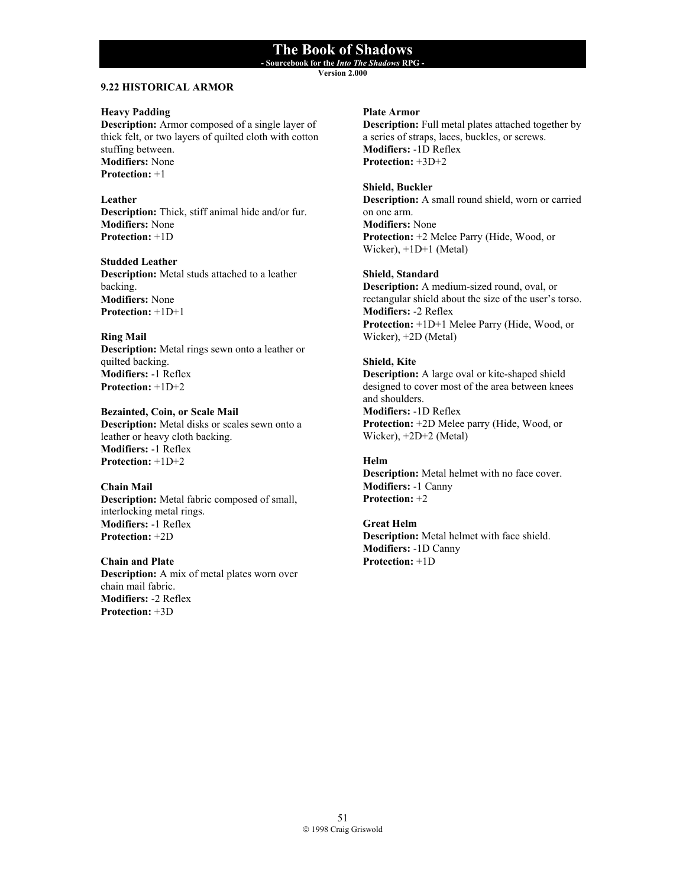## 9.22 HISTORICAL ARMOR

**Heavy Padding**
**Description:** Armor composed of a single layer of thick felt, or two layers of quilted cloth with cotton stuffing between.
**Modifiers:** None
**Protection:** +1

**Leather**
**Description:** Thick, stiff animal hide and/or fur.
**Modifiers:** None
**Protection:** +1D

**Studded Leather**
**Description:** Metal studs attached to a leather backing.
**Modifiers:** None
**Protection:** +1D+1

**Ring Mail**
**Description:** Metal rings sewn onto a leather or quilted backing.
**Modifiers:** -1 Reflex
**Protection:** +1D+2

**Bezainted, Coin, or Scale Mail**
**Description:** Metal disks or scales sewn onto a leather or heavy cloth backing.
**Modifiers:** -1 Reflex
**Protection:** +1D+2

**Chain Mail**
**Description:** Metal fabric composed of small, interlocking metal rings.
**Modifiers:** -1 Reflex
**Protection:** +2D

**Chain and Plate**
**Description:** A mix of metal plates worn over chain mail fabric.
**Modifiers:** -2 Reflex
**Protection:** +3D

**Plate Armor**
**Description:** Full metal plates attached together by a series of straps, laces, buckles, or screws.
**Modifiers:** -1D Reflex
**Protection:** +3D+2

**Shield, Buckler**
**Description:** A small round shield, worn or carried on one arm.
**Modifiers:** None
**Protection:** +2 Melee Parry (Hide, Wood, or Wicker), +1D+1 (Metal)

**Shield, Standard**
**Description:** A medium-sized round, oval, or rectangular shield about the size of the user's torso.
**Modifiers:** -2 Reflex
**Protection:** +1D+1 Melee Parry (Hide, Wood, or Wicker), +2D (Metal)

**Shield, Kite**
**Description:** A large oval or kite-shaped shield designed to cover most of the area between knees and shoulders.
**Modifiers:** -1D Reflex
**Protection:** +2D Melee parry (Hide, Wood, or Wicker), +2D+2 (Metal)

**Helm**
**Description:** Metal helmet with no face cover.
**Modifiers:** -1 Canny
**Protection:** +2

**Great Helm**
**Description:** Metal helmet with face shield.
**Modifiers:** -1D Canny
**Protection:** +1D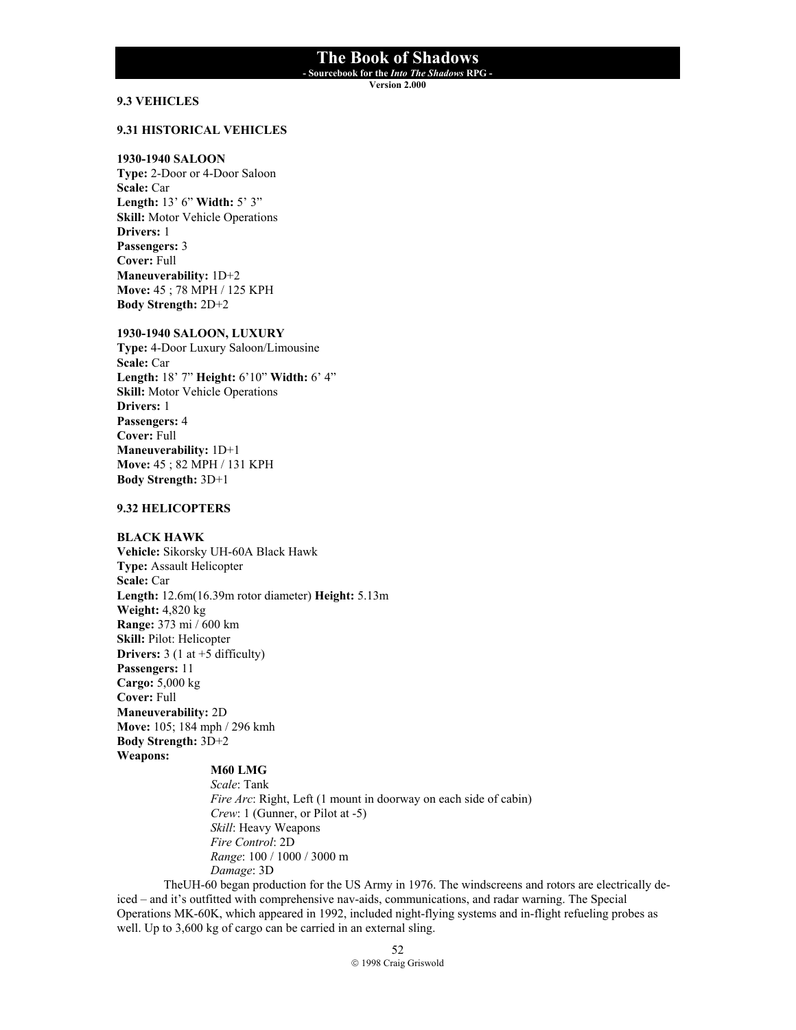## 9.3 VEHICLES

### 9.31 HISTORICAL VEHICLES

**1930-1940 SALOON**
**Type:** 2-Door or 4-Door Saloon
**Scale:** Car
**Length:** 13’ 6” **Width:** 5’ 3”
**Skill:** Motor Vehicle Operations
**Drivers:** 1
**Passengers:** 3
**Cover:** Full
**Maneuverability:** 1D+2
**Move:** 45 ; 78 MPH / 125 KPH
**Body Strength:** 2D+2

**1930-1940 SALOON, LUXURY**
**Type:** 4-Door Luxury Saloon/Limousine
**Scale:** Car
**Length:** 18’ 7” **Height:** 6’10” **Width:** 6’ 4”
**Skill:** Motor Vehicle Operations
**Drivers:** 1
**Passengers:** 4
**Cover:** Full
**Maneuverability:** 1D+1
**Move:** 45 ; 82 MPH / 131 KPH
**Body Strength:** 3D+1

### 9.32 HELICOPTERS

**BLACK HAWK**
**Vehicle:** Sikorsky UH-60A Black Hawk
**Type:** Assault Helicopter
**Scale:** Car
**Length:** 12.6m(16.39m rotor diameter) **Height:** 5.13m
**Weight:** 4,820 kg
**Range:** 373 mi / 600 km
**Skill:** Pilot: Helicopter
**Drivers:** 3 (1 at +5 difficulty)
**Passengers:** 11
**Cargo:** 5,000 kg
**Cover:** Full
**Maneuverability:** 2D
**Move:** 105; 184 mph / 296 kmh
**Body Strength:** 3D+2
**Weapons:**

> **M60 LMG**
> *Scale*: Tank
> *Fire Arc*: Right, Left (1 mount in doorway on each side of cabin)
> *Crew*: 1 (Gunner, or Pilot at -5)
> *Skill*: Heavy Weapons
> *Fire Control*: 2D
> *Range*: 100 / 1000 / 3000 m
> *Damage*: 3D

TheUH-60 began production for the US Army in 1976. The windscreens and rotors are electrically de-iced – and it’s outfitted with comprehensive nav-aids, communications, and radar warning. The Special Operations MK-60K, which appeared in 1992, included night-flying systems and in-flight refueling probes as well. Up to 3,600 kg of cargo can be carried in an external sling.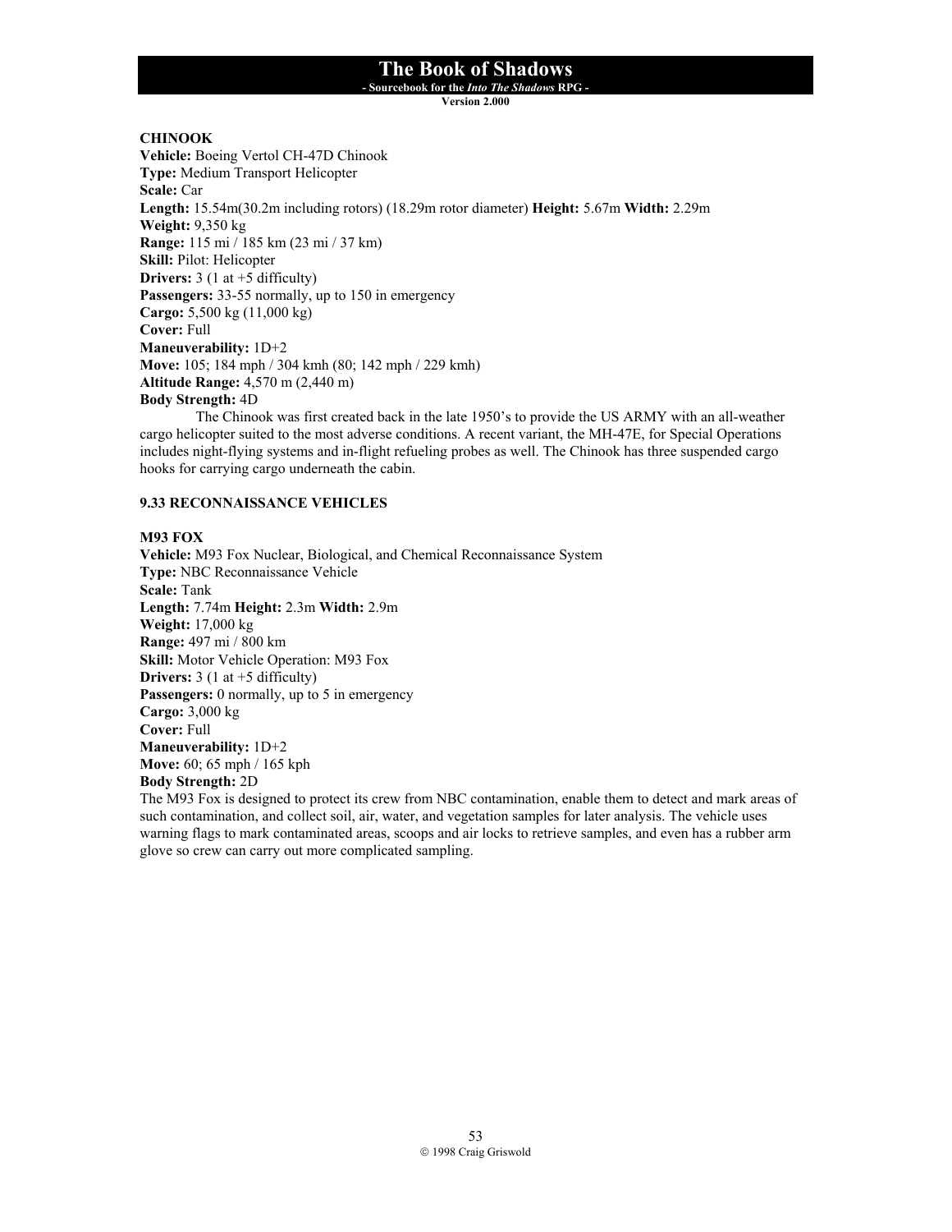**CHINOOK**
**Vehicle:** Boeing Vertol CH-47D Chinook
**Type:** Medium Transport Helicopter
**Scale:** Car
**Length:** 15.54m(30.2m including rotors) (18.29m rotor diameter) **Height:** 5.67m **Width:** 2.29m
**Weight:** 9,350 kg
**Range:** 115 mi / 185 km (23 mi / 37 km)
**Skill:** Pilot: Helicopter
**Drivers:** 3 (1 at +5 difficulty)
**Passengers:** 33-55 normally, up to 150 in emergency
**Cargo:** 5,500 kg (11,000 kg)
**Cover:** Full
**Maneuverability:** 1D+2
**Move:** 105; 184 mph / 304 kmh (80; 142 mph / 229 kmh)
**Altitude Range:** 4,570 m (2,440 m)
**Body Strength:** 4D

The Chinook was first created back in the late 1950's to provide the US ARMY with an all-weather cargo helicopter suited to the most adverse conditions. A recent variant, the MH-47E, for Special Operations includes night-flying systems and in-flight refueling probes as well. The Chinook has three suspended cargo hooks for carrying cargo underneath the cabin.

## 9.33 RECONNAISSANCE VEHICLES

**M93 FOX**
**Vehicle:** M93 Fox Nuclear, Biological, and Chemical Reconnaissance System
**Type:** NBC Reconnaissance Vehicle
**Scale:** Tank
**Length:** 7.74m **Height:** 2.3m **Width:** 2.9m
**Weight:** 17,000 kg
**Range:** 497 mi / 800 km
**Skill:** Motor Vehicle Operation: M93 Fox
**Drivers:** 3 (1 at +5 difficulty)
**Passengers:** 0 normally, up to 5 in emergency
**Cargo:** 3,000 kg
**Cover:** Full
**Maneuverability:** 1D+2
**Move:** 60; 65 mph / 165 kph
**Body Strength:** 2D

The M93 Fox is designed to protect its crew from NBC contamination, enable them to detect and mark areas of such contamination, and collect soil, air, water, and vegetation samples for later analysis. The vehicle uses warning flags to mark contaminated areas, scoops and air locks to retrieve samples, and even has a rubber arm glove so crew can carry out more complicated sampling.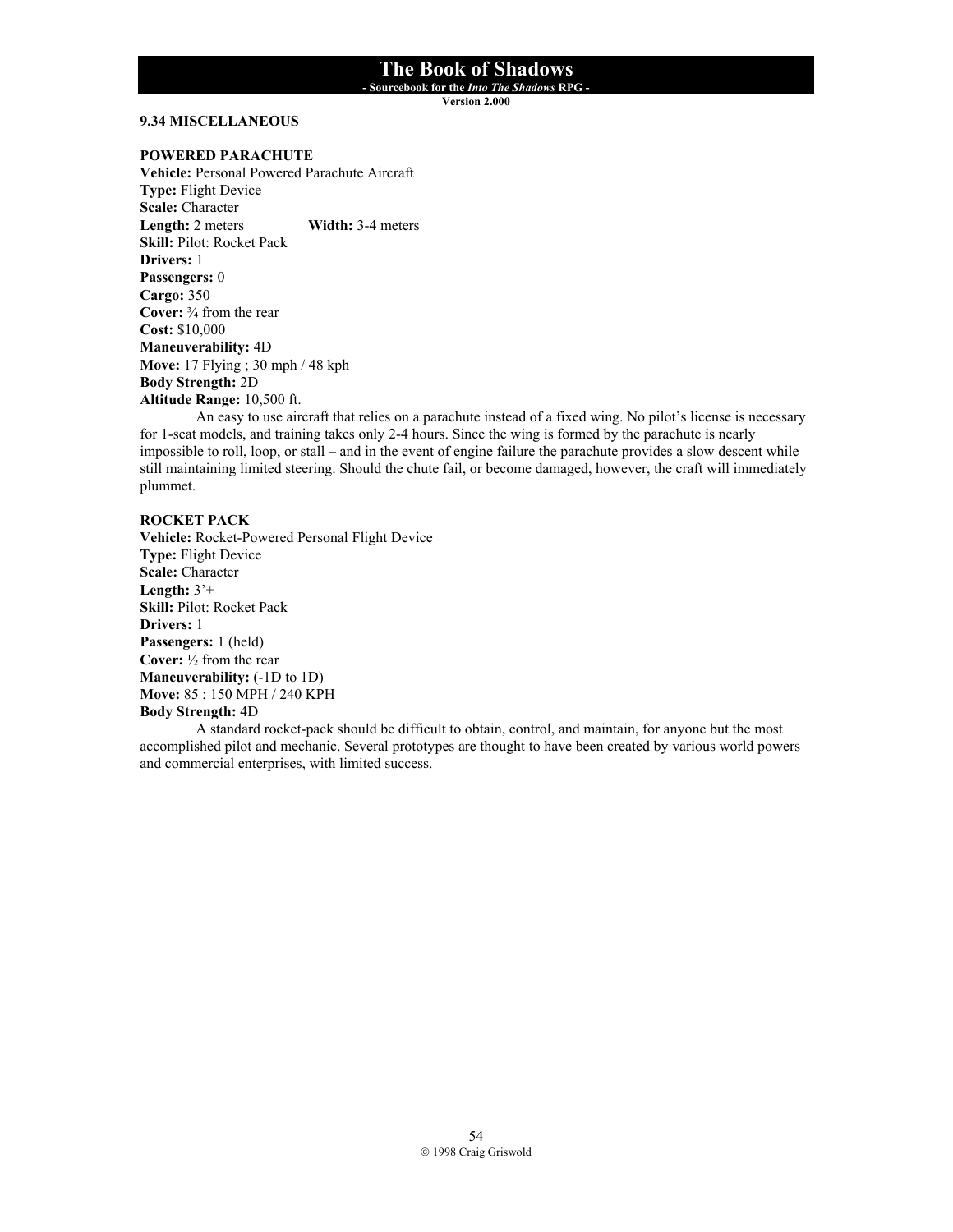### 9.34 MISCELLANEOUS

**POWERED PARACHUTE**
**Vehicle:** Personal Powered Parachute Aircraft
**Type:** Flight Device
**Scale:** Character
**Length:** 2 meters **Width:** 3-4 meters
**Skill:** Pilot: Rocket Pack
**Drivers:** 1
**Passengers:** 0
**Cargo:** 350
**Cover:** ¾ from the rear
**Cost:** $10,000
**Maneuverability:** 4D
**Move:** 17 Flying ; 30 mph / 48 kph
**Body Strength:** 2D
**Altitude Range:** 10,500 ft.

An easy to use aircraft that relies on a parachute instead of a fixed wing. No pilot's license is necessary for 1-seat models, and training takes only 2-4 hours. Since the wing is formed by the parachute is nearly impossible to roll, loop, or stall – and in the event of engine failure the parachute provides a slow descent while still maintaining limited steering. Should the chute fail, or become damaged, however, the craft will immediately plummet.

**ROCKET PACK**
**Vehicle:** Rocket-Powered Personal Flight Device
**Type:** Flight Device
**Scale:** Character
**Length:** 3'+
**Skill:** Pilot: Rocket Pack
**Drivers:** 1
**Passengers:** 1 (held)
**Cover:** ½ from the rear
**Maneuverability:** (-1D to 1D)
**Move:** 85 ; 150 MPH / 240 KPH
**Body Strength:** 4D

A standard rocket-pack should be difficult to obtain, control, and maintain, for anyone but the most accomplished pilot and mechanic. Several prototypes are thought to have been created by various world powers and commercial enterprises, with limited success.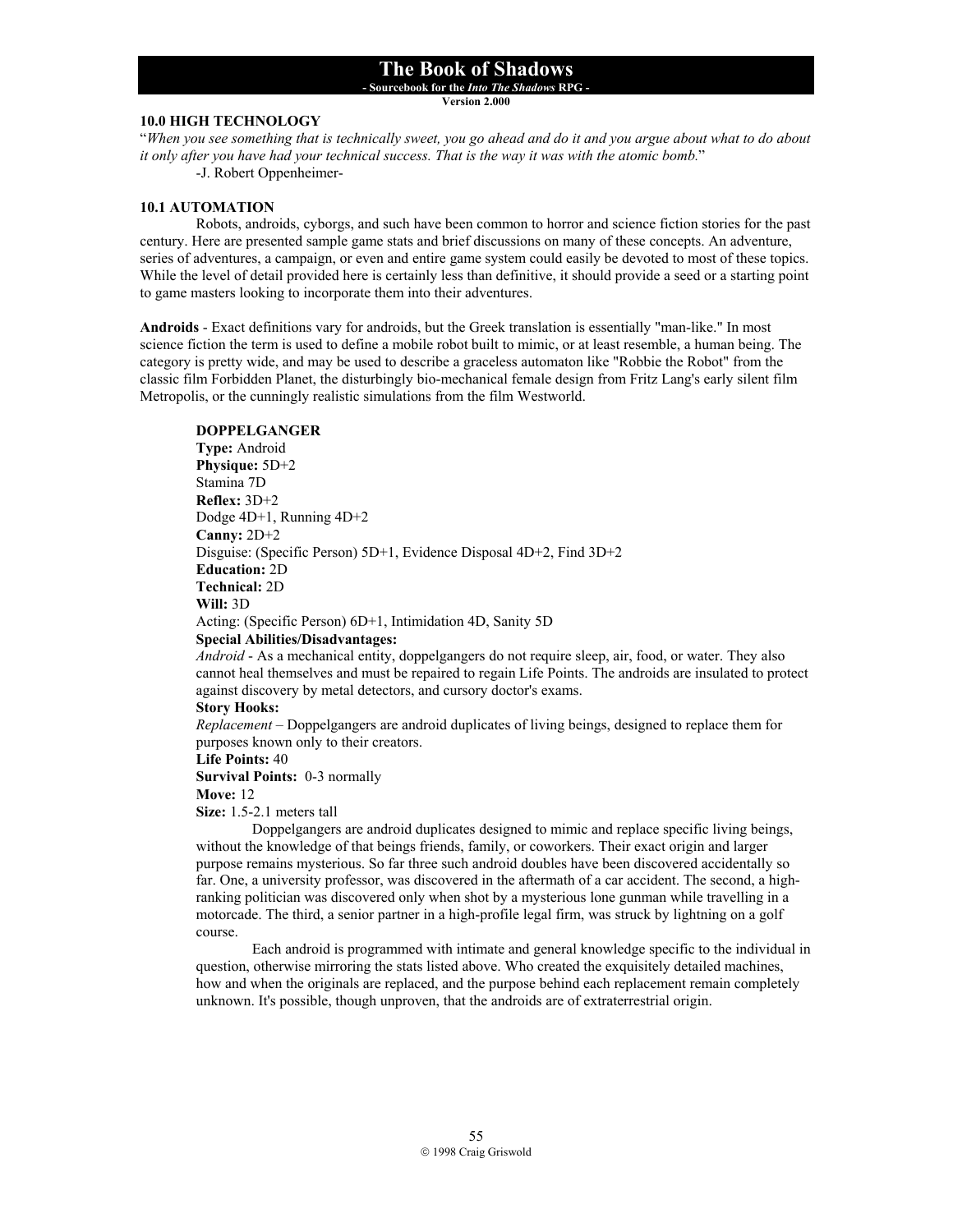## 10.0 HIGH TECHNOLOGY

"*When you see something that is technically sweet, you go ahead and do it and you argue about what to do about it only after you have had your technical success. That is the way it was with the atomic bomb.*"

-J. Robert Oppenheimer-

### 10.1 AUTOMATION

Robots, androids, cyborgs, and such have been common to horror and science fiction stories for the past century. Here are presented sample game stats and brief discussions on many of these concepts. An adventure, series of adventures, a campaign, or even and entire game system could easily be devoted to most of these topics. While the level of detail provided here is certainly less than definitive, it should provide a seed or a starting point to game masters looking to incorporate them into their adventures.

**Androids** - Exact definitions vary for androids, but the Greek translation is essentially "man-like." In most science fiction the term is used to define a mobile robot built to mimic, or at least resemble, a human being. The category is pretty wide, and may be used to describe a graceless automaton like "Robbie the Robot" from the classic film Forbidden Planet, the disturbingly bio-mechanical female design from Fritz Lang's early silent film Metropolis, or the cunningly realistic simulations from the film Westworld.

**DOPPELGANGER**
**Type:** Android
**Physique:** 5D+2
Stamina 7D
**Reflex:** 3D+2
Dodge 4D+1, Running 4D+2
**Canny:** 2D+2
Disguise: (Specific Person) 5D+1, Evidence Disposal 4D+2, Find 3D+2
**Education:** 2D
**Technical:** 2D
**Will:** 3D
Acting: (Specific Person) 6D+1, Intimidation 4D, Sanity 5D
**Special Abilities/Disadvantages:**
*Android* - As a mechanical entity, doppelgangers do not require sleep, air, food, or water. They also cannot heal themselves and must be repaired to regain Life Points. The androids are insulated to protect against discovery by metal detectors, and cursory doctor's exams.
**Story Hooks:**
*Replacement* – Doppelgangers are android duplicates of living beings, designed to replace them for purposes known only to their creators.
**Life Points:** 40
**Survival Points:** 0-3 normally
**Move:** 12
**Size:** 1.5-2.1 meters tall

Doppelgangers are android duplicates designed to mimic and replace specific living beings, without the knowledge of that beings friends, family, or coworkers. Their exact origin and larger purpose remains mysterious. So far three such android doubles have been discovered accidentally so far. One, a university professor, was discovered in the aftermath of a car accident. The second, a high-ranking politician was discovered only when shot by a mysterious lone gunman while travelling in a motorcade. The third, a senior partner in a high-profile legal firm, was struck by lightning on a golf course.

Each android is programmed with intimate and general knowledge specific to the individual in question, otherwise mirroring the stats listed above. Who created the exquisitely detailed machines, how and when the originals are replaced, and the purpose behind each replacement remain completely unknown. It's possible, though unproven, that the androids are of extraterrestrial origin.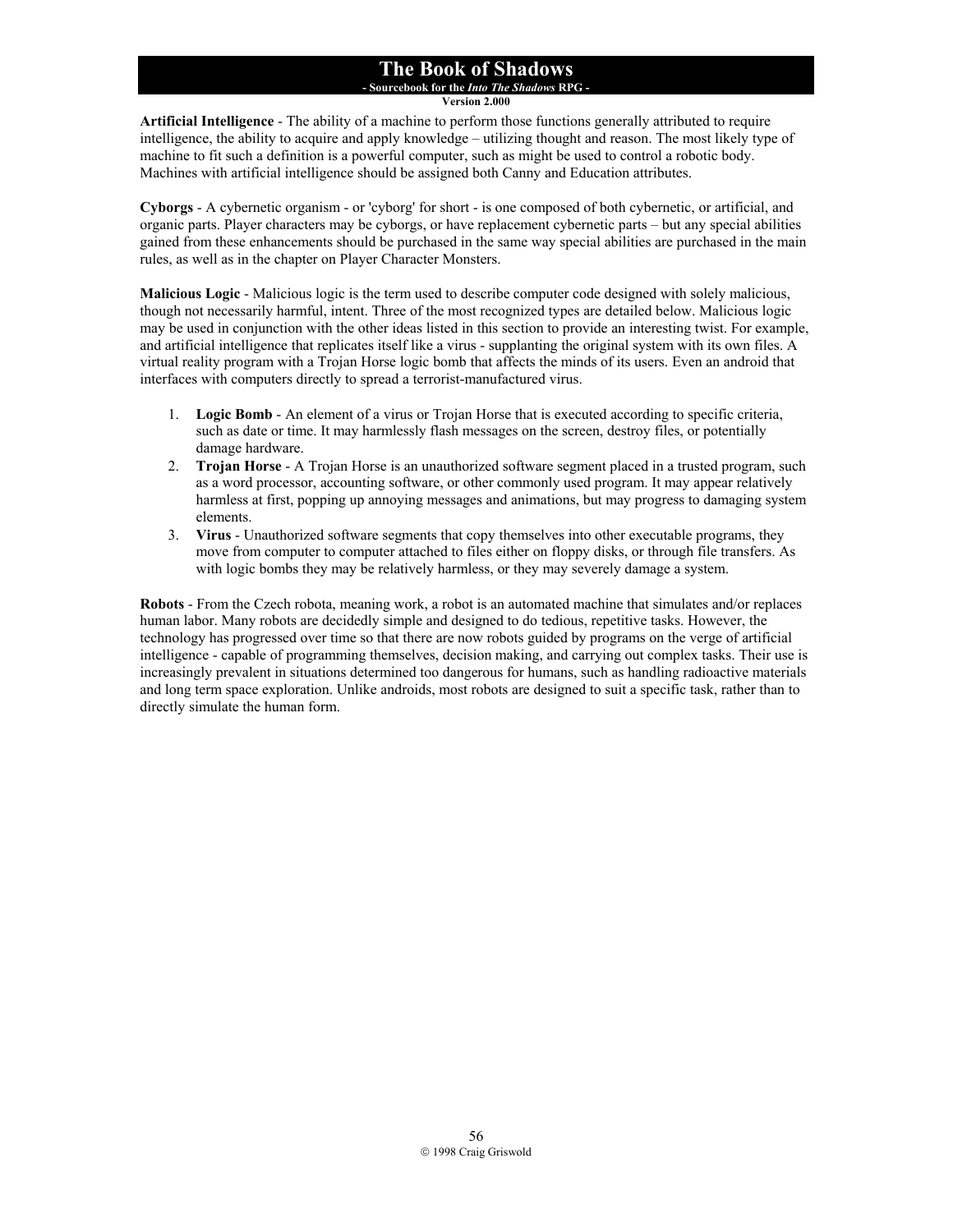**Artificial Intelligence** - The ability of a machine to perform those functions generally attributed to require intelligence, the ability to acquire and apply knowledge – utilizing thought and reason. The most likely type of machine to fit such a definition is a powerful computer, such as might be used to control a robotic body. Machines with artificial intelligence should be assigned both Canny and Education attributes.

**Cyborgs** - A cybernetic organism - or 'cyborg' for short - is one composed of both cybernetic, or artificial, and organic parts. Player characters may be cyborgs, or have replacement cybernetic parts – but any special abilities gained from these enhancements should be purchased in the same way special abilities are purchased in the main rules, as well as in the chapter on Player Character Monsters.

**Malicious Logic** - Malicious logic is the term used to describe computer code designed with solely malicious, though not necessarily harmful, intent. Three of the most recognized types are detailed below. Malicious logic may be used in conjunction with the other ideas listed in this section to provide an interesting twist. For example, and artificial intelligence that replicates itself like a virus - supplanting the original system with its own files. A virtual reality program with a Trojan Horse logic bomb that affects the minds of its users. Even an android that interfaces with computers directly to spread a terrorist-manufactured virus.

1. **Logic Bomb** - An element of a virus or Trojan Horse that is executed according to specific criteria, such as date or time. It may harmlessly flash messages on the screen, destroy files, or potentially damage hardware.
2. **Trojan Horse** - A Trojan Horse is an unauthorized software segment placed in a trusted program, such as a word processor, accounting software, or other commonly used program. It may appear relatively harmless at first, popping up annoying messages and animations, but may progress to damaging system elements.
3. **Virus** - Unauthorized software segments that copy themselves into other executable programs, they move from computer to computer attached to files either on floppy disks, or through file transfers. As with logic bombs they may be relatively harmless, or they may severely damage a system.

**Robots** - From the Czech robota, meaning work, a robot is an automated machine that simulates and/or replaces human labor. Many robots are decidedly simple and designed to do tedious, repetitive tasks. However, the technology has progressed over time so that there are now robots guided by programs on the verge of artificial intelligence - capable of programming themselves, decision making, and carrying out complex tasks. Their use is increasingly prevalent in situations determined too dangerous for humans, such as handling radioactive materials and long term space exploration. Unlike androids, most robots are designed to suit a specific task, rather than to directly simulate the human form.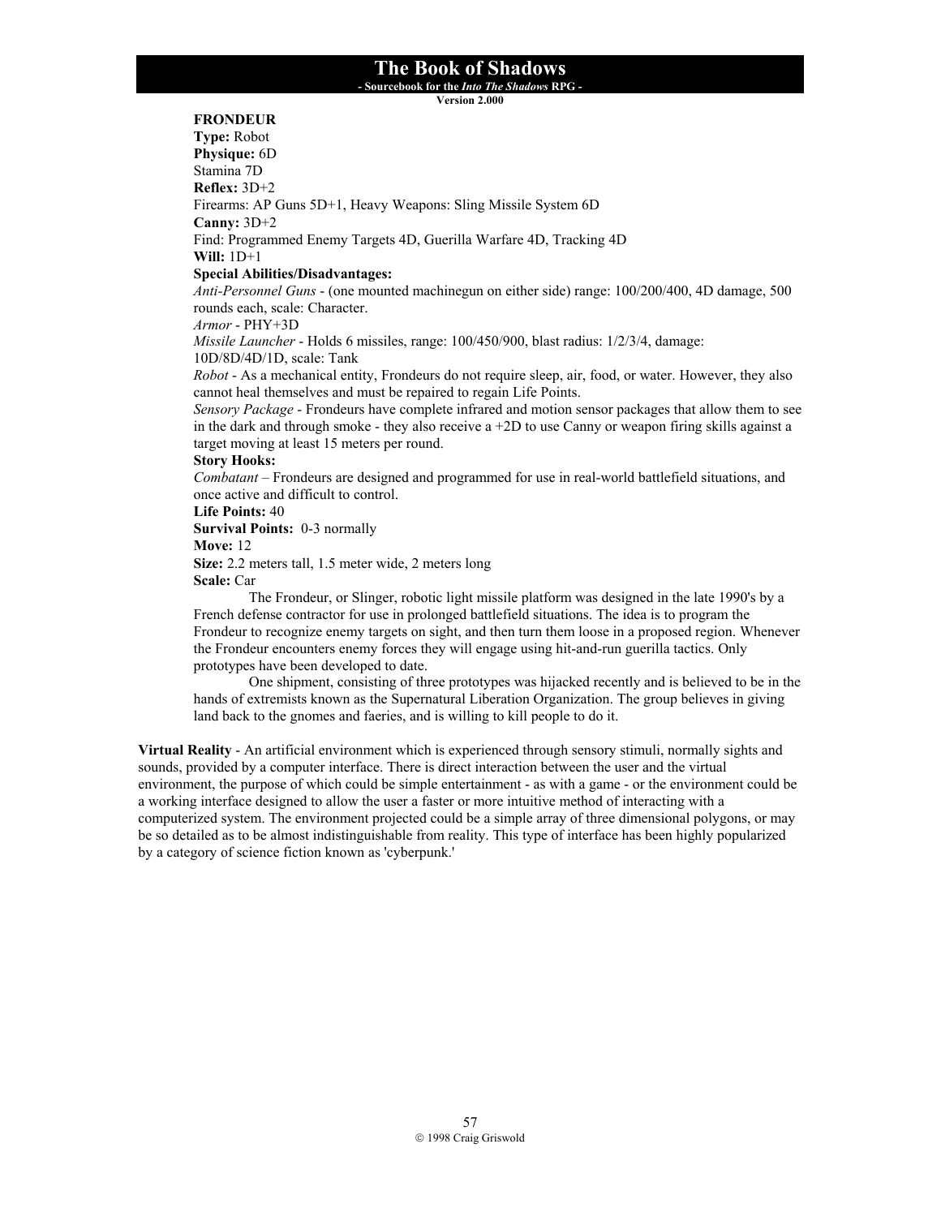**FRONDEUR**
**Type:** Robot
**Physique:** 6D
Stamina 7D
**Reflex:** 3D+2
Firearms: AP Guns 5D+1, Heavy Weapons: Sling Missile System 6D
**Canny:** 3D+2
Find: Programmed Enemy Targets 4D, Guerilla Warfare 4D, Tracking 4D
**Will:** 1D+1
**Special Abilities/Disadvantages:**
*Anti-Personnel Guns* - (one mounted machinegun on either side) range: 100/200/400, 4D damage, 500 rounds each, scale: Character.
*Armor* - PHY+3D
*Missile Launcher* - Holds 6 missiles, range: 100/450/900, blast radius: 1/2/3/4, damage: 10D/8D/4D/1D, scale: Tank
*Robot* - As a mechanical entity, Frondeurs do not require sleep, air, food, or water. However, they also cannot heal themselves and must be repaired to regain Life Points.
*Sensory Package* - Frondeurs have complete infrared and motion sensor packages that allow them to see in the dark and through smoke - they also receive a +2D to use Canny or weapon firing skills against a target moving at least 15 meters per round.
**Story Hooks:**
*Combatant* – Frondeurs are designed and programmed for use in real-world battlefield situations, and once active and difficult to control.
**Life Points:** 40
**Survival Points:** 0-3 normally
**Move:** 12
**Size:** 2.2 meters tall, 1.5 meter wide, 2 meters long
**Scale:** Car

The Frondeur, or Slinger, robotic light missile platform was designed in the late 1990's by a French defense contractor for use in prolonged battlefield situations. The idea is to program the Frondeur to recognize enemy targets on sight, and then turn them loose in a proposed region. Whenever the Frondeur encounters enemy forces they will engage using hit-and-run guerilla tactics. Only prototypes have been developed to date.

One shipment, consisting of three prototypes was hijacked recently and is believed to be in the hands of extremists known as the Supernatural Liberation Organization. The group believes in giving land back to the gnomes and faeries, and is willing to kill people to do it.

**Virtual Reality** - An artificial environment which is experienced through sensory stimuli, normally sights and sounds, provided by a computer interface. There is direct interaction between the user and the virtual environment, the purpose of which could be simple entertainment - as with a game - or the environment could be a working interface designed to allow the user a faster or more intuitive method of interacting with a computerized system. The environment projected could be a simple array of three dimensional polygons, or may be so detailed as to be almost indistinguishable from reality. This type of interface has been highly popularized by a category of science fiction known as 'cyberpunk.'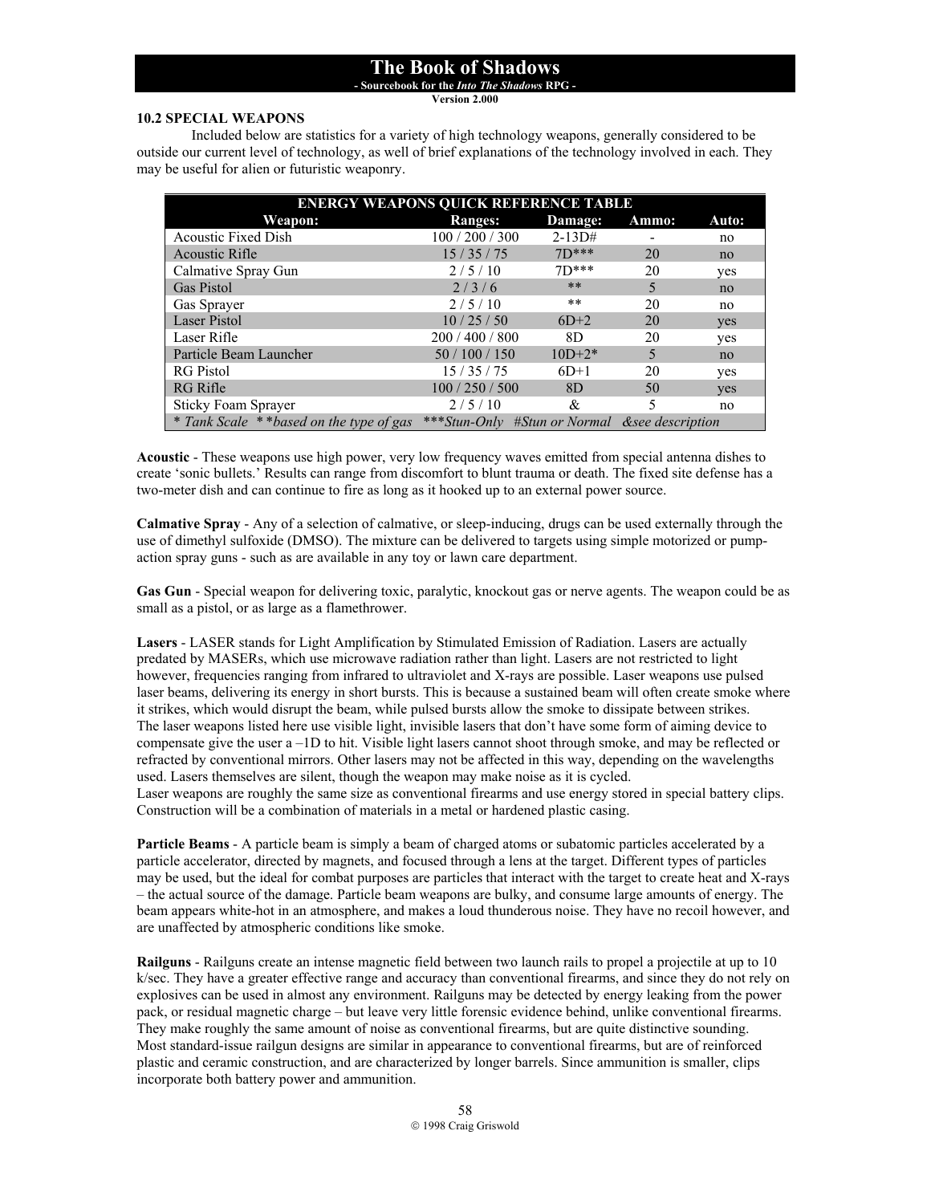### 10.2 SPECIAL WEAPONS

Included below are statistics for a variety of high technology weapons, generally considered to be outside our current level of technology, as well of brief explanations of the technology involved in each. They may be useful for alien or futuristic weaponry.

| ENERGY WEAPONS QUICK REFERENCE TABLE | | | | |
|---|---|---|---|---|
| **Weapon:** | **Ranges:** | **Damage:** | **Ammo:** | **Auto:** |
| Acoustic Fixed Dish | 100 / 200 / 300 | 2-13D# | - | no |
| Acoustic Rifle | 15 / 35 / 75 | 7D*** | 20 | no |
| Calmative Spray Gun | 2 / 5 / 10 | 7D*** | 20 | yes |
| Gas Pistol | 2 / 3 / 6 | ** | 5 | no |
| Gas Sprayer | 2 / 5 / 10 | ** | 20 | no |
| Laser Pistol | 10 / 25 / 50 | 6D+2 | 20 | yes |
| Laser Rifle | 200 / 400 / 800 | 8D | 20 | yes |
| Particle Beam Launcher | 50 / 100 / 150 | 10D+2* | 5 | no |
| RG Pistol | 15 / 35 / 75 | 6D+1 | 20 | yes |
| RG Rifle | 100 / 250 / 500 | 8D | 50 | yes |
| Sticky Foam Sprayer | 2 / 5 / 10 | & | 5 | no |
| *\* Tank Scale \*\*based on the type of gas \*\*\*Stun-Only #Stun or Normal &see description* | | | | |

**Acoustic** - These weapons use high power, very low frequency waves emitted from special antenna dishes to create 'sonic bullets.' Results can range from discomfort to blunt trauma or death. The fixed site defense has a two-meter dish and can continue to fire as long as it hooked up to an external power source.

**Calmative Spray** - Any of a selection of calmative, or sleep-inducing, drugs can be used externally through the use of dimethyl sulfoxide (DMSO). The mixture can be delivered to targets using simple motorized or pump-action spray guns - such as are available in any toy or lawn care department.

**Gas Gun** - Special weapon for delivering toxic, paralytic, knockout gas or nerve agents. The weapon could be as small as a pistol, or as large as a flamethrower.

**Lasers** - LASER stands for Light Amplification by Stimulated Emission of Radiation. Lasers are actually predated by MASERs, which use microwave radiation rather than light. Lasers are not restricted to light however, frequencies ranging from infrared to ultraviolet and X-rays are possible. Laser weapons use pulsed laser beams, delivering its energy in short bursts. This is because a sustained beam will often create smoke where it strikes, which would disrupt the beam, while pulsed bursts allow the smoke to dissipate between strikes.
The laser weapons listed here use visible light, invisible lasers that don't have some form of aiming device to compensate give the user a –1D to hit. Visible light lasers cannot shoot through smoke, and may be reflected or refracted by conventional mirrors. Other lasers may not be affected in this way, depending on the wavelengths used. Lasers themselves are silent, though the weapon may make noise as it is cycled.
Laser weapons are roughly the same size as conventional firearms and use energy stored in special battery clips. Construction will be a combination of materials in a metal or hardened plastic casing.

**Particle Beams** - A particle beam is simply a beam of charged atoms or subatomic particles accelerated by a particle accelerator, directed by magnets, and focused through a lens at the target. Different types of particles may be used, but the ideal for combat purposes are particles that interact with the target to create heat and X-rays – the actual source of the damage. Particle beam weapons are bulky, and consume large amounts of energy. The beam appears white-hot in an atmosphere, and makes a loud thunderous noise. They have no recoil however, and are unaffected by atmospheric conditions like smoke.

**Railguns** - Railguns create an intense magnetic field between two launch rails to propel a projectile at up to 10 k/sec. They have a greater effective range and accuracy than conventional firearms, and since they do not rely on explosives can be used in almost any environment. Railguns may be detected by energy leaking from the power pack, or residual magnetic charge – but leave very little forensic evidence behind, unlike conventional firearms. They make roughly the same amount of noise as conventional firearms, but are quite distinctive sounding.
Most standard-issue railgun designs are similar in appearance to conventional firearms, but are of reinforced plastic and ceramic construction, and are characterized by longer barrels. Since ammunition is smaller, clips incorporate both battery power and ammunition.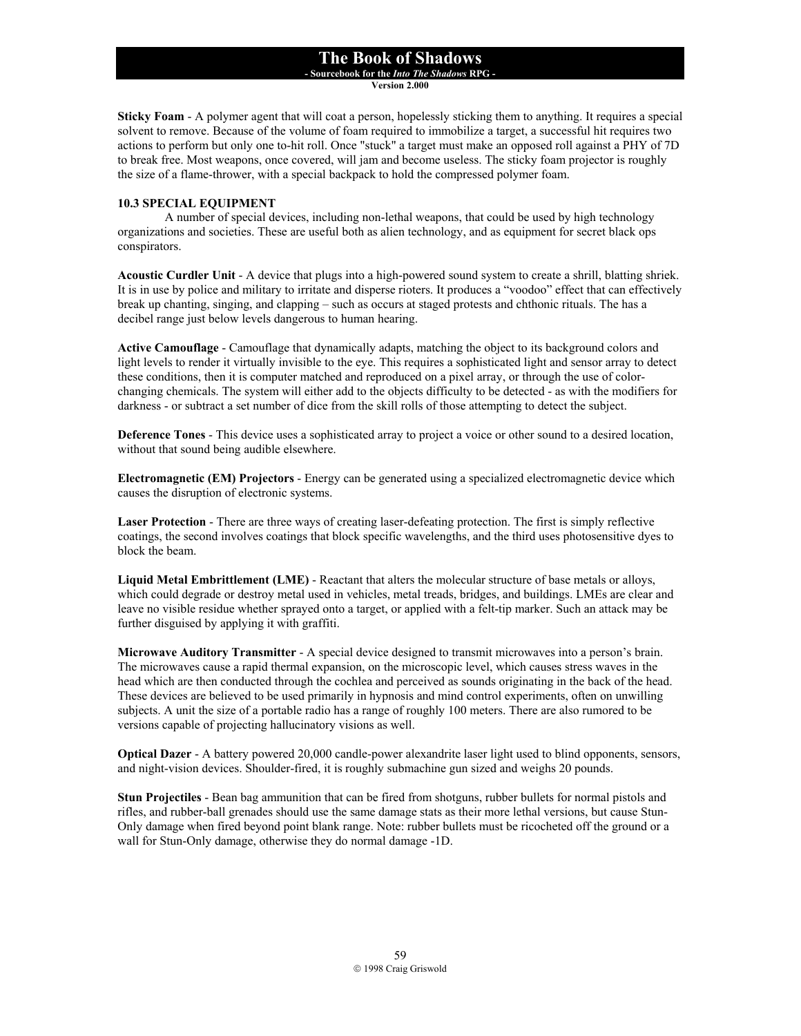**Sticky Foam** - A polymer agent that will coat a person, hopelessly sticking them to anything. It requires a special solvent to remove. Because of the volume of foam required to immobilize a target, a successful hit requires two actions to perform but only one to-hit roll. Once "stuck" a target must make an opposed roll against a PHY of 7D to break free. Most weapons, once covered, will jam and become useless. The sticky foam projector is roughly the size of a flame-thrower, with a special backpack to hold the compressed polymer foam.

### 10.3 SPECIAL EQUIPMENT

A number of special devices, including non-lethal weapons, that could be used by high technology organizations and societies. These are useful both as alien technology, and as equipment for secret black ops conspirators.

**Acoustic Curdler Unit** - A device that plugs into a high-powered sound system to create a shrill, blatting shriek. It is in use by police and military to irritate and disperse rioters. It produces a "voodoo" effect that can effectively break up chanting, singing, and clapping – such as occurs at staged protests and chthonic rituals. The has a decibel range just below levels dangerous to human hearing.

**Active Camouflage** - Camouflage that dynamically adapts, matching the object to its background colors and light levels to render it virtually invisible to the eye. This requires a sophisticated light and sensor array to detect these conditions, then it is computer matched and reproduced on a pixel array, or through the use of color-changing chemicals. The system will either add to the objects difficulty to be detected - as with the modifiers for darkness - or subtract a set number of dice from the skill rolls of those attempting to detect the subject.

**Deference Tones** - This device uses a sophisticated array to project a voice or other sound to a desired location, without that sound being audible elsewhere.

**Electromagnetic (EM) Projectors** - Energy can be generated using a specialized electromagnetic device which causes the disruption of electronic systems.

**Laser Protection** - There are three ways of creating laser-defeating protection. The first is simply reflective coatings, the second involves coatings that block specific wavelengths, and the third uses photosensitive dyes to block the beam.

**Liquid Metal Embrittlement (LME)** - Reactant that alters the molecular structure of base metals or alloys, which could degrade or destroy metal used in vehicles, metal treads, bridges, and buildings. LMEs are clear and leave no visible residue whether sprayed onto a target, or applied with a felt-tip marker. Such an attack may be further disguised by applying it with graffiti.

**Microwave Auditory Transmitter** - A special device designed to transmit microwaves into a person's brain. The microwaves cause a rapid thermal expansion, on the microscopic level, which causes stress waves in the head which are then conducted through the cochlea and perceived as sounds originating in the back of the head. These devices are believed to be used primarily in hypnosis and mind control experiments, often on unwilling subjects. A unit the size of a portable radio has a range of roughly 100 meters. There are also rumored to be versions capable of projecting hallucinatory visions as well.

**Optical Dazer** - A battery powered 20,000 candle-power alexandrite laser light used to blind opponents, sensors, and night-vision devices. Shoulder-fired, it is roughly submachine gun sized and weighs 20 pounds.

**Stun Projectiles** - Bean bag ammunition that can be fired from shotguns, rubber bullets for normal pistols and rifles, and rubber-ball grenades should use the same damage stats as their more lethal versions, but cause Stun-Only damage when fired beyond point blank range. Note: rubber bullets must be ricocheted off the ground or a wall for Stun-Only damage, otherwise they do normal damage -1D.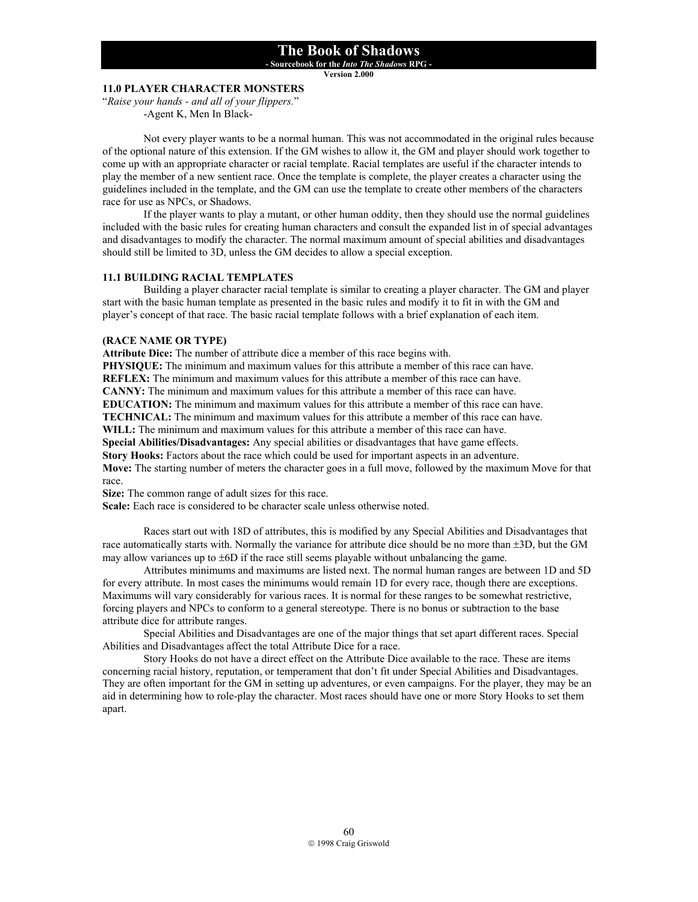## 11.0 PLAYER CHARACTER MONSTERS

"*Raise your hands - and all of your flippers.*"
-Agent K, Men In Black-

Not every player wants to be a normal human. This was not accommodated in the original rules because of the optional nature of this extension. If the GM wishes to allow it, the GM and player should work together to come up with an appropriate character or racial template. Racial templates are useful if the character intends to play the member of a new sentient race. Once the template is complete, the player creates a character using the guidelines included in the template, and the GM can use the template to create other members of the characters race for use as NPCs, or Shadows.

If the player wants to play a mutant, or other human oddity, then they should use the normal guidelines included with the basic rules for creating human characters and consult the expanded list in of special advantages and disadvantages to modify the character. The normal maximum amount of special abilities and disadvantages should still be limited to 3D, unless the GM decides to allow a special exception.

### 11.1 BUILDING RACIAL TEMPLATES

Building a player character racial template is similar to creating a player character. The GM and player start with the basic human template as presented in the basic rules and modify it to fit in with the GM and player's concept of that race. The basic racial template follows with a brief explanation of each item.

**(RACE NAME OR TYPE)**
**Attribute Dice:** The number of attribute dice a member of this race begins with.
**PHYSIQUE:** The minimum and maximum values for this attribute a member of this race can have.
**REFLEX:** The minimum and maximum values for this attribute a member of this race can have.
**CANNY:** The minimum and maximum values for this attribute a member of this race can have.
**EDUCATION:** The minimum and maximum values for this attribute a member of this race can have.
**TECHNICAL:** The minimum and maximum values for this attribute a member of this race can have.
**WILL:** The minimum and maximum values for this attribute a member of this race can have.
**Special Abilities/Disadvantages:** Any special abilities or disadvantages that have game effects.
**Story Hooks:** Factors about the race which could be used for important aspects in an adventure.
**Move:** The starting number of meters the character goes in a full move, followed by the maximum Move for that race.
**Size:** The common range of adult sizes for this race.
**Scale:** Each race is considered to be character scale unless otherwise noted.

Races start out with 18D of attributes, this is modified by any Special Abilities and Disadvantages that race automatically starts with. Normally the variance for attribute dice should be no more than ±3D, but the GM may allow variances up to ±6D if the race still seems playable without unbalancing the game.

Attributes minimums and maximums are listed next. The normal human ranges are between 1D and 5D for every attribute. In most cases the minimums would remain 1D for every race, though there are exceptions. Maximums will vary considerably for various races. It is normal for these ranges to be somewhat restrictive, forcing players and NPCs to conform to a general stereotype. There is no bonus or subtraction to the base attribute dice for attribute ranges.

Special Abilities and Disadvantages are one of the major things that set apart different races. Special Abilities and Disadvantages affect the total Attribute Dice for a race.

Story Hooks do not have a direct effect on the Attribute Dice available to the race. These are items concerning racial history, reputation, or temperament that don't fit under Special Abilities and Disadvantages. They are often important for the GM in setting up adventures, or even campaigns. For the player, they may be an aid in determining how to role-play the character. Most races should have one or more Story Hooks to set them apart.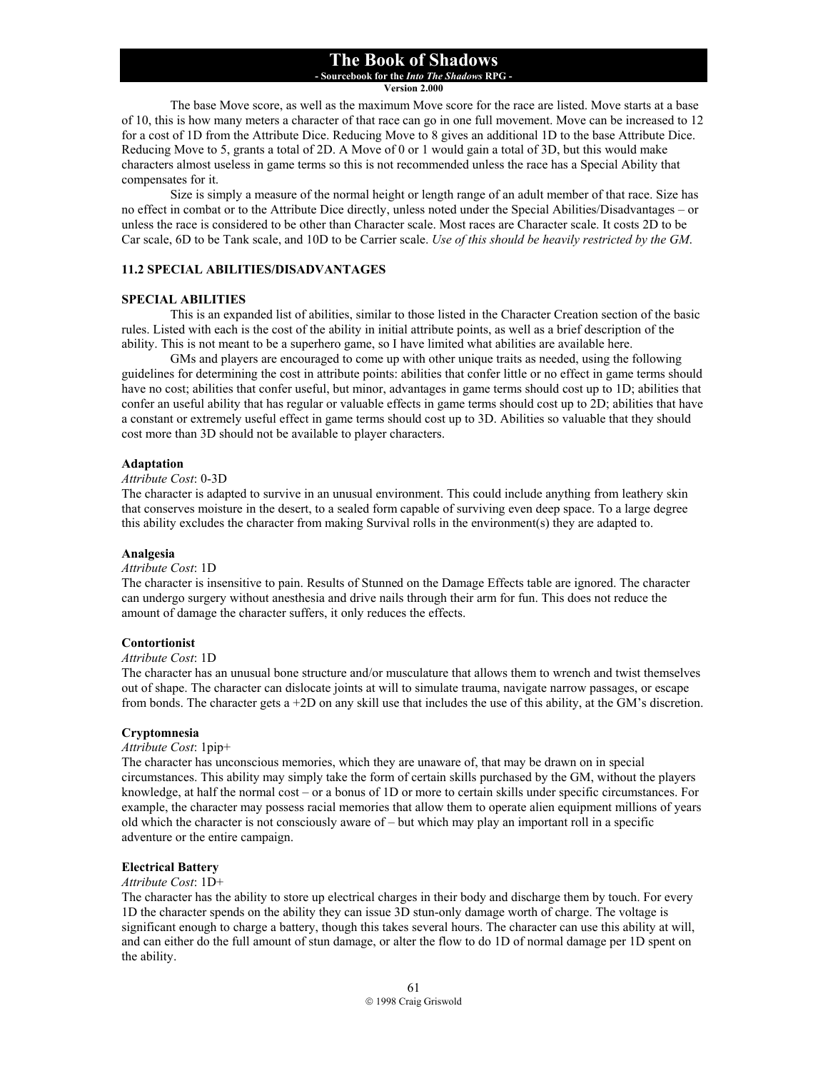The base Move score, as well as the maximum Move score for the race are listed. Move starts at a base of 10, this is how many meters a character of that race can go in one full movement. Move can be increased to 12 for a cost of 1D from the Attribute Dice. Reducing Move to 8 gives an additional 1D to the base Attribute Dice. Reducing Move to 5, grants a total of 2D. A Move of 0 or 1 would gain a total of 3D, but this would make characters almost useless in game terms so this is not recommended unless the race has a Special Ability that compensates for it.

Size is simply a measure of the normal height or length range of an adult member of that race. Size has no effect in combat or to the Attribute Dice directly, unless noted under the Special Abilities/Disadvantages – or unless the race is considered to be other than Character scale. Most races are Character scale. It costs 2D to be Car scale, 6D to be Tank scale, and 10D to be Carrier scale. *Use of this should be heavily restricted by the GM*.

### 11.2 SPECIAL ABILITIES/DISADVANTAGES

#### SPECIAL ABILITIES

This is an expanded list of abilities, similar to those listed in the Character Creation section of the basic rules. Listed with each is the cost of the ability in initial attribute points, as well as a brief description of the ability. This is not meant to be a superhero game, so I have limited what abilities are available here.

GMs and players are encouraged to come up with other unique traits as needed, using the following guidelines for determining the cost in attribute points: abilities that confer little or no effect in game terms should have no cost; abilities that confer useful, but minor, advantages in game terms should cost up to 1D; abilities that confer an useful ability that has regular or valuable effects in game terms should cost up to 2D; abilities that have a constant or extremely useful effect in game terms should cost up to 3D. Abilities so valuable that they should cost more than 3D should not be available to player characters.

**Adaptation**

*Attribute Cost*: 0-3D

The character is adapted to survive in an unusual environment. This could include anything from leathery skin that conserves moisture in the desert, to a sealed form capable of surviving even deep space. To a large degree this ability excludes the character from making Survival rolls in the environment(s) they are adapted to.

**Analgesia**

*Attribute Cost*: 1D

The character is insensitive to pain. Results of Stunned on the Damage Effects table are ignored. The character can undergo surgery without anesthesia and drive nails through their arm for fun. This does not reduce the amount of damage the character suffers, it only reduces the effects.

**Contortionist**

*Attribute Cost*: 1D

The character has an unusual bone structure and/or musculature that allows them to wrench and twist themselves out of shape. The character can dislocate joints at will to simulate trauma, navigate narrow passages, or escape from bonds. The character gets a +2D on any skill use that includes the use of this ability, at the GM's discretion.

**Cryptomnesia**

*Attribute Cost*: 1pip+

The character has unconscious memories, which they are unaware of, that may be drawn on in special circumstances. This ability may simply take the form of certain skills purchased by the GM, without the players knowledge, at half the normal cost – or a bonus of 1D or more to certain skills under specific circumstances. For example, the character may possess racial memories that allow them to operate alien equipment millions of years old which the character is not consciously aware of – but which may play an important roll in a specific adventure or the entire campaign.

**Electrical Battery**

*Attribute Cost*: 1D+

The character has the ability to store up electrical charges in their body and discharge them by touch. For every 1D the character spends on the ability they can issue 3D stun-only damage worth of charge. The voltage is significant enough to charge a battery, though this takes several hours. The character can use this ability at will, and can either do the full amount of stun damage, or alter the flow to do 1D of normal damage per 1D spent on the ability.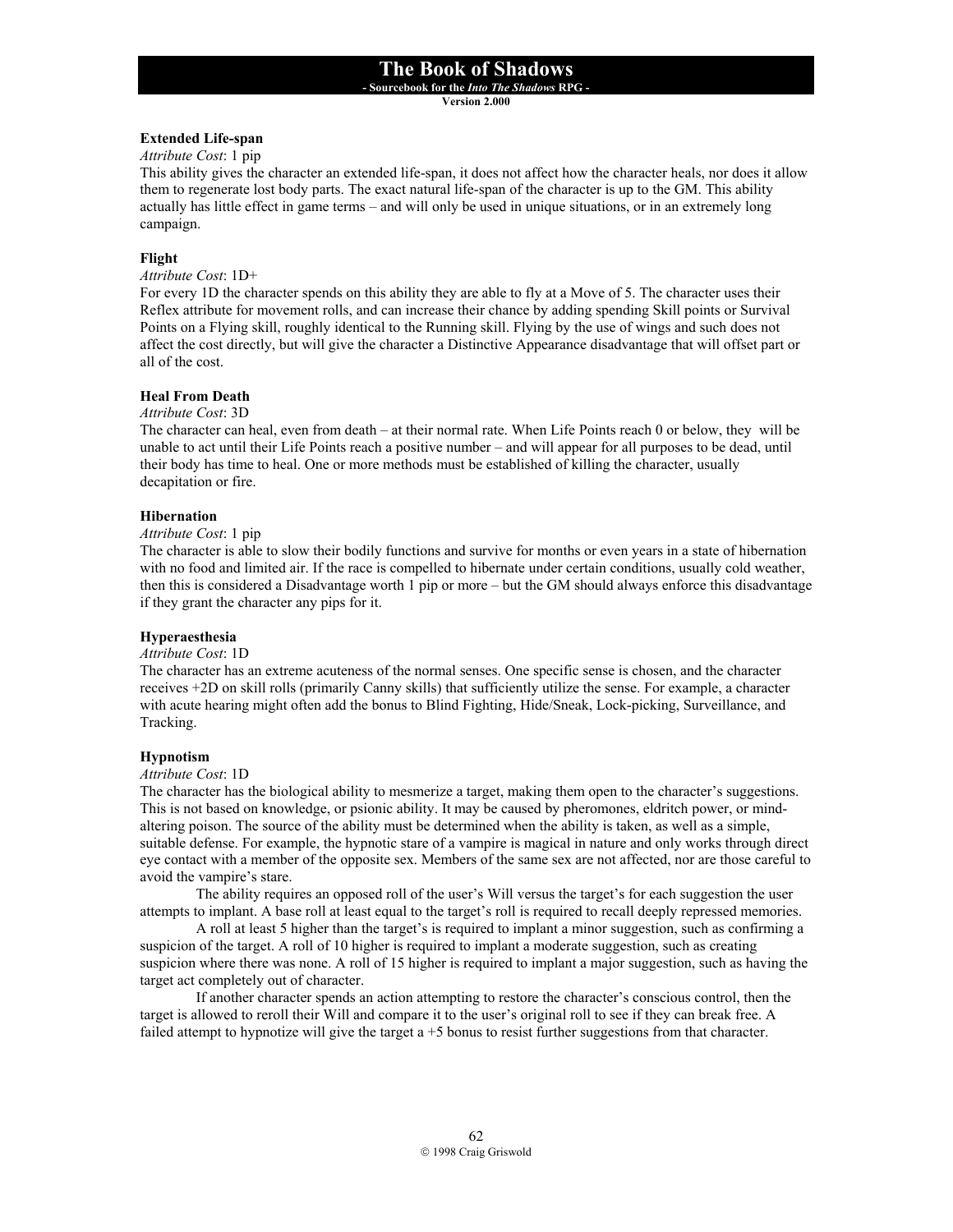### Extended Life-span

*Attribute Cost*: 1 pip

This ability gives the character an extended life-span, it does not affect how the character heals, nor does it allow them to regenerate lost body parts. The exact natural life-span of the character is up to the GM. This ability actually has little effect in game terms – and will only be used in unique situations, or in an extremely long campaign.

### Flight

*Attribute Cost*: 1D+

For every 1D the character spends on this ability they are able to fly at a Move of 5. The character uses their Reflex attribute for movement rolls, and can increase their chance by adding spending Skill points or Survival Points on a Flying skill, roughly identical to the Running skill. Flying by the use of wings and such does not affect the cost directly, but will give the character a Distinctive Appearance disadvantage that will offset part or all of the cost.

### Heal From Death

*Attribute Cost*: 3D

The character can heal, even from death – at their normal rate. When Life Points reach 0 or below, they will be unable to act until their Life Points reach a positive number – and will appear for all purposes to be dead, until their body has time to heal. One or more methods must be established of killing the character, usually decapitation or fire.

### Hibernation

*Attribute Cost*: 1 pip

The character is able to slow their bodily functions and survive for months or even years in a state of hibernation with no food and limited air. If the race is compelled to hibernate under certain conditions, usually cold weather, then this is considered a Disadvantage worth 1 pip or more – but the GM should always enforce this disadvantage if they grant the character any pips for it.

### Hyperaesthesia

*Attribute Cost*: 1D

The character has an extreme acuteness of the normal senses. One specific sense is chosen, and the character receives +2D on skill rolls (primarily Canny skills) that sufficiently utilize the sense. For example, a character with acute hearing might often add the bonus to Blind Fighting, Hide/Sneak, Lock-picking, Surveillance, and Tracking.

### Hypnotism

*Attribute Cost*: 1D

The character has the biological ability to mesmerize a target, making them open to the character's suggestions. This is not based on knowledge, or psionic ability. It may be caused by pheromones, eldritch power, or mind-altering poison. The source of the ability must be determined when the ability is taken, as well as a simple, suitable defense. For example, the hypnotic stare of a vampire is magical in nature and only works through direct eye contact with a member of the opposite sex. Members of the same sex are not affected, nor are those careful to avoid the vampire's stare.

The ability requires an opposed roll of the user's Will versus the target's for each suggestion the user attempts to implant. A base roll at least equal to the target's roll is required to recall deeply repressed memories.

A roll at least 5 higher than the target's is required to implant a minor suggestion, such as confirming a suspicion of the target. A roll of 10 higher is required to implant a moderate suggestion, such as creating suspicion where there was none. A roll of 15 higher is required to implant a major suggestion, such as having the target act completely out of character.

If another character spends an action attempting to restore the character's conscious control, then the target is allowed to reroll their Will and compare it to the user's original roll to see if they can break free. A failed attempt to hypnotize will give the target a +5 bonus to resist further suggestions from that character.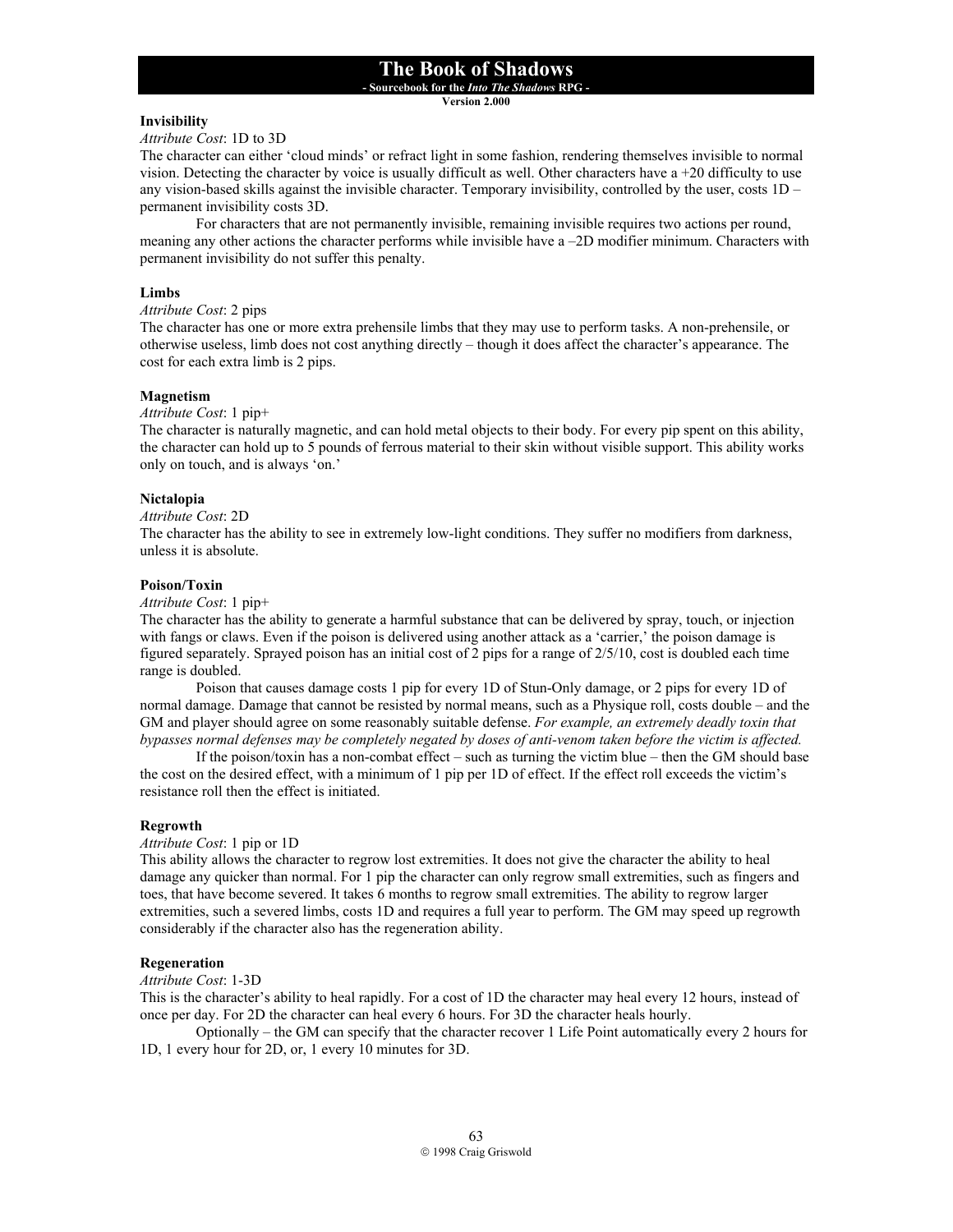### Invisibility

*Attribute Cost*: 1D to 3D

The character can either 'cloud minds' or refract light in some fashion, rendering themselves invisible to normal vision. Detecting the character by voice is usually difficult as well. Other characters have a +20 difficulty to use any vision-based skills against the invisible character. Temporary invisibility, controlled by the user, costs 1D – permanent invisibility costs 3D.

For characters that are not permanently invisible, remaining invisible requires two actions per round, meaning any other actions the character performs while invisible have a –2D modifier minimum. Characters with permanent invisibility do not suffer this penalty.

### Limbs

*Attribute Cost*: 2 pips

The character has one or more extra prehensile limbs that they may use to perform tasks. A non-prehensile, or otherwise useless, limb does not cost anything directly – though it does affect the character's appearance. The cost for each extra limb is 2 pips.

### Magnetism

*Attribute Cost*: 1 pip+

The character is naturally magnetic, and can hold metal objects to their body. For every pip spent on this ability, the character can hold up to 5 pounds of ferrous material to their skin without visible support. This ability works only on touch, and is always 'on.'

### Nictalopia

*Attribute Cost*: 2D

The character has the ability to see in extremely low-light conditions. They suffer no modifiers from darkness, unless it is absolute.

### Poison/Toxin

*Attribute Cost*: 1 pip+

The character has the ability to generate a harmful substance that can be delivered by spray, touch, or injection with fangs or claws. Even if the poison is delivered using another attack as a 'carrier,' the poison damage is figured separately. Sprayed poison has an initial cost of 2 pips for a range of 2/5/10, cost is doubled each time range is doubled.

Poison that causes damage costs 1 pip for every 1D of Stun-Only damage, or 2 pips for every 1D of normal damage. Damage that cannot be resisted by normal means, such as a Physique roll, costs double – and the GM and player should agree on some reasonably suitable defense. *For example, an extremely deadly toxin that bypasses normal defenses may be completely negated by doses of anti-venom taken before the victim is affected.*

If the poison/toxin has a non-combat effect – such as turning the victim blue – then the GM should base the cost on the desired effect, with a minimum of 1 pip per 1D of effect. If the effect roll exceeds the victim's resistance roll then the effect is initiated.

### Regrowth

*Attribute Cost*: 1 pip or 1D

This ability allows the character to regrow lost extremities. It does not give the character the ability to heal damage any quicker than normal. For 1 pip the character can only regrow small extremities, such as fingers and toes, that have become severed. It takes 6 months to regrow small extremities. The ability to regrow larger extremities, such a severed limbs, costs 1D and requires a full year to perform. The GM may speed up regrowth considerably if the character also has the regeneration ability.

### Regeneration

*Attribute Cost*: 1-3D

This is the character's ability to heal rapidly. For a cost of 1D the character may heal every 12 hours, instead of once per day. For 2D the character can heal every 6 hours. For 3D the character heals hourly.

Optionally – the GM can specify that the character recover 1 Life Point automatically every 2 hours for 1D, 1 every hour for 2D, or, 1 every 10 minutes for 3D.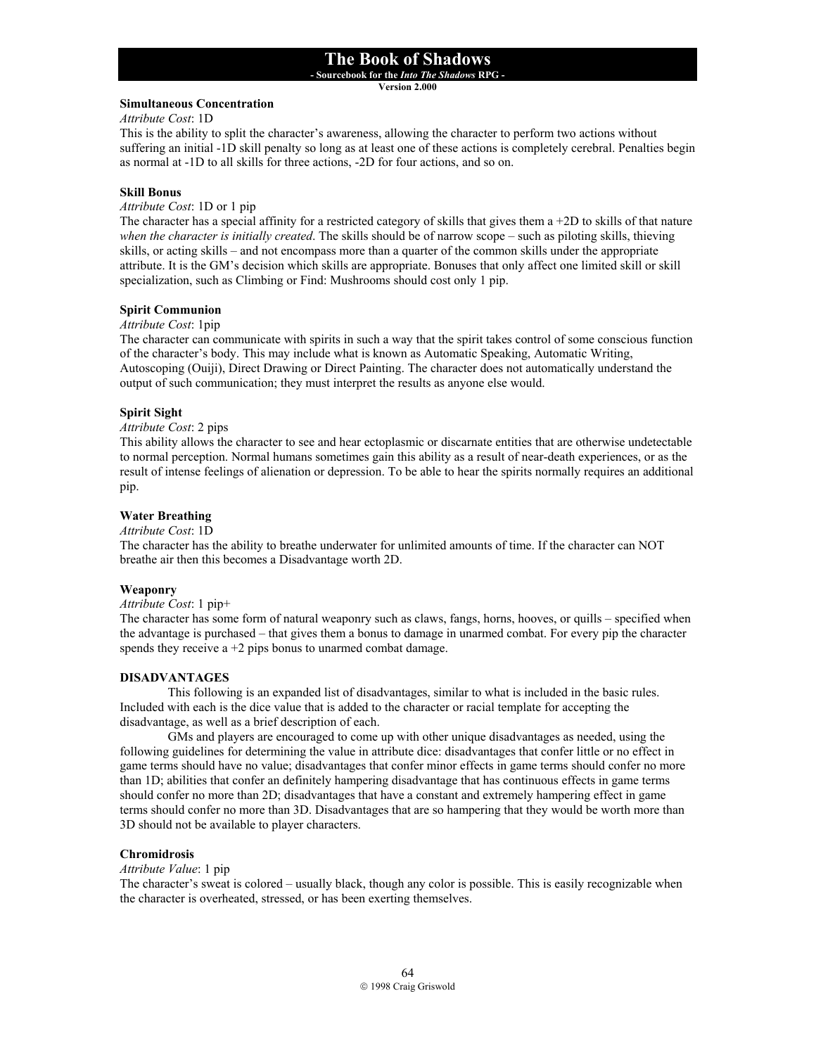**Simultaneous Concentration**

*Attribute Cost*: 1D

This is the ability to split the character's awareness, allowing the character to perform two actions without suffering an initial -1D skill penalty so long as at least one of these actions is completely cerebral. Penalties begin as normal at -1D to all skills for three actions, -2D for four actions, and so on.

**Skill Bonus**

*Attribute Cost*: 1D or 1 pip

The character has a special affinity for a restricted category of skills that gives them a +2D to skills of that nature *when the character is initially created*. The skills should be of narrow scope – such as piloting skills, thieving skills, or acting skills – and not encompass more than a quarter of the common skills under the appropriate attribute. It is the GM's decision which skills are appropriate. Bonuses that only affect one limited skill or skill specialization, such as Climbing or Find: Mushrooms should cost only 1 pip.

**Spirit Communion**

*Attribute Cost*: 1pip

The character can communicate with spirits in such a way that the spirit takes control of some conscious function of the character's body. This may include what is known as Automatic Speaking, Automatic Writing, Autoscoping (Ouiji), Direct Drawing or Direct Painting. The character does not automatically understand the output of such communication; they must interpret the results as anyone else would.

**Spirit Sight**

*Attribute Cost*: 2 pips

This ability allows the character to see and hear ectoplasmic or discarnate entities that are otherwise undetectable to normal perception. Normal humans sometimes gain this ability as a result of near-death experiences, or as the result of intense feelings of alienation or depression. To be able to hear the spirits normally requires an additional pip.

**Water Breathing**

*Attribute Cost*: 1D

The character has the ability to breathe underwater for unlimited amounts of time. If the character can NOT breathe air then this becomes a Disadvantage worth 2D.

**Weaponry**

*Attribute Cost*: 1 pip+

The character has some form of natural weaponry such as claws, fangs, horns, hooves, or quills – specified when the advantage is purchased – that gives them a bonus to damage in unarmed combat. For every pip the character spends they receive a +2 pips bonus to unarmed combat damage.

**DISADVANTAGES**

This following is an expanded list of disadvantages, similar to what is included in the basic rules. Included with each is the dice value that is added to the character or racial template for accepting the disadvantage, as well as a brief description of each.

GMs and players are encouraged to come up with other unique disadvantages as needed, using the following guidelines for determining the value in attribute dice: disadvantages that confer little or no effect in game terms should have no value; disadvantages that confer minor effects in game terms should confer no more than 1D; abilities that confer an definitely hampering disadvantage that has continuous effects in game terms should confer no more than 2D; disadvantages that have a constant and extremely hampering effect in game terms should confer no more than 3D. Disadvantages that are so hampering that they would be worth more than 3D should not be available to player characters.

**Chromidrosis**

*Attribute Value*: 1 pip

The character's sweat is colored – usually black, though any color is possible. This is easily recognizable when the character is overheated, stressed, or has been exerting themselves.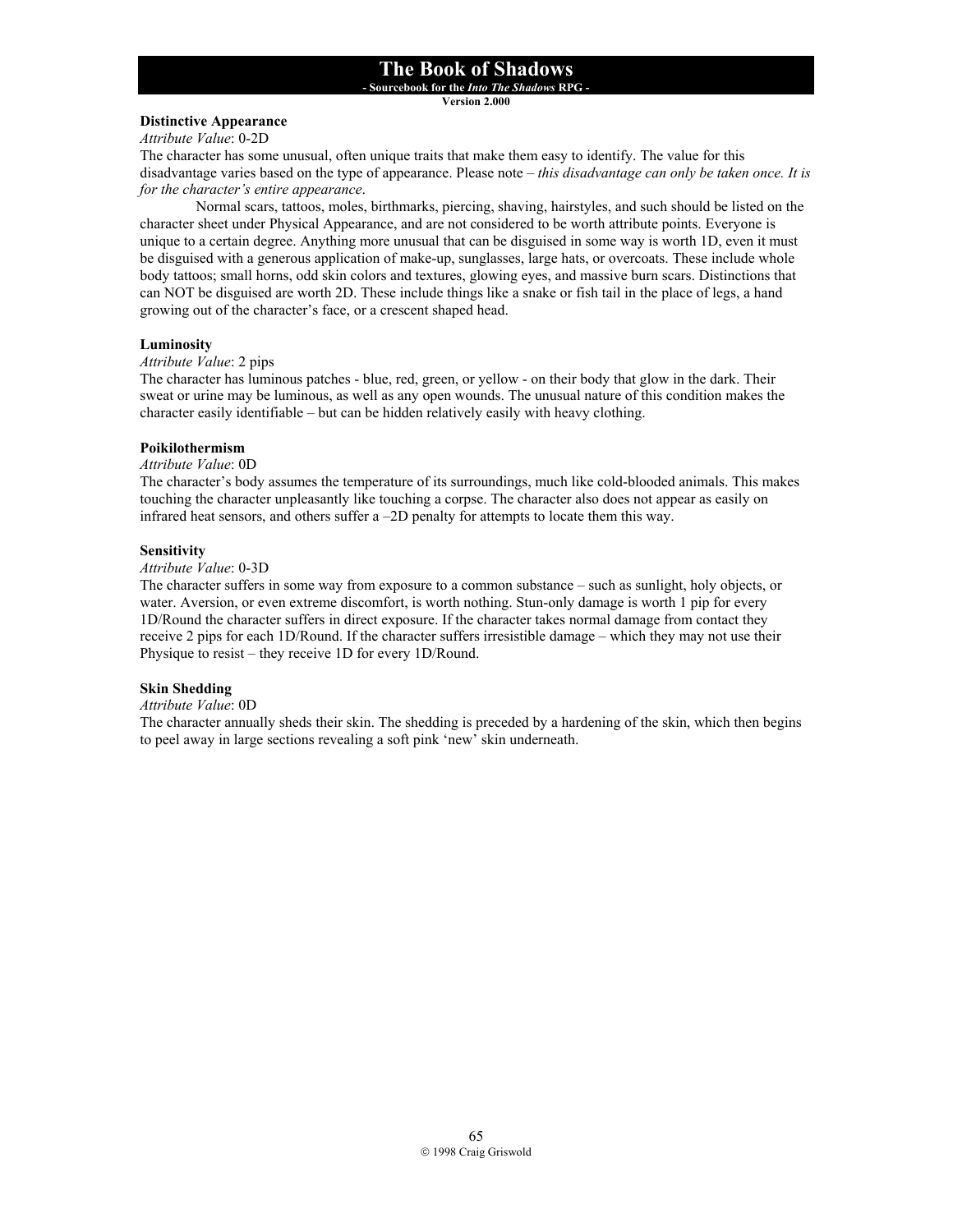**Distinctive Appearance**

*Attribute Value*: 0-2D

The character has some unusual, often unique traits that make them easy to identify. The value for this disadvantage varies based on the type of appearance. Please note – *this disadvantage can only be taken once. It is for the character's entire appearance*.

Normal scars, tattoos, moles, birthmarks, piercing, shaving, hairstyles, and such should be listed on the character sheet under Physical Appearance, and are not considered to be worth attribute points. Everyone is unique to a certain degree. Anything more unusual that can be disguised in some way is worth 1D, even it must be disguised with a generous application of make-up, sunglasses, large hats, or overcoats. These include whole body tattoos; small horns, odd skin colors and textures, glowing eyes, and massive burn scars. Distinctions that can NOT be disguised are worth 2D. These include things like a snake or fish tail in the place of legs, a hand growing out of the character's face, or a crescent shaped head.

**Luminosity**

*Attribute Value*: 2 pips

The character has luminous patches - blue, red, green, or yellow - on their body that glow in the dark. Their sweat or urine may be luminous, as well as any open wounds. The unusual nature of this condition makes the character easily identifiable – but can be hidden relatively easily with heavy clothing.

**Poikilothermism**

*Attribute Value*: 0D

The character's body assumes the temperature of its surroundings, much like cold-blooded animals. This makes touching the character unpleasantly like touching a corpse. The character also does not appear as easily on infrared heat sensors, and others suffer a –2D penalty for attempts to locate them this way.

**Sensitivity**

*Attribute Value*: 0-3D

The character suffers in some way from exposure to a common substance – such as sunlight, holy objects, or water. Aversion, or even extreme discomfort, is worth nothing. Stun-only damage is worth 1 pip for every 1D/Round the character suffers in direct exposure. If the character takes normal damage from contact they receive 2 pips for each 1D/Round. If the character suffers irresistible damage – which they may not use their Physique to resist – they receive 1D for every 1D/Round.

**Skin Shedding**

*Attribute Value*: 0D

The character annually sheds their skin. The shedding is preceded by a hardening of the skin, which then begins to peel away in large sections revealing a soft pink 'new' skin underneath.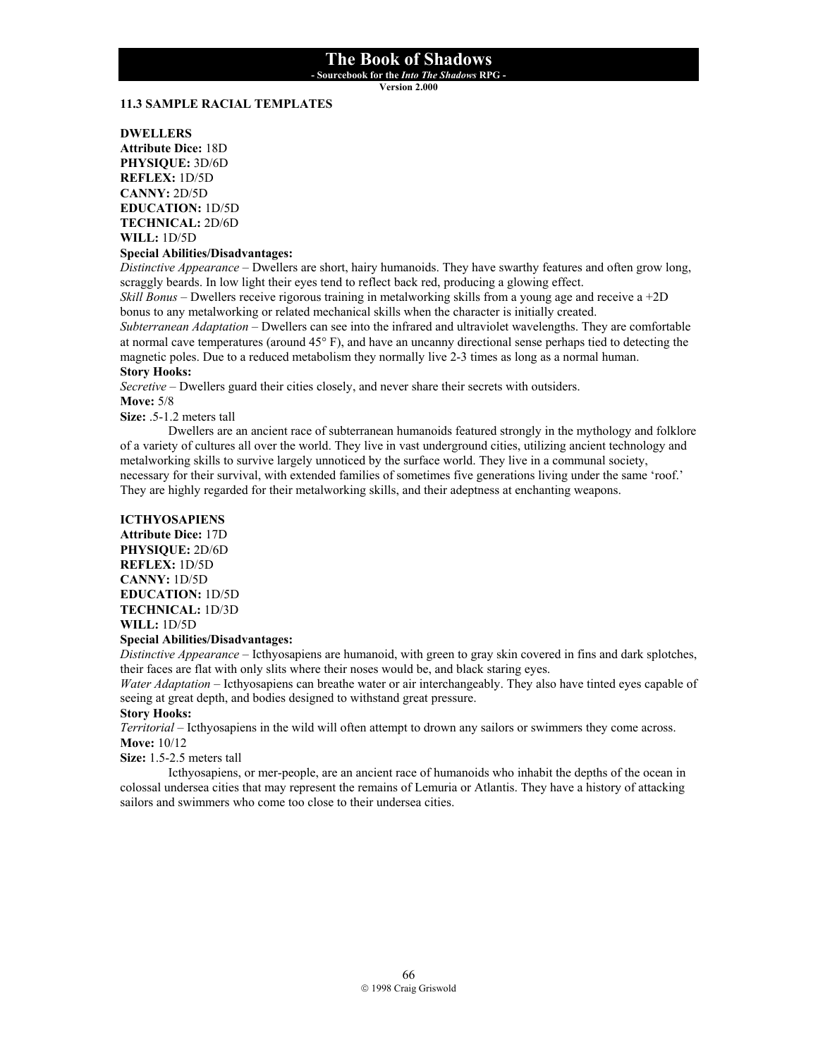## 11.3 SAMPLE RACIAL TEMPLATES

### DWELLERS

**Attribute Dice:** 18D
**PHYSIQUE:** 3D/6D
**REFLEX:** 1D/5D
**CANNY:** 2D/5D
**EDUCATION:** 1D/5D
**TECHNICAL:** 2D/6D
**WILL:** 1D/5D

**Special Abilities/Disadvantages:**

*Distinctive Appearance* – Dwellers are short, hairy humanoids. They have swarthy features and often grow long, scraggly beards. In low light their eyes tend to reflect back red, producing a glowing effect.

*Skill Bonus* – Dwellers receive rigorous training in metalworking skills from a young age and receive a +2D bonus to any metalworking or related mechanical skills when the character is initially created.

*Subterranean Adaptation* – Dwellers can see into the infrared and ultraviolet wavelengths. They are comfortable at normal cave temperatures (around 45° F), and have an uncanny directional sense perhaps tied to detecting the magnetic poles. Due to a reduced metabolism they normally live 2-3 times as long as a normal human.

**Story Hooks:**

*Secretive* – Dwellers guard their cities closely, and never share their secrets with outsiders.

**Move:** 5/8

**Size:** .5-1.2 meters tall

Dwellers are an ancient race of subterranean humanoids featured strongly in the mythology and folklore of a variety of cultures all over the world. They live in vast underground cities, utilizing ancient technology and metalworking skills to survive largely unnoticed by the surface world. They live in a communal society, necessary for their survival, with extended families of sometimes five generations living under the same 'roof.' They are highly regarded for their metalworking skills, and their adeptness at enchanting weapons.

### ICTHYOSAPIENS

**Attribute Dice:** 17D
**PHYSIQUE:** 2D/6D
**REFLEX:** 1D/5D
**CANNY:** 1D/5D
**EDUCATION:** 1D/5D
**TECHNICAL:** 1D/3D
**WILL:** 1D/5D

**Special Abilities/Disadvantages:**

*Distinctive Appearance* – Icthyosapiens are humanoid, with green to gray skin covered in fins and dark splotches, their faces are flat with only slits where their noses would be, and black staring eyes.

*Water Adaptation* – Icthyosapiens can breathe water or air interchangeably. They also have tinted eyes capable of seeing at great depth, and bodies designed to withstand great pressure.

**Story Hooks:**

*Territorial* – Icthyosapiens in the wild will often attempt to drown any sailors or swimmers they come across.

**Move:** 10/12

**Size:** 1.5-2.5 meters tall

Icthyosapiens, or mer-people, are an ancient race of humanoids who inhabit the depths of the ocean in colossal undersea cities that may represent the remains of Lemuria or Atlantis. They have a history of attacking sailors and swimmers who come too close to their undersea cities.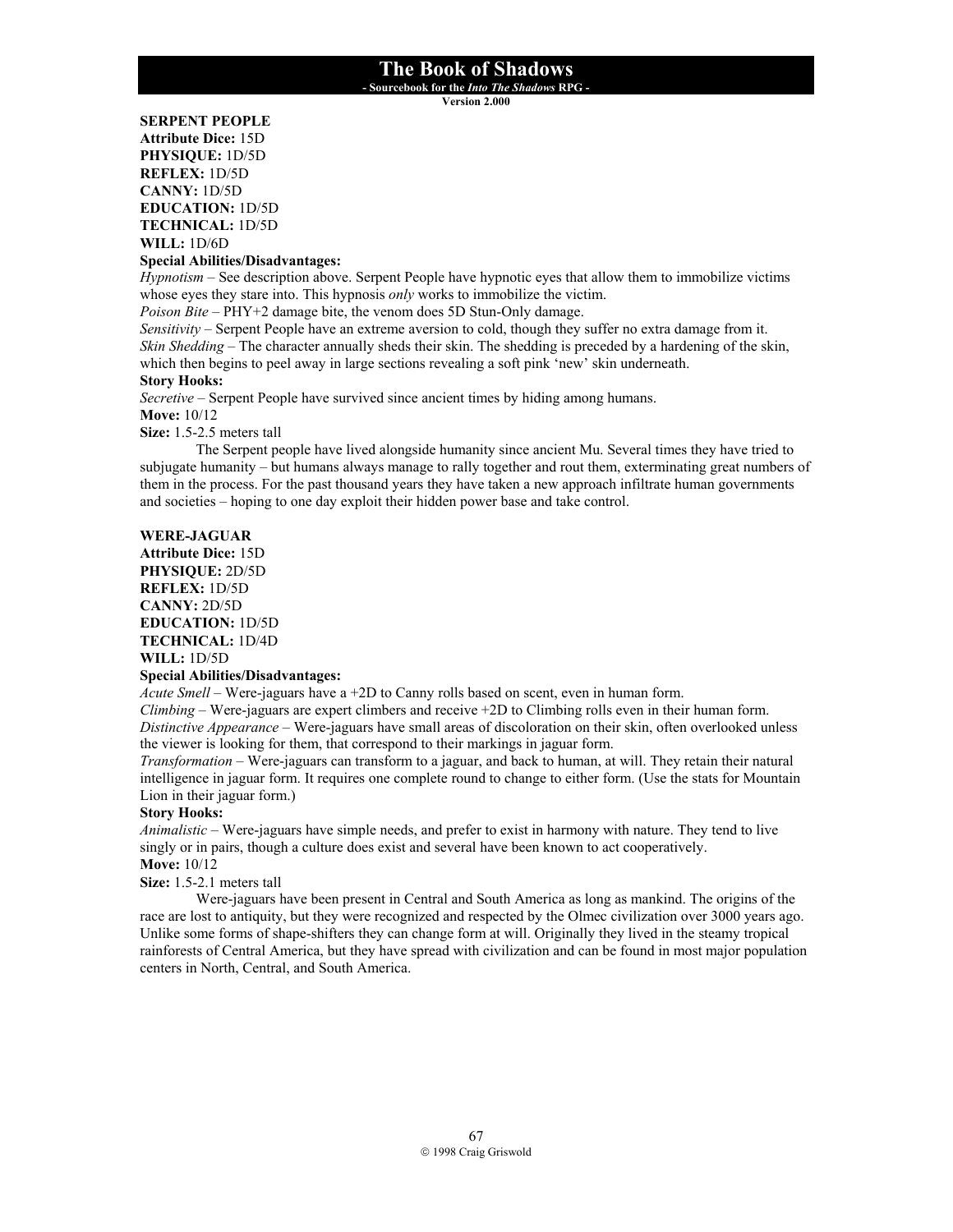**SERPENT PEOPLE**
**Attribute Dice:** 15D
**PHYSIQUE:** 1D/5D
**REFLEX:** 1D/5D
**CANNY:** 1D/5D
**EDUCATION:** 1D/5D
**TECHNICAL:** 1D/5D
**WILL:** 1D/6D
**Special Abilities/Disadvantages:**
*Hypnotism* – See description above. Serpent People have hypnotic eyes that allow them to immobilize victims whose eyes they stare into. This hypnosis *only* works to immobilize the victim.
*Poison Bite* – PHY+2 damage bite, the venom does 5D Stun-Only damage.
*Sensitivity* – Serpent People have an extreme aversion to cold, though they suffer no extra damage from it.
*Skin Shedding* – The character annually sheds their skin. The shedding is preceded by a hardening of the skin, which then begins to peel away in large sections revealing a soft pink 'new' skin underneath.
**Story Hooks:**
*Secretive* – Serpent People have survived since ancient times by hiding among humans.
**Move:** 10/12
**Size:** 1.5-2.5 meters tall

The Serpent people have lived alongside humanity since ancient Mu. Several times they have tried to subjugate humanity – but humans always manage to rally together and rout them, exterminating great numbers of them in the process. For the past thousand years they have taken a new approach infiltrate human governments and societies – hoping to one day exploit their hidden power base and take control.

**WERE-JAGUAR**
**Attribute Dice:** 15D
**PHYSIQUE:** 2D/5D
**REFLEX:** 1D/5D
**CANNY:** 2D/5D
**EDUCATION:** 1D/5D
**TECHNICAL:** 1D/4D
**WILL:** 1D/5D
**Special Abilities/Disadvantages:**
*Acute Smell* – Were-jaguars have a +2D to Canny rolls based on scent, even in human form.
*Climbing* – Were-jaguars are expert climbers and receive +2D to Climbing rolls even in their human form.
*Distinctive Appearance* – Were-jaguars have small areas of discoloration on their skin, often overlooked unless the viewer is looking for them, that correspond to their markings in jaguar form.
*Transformation* – Were-jaguars can transform to a jaguar, and back to human, at will. They retain their natural intelligence in jaguar form. It requires one complete round to change to either form. (Use the stats for Mountain Lion in their jaguar form.)
**Story Hooks:**
*Animalistic* – Were-jaguars have simple needs, and prefer to exist in harmony with nature. They tend to live singly or in pairs, though a culture does exist and several have been known to act cooperatively.
**Move:** 10/12
**Size:** 1.5-2.1 meters tall

Were-jaguars have been present in Central and South America as long as mankind. The origins of the race are lost to antiquity, but they were recognized and respected by the Olmec civilization over 3000 years ago. Unlike some forms of shape-shifters they can change form at will. Originally they lived in the steamy tropical rainforests of Central America, but they have spread with civilization and can be found in most major population centers in North, Central, and South America.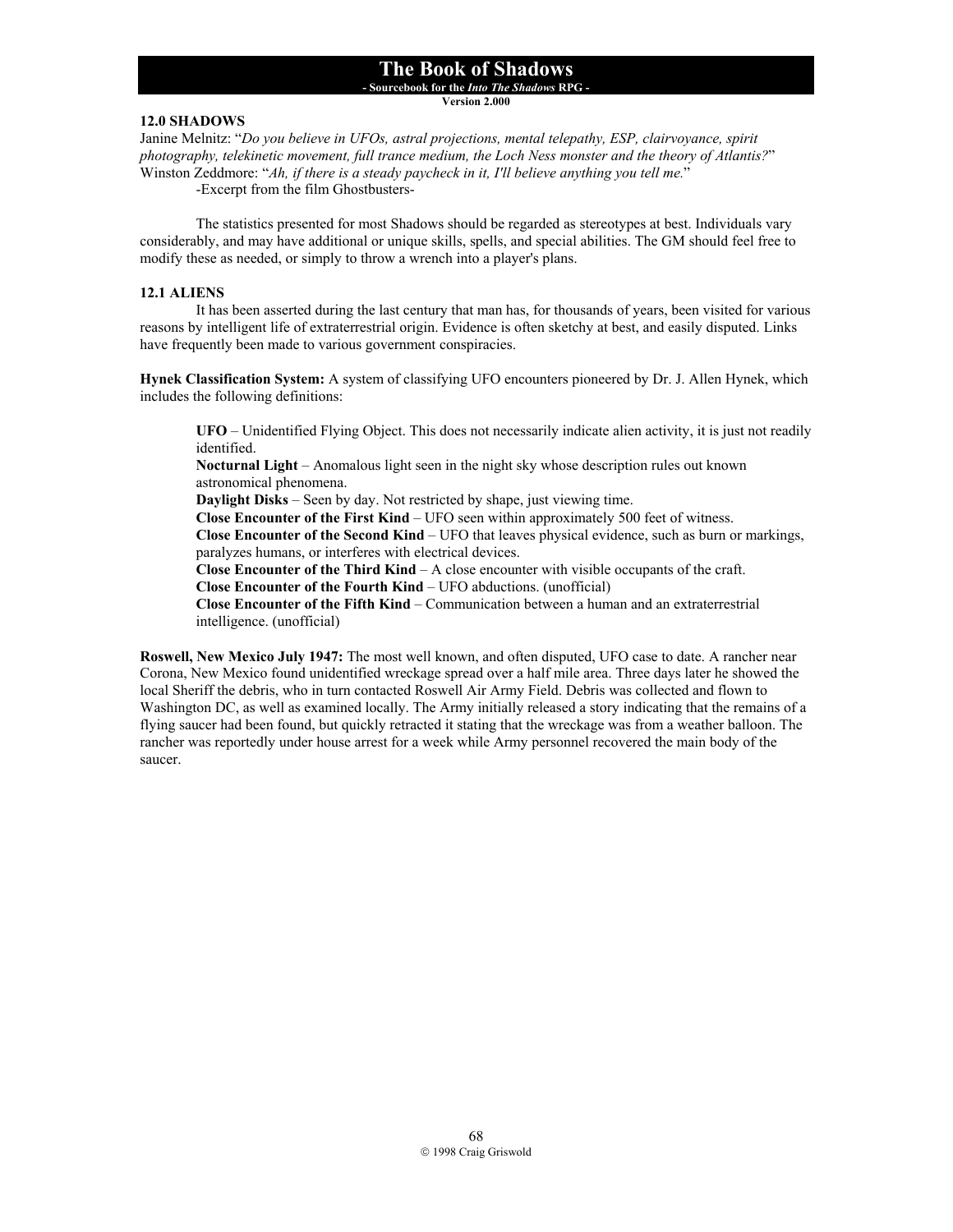## 12.0 SHADOWS

Janine Melnitz: "*Do you believe in UFOs, astral projections, mental telepathy, ESP, clairvoyance, spirit photography, telekinetic movement, full trance medium, the Loch Ness monster and the theory of Atlantis?*"
Winston Zeddmore: "*Ah, if there is a steady paycheck in it, I'll believe anything you tell me.*"
-Excerpt from the film Ghostbusters-

The statistics presented for most Shadows should be regarded as stereotypes at best. Individuals vary considerably, and may have additional or unique skills, spells, and special abilities. The GM should feel free to modify these as needed, or simply to throw a wrench into a player's plans.

### 12.1 ALIENS

It has been asserted during the last century that man has, for thousands of years, been visited for various reasons by intelligent life of extraterrestrial origin. Evidence is often sketchy at best, and easily disputed. Links have frequently been made to various government conspiracies.

**Hynek Classification System:** A system of classifying UFO encounters pioneered by Dr. J. Allen Hynek, which includes the following definitions:

- **UFO** – Unidentified Flying Object. This does not necessarily indicate alien activity, it is just not readily identified.
- **Nocturnal Light** – Anomalous light seen in the night sky whose description rules out known astronomical phenomena.
- **Daylight Disks** – Seen by day. Not restricted by shape, just viewing time.
- **Close Encounter of the First Kind** – UFO seen within approximately 500 feet of witness.
- **Close Encounter of the Second Kind** – UFO that leaves physical evidence, such as burn or markings, paralyzes humans, or interferes with electrical devices.
- **Close Encounter of the Third Kind** – A close encounter with visible occupants of the craft.
- **Close Encounter of the Fourth Kind** – UFO abductions. (unofficial)
- **Close Encounter of the Fifth Kind** – Communication between a human and an extraterrestrial intelligence. (unofficial)

**Roswell, New Mexico July 1947:** The most well known, and often disputed, UFO case to date. A rancher near Corona, New Mexico found unidentified wreckage spread over a half mile area. Three days later he showed the local Sheriff the debris, who in turn contacted Roswell Air Army Field. Debris was collected and flown to Washington DC, as well as examined locally. The Army initially released a story indicating that the remains of a flying saucer had been found, but quickly retracted it stating that the wreckage was from a weather balloon. The rancher was reportedly under house arrest for a week while Army personnel recovered the main body of the saucer.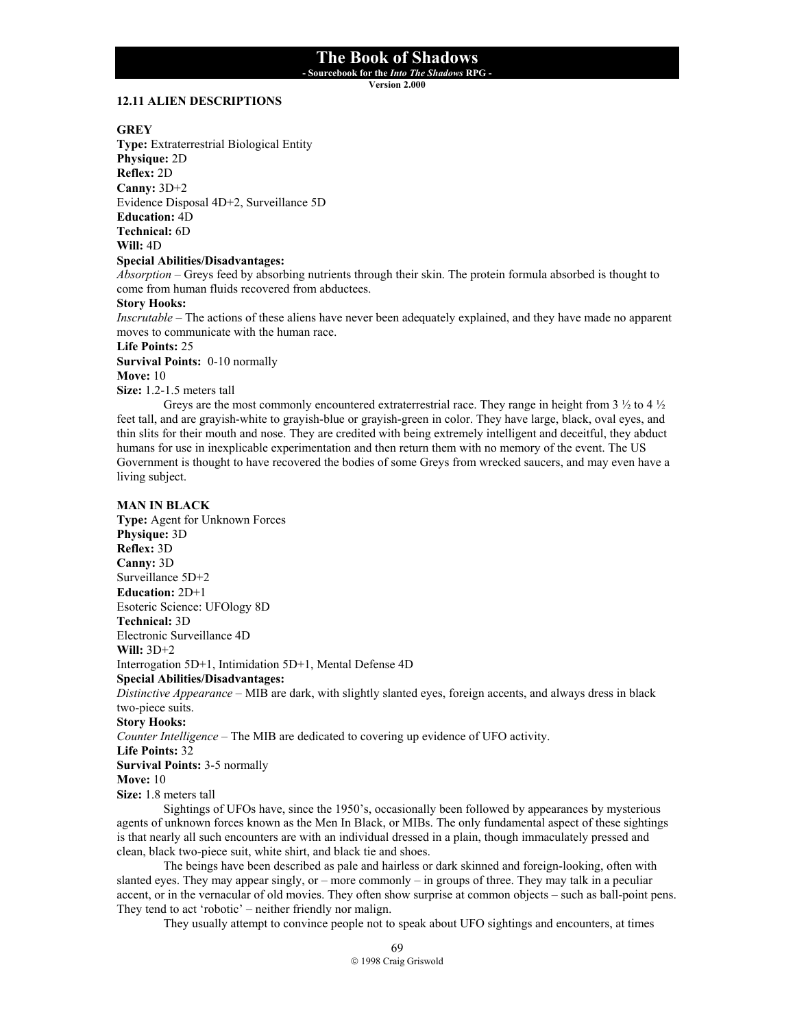### 12.11 ALIEN DESCRIPTIONS

**GREY**
**Type:** Extraterrestrial Biological Entity
**Physique:** 2D
**Reflex:** 2D
**Canny:** 3D+2
Evidence Disposal 4D+2, Surveillance 5D
**Education:** 4D
**Technical:** 6D
**Will:** 4D
**Special Abilities/Disadvantages:**
*Absorption* – Greys feed by absorbing nutrients through their skin. The protein formula absorbed is thought to come from human fluids recovered from abductees.
**Story Hooks:**
*Inscrutable* – The actions of these aliens have never been adequately explained, and they have made no apparent moves to communicate with the human race.
**Life Points:** 25
**Survival Points:** 0-10 normally
**Move:** 10
**Size:** 1.2-1.5 meters tall

Greys are the most commonly encountered extraterrestrial race. They range in height from 3 ½ to 4 ½ feet tall, and are grayish-white to grayish-blue or grayish-green in color. They have large, black, oval eyes, and thin slits for their mouth and nose. They are credited with being extremely intelligent and deceitful, they abduct humans for use in inexplicable experimentation and then return them with no memory of the event. The US Government is thought to have recovered the bodies of some Greys from wrecked saucers, and may even have a living subject.

**MAN IN BLACK**
**Type:** Agent for Unknown Forces
**Physique:** 3D
**Reflex:** 3D
**Canny:** 3D
Surveillance 5D+2
**Education:** 2D+1
Esoteric Science: UFOlogy 8D
**Technical:** 3D
Electronic Surveillance 4D
**Will:** 3D+2
Interrogation 5D+1, Intimidation 5D+1, Mental Defense 4D
**Special Abilities/Disadvantages:**
*Distinctive Appearance* – MIB are dark, with slightly slanted eyes, foreign accents, and always dress in black two-piece suits.
**Story Hooks:**
*Counter Intelligence* – The MIB are dedicated to covering up evidence of UFO activity.
**Life Points:** 32
**Survival Points:** 3-5 normally
**Move:** 10
**Size:** 1.8 meters tall

Sightings of UFOs have, since the 1950's, occasionally been followed by appearances by mysterious agents of unknown forces known as the Men In Black, or MIBs. The only fundamental aspect of these sightings is that nearly all such encounters are with an individual dressed in a plain, though immaculately pressed and clean, black two-piece suit, white shirt, and black tie and shoes.

The beings have been described as pale and hairless or dark skinned and foreign-looking, often with slanted eyes. They may appear singly, or – more commonly – in groups of three. They may talk in a peculiar accent, or in the vernacular of old movies. They often show surprise at common objects – such as ball-point pens. They tend to act 'robotic' – neither friendly nor malign.

They usually attempt to convince people not to speak about UFO sightings and encounters, at times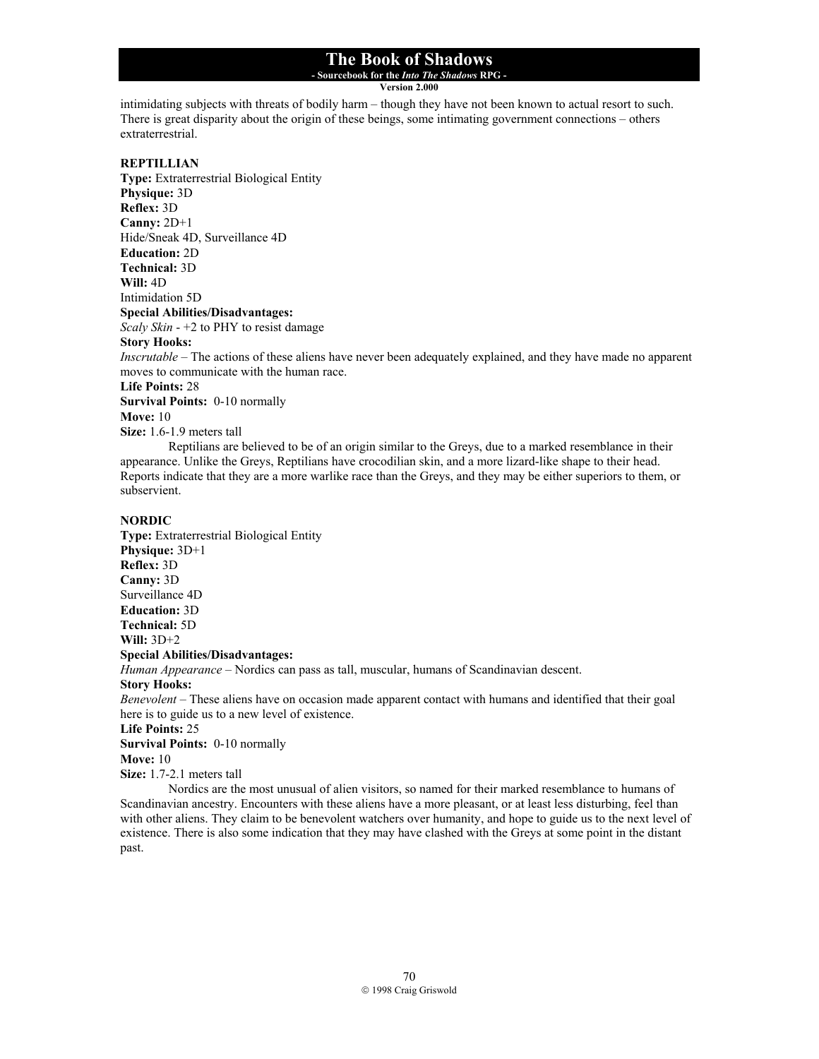intimidating subjects with threats of bodily harm – though they have not been known to actual resort to such. There is great disparity about the origin of these beings, some intimating government connections – others extraterrestrial.

**REPTILLIAN**
**Type:** Extraterrestrial Biological Entity
**Physique:** 3D
**Reflex:** 3D
**Canny:** 2D+1
Hide/Sneak 4D, Surveillance 4D
**Education:** 2D
**Technical:** 3D
**Will:** 4D
Intimidation 5D
**Special Abilities/Disadvantages:**
*Scaly Skin* - +2 to PHY to resist damage
**Story Hooks:**
*Inscrutable* – The actions of these aliens have never been adequately explained, and they have made no apparent moves to communicate with the human race.
**Life Points:** 28
**Survival Points:** 0-10 normally
**Move:** 10
**Size:** 1.6-1.9 meters tall

Reptilians are believed to be of an origin similar to the Greys, due to a marked resemblance in their appearance. Unlike the Greys, Reptilians have crocodilian skin, and a more lizard-like shape to their head. Reports indicate that they are a more warlike race than the Greys, and they may be either superiors to them, or subservient.

**NORDIC**
**Type:** Extraterrestrial Biological Entity
**Physique:** 3D+1
**Reflex:** 3D
**Canny:** 3D
Surveillance 4D
**Education:** 3D
**Technical:** 5D
**Will:** 3D+2
**Special Abilities/Disadvantages:**
*Human Appearance* – Nordics can pass as tall, muscular, humans of Scandinavian descent.
**Story Hooks:**
*Benevolent* – These aliens have on occasion made apparent contact with humans and identified that their goal here is to guide us to a new level of existence.
**Life Points:** 25
**Survival Points:** 0-10 normally
**Move:** 10
**Size:** 1.7-2.1 meters tall

Nordics are the most unusual of alien visitors, so named for their marked resemblance to humans of Scandinavian ancestry. Encounters with these aliens have a more pleasant, or at least less disturbing, feel than with other aliens. They claim to be benevolent watchers over humanity, and hope to guide us to the next level of existence. There is also some indication that they may have clashed with the Greys at some point in the distant past.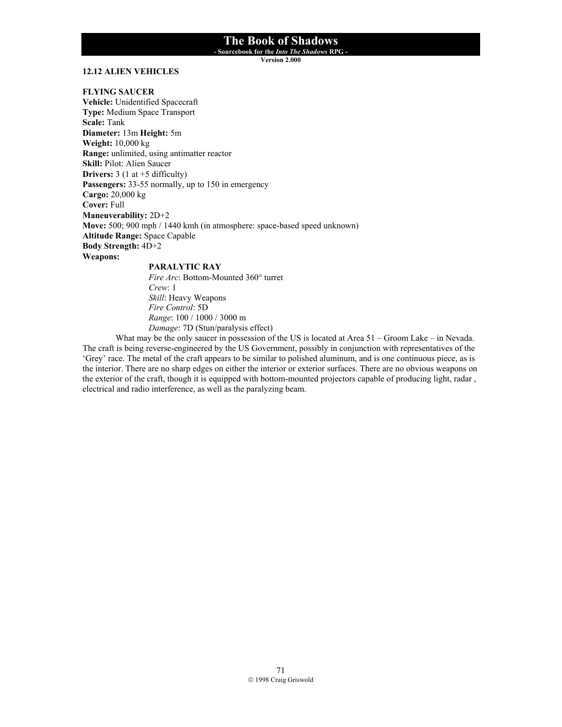## 12.12 ALIEN VEHICLES

### FLYING SAUCER

**Vehicle:** Unidentified Spacecraft
**Type:** Medium Space Transport
**Scale:** Tank
**Diameter:** 13m **Height:** 5m
**Weight:** 10,000 kg
**Range:** unlimited, using antimatter reactor
**Skill:** Pilot: Alien Saucer
**Drivers:** 3 (1 at +5 difficulty)
**Passengers:** 33-55 normally, up to 150 in emergency
**Cargo:** 20,000 kg
**Cover:** Full
**Maneuverability:** 2D+2
**Move:** 500; 900 mph / 1440 kmh (in atmosphere: space-based speed unknown)
**Altitude Range:** Space Capable
**Body Strength:** 4D+2
**Weapons:**

> **PARALYTIC RAY**
> *Fire Arc*: Bottom-Mounted 360° turret
> *Crew*: 1
> *Skill*: Heavy Weapons
> *Fire Control*: 5D
> *Range*: 100 / 1000 / 3000 m
> *Damage*: 7D (Stun/paralysis effect)

What may be the only saucer in possession of the US is located at Area 51 – Groom Lake – in Nevada. The craft is being reverse-engineered by the US Government, possibly in conjunction with representatives of the 'Grey' race. The metal of the craft appears to be similar to polished aluminum, and is one continuous piece, as is the interior. There are no sharp edges on either the interior or exterior surfaces. There are no obvious weapons on the exterior of the craft, though it is equipped with bottom-mounted projectors capable of producing light, radar , electrical and radio interference, as well as the paralyzing beam.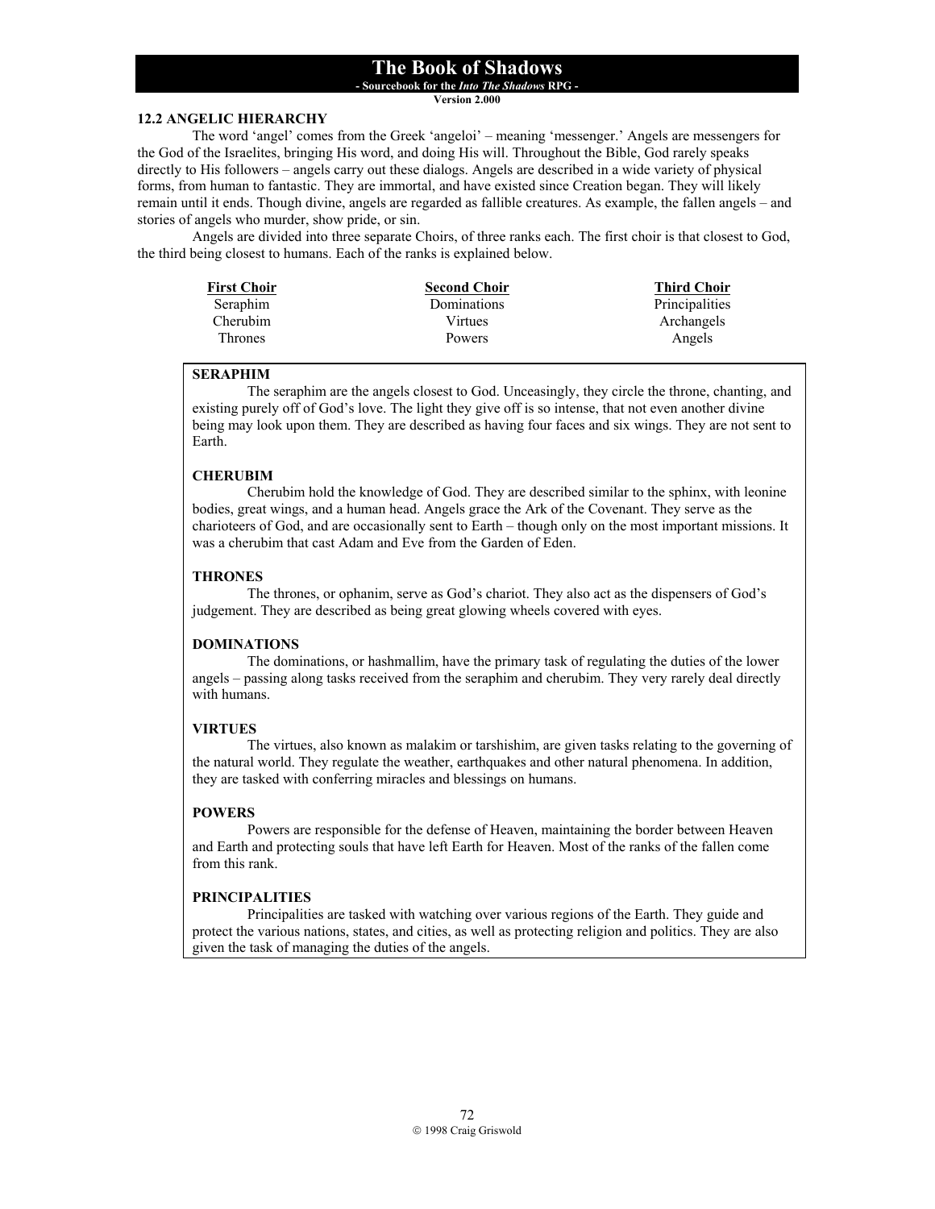## 12.2 ANGELIC HIERARCHY

The word 'angel' comes from the Greek 'angeloi' – meaning 'messenger.' Angels are messengers for the God of the Israelites, bringing His word, and doing His will. Throughout the Bible, God rarely speaks directly to His followers – angels carry out these dialogs. Angels are described in a wide variety of physical forms, from human to fantastic. They are immortal, and have existed since Creation began. They will likely remain until it ends. Though divine, angels are regarded as fallible creatures. As example, the fallen angels – and stories of angels who murder, show pride, or sin.

Angels are divided into three separate Choirs, of three ranks each. The first choir is that closest to God, the third being closest to humans. Each of the ranks is explained below.

| First Choir | Second Choir | Third Choir |
|---|---|---|
| Seraphim | Dominations | Principalities |
| Cherubim | Virtues | Archangels |
| Thrones | Powers | Angels |

**SERAPHIM**

The seraphim are the angels closest to God. Unceasingly, they circle the throne, chanting, and existing purely off of God's love. The light they give off is so intense, that not even another divine being may look upon them. They are described as having four faces and six wings. They are not sent to Earth.

**CHERUBIM**

Cherubim hold the knowledge of God. They are described similar to the sphinx, with leonine bodies, great wings, and a human head. Angels grace the Ark of the Covenant. They serve as the charioteers of God, and are occasionally sent to Earth – though only on the most important missions. It was a cherubim that cast Adam and Eve from the Garden of Eden.

**THRONES**

The thrones, or ophanim, serve as God's chariot. They also act as the dispensers of God's judgement. They are described as being great glowing wheels covered with eyes.

**DOMINATIONS**

The dominations, or hashmallim, have the primary task of regulating the duties of the lower angels – passing along tasks received from the seraphim and cherubim. They very rarely deal directly with humans.

**VIRTUES**

The virtues, also known as malakim or tarshishim, are given tasks relating to the governing of the natural world. They regulate the weather, earthquakes and other natural phenomena. In addition, they are tasked with conferring miracles and blessings on humans.

**POWERS**

Powers are responsible for the defense of Heaven, maintaining the border between Heaven and Earth and protecting souls that have left Earth for Heaven. Most of the ranks of the fallen come from this rank.

**PRINCIPALITIES**

Principalities are tasked with watching over various regions of the Earth. They guide and protect the various nations, states, and cities, as well as protecting religion and politics. They are also given the task of managing the duties of the angels.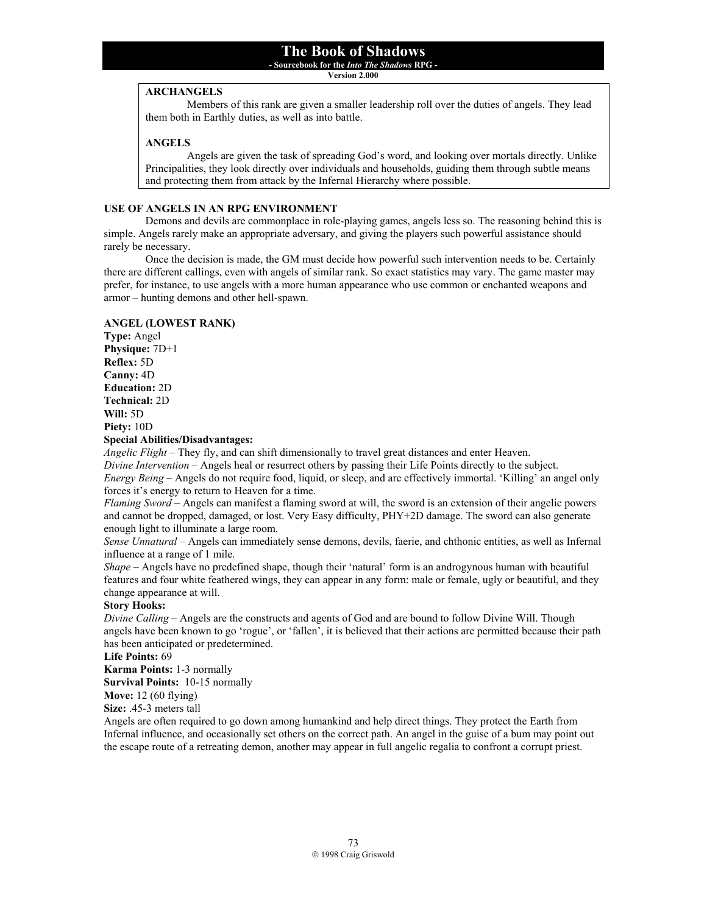**ARCHANGELS**

Members of this rank are given a smaller leadership roll over the duties of angels. They lead them both in Earthly duties, as well as into battle.

**ANGELS**

Angels are given the task of spreading God's word, and looking over mortals directly. Unlike Principalities, they look directly over individuals and households, guiding them through subtle means and protecting them from attack by the Infernal Hierarchy where possible.

**USE OF ANGELS IN AN RPG ENVIRONMENT**

Demons and devils are commonplace in role-playing games, angels less so. The reasoning behind this is simple. Angels rarely make an appropriate adversary, and giving the players such powerful assistance should rarely be necessary.

Once the decision is made, the GM must decide how powerful such intervention needs to be. Certainly there are different callings, even with angels of similar rank. So exact statistics may vary. The game master may prefer, for instance, to use angels with a more human appearance who use common or enchanted weapons and armor – hunting demons and other hell-spawn.

**ANGEL (LOWEST RANK)**

**Type:** Angel
**Physique:** 7D+1
**Reflex:** 5D
**Canny:** 4D
**Education:** 2D
**Technical:** 2D
**Will:** 5D
**Piety:** 10D

**Special Abilities/Disadvantages:**

*Angelic Flight* – They fly, and can shift dimensionally to travel great distances and enter Heaven.
*Divine Intervention* – Angels heal or resurrect others by passing their Life Points directly to the subject.
*Energy Being* – Angels do not require food, liquid, or sleep, and are effectively immortal. 'Killing' an angel only forces it's energy to return to Heaven for a time.
*Flaming Sword* – Angels can manifest a flaming sword at will, the sword is an extension of their angelic powers and cannot be dropped, damaged, or lost. Very Easy difficulty, PHY+2D damage. The sword can also generate enough light to illuminate a large room.
*Sense Unnatural* – Angels can immediately sense demons, devils, faerie, and chthonic entities, as well as Infernal influence at a range of 1 mile.
*Shape* – Angels have no predefined shape, though their 'natural' form is an androgynous human with beautiful features and four white feathered wings, they can appear in any form: male or female, ugly or beautiful, and they change appearance at will.

**Story Hooks:**

*Divine Calling* – Angels are the constructs and agents of God and are bound to follow Divine Will. Though angels have been known to go 'rogue', or 'fallen', it is believed that their actions are permitted because their path has been anticipated or predetermined.

**Life Points:** 69
**Karma Points:** 1-3 normally
**Survival Points:** 10-15 normally
**Move:** 12 (60 flying)
**Size:** .45-3 meters tall

Angels are often required to go down among humankind and help direct things. They protect the Earth from Infernal influence, and occasionally set others on the correct path. An angel in the guise of a bum may point out the escape route of a retreating demon, another may appear in full angelic regalia to confront a corrupt priest.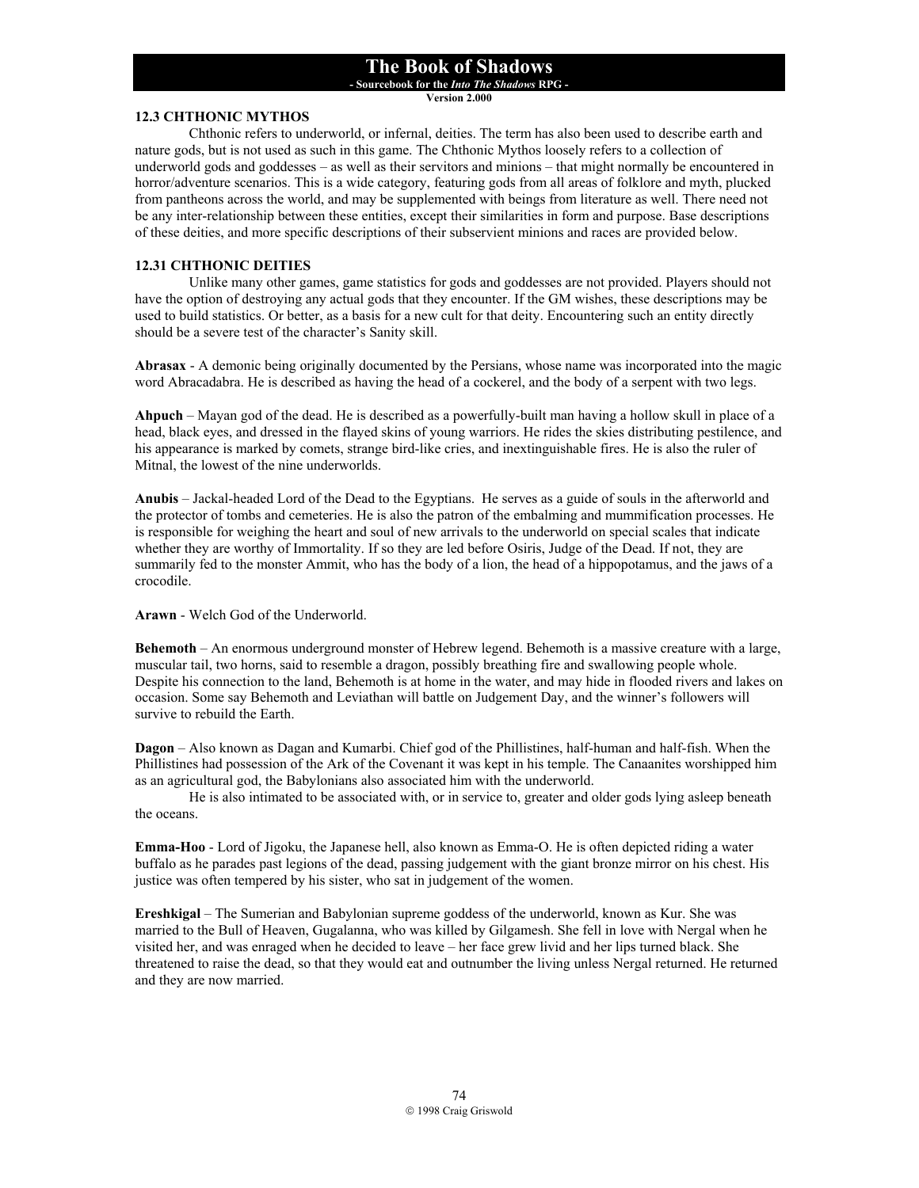### 12.3 CHTHONIC MYTHOS

Chthonic refers to underworld, or infernal, deities. The term has also been used to describe earth and nature gods, but is not used as such in this game. The Chthonic Mythos loosely refers to a collection of underworld gods and goddesses – as well as their servitors and minions – that might normally be encountered in horror/adventure scenarios. This is a wide category, featuring gods from all areas of folklore and myth, plucked from pantheons across the world, and may be supplemented with beings from literature as well. There need not be any inter-relationship between these entities, except their similarities in form and purpose. Base descriptions of these deities, and more specific descriptions of their subservient minions and races are provided below.

#### 12.31 CHTHONIC DEITIES

Unlike many other games, game statistics for gods and goddesses are not provided. Players should not have the option of destroying any actual gods that they encounter. If the GM wishes, these descriptions may be used to build statistics. Or better, as a basis for a new cult for that deity. Encountering such an entity directly should be a severe test of the character's Sanity skill.

**Abrasax** - A demonic being originally documented by the Persians, whose name was incorporated into the magic word Abracadabra. He is described as having the head of a cockerel, and the body of a serpent with two legs.

**Ahpuch** – Mayan god of the dead. He is described as a powerfully-built man having a hollow skull in place of a head, black eyes, and dressed in the flayed skins of young warriors. He rides the skies distributing pestilence, and his appearance is marked by comets, strange bird-like cries, and inextinguishable fires. He is also the ruler of Mitnal, the lowest of the nine underworlds.

**Anubis** – Jackal-headed Lord of the Dead to the Egyptians. He serves as a guide of souls in the afterworld and the protector of tombs and cemeteries. He is also the patron of the embalming and mummification processes. He is responsible for weighing the heart and soul of new arrivals to the underworld on special scales that indicate whether they are worthy of Immortality. If so they are led before Osiris, Judge of the Dead. If not, they are summarily fed to the monster Ammit, who has the body of a lion, the head of a hippopotamus, and the jaws of a crocodile.

**Arawn** - Welch God of the Underworld.

**Behemoth** – An enormous underground monster of Hebrew legend. Behemoth is a massive creature with a large, muscular tail, two horns, said to resemble a dragon, possibly breathing fire and swallowing people whole. Despite his connection to the land, Behemoth is at home in the water, and may hide in flooded rivers and lakes on occasion. Some say Behemoth and Leviathan will battle on Judgement Day, and the winner's followers will survive to rebuild the Earth.

**Dagon** – Also known as Dagan and Kumarbi. Chief god of the Phillistines, half-human and half-fish. When the Phillistines had possession of the Ark of the Covenant it was kept in his temple. The Canaanites worshipped him as an agricultural god, the Babylonians also associated him with the underworld.

He is also intimated to be associated with, or in service to, greater and older gods lying asleep beneath the oceans.

**Emma-Hoo** - Lord of Jigoku, the Japanese hell, also known as Emma-O. He is often depicted riding a water buffalo as he parades past legions of the dead, passing judgement with the giant bronze mirror on his chest. His justice was often tempered by his sister, who sat in judgement of the women.

**Ereshkigal** – The Sumerian and Babylonian supreme goddess of the underworld, known as Kur. She was married to the Bull of Heaven, Gugalanna, who was killed by Gilgamesh. She fell in love with Nergal when he visited her, and was enraged when he decided to leave – her face grew livid and her lips turned black. She threatened to raise the dead, so that they would eat and outnumber the living unless Nergal returned. He returned and they are now married.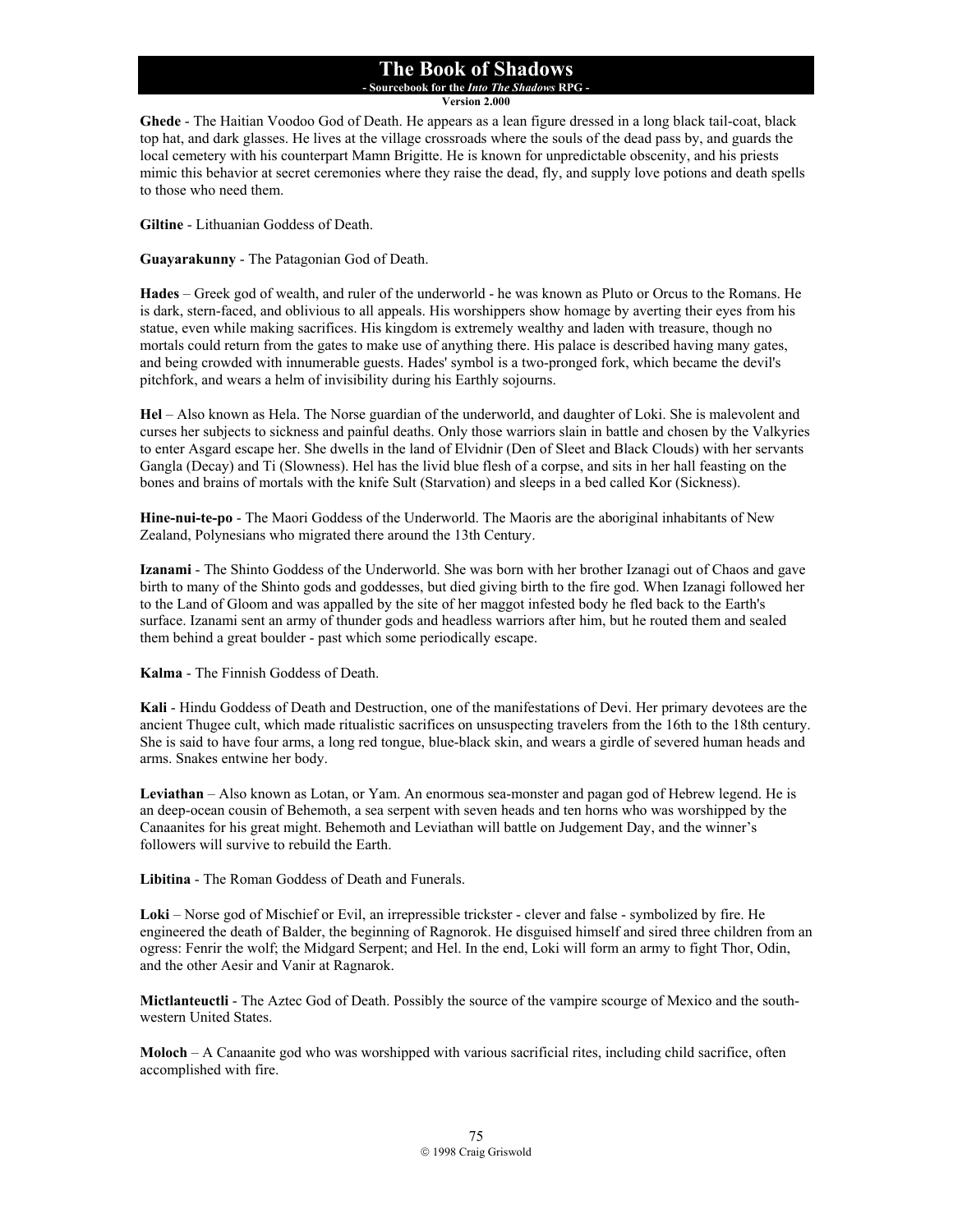**Ghede** - The Haitian Voodoo God of Death. He appears as a lean figure dressed in a long black tail-coat, black top hat, and dark glasses. He lives at the village crossroads where the souls of the dead pass by, and guards the local cemetery with his counterpart Mamn Brigitte. He is known for unpredictable obscenity, and his priests mimic this behavior at secret ceremonies where they raise the dead, fly, and supply love potions and death spells to those who need them.

**Giltine** - Lithuanian Goddess of Death.

**Guayarakunny** - The Patagonian God of Death.

**Hades** – Greek god of wealth, and ruler of the underworld - he was known as Pluto or Orcus to the Romans. He is dark, stern-faced, and oblivious to all appeals. His worshippers show homage by averting their eyes from his statue, even while making sacrifices. His kingdom is extremely wealthy and laden with treasure, though no mortals could return from the gates to make use of anything there. His palace is described having many gates, and being crowded with innumerable guests. Hades' symbol is a two-pronged fork, which became the devil's pitchfork, and wears a helm of invisibility during his Earthly sojourns.

**Hel** – Also known as Hela. The Norse guardian of the underworld, and daughter of Loki. She is malevolent and curses her subjects to sickness and painful deaths. Only those warriors slain in battle and chosen by the Valkyries to enter Asgard escape her. She dwells in the land of Elvidnir (Den of Sleet and Black Clouds) with her servants Gangla (Decay) and Ti (Slowness). Hel has the livid blue flesh of a corpse, and sits in her hall feasting on the bones and brains of mortals with the knife Sult (Starvation) and sleeps in a bed called Kor (Sickness).

**Hine-nui-te-po** - The Maori Goddess of the Underworld. The Maoris are the aboriginal inhabitants of New Zealand, Polynesians who migrated there around the 13th Century.

**Izanami** - The Shinto Goddess of the Underworld. She was born with her brother Izanagi out of Chaos and gave birth to many of the Shinto gods and goddesses, but died giving birth to the fire god. When Izanagi followed her to the Land of Gloom and was appalled by the site of her maggot infested body he fled back to the Earth's surface. Izanami sent an army of thunder gods and headless warriors after him, but he routed them and sealed them behind a great boulder - past which some periodically escape.

**Kalma** - The Finnish Goddess of Death.

**Kali** - Hindu Goddess of Death and Destruction, one of the manifestations of Devi. Her primary devotees are the ancient Thugee cult, which made ritualistic sacrifices on unsuspecting travelers from the 16th to the 18th century. She is said to have four arms, a long red tongue, blue-black skin, and wears a girdle of severed human heads and arms. Snakes entwine her body.

**Leviathan** – Also known as Lotan, or Yam. An enormous sea-monster and pagan god of Hebrew legend. He is an deep-ocean cousin of Behemoth, a sea serpent with seven heads and ten horns who was worshipped by the Canaanites for his great might. Behemoth and Leviathan will battle on Judgement Day, and the winner's followers will survive to rebuild the Earth.

**Libitina** - The Roman Goddess of Death and Funerals.

**Loki** – Norse god of Mischief or Evil, an irrepressible trickster - clever and false - symbolized by fire. He engineered the death of Balder, the beginning of Ragnorok. He disguised himself and sired three children from an ogress: Fenrir the wolf; the Midgard Serpent; and Hel. In the end, Loki will form an army to fight Thor, Odin, and the other Aesir and Vanir at Ragnarok.

**Mictlanteuctli** - The Aztec God of Death. Possibly the source of the vampire scourge of Mexico and the south-western United States.

**Moloch** – A Canaanite god who was worshipped with various sacrificial rites, including child sacrifice, often accomplished with fire.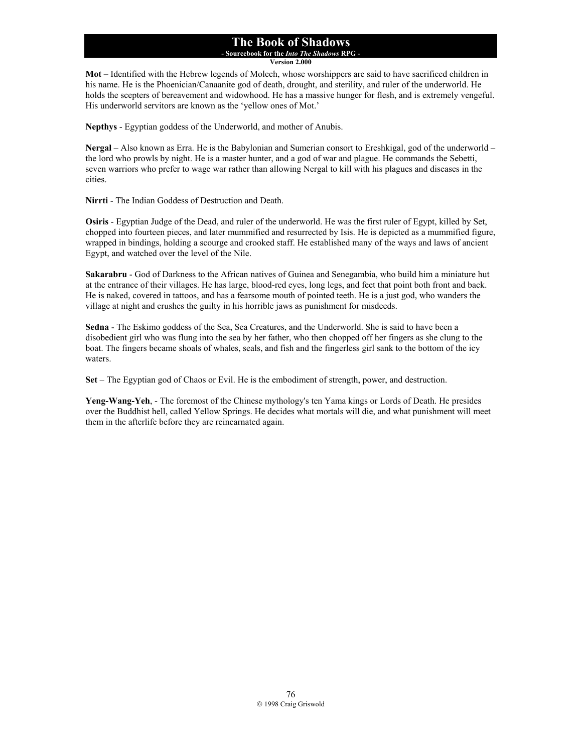**Mot** – Identified with the Hebrew legends of Molech, whose worshippers are said to have sacrificed children in his name. He is the Phoenician/Canaanite god of death, drought, and sterility, and ruler of the underworld. He holds the scepters of bereavement and widowhood. He has a massive hunger for flesh, and is extremely vengeful. His underworld servitors are known as the 'yellow ones of Mot.'

**Nepthys** - Egyptian goddess of the Underworld, and mother of Anubis.

**Nergal** – Also known as Erra. He is the Babylonian and Sumerian consort to Ereshkigal, god of the underworld – the lord who prowls by night. He is a master hunter, and a god of war and plague. He commands the Sebetti, seven warriors who prefer to wage war rather than allowing Nergal to kill with his plagues and diseases in the cities.

**Nirrti** - The Indian Goddess of Destruction and Death.

**Osiris** - Egyptian Judge of the Dead, and ruler of the underworld. He was the first ruler of Egypt, killed by Set, chopped into fourteen pieces, and later mummified and resurrected by Isis. He is depicted as a mummified figure, wrapped in bindings, holding a scourge and crooked staff. He established many of the ways and laws of ancient Egypt, and watched over the level of the Nile.

**Sakarabru** - God of Darkness to the African natives of Guinea and Senegambia, who build him a miniature hut at the entrance of their villages. He has large, blood-red eyes, long legs, and feet that point both front and back. He is naked, covered in tattoos, and has a fearsome mouth of pointed teeth. He is a just god, who wanders the village at night and crushes the guilty in his horrible jaws as punishment for misdeeds.

**Sedna** - The Eskimo goddess of the Sea, Sea Creatures, and the Underworld. She is said to have been a disobedient girl who was flung into the sea by her father, who then chopped off her fingers as she clung to the boat. The fingers became shoals of whales, seals, and fish and the fingerless girl sank to the bottom of the icy waters.

**Set** – The Egyptian god of Chaos or Evil. He is the embodiment of strength, power, and destruction.

**Yeng-Wang-Yeh**, - The foremost of the Chinese mythology's ten Yama kings or Lords of Death. He presides over the Buddhist hell, called Yellow Springs. He decides what mortals will die, and what punishment will meet them in the afterlife before they are reincarnated again.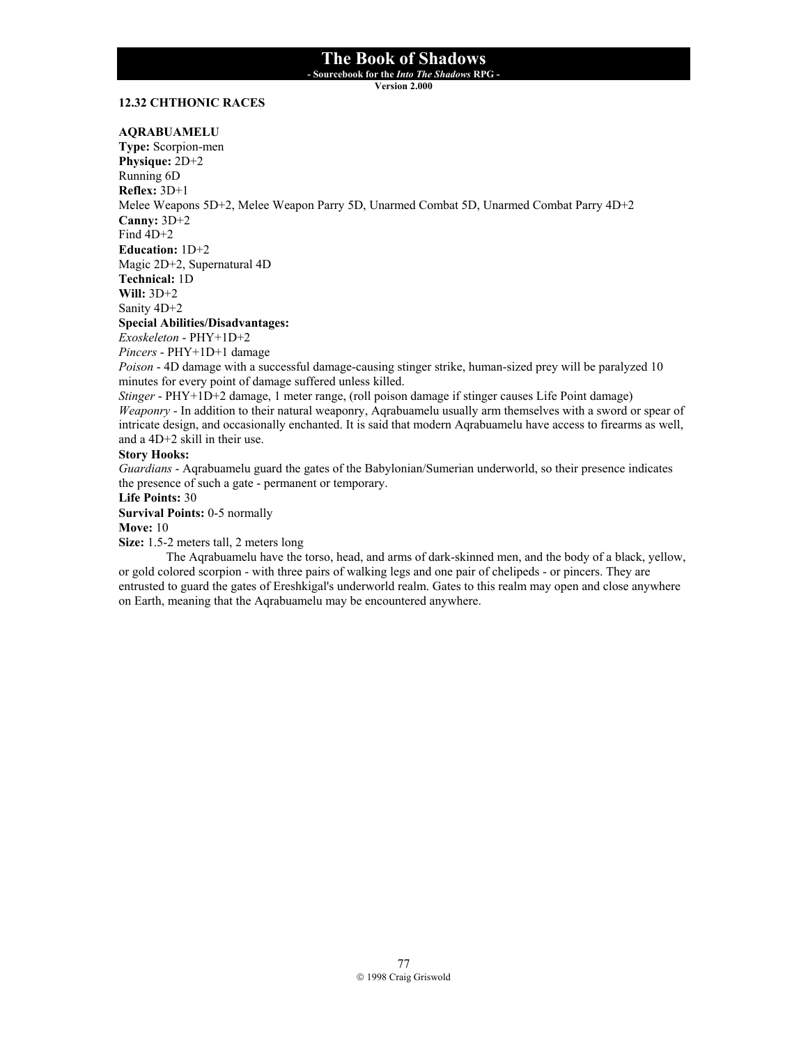### 12.32 CHTHONIC RACES

**AQRABUAMELU**
**Type:** Scorpion-men
**Physique:** 2D+2
Running 6D
**Reflex:** 3D+1
Melee Weapons 5D+2, Melee Weapon Parry 5D, Unarmed Combat 5D, Unarmed Combat Parry 4D+2
**Canny:** 3D+2
Find 4D+2
**Education:** 1D+2
Magic 2D+2, Supernatural 4D
**Technical:** 1D
**Will:** 3D+2
Sanity 4D+2
**Special Abilities/Disadvantages:**
*Exoskeleton* - PHY+1D+2
*Pincers* - PHY+1D+1 damage
*Poison* - 4D damage with a successful damage-causing stinger strike, human-sized prey will be paralyzed 10 minutes for every point of damage suffered unless killed.
*Stinger* - PHY+1D+2 damage, 1 meter range, (roll poison damage if stinger causes Life Point damage)
*Weaponry* - In addition to their natural weaponry, Aqrabuamelu usually arm themselves with a sword or spear of intricate design, and occasionally enchanted. It is said that modern Aqrabuamelu have access to firearms as well, and a 4D+2 skill in their use.
**Story Hooks:**
*Guardians* - Aqrabuamelu guard the gates of the Babylonian/Sumerian underworld, so their presence indicates the presence of such a gate - permanent or temporary.
**Life Points:** 30
**Survival Points:** 0-5 normally
**Move:** 10
**Size:** 1.5-2 meters tall, 2 meters long

The Aqrabuamelu have the torso, head, and arms of dark-skinned men, and the body of a black, yellow, or gold colored scorpion - with three pairs of walking legs and one pair of chelipeds - or pincers. They are entrusted to guard the gates of Ereshkigal's underworld realm. Gates to this realm may open and close anywhere on Earth, meaning that the Aqrabuamelu may be encountered anywhere.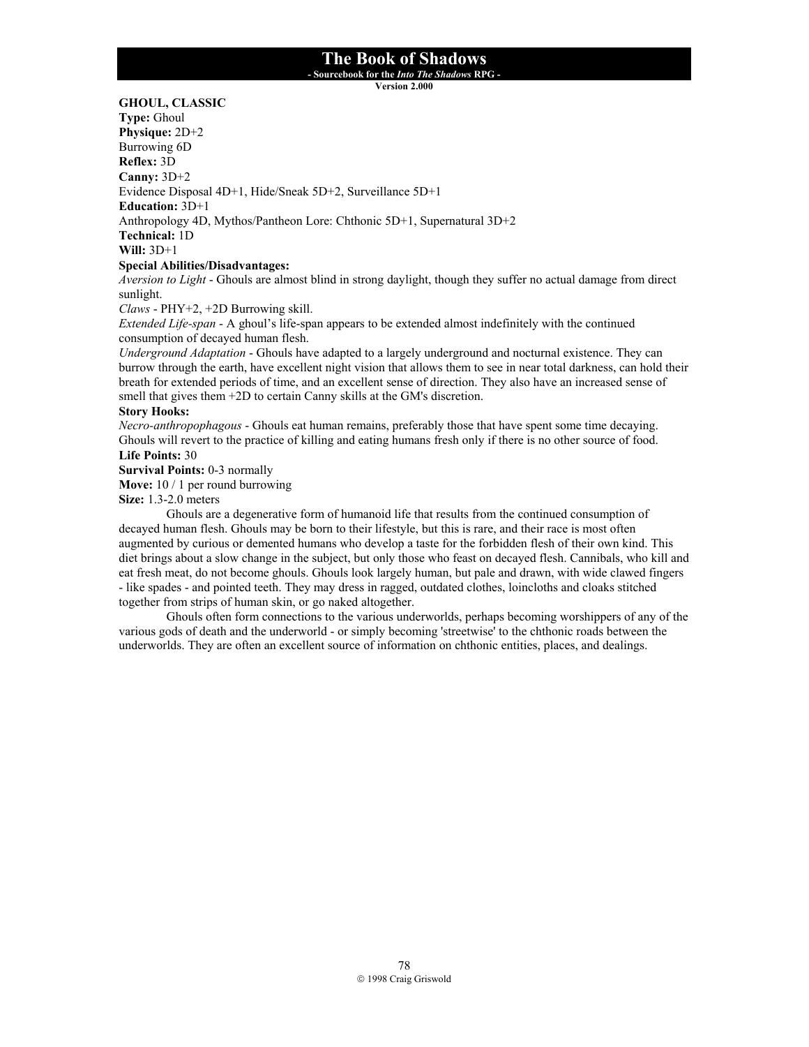**GHOUL, CLASSIC**
**Type:** Ghoul
**Physique:** 2D+2
Burrowing 6D
**Reflex:** 3D
**Canny:** 3D+2
Evidence Disposal 4D+1, Hide/Sneak 5D+2, Surveillance 5D+1
**Education:** 3D+1
Anthropology 4D, Mythos/Pantheon Lore: Chthonic 5D+1, Supernatural 3D+2
**Technical:** 1D
**Will:** 3D+1
**Special Abilities/Disadvantages:**
*Aversion to Light* - Ghouls are almost blind in strong daylight, though they suffer no actual damage from direct sunlight.
*Claws* - PHY+2, +2D Burrowing skill.
*Extended Life-span* - A ghoul's life-span appears to be extended almost indefinitely with the continued consumption of decayed human flesh.
*Underground Adaptation* - Ghouls have adapted to a largely underground and nocturnal existence. They can burrow through the earth, have excellent night vision that allows them to see in near total darkness, can hold their breath for extended periods of time, and an excellent sense of direction. They also have an increased sense of smell that gives them +2D to certain Canny skills at the GM's discretion.
**Story Hooks:**
*Necro-anthropophagous* - Ghouls eat human remains, preferably those that have spent some time decaying. Ghouls will revert to the practice of killing and eating humans fresh only if there is no other source of food.
**Life Points:** 30
**Survival Points:** 0-3 normally
**Move:** 10 / 1 per round burrowing
**Size:** 1.3-2.0 meters

Ghouls are a degenerative form of humanoid life that results from the continued consumption of decayed human flesh. Ghouls may be born to their lifestyle, but this is rare, and their race is most often augmented by curious or demented humans who develop a taste for the forbidden flesh of their own kind. This diet brings about a slow change in the subject, but only those who feast on decayed flesh. Cannibals, who kill and eat fresh meat, do not become ghouls. Ghouls look largely human, but pale and drawn, with wide clawed fingers - like spades - and pointed teeth. They may dress in ragged, outdated clothes, loincloths and cloaks stitched together from strips of human skin, or go naked altogether.

Ghouls often form connections to the various underworlds, perhaps becoming worshippers of any of the various gods of death and the underworld - or simply becoming 'streetwise' to the chthonic roads between the underworlds. They are often an excellent source of information on chthonic entities, places, and dealings.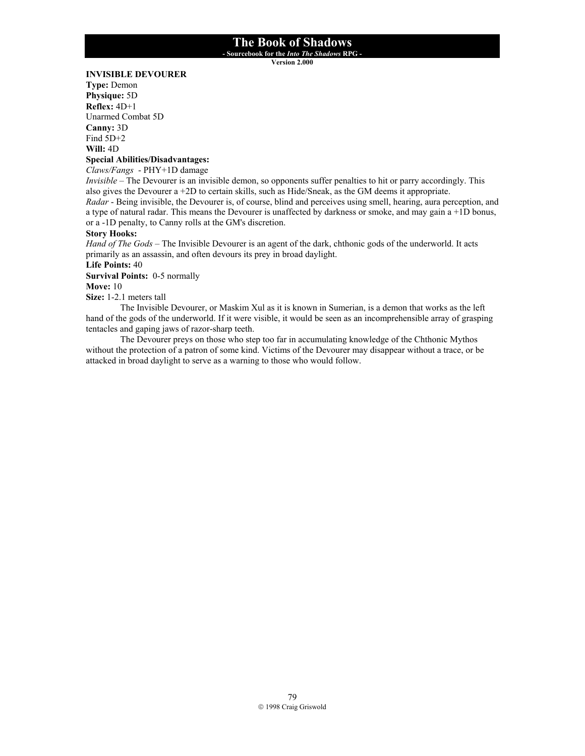**INVISIBLE DEVOURER**
**Type:** Demon
**Physique:** 5D
**Reflex:** 4D+1
Unarmed Combat 5D
**Canny:** 3D
Find 5D+2
**Will:** 4D
**Special Abilities/Disadvantages:**
*Claws/Fangs* - PHY+1D damage
*Invisible* – The Devourer is an invisible demon, so opponents suffer penalties to hit or parry accordingly. This also gives the Devourer a +2D to certain skills, such as Hide/Sneak, as the GM deems it appropriate.
*Radar* - Being invisible, the Devourer is, of course, blind and perceives using smell, hearing, aura perception, and a type of natural radar. This means the Devourer is unaffected by darkness or smoke, and may gain a +1D bonus, or a -1D penalty, to Canny rolls at the GM's discretion.
**Story Hooks:**
*Hand of The Gods* – The Invisible Devourer is an agent of the dark, chthonic gods of the underworld. It acts primarily as an assassin, and often devours its prey in broad daylight.
**Life Points:** 40
**Survival Points:** 0-5 normally
**Move:** 10
**Size:** 1-2.1 meters tall

The Invisible Devourer, or Maskim Xul as it is known in Sumerian, is a demon that works as the left hand of the gods of the underworld. If it were visible, it would be seen as an incomprehensible array of grasping tentacles and gaping jaws of razor-sharp teeth.

The Devourer preys on those who step too far in accumulating knowledge of the Chthonic Mythos without the protection of a patron of some kind. Victims of the Devourer may disappear without a trace, or be attacked in broad daylight to serve as a warning to those who would follow.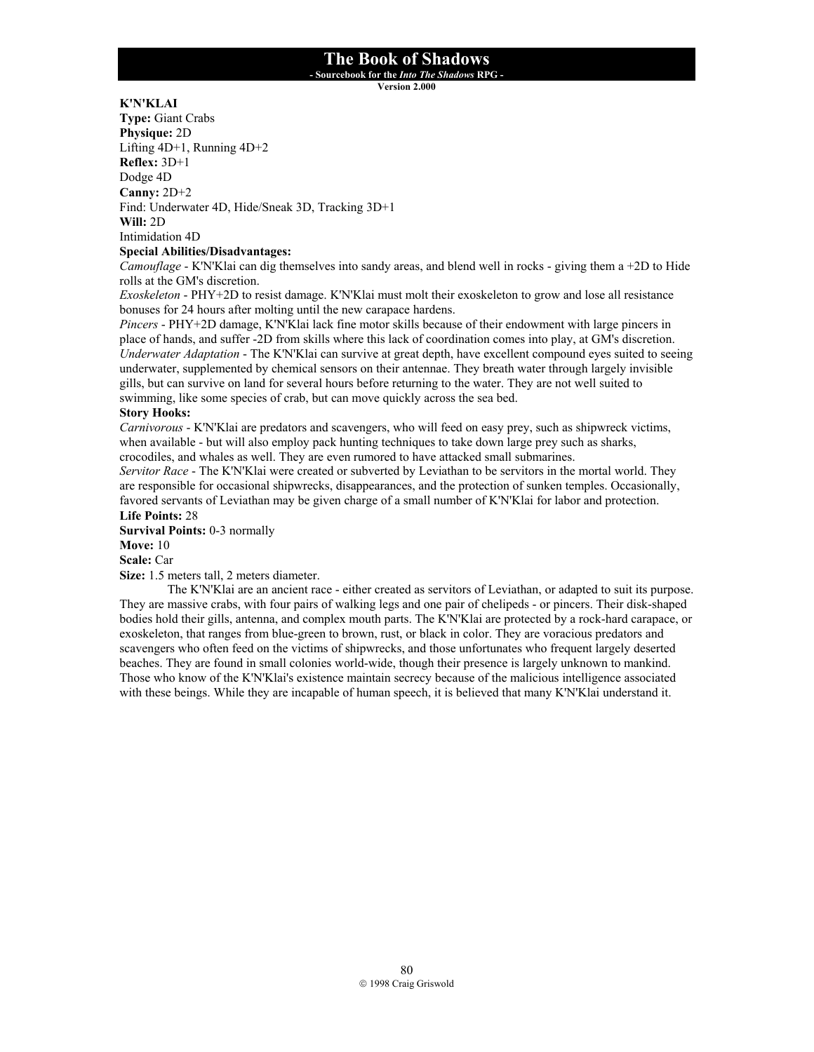**K'N'KLAI**

**Type:** Giant Crabs
**Physique:** 2D
Lifting 4D+1, Running 4D+2
**Reflex:** 3D+1
Dodge 4D
**Canny:** 2D+2
Find: Underwater 4D, Hide/Sneak 3D, Tracking 3D+1
**Will:** 2D
Intimidation 4D
**Special Abilities/Disadvantages:**
*Camouflage* - K'N'Klai can dig themselves into sandy areas, and blend well in rocks - giving them a +2D to Hide rolls at the GM's discretion.
*Exoskeleton* - PHY+2D to resist damage. K'N'Klai must molt their exoskeleton to grow and lose all resistance bonuses for 24 hours after molting until the new carapace hardens.
*Pincers* - PHY+2D damage, K'N'Klai lack fine motor skills because of their endowment with large pincers in place of hands, and suffer -2D from skills where this lack of coordination comes into play, at GM's discretion.
*Underwater Adaptation* - The K'N'Klai can survive at great depth, have excellent compound eyes suited to seeing underwater, supplemented by chemical sensors on their antennae. They breath water through largely invisible gills, but can survive on land for several hours before returning to the water. They are not well suited to swimming, like some species of crab, but can move quickly across the sea bed.
**Story Hooks:**
*Carnivorous* - K'N'Klai are predators and scavengers, who will feed on easy prey, such as shipwreck victims, when available - but will also employ pack hunting techniques to take down large prey such as sharks, crocodiles, and whales as well. They are even rumored to have attacked small submarines.
*Servitor Race* - The K'N'Klai were created or subverted by Leviathan to be servitors in the mortal world. They are responsible for occasional shipwrecks, disappearances, and the protection of sunken temples. Occasionally, favored servants of Leviathan may be given charge of a small number of K'N'Klai for labor and protection.
**Life Points:** 28
**Survival Points:** 0-3 normally
**Move:** 10
**Scale:** Car
**Size:** 1.5 meters tall, 2 meters diameter.

The K'N'Klai are an ancient race - either created as servitors of Leviathan, or adapted to suit its purpose. They are massive crabs, with four pairs of walking legs and one pair of chelipeds - or pincers. Their disk-shaped bodies hold their gills, antenna, and complex mouth parts. The K'N'Klai are protected by a rock-hard carapace, or exoskeleton, that ranges from blue-green to brown, rust, or black in color. They are voracious predators and scavengers who often feed on the victims of shipwrecks, and those unfortunates who frequent largely deserted beaches. They are found in small colonies world-wide, though their presence is largely unknown to mankind. Those who know of the K'N'Klai's existence maintain secrecy because of the malicious intelligence associated with these beings. While they are incapable of human speech, it is believed that many K'N'Klai understand it.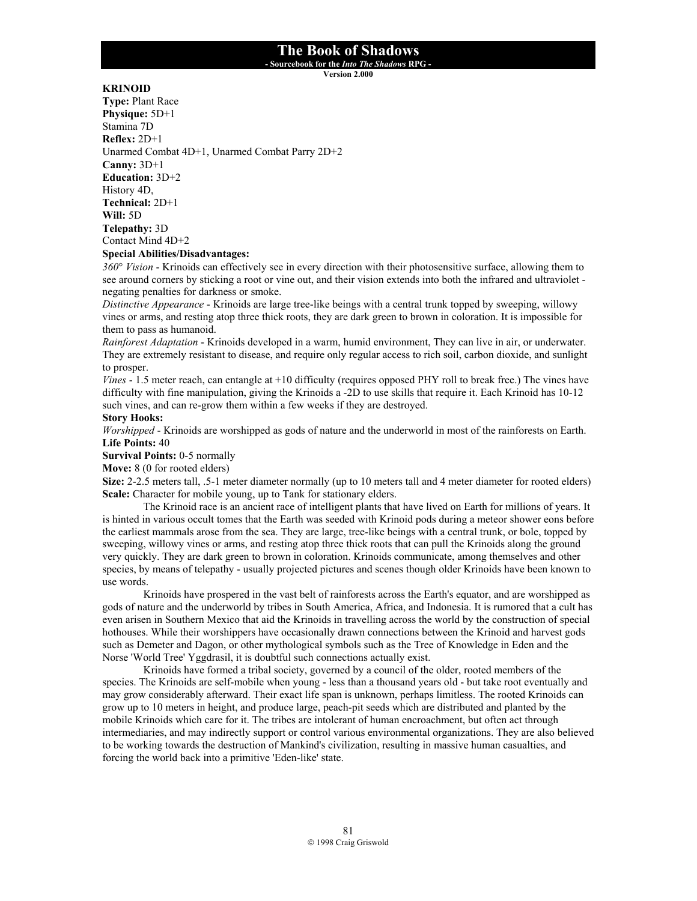## KRINOID

**Type:** Plant Race
**Physique:** 5D+1
Stamina 7D
**Reflex:** 2D+1
Unarmed Combat 4D+1, Unarmed Combat Parry 2D+2
**Canny:** 3D+1
**Education:** 3D+2
History 4D,
**Technical:** 2D+1
**Will:** 5D
**Telepathy:** 3D
Contact Mind 4D+2

**Special Abilities/Disadvantages:**

*360° Vision* - Krinoids can effectively see in every direction with their photosensitive surface, allowing them to see around corners by sticking a root or vine out, and their vision extends into both the infrared and ultraviolet - negating penalties for darkness or smoke.

*Distinctive Appearance* - Krinoids are large tree-like beings with a central trunk topped by sweeping, willowy vines or arms, and resting atop three thick roots, they are dark green to brown in coloration. It is impossible for them to pass as humanoid.

*Rainforest Adaptation* - Krinoids developed in a warm, humid environment, They can live in air, or underwater. They are extremely resistant to disease, and require only regular access to rich soil, carbon dioxide, and sunlight to prosper.

*Vines* - 1.5 meter reach, can entangle at +10 difficulty (requires opposed PHY roll to break free.) The vines have difficulty with fine manipulation, giving the Krinoids a -2D to use skills that require it. Each Krinoid has 10-12 such vines, and can re-grow them within a few weeks if they are destroyed.

**Story Hooks:**

*Worshipped* - Krinoids are worshipped as gods of nature and the underworld in most of the rainforests on Earth.

**Life Points:** 40

**Survival Points:** 0-5 normally

**Move:** 8 (0 for rooted elders)

**Size:** 2-2.5 meters tall, .5-1 meter diameter normally (up to 10 meters tall and 4 meter diameter for rooted elders)

**Scale:** Character for mobile young, up to Tank for stationary elders.

The Krinoid race is an ancient race of intelligent plants that have lived on Earth for millions of years. It is hinted in various occult tomes that the Earth was seeded with Krinoid pods during a meteor shower eons before the earliest mammals arose from the sea. They are large, tree-like beings with a central trunk, or bole, topped by sweeping, willowy vines or arms, and resting atop three thick roots that can pull the Krinoids along the ground very quickly. They are dark green to brown in coloration. Krinoids communicate, among themselves and other species, by means of telepathy - usually projected pictures and scenes though older Krinoids have been known to use words.

Krinoids have prospered in the vast belt of rainforests across the Earth's equator, and are worshipped as gods of nature and the underworld by tribes in South America, Africa, and Indonesia. It is rumored that a cult has even arisen in Southern Mexico that aid the Krinoids in travelling across the world by the construction of special hothouses. While their worshippers have occasionally drawn connections between the Krinoid and harvest gods such as Demeter and Dagon, or other mythological symbols such as the Tree of Knowledge in Eden and the Norse 'World Tree' Yggdrasil, it is doubtful such connections actually exist.

Krinoids have formed a tribal society, governed by a council of the older, rooted members of the species. The Krinoids are self-mobile when young - less than a thousand years old - but take root eventually and may grow considerably afterward. Their exact life span is unknown, perhaps limitless. The rooted Krinoids can grow up to 10 meters in height, and produce large, peach-pit seeds which are distributed and planted by the mobile Krinoids which care for it. The tribes are intolerant of human encroachment, but often act through intermediaries, and may indirectly support or control various environmental organizations. They are also believed to be working towards the destruction of Mankind's civilization, resulting in massive human casualties, and forcing the world back into a primitive 'Eden-like' state.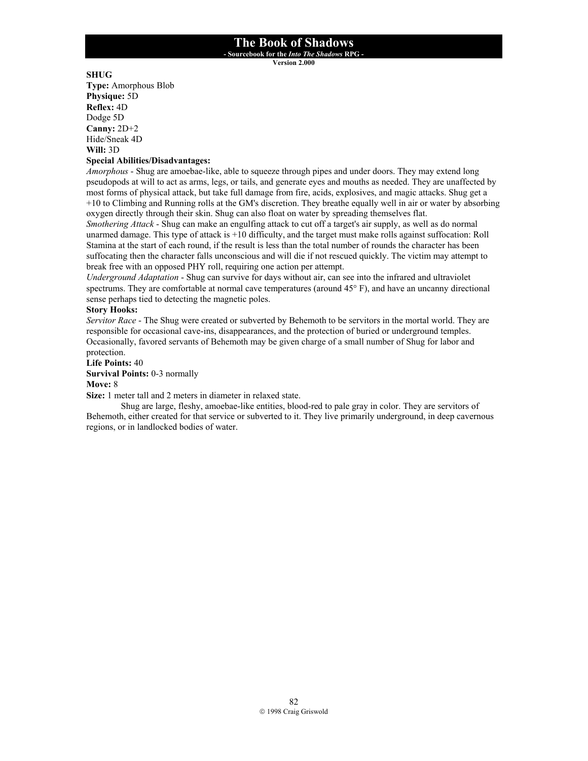**SHUG**
**Type:** Amorphous Blob
**Physique:** 5D
**Reflex:** 4D
Dodge 5D
**Canny:** 2D+2
Hide/Sneak 4D
**Will:** 3D
**Special Abilities/Disadvantages:**
*Amorphous* - Shug are amoebae-like, able to squeeze through pipes and under doors. They may extend long pseudopods at will to act as arms, legs, or tails, and generate eyes and mouths as needed. They are unaffected by most forms of physical attack, but take full damage from fire, acids, explosives, and magic attacks. Shug get a +10 to Climbing and Running rolls at the GM's discretion. They breathe equally well in air or water by absorbing oxygen directly through their skin. Shug can also float on water by spreading themselves flat.
*Smothering Attack* - Shug can make an engulfing attack to cut off a target's air supply, as well as do normal unarmed damage. This type of attack is +10 difficulty, and the target must make rolls against suffocation: Roll Stamina at the start of each round, if the result is less than the total number of rounds the character has been suffocating then the character falls unconscious and will die if not rescued quickly. The victim may attempt to break free with an opposed PHY roll, requiring one action per attempt.
*Underground Adaptation* - Shug can survive for days without air, can see into the infrared and ultraviolet spectrums. They are comfortable at normal cave temperatures (around 45° F), and have an uncanny directional sense perhaps tied to detecting the magnetic poles.
**Story Hooks:**
*Servitor Race* - The Shug were created or subverted by Behemoth to be servitors in the mortal world. They are responsible for occasional cave-ins, disappearances, and the protection of buried or underground temples. Occasionally, favored servants of Behemoth may be given charge of a small number of Shug for labor and protection.
**Life Points:** 40
**Survival Points:** 0-3 normally
**Move:** 8
**Size:** 1 meter tall and 2 meters in diameter in relaxed state.

Shug are large, fleshy, amoebae-like entities, blood-red to pale gray in color. They are servitors of Behemoth, either created for that service or subverted to it. They live primarily underground, in deep cavernous regions, or in landlocked bodies of water.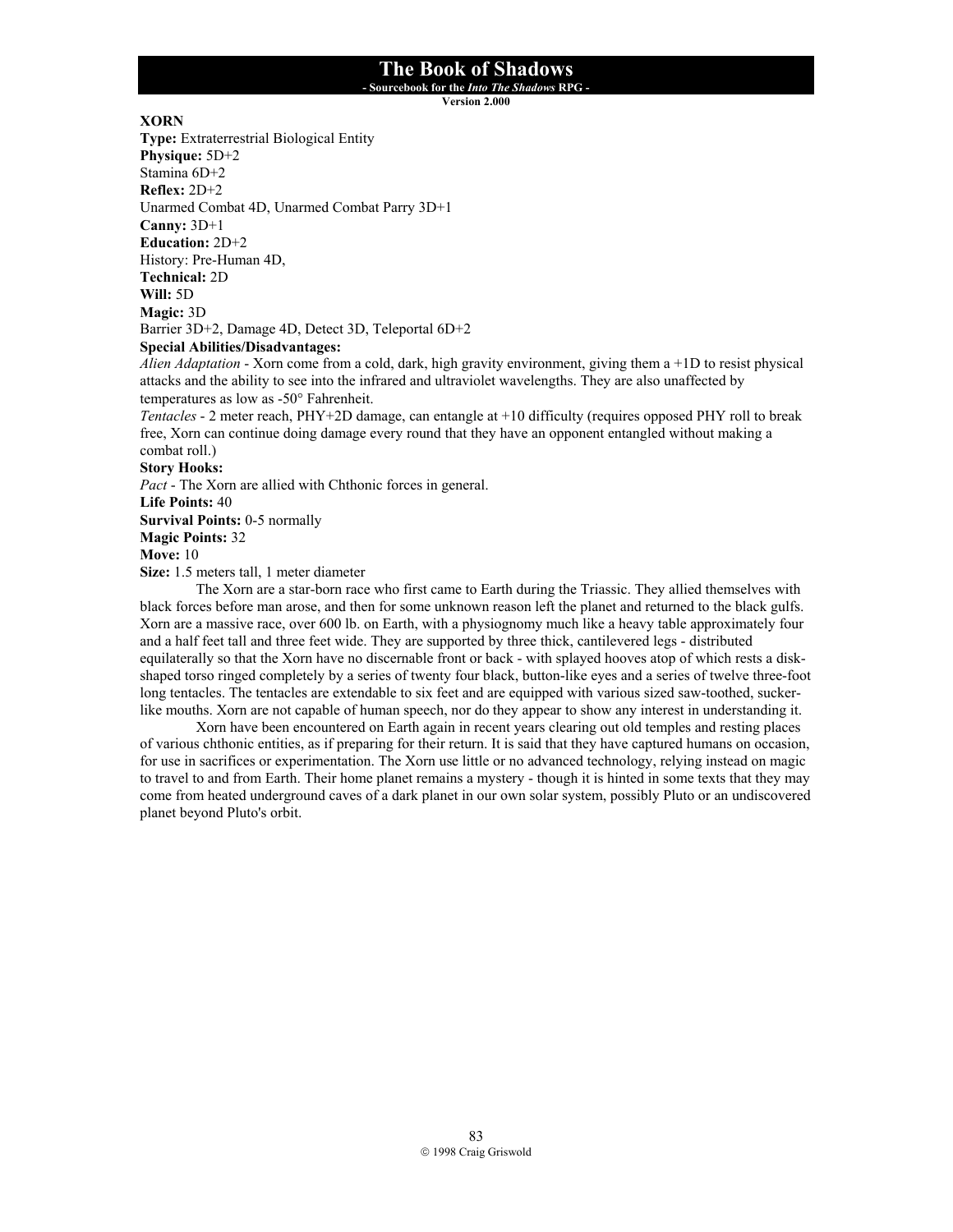**XORN**

**Type:** Extraterrestrial Biological Entity
**Physique:** 5D+2
Stamina 6D+2
**Reflex:** 2D+2
Unarmed Combat 4D, Unarmed Combat Parry 3D+1
**Canny:** 3D+1
**Education:** 2D+2
History: Pre-Human 4D,
**Technical:** 2D
**Will:** 5D
**Magic:** 3D
Barrier 3D+2, Damage 4D, Detect 3D, Teleportal 6D+2
**Special Abilities/Disadvantages:**
*Alien Adaptation* - Xorn come from a cold, dark, high gravity environment, giving them a +1D to resist physical attacks and the ability to see into the infrared and ultraviolet wavelengths. They are also unaffected by temperatures as low as -50° Fahrenheit.
*Tentacles* - 2 meter reach, PHY+2D damage, can entangle at +10 difficulty (requires opposed PHY roll to break free, Xorn can continue doing damage every round that they have an opponent entangled without making a combat roll.)
**Story Hooks:**
*Pact* - The Xorn are allied with Chthonic forces in general.
**Life Points:** 40
**Survival Points:** 0-5 normally
**Magic Points:** 32
**Move:** 10
**Size:** 1.5 meters tall, 1 meter diameter

The Xorn are a star-born race who first came to Earth during the Triassic. They allied themselves with black forces before man arose, and then for some unknown reason left the planet and returned to the black gulfs. Xorn are a massive race, over 600 lb. on Earth, with a physiognomy much like a heavy table approximately four and a half feet tall and three feet wide. They are supported by three thick, cantilevered legs - distributed equilaterally so that the Xorn have no discernable front or back - with splayed hooves atop of which rests a disk-shaped torso ringed completely by a series of twenty four black, button-like eyes and a series of twelve three-foot long tentacles. The tentacles are extendable to six feet and are equipped with various sized saw-toothed, sucker-like mouths. Xorn are not capable of human speech, nor do they appear to show any interest in understanding it.

Xorn have been encountered on Earth again in recent years clearing out old temples and resting places of various chthonic entities, as if preparing for their return. It is said that they have captured humans on occasion, for use in sacrifices or experimentation. The Xorn use little or no advanced technology, relying instead on magic to travel to and from Earth. Their home planet remains a mystery - though it is hinted in some texts that they may come from heated underground caves of a dark planet in our own solar system, possibly Pluto or an undiscovered planet beyond Pluto's orbit.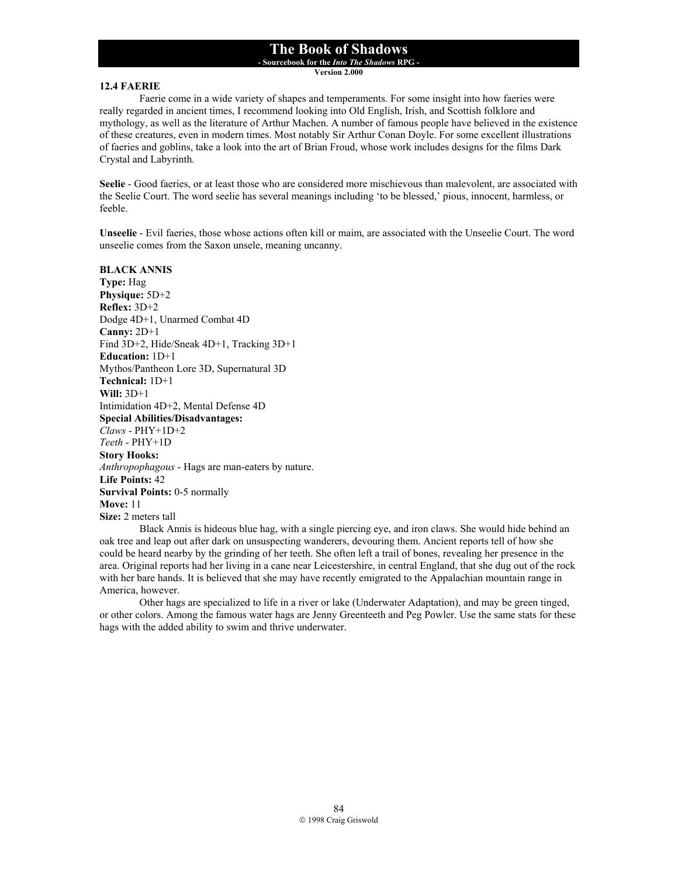## 12.4 FAERIE

Faerie come in a wide variety of shapes and temperaments. For some insight into how faeries were really regarded in ancient times, I recommend looking into Old English, Irish, and Scottish folklore and mythology, as well as the literature of Arthur Machen. A number of famous people have believed in the existence of these creatures, even in modern times. Most notably Sir Arthur Conan Doyle. For some excellent illustrations of faeries and goblins, take a look into the art of Brian Froud, whose work includes designs for the films Dark Crystal and Labyrinth.

**Seelie** - Good faeries, or at least those who are considered more mischievous than malevolent, are associated with the Seelie Court. The word seelie has several meanings including 'to be blessed,' pious, innocent, harmless, or feeble.

**Unseelie** - Evil faeries, those whose actions often kill or maim, are associated with the Unseelie Court. The word unseelie comes from the Saxon unsele, meaning uncanny.

### BLACK ANNIS

**Type:** Hag
**Physique:** 5D+2
**Reflex:** 3D+2
Dodge 4D+1, Unarmed Combat 4D
**Canny:** 2D+1
Find 3D+2, Hide/Sneak 4D+1, Tracking 3D+1
**Education:** 1D+1
Mythos/Pantheon Lore 3D, Supernatural 3D
**Technical:** 1D+1
**Will:** 3D+1
Intimidation 4D+2, Mental Defense 4D
**Special Abilities/Disadvantages:**
*Claws* - PHY+1D+2
*Teeth* - PHY+1D
**Story Hooks:**
*Anthropophagous* - Hags are man-eaters by nature.
**Life Points:** 42
**Survival Points:** 0-5 normally
**Move:** 11
**Size:** 2 meters tall

Black Annis is hideous blue hag, with a single piercing eye, and iron claws. She would hide behind an oak tree and leap out after dark on unsuspecting wanderers, devouring them. Ancient reports tell of how she could be heard nearby by the grinding of her teeth. She often left a trail of bones, revealing her presence in the area. Original reports had her living in a cane near Leicestershire, in central England, that she dug out of the rock with her bare hands. It is believed that she may have recently emigrated to the Appalachian mountain range in America, however.

Other hags are specialized to life in a river or lake (Underwater Adaptation), and may be green tinged, or other colors. Among the famous water hags are Jenny Greenteeth and Peg Powler. Use the same stats for these hags with the added ability to swim and thrive underwater.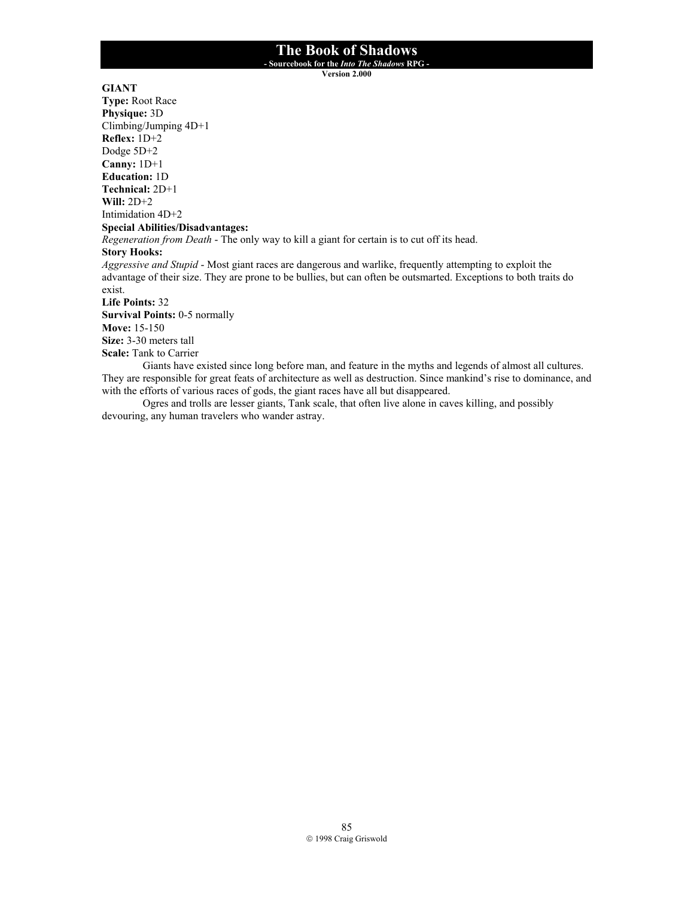**GIANT**
**Type:** Root Race
**Physique:** 3D
Climbing/Jumping 4D+1
**Reflex:** 1D+2
Dodge 5D+2
**Canny:** 1D+1
**Education:** 1D
**Technical:** 2D+1
**Will:** 2D+2
Intimidation 4D+2
**Special Abilities/Disadvantages:**
*Regeneration from Death* - The only way to kill a giant for certain is to cut off its head.
**Story Hooks:**
*Aggressive and Stupid* - Most giant races are dangerous and warlike, frequently attempting to exploit the advantage of their size. They are prone to be bullies, but can often be outsmarted. Exceptions to both traits do exist.
**Life Points:** 32
**Survival Points:** 0-5 normally
**Move:** 15-150
**Size:** 3-30 meters tall
**Scale:** Tank to Carrier

Giants have existed since long before man, and feature in the myths and legends of almost all cultures. They are responsible for great feats of architecture as well as destruction. Since mankind's rise to dominance, and with the efforts of various races of gods, the giant races have all but disappeared.

Ogres and trolls are lesser giants, Tank scale, that often live alone in caves killing, and possibly devouring, any human travelers who wander astray.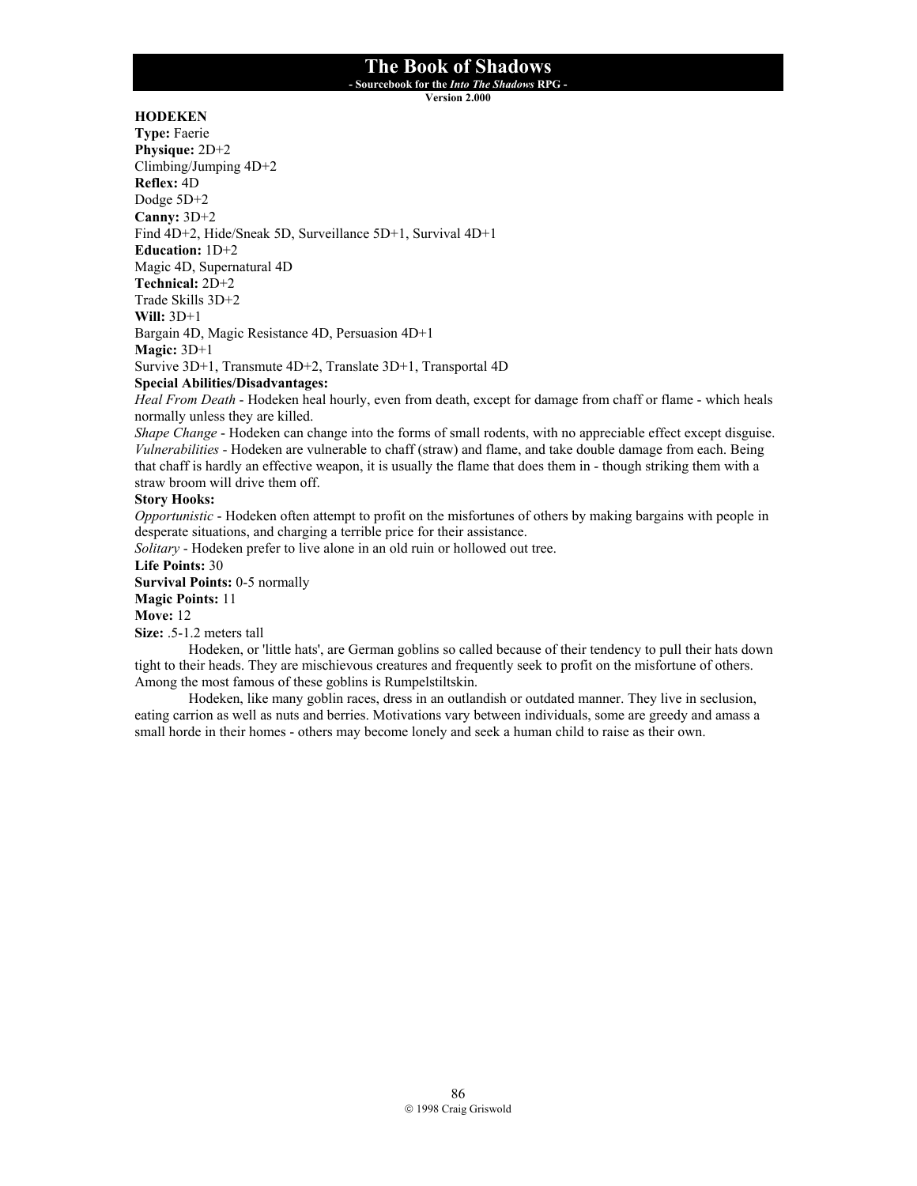## HODEKEN

**Type:** Faerie
**Physique:** 2D+2
Climbing/Jumping 4D+2
**Reflex:** 4D
Dodge 5D+2
**Canny:** 3D+2
Find 4D+2, Hide/Sneak 5D, Surveillance 5D+1, Survival 4D+1
**Education:** 1D+2
Magic 4D, Supernatural 4D
**Technical:** 2D+2
Trade Skills 3D+2
**Will:** 3D+1
Bargain 4D, Magic Resistance 4D, Persuasion 4D+1
**Magic:** 3D+1
Survive 3D+1, Transmute 4D+2, Translate 3D+1, Transportal 4D

**Special Abilities/Disadvantages:**
*Heal From Death* - Hodeken heal hourly, even from death, except for damage from chaff or flame - which heals normally unless they are killed.
*Shape Change* - Hodeken can change into the forms of small rodents, with no appreciable effect except disguise.
*Vulnerabilities* - Hodeken are vulnerable to chaff (straw) and flame, and take double damage from each. Being that chaff is hardly an effective weapon, it is usually the flame that does them in - though striking them with a straw broom will drive them off.

**Story Hooks:**
*Opportunistic* - Hodeken often attempt to profit on the misfortunes of others by making bargains with people in desperate situations, and charging a terrible price for their assistance.
*Solitary* - Hodeken prefer to live alone in an old ruin or hollowed out tree.

**Life Points:** 30
**Survival Points:** 0-5 normally
**Magic Points:** 11
**Move:** 12
**Size:** .5-1.2 meters tall

Hodeken, or 'little hats', are German goblins so called because of their tendency to pull their hats down tight to their heads. They are mischievous creatures and frequently seek to profit on the misfortune of others. Among the most famous of these goblins is Rumpelstiltskin.

Hodeken, like many goblin races, dress in an outlandish or outdated manner. They live in seclusion, eating carrion as well as nuts and berries. Motivations vary between individuals, some are greedy and amass a small horde in their homes - others may become lonely and seek a human child to raise as their own.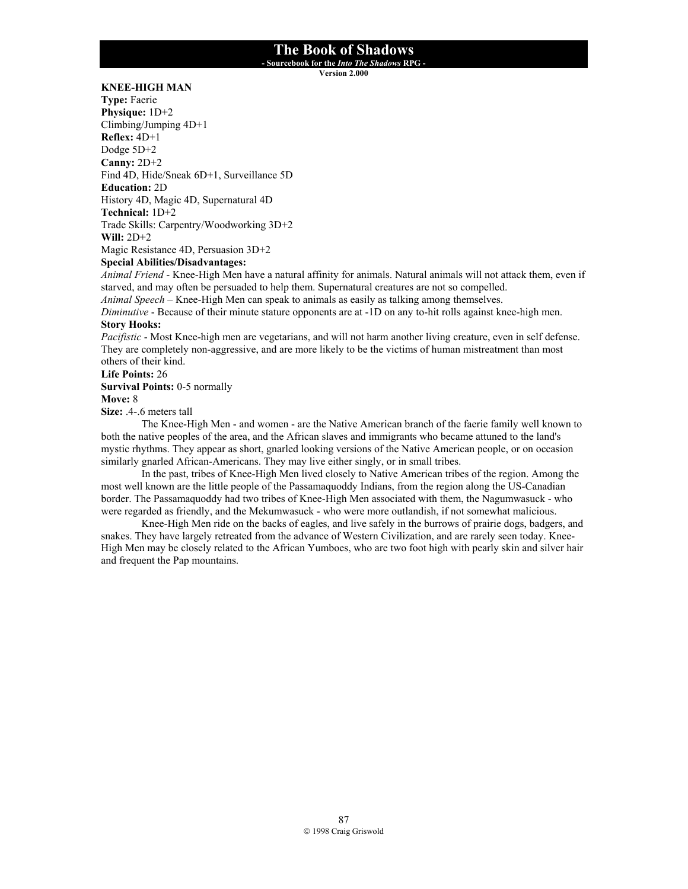**KNEE-HIGH MAN**
**Type:** Faerie
**Physique:** 1D+2
Climbing/Jumping 4D+1
**Reflex:** 4D+1
Dodge 5D+2
**Canny:** 2D+2
Find 4D, Hide/Sneak 6D+1, Surveillance 5D
**Education:** 2D
History 4D, Magic 4D, Supernatural 4D
**Technical:** 1D+2
Trade Skills: Carpentry/Woodworking 3D+2
**Will:** 2D+2
Magic Resistance 4D, Persuasion 3D+2
**Special Abilities/Disadvantages:**
*Animal Friend* - Knee-High Men have a natural affinity for animals. Natural animals will not attack them, even if starved, and may often be persuaded to help them. Supernatural creatures are not so compelled.
*Animal Speech* – Knee-High Men can speak to animals as easily as talking among themselves.
*Diminutive* - Because of their minute stature opponents are at -1D on any to-hit rolls against knee-high men.
**Story Hooks:**
*Pacifistic* - Most Knee-high men are vegetarians, and will not harm another living creature, even in self defense. They are completely non-aggressive, and are more likely to be the victims of human mistreatment than most others of their kind.
**Life Points:** 26
**Survival Points:** 0-5 normally
**Move:** 8
**Size:** .4-.6 meters tall

The Knee-High Men - and women - are the Native American branch of the faerie family well known to both the native peoples of the area, and the African slaves and immigrants who became attuned to the land's mystic rhythms. They appear as short, gnarled looking versions of the Native American people, or on occasion similarly gnarled African-Americans. They may live either singly, or in small tribes.

In the past, tribes of Knee-High Men lived closely to Native American tribes of the region. Among the most well known are the little people of the Passamaquoddy Indians, from the region along the US-Canadian border. The Passamaquoddy had two tribes of Knee-High Men associated with them, the Nagumwasuck - who were regarded as friendly, and the Mekumwasuck - who were more outlandish, if not somewhat malicious.

Knee-High Men ride on the backs of eagles, and live safely in the burrows of prairie dogs, badgers, and snakes. They have largely retreated from the advance of Western Civilization, and are rarely seen today. Knee-High Men may be closely related to the African Yumboes, who are two foot high with pearly skin and silver hair and frequent the Pap mountains.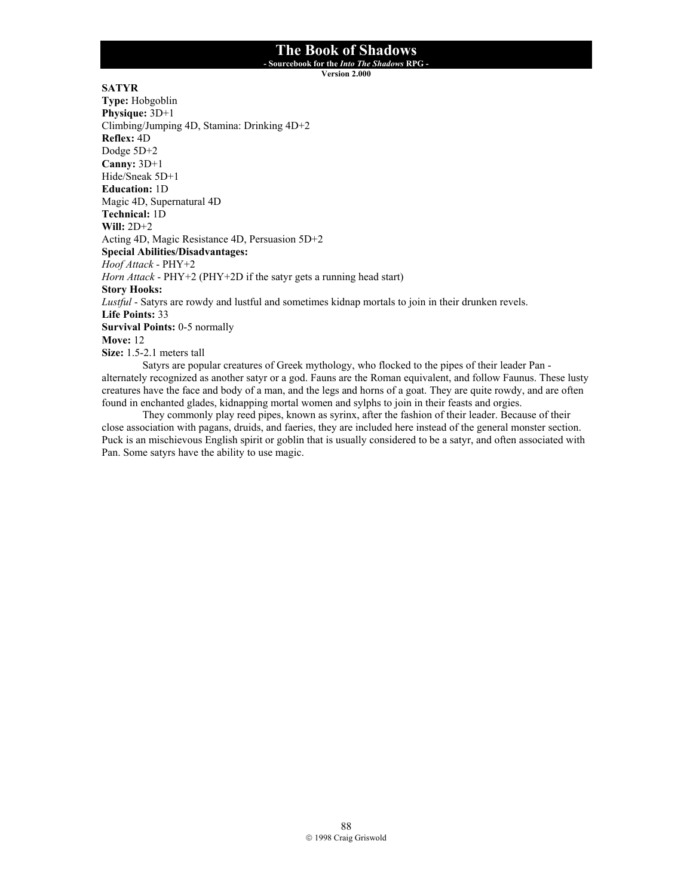**SATYR**
**Type:** Hobgoblin
**Physique:** 3D+1
Climbing/Jumping 4D, Stamina: Drinking 4D+2
**Reflex:** 4D
Dodge 5D+2
**Canny:** 3D+1
Hide/Sneak 5D+1
**Education:** 1D
Magic 4D, Supernatural 4D
**Technical:** 1D
**Will:** 2D+2
Acting 4D, Magic Resistance 4D, Persuasion 5D+2
**Special Abilities/Disadvantages:**
*Hoof Attack* - PHY+2
*Horn Attack* - PHY+2 (PHY+2D if the satyr gets a running head start)
**Story Hooks:**
*Lustful* - Satyrs are rowdy and lustful and sometimes kidnap mortals to join in their drunken revels.
**Life Points:** 33
**Survival Points:** 0-5 normally
**Move:** 12
**Size:** 1.5-2.1 meters tall

Satyrs are popular creatures of Greek mythology, who flocked to the pipes of their leader Pan - alternately recognized as another satyr or a god. Fauns are the Roman equivalent, and follow Faunus. These lusty creatures have the face and body of a man, and the legs and horns of a goat. They are quite rowdy, and are often found in enchanted glades, kidnapping mortal women and sylphs to join in their feasts and orgies.

They commonly play reed pipes, known as syrinx, after the fashion of their leader. Because of their close association with pagans, druids, and faeries, they are included here instead of the general monster section. Puck is an mischievous English spirit or goblin that is usually considered to be a satyr, and often associated with Pan. Some satyrs have the ability to use magic.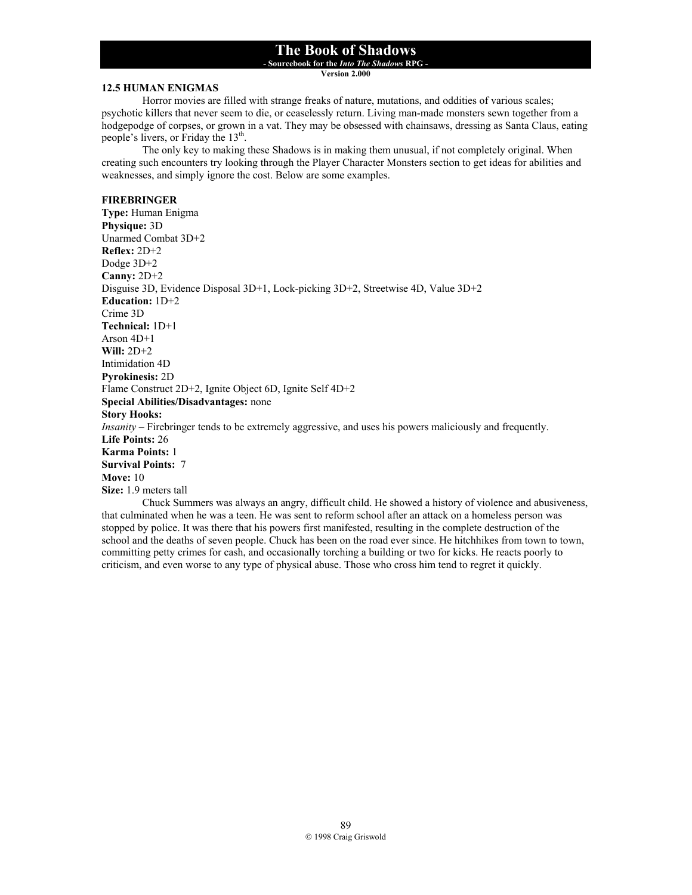### 12.5 HUMAN ENIGMAS

Horror movies are filled with strange freaks of nature, mutations, and oddities of various scales; psychotic killers that never seem to die, or ceaselessly return. Living man-made monsters sewn together from a hodgepodge of corpses, or grown in a vat. They may be obsessed with chainsaws, dressing as Santa Claus, eating people's livers, or Friday the 13th.

The only key to making these Shadows is in making them unusual, if not completely original. When creating such encounters try looking through the Player Character Monsters section to get ideas for abilities and weaknesses, and simply ignore the cost. Below are some examples.

#### FIREBRINGER

**Type:** Human Enigma
**Physique:** 3D
Unarmed Combat 3D+2
**Reflex:** 2D+2
Dodge 3D+2
**Canny:** 2D+2
Disguise 3D, Evidence Disposal 3D+1, Lock-picking 3D+2, Streetwise 4D, Value 3D+2
**Education:** 1D+2
Crime 3D
**Technical:** 1D+1
Arson 4D+1
**Will:** 2D+2
Intimidation 4D
**Pyrokinesis:** 2D
Flame Construct 2D+2, Ignite Object 6D, Ignite Self 4D+2
**Special Abilities/Disadvantages:** none
**Story Hooks:**
*Insanity* – Firebringer tends to be extremely aggressive, and uses his powers maliciously and frequently.
**Life Points:** 26
**Karma Points:** 1
**Survival Points:** 7
**Move:** 10
**Size:** 1.9 meters tall

Chuck Summers was always an angry, difficult child. He showed a history of violence and abusiveness, that culminated when he was a teen. He was sent to reform school after an attack on a homeless person was stopped by police. It was there that his powers first manifested, resulting in the complete destruction of the school and the deaths of seven people. Chuck has been on the road ever since. He hitchhikes from town to town, committing petty crimes for cash, and occasionally torching a building or two for kicks. He reacts poorly to criticism, and even worse to any type of physical abuse. Those who cross him tend to regret it quickly.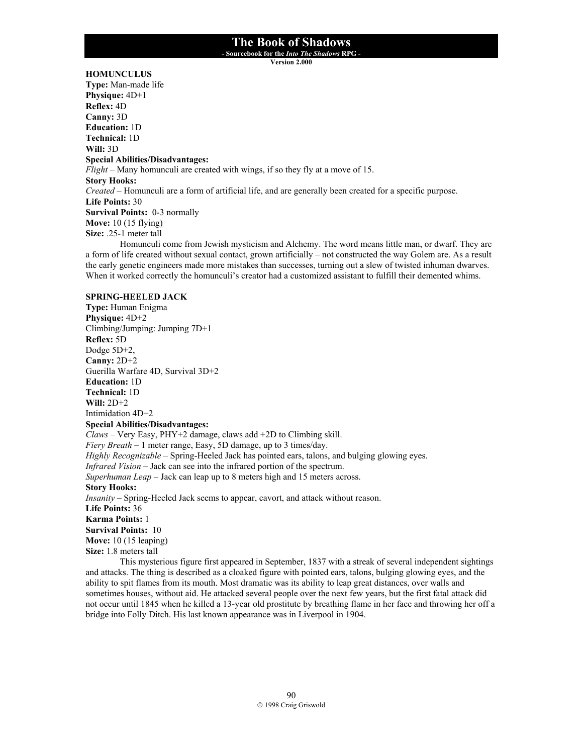### HOMUNCULUS

**Type:** Man-made life
**Physique:** 4D+1
**Reflex:** 4D
**Canny:** 3D
**Education:** 1D
**Technical:** 1D
**Will:** 3D
**Special Abilities/Disadvantages:**
*Flight* – Many homunculi are created with wings, if so they fly at a move of 15.
**Story Hooks:**
*Created* – Homunculi are a form of artificial life, and are generally been created for a specific purpose.
**Life Points:** 30
**Survival Points:** 0-3 normally
**Move:** 10 (15 flying)
**Size:** .25-1 meter tall

Homunculi come from Jewish mysticism and Alchemy. The word means little man, or dwarf. They are a form of life created without sexual contact, grown artificially – not constructed the way Golem are. As a result the early genetic engineers made more mistakes than successes, turning out a slew of twisted inhuman dwarves. When it worked correctly the homunculi's creator had a customized assistant to fulfill their demented whims.

### SPRING-HEELED JACK

**Type:** Human Enigma
**Physique:** 4D+2
Climbing/Jumping: Jumping 7D+1
**Reflex:** 5D
Dodge 5D+2,
**Canny:** 2D+2
Guerilla Warfare 4D, Survival 3D+2
**Education:** 1D
**Technical:** 1D
**Will:** 2D+2
Intimidation 4D+2
**Special Abilities/Disadvantages:**
*Claws* – Very Easy, PHY+2 damage, claws add +2D to Climbing skill.
*Fiery Breath* – 1 meter range, Easy, 5D damage, up to 3 times/day.
*Highly Recognizable* – Spring-Heeled Jack has pointed ears, talons, and bulging glowing eyes.
*Infrared Vision* – Jack can see into the infrared portion of the spectrum.
*Superhuman Leap* – Jack can leap up to 8 meters high and 15 meters across.
**Story Hooks:**
*Insanity* – Spring-Heeled Jack seems to appear, cavort, and attack without reason.
**Life Points:** 36
**Karma Points:** 1
**Survival Points:** 10
**Move:** 10 (15 leaping)
**Size:** 1.8 meters tall

This mysterious figure first appeared in September, 1837 with a streak of several independent sightings and attacks. The thing is described as a cloaked figure with pointed ears, talons, bulging glowing eyes, and the ability to spit flames from its mouth. Most dramatic was its ability to leap great distances, over walls and sometimes houses, without aid. He attacked several people over the next few years, but the first fatal attack did not occur until 1845 when he killed a 13-year old prostitute by breathing flame in her face and throwing her off a bridge into Folly Ditch. His last known appearance was in Liverpool in 1904.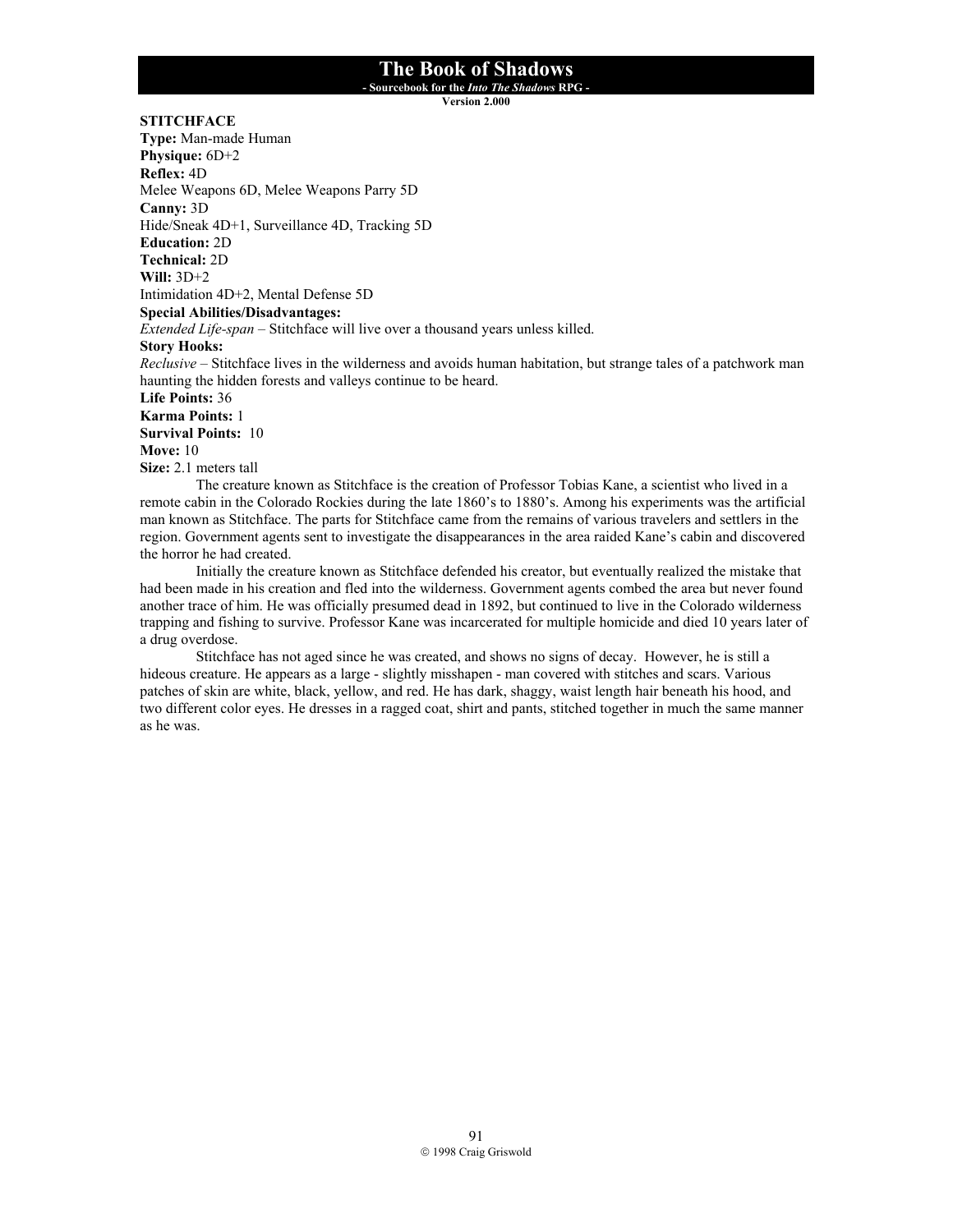## STITCHFACE

**Type:** Man-made Human
**Physique:** 6D+2
**Reflex:** 4D
Melee Weapons 6D, Melee Weapons Parry 5D
**Canny:** 3D
Hide/Sneak 4D+1, Surveillance 4D, Tracking 5D
**Education:** 2D
**Technical:** 2D
**Will:** 3D+2
Intimidation 4D+2, Mental Defense 5D
**Special Abilities/Disadvantages:**
*Extended Life-span* – Stitchface will live over a thousand years unless killed.
**Story Hooks:**
*Reclusive* – Stitchface lives in the wilderness and avoids human habitation, but strange tales of a patchwork man haunting the hidden forests and valleys continue to be heard.
**Life Points:** 36
**Karma Points:** 1
**Survival Points:** 10
**Move:** 10
**Size:** 2.1 meters tall

The creature known as Stitchface is the creation of Professor Tobias Kane, a scientist who lived in a remote cabin in the Colorado Rockies during the late 1860's to 1880's. Among his experiments was the artificial man known as Stitchface. The parts for Stitchface came from the remains of various travelers and settlers in the region. Government agents sent to investigate the disappearances in the area raided Kane's cabin and discovered the horror he had created.

Initially the creature known as Stitchface defended his creator, but eventually realized the mistake that had been made in his creation and fled into the wilderness. Government agents combed the area but never found another trace of him. He was officially presumed dead in 1892, but continued to live in the Colorado wilderness trapping and fishing to survive. Professor Kane was incarcerated for multiple homicide and died 10 years later of a drug overdose.

Stitchface has not aged since he was created, and shows no signs of decay. However, he is still a hideous creature. He appears as a large - slightly misshapen - man covered with stitches and scars. Various patches of skin are white, black, yellow, and red. He has dark, shaggy, waist length hair beneath his hood, and two different color eyes. He dresses in a ragged coat, shirt and pants, stitched together in much the same manner as he was.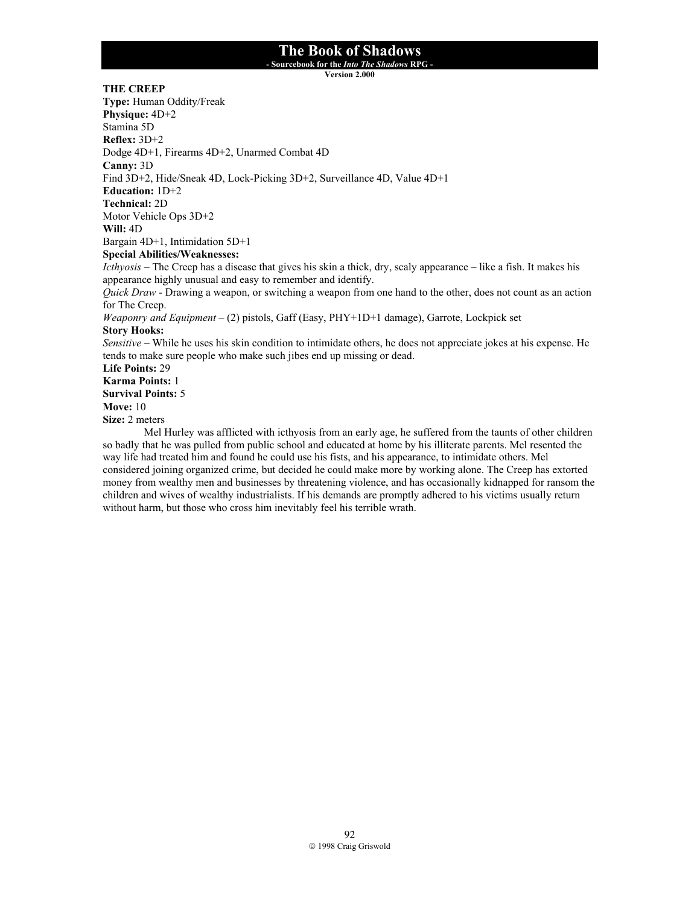### THE CREEP

**Type:** Human Oddity/Freak
**Physique:** 4D+2
Stamina 5D
**Reflex:** 3D+2
Dodge 4D+1, Firearms 4D+2, Unarmed Combat 4D
**Canny:** 3D
Find 3D+2, Hide/Sneak 4D, Lock-Picking 3D+2, Surveillance 4D, Value 4D+1
**Education:** 1D+2
**Technical:** 2D
Motor Vehicle Ops 3D+2
**Will:** 4D
Bargain 4D+1, Intimidation 5D+1
**Special Abilities/Weaknesses:**
*Icthyosis* – The Creep has a disease that gives his skin a thick, dry, scaly appearance – like a fish. It makes his appearance highly unusual and easy to remember and identify.
*Quick Draw* - Drawing a weapon, or switching a weapon from one hand to the other, does not count as an action for The Creep.
*Weaponry and Equipment* – (2) pistols, Gaff (Easy, PHY+1D+1 damage), Garrote, Lockpick set
**Story Hooks:**
*Sensitive* – While he uses his skin condition to intimidate others, he does not appreciate jokes at his expense. He tends to make sure people who make such jibes end up missing or dead.
**Life Points:** 29
**Karma Points:** 1
**Survival Points:** 5
**Move:** 10
**Size:** 2 meters

Mel Hurley was afflicted with icthyosis from an early age, he suffered from the taunts of other children so badly that he was pulled from public school and educated at home by his illiterate parents. Mel resented the way life had treated him and found he could use his fists, and his appearance, to intimidate others. Mel considered joining organized crime, but decided he could make more by working alone. The Creep has extorted money from wealthy men and businesses by threatening violence, and has occasionally kidnapped for ransom the children and wives of wealthy industrialists. If his demands are promptly adhered to his victims usually return without harm, but those who cross him inevitably feel his terrible wrath.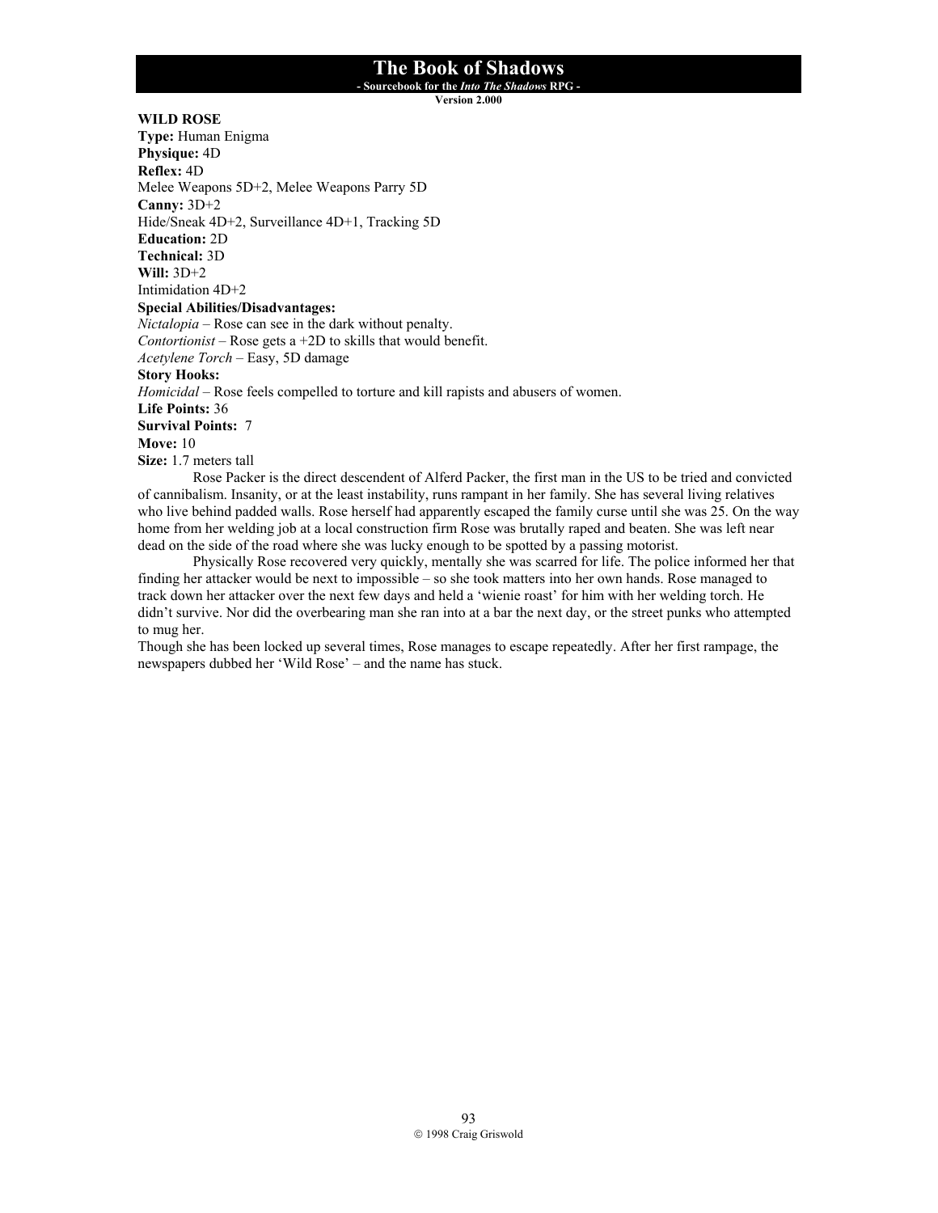**WILD ROSE**
**Type:** Human Enigma
**Physique:** 4D
**Reflex:** 4D
Melee Weapons 5D+2, Melee Weapons Parry 5D
**Canny:** 3D+2
Hide/Sneak 4D+2, Surveillance 4D+1, Tracking 5D
**Education:** 2D
**Technical:** 3D
**Will:** 3D+2
Intimidation 4D+2
**Special Abilities/Disadvantages:**
*Nictalopia* – Rose can see in the dark without penalty.
*Contortionist* – Rose gets a +2D to skills that would benefit.
*Acetylene Torch* – Easy, 5D damage
**Story Hooks:**
*Homicidal* – Rose feels compelled to torture and kill rapists and abusers of women.
**Life Points:** 36
**Survival Points:** 7
**Move:** 10
**Size:** 1.7 meters tall

Rose Packer is the direct descendent of Alferd Packer, the first man in the US to be tried and convicted of cannibalism. Insanity, or at the least instability, runs rampant in her family. She has several living relatives who live behind padded walls. Rose herself had apparently escaped the family curse until she was 25. On the way home from her welding job at a local construction firm Rose was brutally raped and beaten. She was left near dead on the side of the road where she was lucky enough to be spotted by a passing motorist.

Physically Rose recovered very quickly, mentally she was scarred for life. The police informed her that finding her attacker would be next to impossible – so she took matters into her own hands. Rose managed to track down her attacker over the next few days and held a 'wienie roast' for him with her welding torch. He didn't survive. Nor did the overbearing man she ran into at a bar the next day, or the street punks who attempted to mug her.

Though she has been locked up several times, Rose manages to escape repeatedly. After her first rampage, the newspapers dubbed her 'Wild Rose' – and the name has stuck.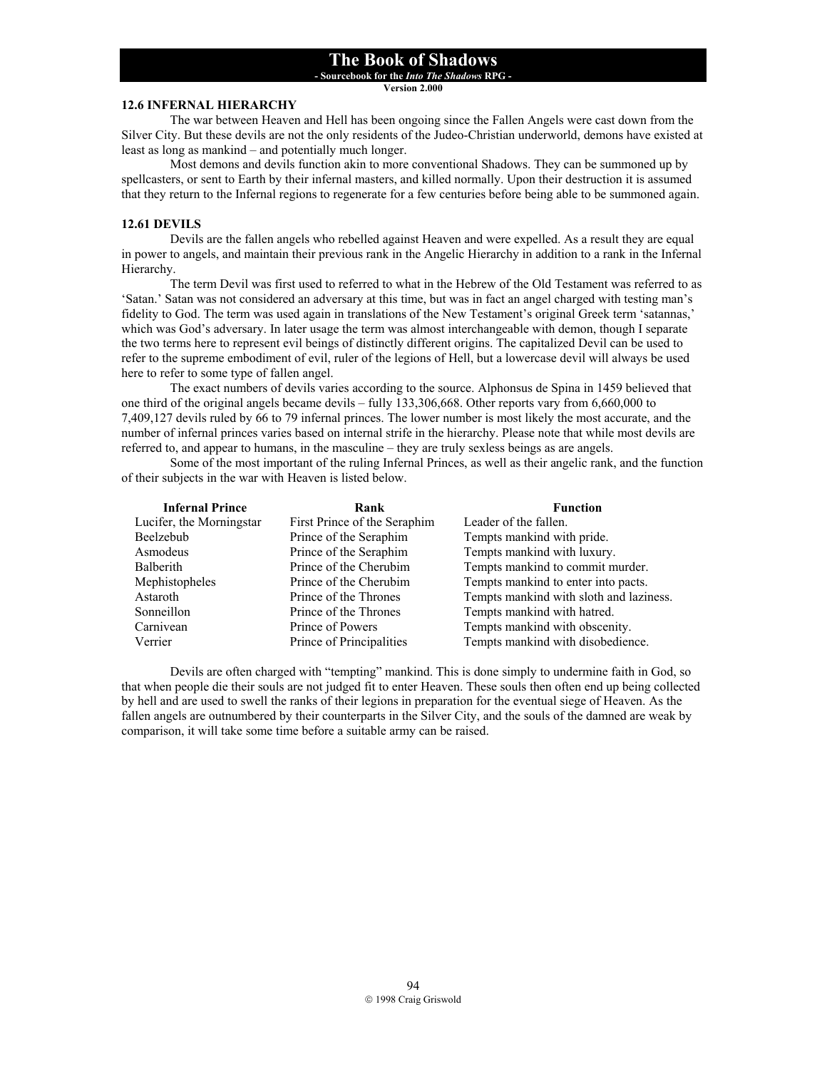### 12.6 INFERNAL HIERARCHY

The war between Heaven and Hell has been ongoing since the Fallen Angels were cast down from the Silver City. But these devils are not the only residents of the Judeo-Christian underworld, demons have existed at least as long as mankind – and potentially much longer.

Most demons and devils function akin to more conventional Shadows. They can be summoned up by spellcasters, or sent to Earth by their infernal masters, and killed normally. Upon their destruction it is assumed that they return to the Infernal regions to regenerate for a few centuries before being able to be summoned again.

### 12.61 DEVILS

Devils are the fallen angels who rebelled against Heaven and were expelled. As a result they are equal in power to angels, and maintain their previous rank in the Angelic Hierarchy in addition to a rank in the Infernal Hierarchy.

The term Devil was first used to referred to what in the Hebrew of the Old Testament was referred to as 'Satan.' Satan was not considered an adversary at this time, but was in fact an angel charged with testing man's fidelity to God. The term was used again in translations of the New Testament's original Greek term 'satannas,' which was God's adversary. In later usage the term was almost interchangeable with demon, though I separate the two terms here to represent evil beings of distinctly different origins. The capitalized Devil can be used to refer to the supreme embodiment of evil, ruler of the legions of Hell, but a lowercase devil will always be used here to refer to some type of fallen angel.

The exact numbers of devils varies according to the source. Alphonsus de Spina in 1459 believed that one third of the original angels became devils – fully 133,306,668. Other reports vary from 6,660,000 to 7,409,127 devils ruled by 66 to 79 infernal princes. The lower number is most likely the most accurate, and the number of infernal princes varies based on internal strife in the hierarchy. Please note that while most devils are referred to, and appear to humans, in the masculine – they are truly sexless beings as are angels.

Some of the most important of the ruling Infernal Princes, as well as their angelic rank, and the function of their subjects in the war with Heaven is listed below.

| Infernal Prince | Rank | Function |
|---|---|---|
| Lucifer, the Morningstar | First Prince of the Seraphim | Leader of the fallen. |
| Beelzebub | Prince of the Seraphim | Tempts mankind with pride. |
| Asmodeus | Prince of the Seraphim | Tempts mankind with luxury. |
| Balberith | Prince of the Cherubim | Tempts mankind to commit murder. |
| Mephistopheles | Prince of the Cherubim | Tempts mankind to enter into pacts. |
| Astaroth | Prince of the Thrones | Tempts mankind with sloth and laziness. |
| Sonneillon | Prince of the Thrones | Tempts mankind with hatred. |
| Carnivean | Prince of Powers | Tempts mankind with obscenity. |
| Verrier | Prince of Principalities | Tempts mankind with disobedience. |

Devils are often charged with "tempting" mankind. This is done simply to undermine faith in God, so that when people die their souls are not judged fit to enter Heaven. These souls then often end up being collected by hell and are used to swell the ranks of their legions in preparation for the eventual siege of Heaven. As the fallen angels are outnumbered by their counterparts in the Silver City, and the souls of the damned are weak by comparison, it will take some time before a suitable army can be raised.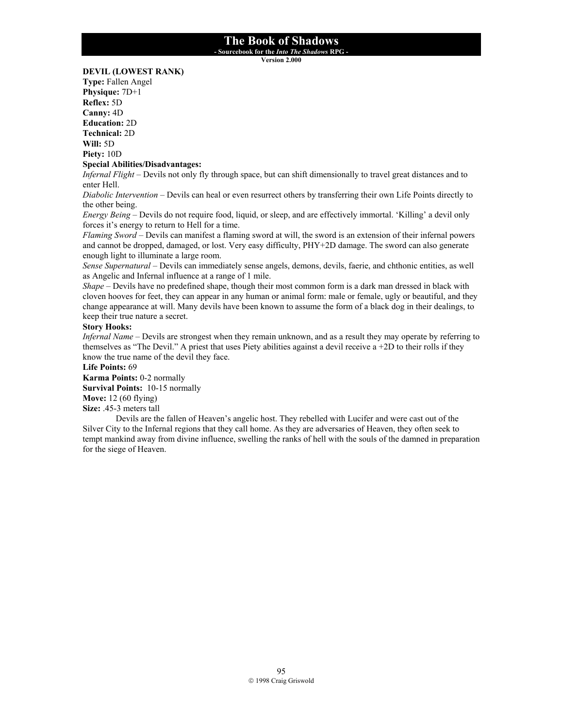**DEVIL (LOWEST RANK)**
**Type:** Fallen Angel
**Physique:** 7D+1
**Reflex:** 5D
**Canny:** 4D
**Education:** 2D
**Technical:** 2D
**Will:** 5D
**Piety:** 10D
**Special Abilities/Disadvantages:**
*Infernal Flight* – Devils not only fly through space, but can shift dimensionally to travel great distances and to enter Hell.
*Diabolic Intervention* – Devils can heal or even resurrect others by transferring their own Life Points directly to the other being.
*Energy Being* – Devils do not require food, liquid, or sleep, and are effectively immortal. 'Killing' a devil only forces it's energy to return to Hell for a time.
*Flaming Sword* – Devils can manifest a flaming sword at will, the sword is an extension of their infernal powers and cannot be dropped, damaged, or lost. Very easy difficulty, PHY+2D damage. The sword can also generate enough light to illuminate a large room.
*Sense Supernatural* – Devils can immediately sense angels, demons, devils, faerie, and chthonic entities, as well as Angelic and Infernal influence at a range of 1 mile.
*Shape* – Devils have no predefined shape, though their most common form is a dark man dressed in black with cloven hooves for feet, they can appear in any human or animal form: male or female, ugly or beautiful, and they change appearance at will. Many devils have been known to assume the form of a black dog in their dealings, to keep their true nature a secret.
**Story Hooks:**
*Infernal Name* – Devils are strongest when they remain unknown, and as a result they may operate by referring to themselves as "The Devil." A priest that uses Piety abilities against a devil receive a +2D to their rolls if they know the true name of the devil they face.
**Life Points:** 69
**Karma Points:** 0-2 normally
**Survival Points:** 10-15 normally
**Move:** 12 (60 flying)
**Size:** .45-3 meters tall

Devils are the fallen of Heaven's angelic host. They rebelled with Lucifer and were cast out of the Silver City to the Infernal regions that they call home. As they are adversaries of Heaven, they often seek to tempt mankind away from divine influence, swelling the ranks of hell with the souls of the damned in preparation for the siege of Heaven.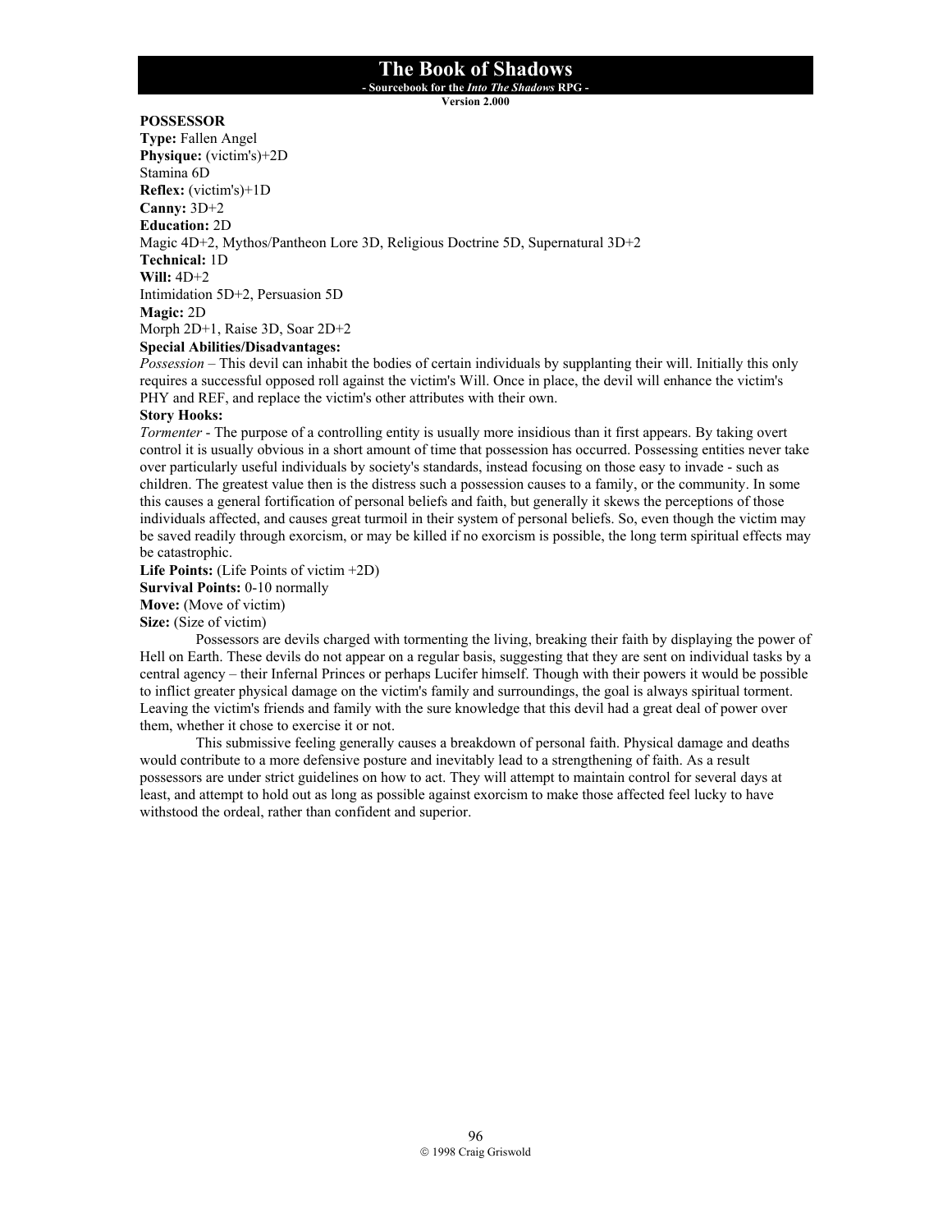**POSSESSOR**
**Type:** Fallen Angel
**Physique:** (victim's)+2D
Stamina 6D
**Reflex:** (victim's)+1D
**Canny:** 3D+2
**Education:** 2D
Magic 4D+2, Mythos/Pantheon Lore 3D, Religious Doctrine 5D, Supernatural 3D+2
**Technical:** 1D
**Will:** 4D+2
Intimidation 5D+2, Persuasion 5D
**Magic:** 2D
Morph 2D+1, Raise 3D, Soar 2D+2
**Special Abilities/Disadvantages:**
*Possession* – This devil can inhabit the bodies of certain individuals by supplanting their will. Initially this only requires a successful opposed roll against the victim's Will. Once in place, the devil will enhance the victim's PHY and REF, and replace the victim's other attributes with their own.
**Story Hooks:**
*Tormenter* - The purpose of a controlling entity is usually more insidious than it first appears. By taking overt control it is usually obvious in a short amount of time that possession has occurred. Possessing entities never take over particularly useful individuals by society's standards, instead focusing on those easy to invade - such as children. The greatest value then is the distress such a possession causes to a family, or the community. In some this causes a general fortification of personal beliefs and faith, but generally it skews the perceptions of those individuals affected, and causes great turmoil in their system of personal beliefs. So, even though the victim may be saved readily through exorcism, or may be killed if no exorcism is possible, the long term spiritual effects may be catastrophic.
**Life Points:** (Life Points of victim +2D)
**Survival Points:** 0-10 normally
**Move:** (Move of victim)
**Size:** (Size of victim)

Possessors are devils charged with tormenting the living, breaking their faith by displaying the power of Hell on Earth. These devils do not appear on a regular basis, suggesting that they are sent on individual tasks by a central agency – their Infernal Princes or perhaps Lucifer himself. Though with their powers it would be possible to inflict greater physical damage on the victim's family and surroundings, the goal is always spiritual torment. Leaving the victim's friends and family with the sure knowledge that this devil had a great deal of power over them, whether it chose to exercise it or not.

This submissive feeling generally causes a breakdown of personal faith. Physical damage and deaths would contribute to a more defensive posture and inevitably lead to a strengthening of faith. As a result possessors are under strict guidelines on how to act. They will attempt to maintain control for several days at least, and attempt to hold out as long as possible against exorcism to make those affected feel lucky to have withstood the ordeal, rather than confident and superior.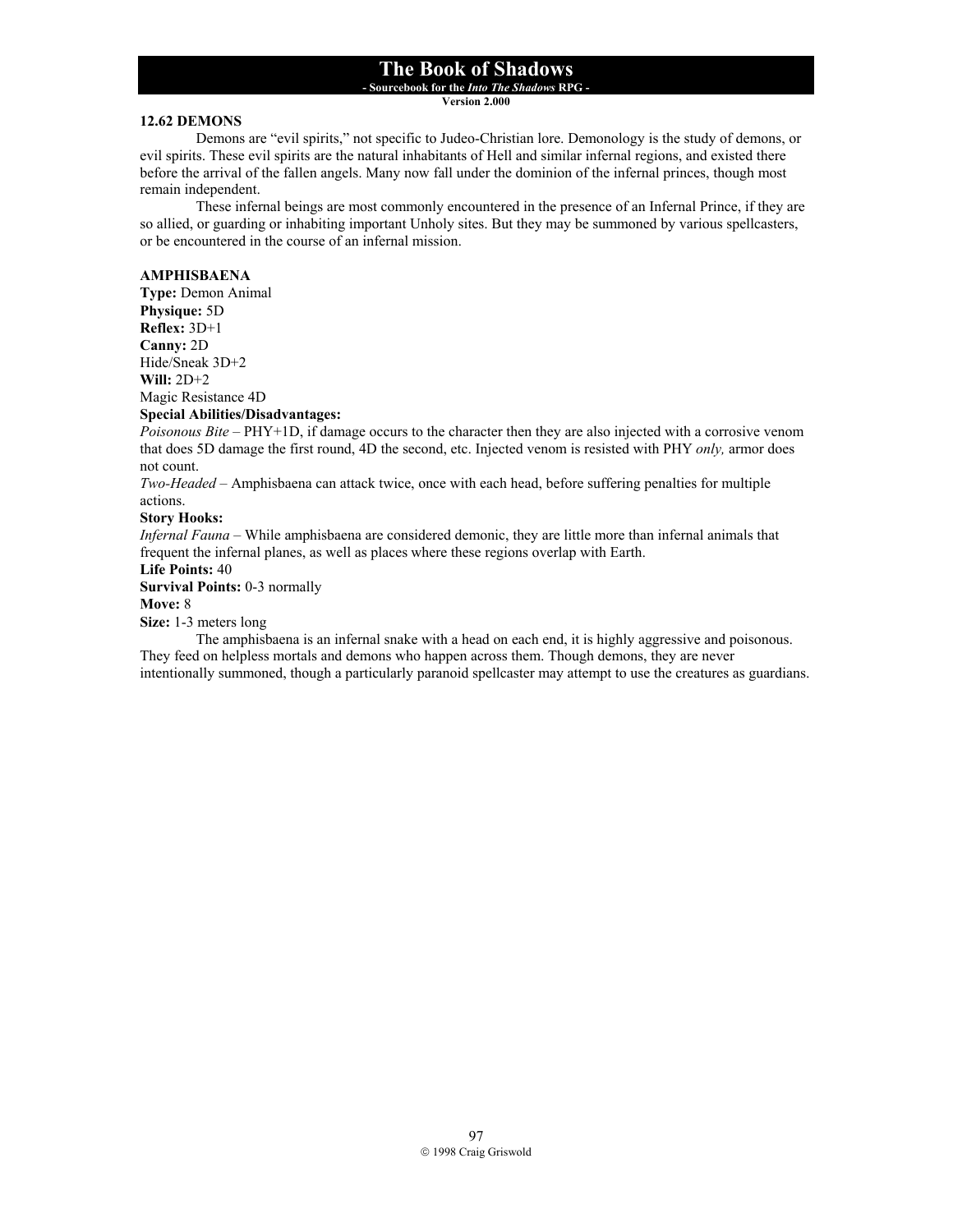## 12.62 DEMONS

Demons are "evil spirits," not specific to Judeo-Christian lore. Demonology is the study of demons, or evil spirits. These evil spirits are the natural inhabitants of Hell and similar infernal regions, and existed there before the arrival of the fallen angels. Many now fall under the dominion of the infernal princes, though most remain independent.

These infernal beings are most commonly encountered in the presence of an Infernal Prince, if they are so allied, or guarding or inhabiting important Unholy sites. But they may be summoned by various spellcasters, or be encountered in the course of an infernal mission.

### AMPHISBAENA

**Type:** Demon Animal
**Physique:** 5D
**Reflex:** 3D+1
**Canny:** 2D
Hide/Sneak 3D+2
**Will:** 2D+2
Magic Resistance 4D
**Special Abilities/Disadvantages:**
*Poisonous Bite* – PHY+1D, if damage occurs to the character then they are also injected with a corrosive venom that does 5D damage the first round, 4D the second, etc. Injected venom is resisted with PHY *only,* armor does not count.
*Two-Headed* – Amphisbaena can attack twice, once with each head, before suffering penalties for multiple actions.
**Story Hooks:**
*Infernal Fauna* – While amphisbaena are considered demonic, they are little more than infernal animals that frequent the infernal planes, as well as places where these regions overlap with Earth.
**Life Points:** 40
**Survival Points:** 0-3 normally
**Move:** 8
**Size:** 1-3 meters long

The amphisbaena is an infernal snake with a head on each end, it is highly aggressive and poisonous. They feed on helpless mortals and demons who happen across them. Though demons, they are never intentionally summoned, though a particularly paranoid spellcaster may attempt to use the creatures as guardians.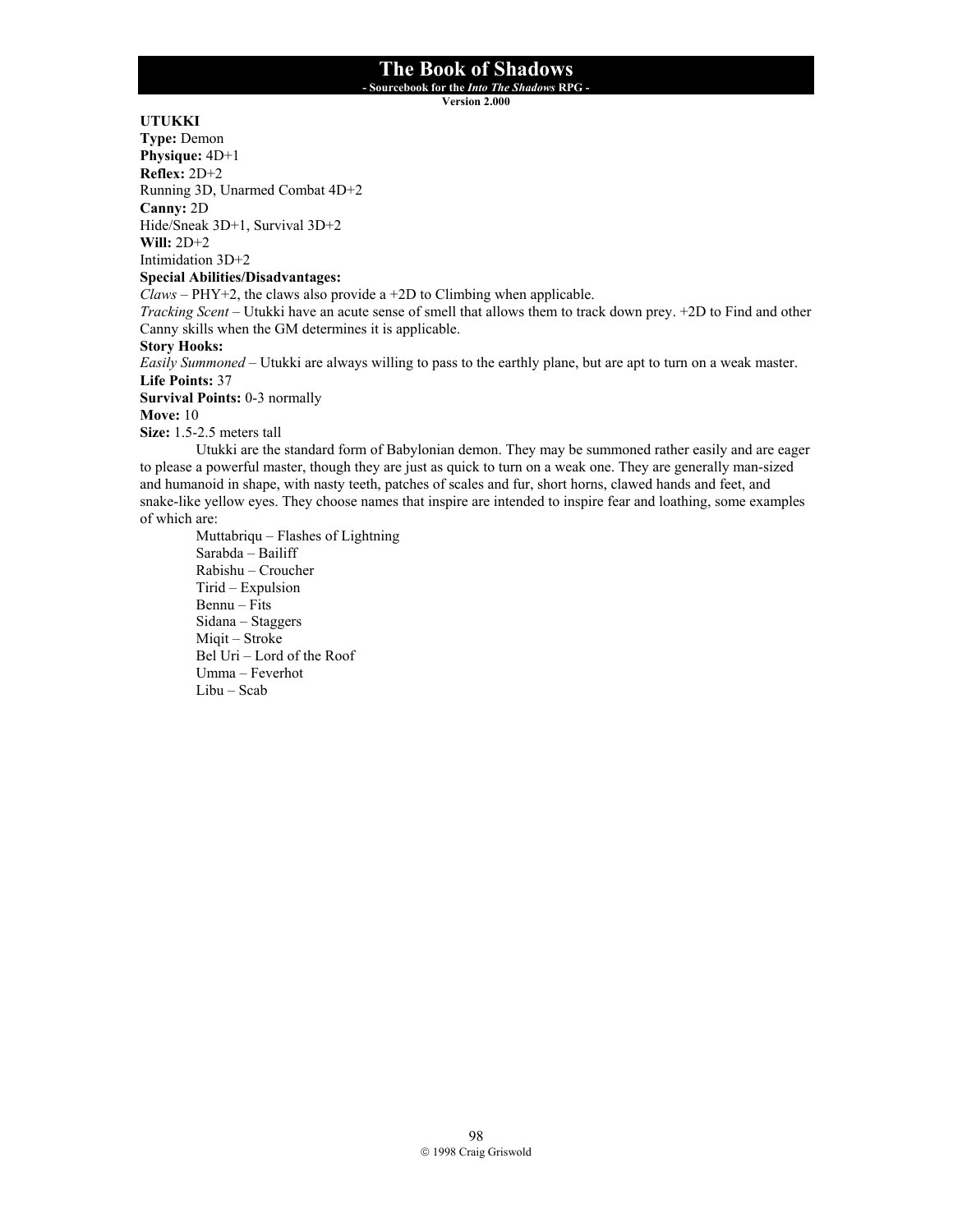**UTUKKI**
**Type:** Demon
**Physique:** 4D+1
**Reflex:** 2D+2
Running 3D, Unarmed Combat 4D+2
**Canny:** 2D
Hide/Sneak 3D+1, Survival 3D+2
**Will:** 2D+2
Intimidation 3D+2
**Special Abilities/Disadvantages:**
*Claws* – PHY+2, the claws also provide a +2D to Climbing when applicable.
*Tracking Scent* – Utukki have an acute sense of smell that allows them to track down prey. +2D to Find and other Canny skills when the GM determines it is applicable.
**Story Hooks:**
*Easily Summoned* – Utukki are always willing to pass to the earthly plane, but are apt to turn on a weak master.
**Life Points:** 37
**Survival Points:** 0-3 normally
**Move:** 10
**Size:** 1.5-2.5 meters tall

Utukki are the standard form of Babylonian demon. They may be summoned rather easily and are eager to please a powerful master, though they are just as quick to turn on a weak one. They are generally man-sized and humanoid in shape, with nasty teeth, patches of scales and fur, short horns, clawed hands and feet, and snake-like yellow eyes. They choose names that inspire are intended to inspire fear and loathing, some examples of which are:

Muttabriqu – Flashes of Lightning
Sarabda – Bailiff
Rabishu – Croucher
Tirid – Expulsion
Bennu – Fits
Sidana – Staggers
Miqit – Stroke
Bel Uri – Lord of the Roof
Umma – Feverhot
Libu – Scab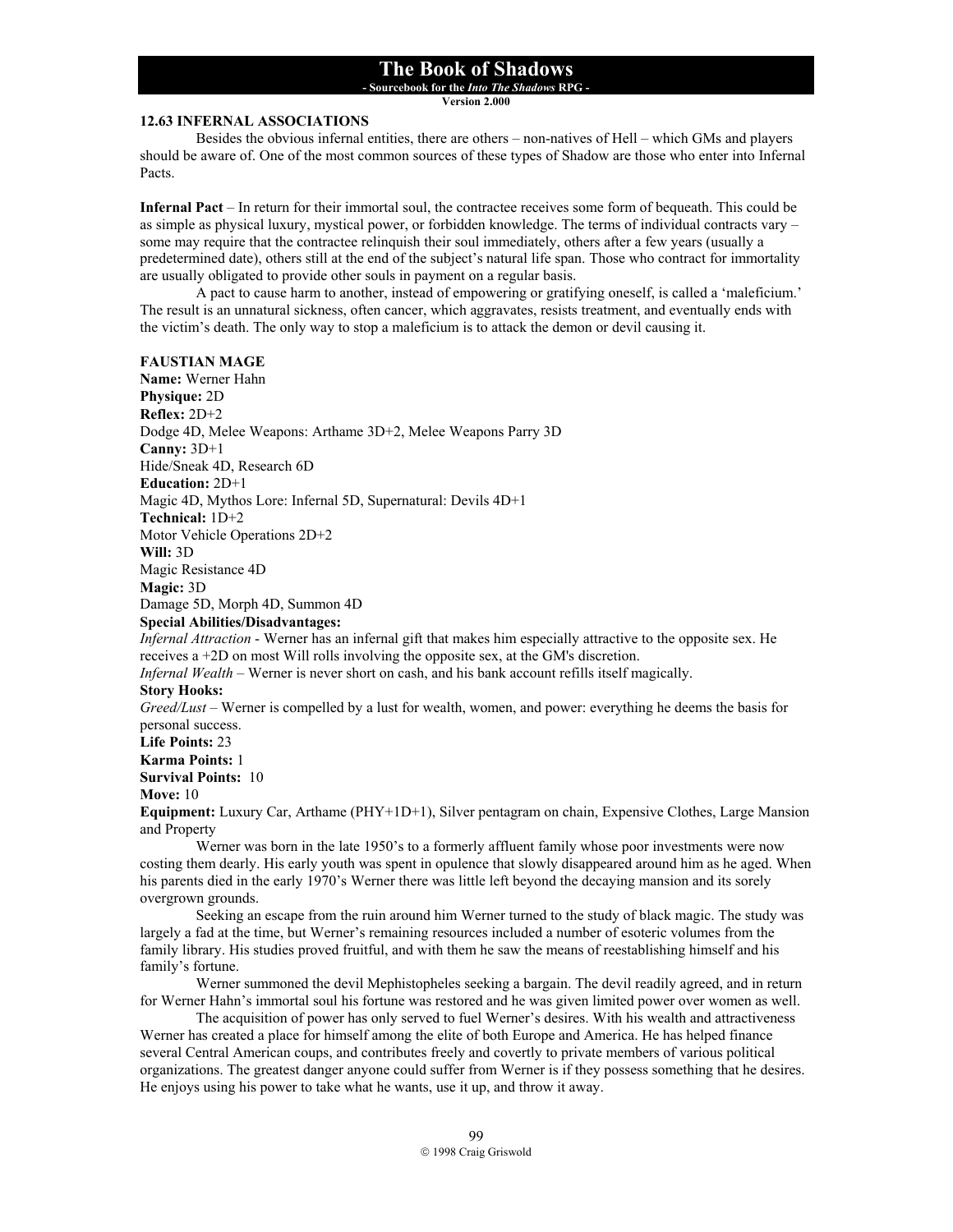### 12.63 INFERNAL ASSOCIATIONS

Besides the obvious infernal entities, there are others – non-natives of Hell – which GMs and players should be aware of. One of the most common sources of these types of Shadow are those who enter into Infernal Pacts.

**Infernal Pact** – In return for their immortal soul, the contractee receives some form of bequeath. This could be as simple as physical luxury, mystical power, or forbidden knowledge. The terms of individual contracts vary – some may require that the contractee relinquish their soul immediately, others after a few years (usually a predetermined date), others still at the end of the subject's natural life span. Those who contract for immortality are usually obligated to provide other souls in payment on a regular basis.

A pact to cause harm to another, instead of empowering or gratifying oneself, is called a 'maleficium.' The result is an unnatural sickness, often cancer, which aggravates, resists treatment, and eventually ends with the victim's death. The only way to stop a maleficium is to attack the demon or devil causing it.

**FAUSTIAN MAGE**

**Name:** Werner Hahn

**Physique:** 2D

**Reflex:** 2D+2

Dodge 4D, Melee Weapons: Arthame 3D+2, Melee Weapons Parry 3D

**Canny:** 3D+1

Hide/Sneak 4D, Research 6D

**Education:** 2D+1

Magic 4D, Mythos Lore: Infernal 5D, Supernatural: Devils 4D+1

**Technical:** 1D+2

Motor Vehicle Operations 2D+2

**Will:** 3D

Magic Resistance 4D

**Magic:** 3D

Damage 5D, Morph 4D, Summon 4D

**Special Abilities/Disadvantages:**

*Infernal Attraction* - Werner has an infernal gift that makes him especially attractive to the opposite sex. He receives a +2D on most Will rolls involving the opposite sex, at the GM's discretion.

*Infernal Wealth* – Werner is never short on cash, and his bank account refills itself magically.

**Story Hooks:**

*Greed/Lust* – Werner is compelled by a lust for wealth, women, and power: everything he deems the basis for personal success.

**Life Points:** 23

**Karma Points:** 1

**Survival Points:** 10

**Move:** 10

**Equipment:** Luxury Car, Arthame (PHY+1D+1), Silver pentagram on chain, Expensive Clothes, Large Mansion and Property

Werner was born in the late 1950's to a formerly affluent family whose poor investments were now costing them dearly. His early youth was spent in opulence that slowly disappeared around him as he aged. When his parents died in the early 1970's Werner there was little left beyond the decaying mansion and its sorely overgrown grounds.

Seeking an escape from the ruin around him Werner turned to the study of black magic. The study was largely a fad at the time, but Werner's remaining resources included a number of esoteric volumes from the family library. His studies proved fruitful, and with them he saw the means of reestablishing himself and his family's fortune.

Werner summoned the devil Mephistopheles seeking a bargain. The devil readily agreed, and in return for Werner Hahn's immortal soul his fortune was restored and he was given limited power over women as well.

The acquisition of power has only served to fuel Werner's desires. With his wealth and attractiveness Werner has created a place for himself among the elite of both Europe and America. He has helped finance several Central American coups, and contributes freely and covertly to private members of various political organizations. The greatest danger anyone could suffer from Werner is if they possess something that he desires. He enjoys using his power to take what he wants, use it up, and throw it away.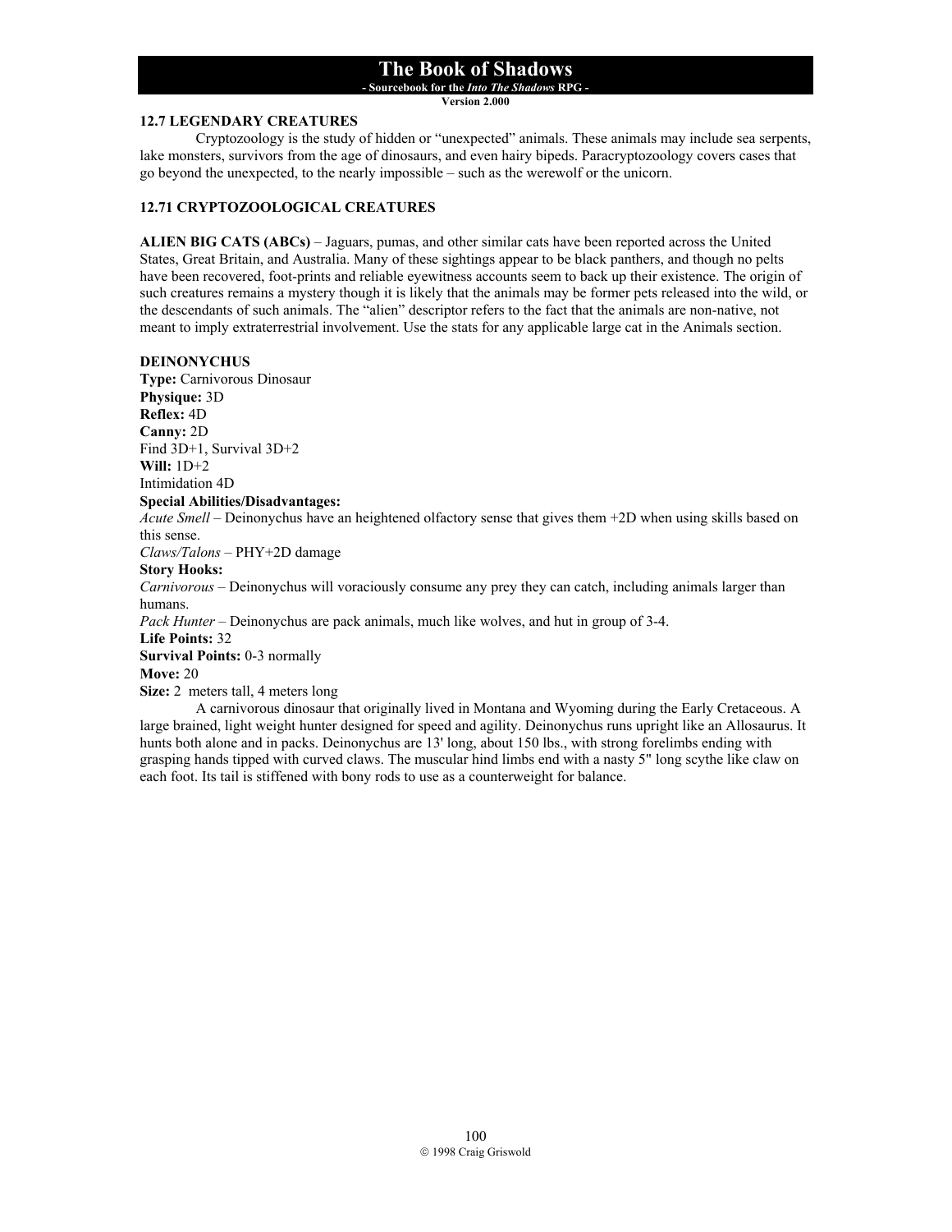## 12.7 LEGENDARY CREATURES

Cryptozoology is the study of hidden or "unexpected" animals. These animals may include sea serpents, lake monsters, survivors from the age of dinosaurs, and even hairy bipeds. Paracryptozoology covers cases that go beyond the unexpected, to the nearly impossible – such as the werewolf or the unicorn.

### 12.71 CRYPTOZOOLOGICAL CREATURES

**ALIEN BIG CATS (ABCs)** – Jaguars, pumas, and other similar cats have been reported across the United States, Great Britain, and Australia. Many of these sightings appear to be black panthers, and though no pelts have been recovered, foot-prints and reliable eyewitness accounts seem to back up their existence. The origin of such creatures remains a mystery though it is likely that the animals may be former pets released into the wild, or the descendants of such animals. The "alien" descriptor refers to the fact that the animals are non-native, not meant to imply extraterrestrial involvement. Use the stats for any applicable large cat in the Animals section.

**DEINONYCHUS**
**Type:** Carnivorous Dinosaur
**Physique:** 3D
**Reflex:** 4D
**Canny:** 2D
Find 3D+1, Survival 3D+2
**Will:** 1D+2
Intimidation 4D
**Special Abilities/Disadvantages:**
*Acute Smell* – Deinonychus have an heightened olfactory sense that gives them +2D when using skills based on this sense.
*Claws/Talons* – PHY+2D damage
**Story Hooks:**
*Carnivorous* – Deinonychus will voraciously consume any prey they can catch, including animals larger than humans.
*Pack Hunter* – Deinonychus are pack animals, much like wolves, and hut in group of 3-4.
**Life Points:** 32
**Survival Points:** 0-3 normally
**Move:** 20
**Size:** 2 meters tall, 4 meters long

A carnivorous dinosaur that originally lived in Montana and Wyoming during the Early Cretaceous. A large brained, light weight hunter designed for speed and agility. Deinonychus runs upright like an Allosaurus. It hunts both alone and in packs. Deinonychus are 13' long, about 150 lbs., with strong forelimbs ending with grasping hands tipped with curved claws. The muscular hind limbs end with a nasty 5" long scythe like claw on each foot. Its tail is stiffened with bony rods to use as a counterweight for balance.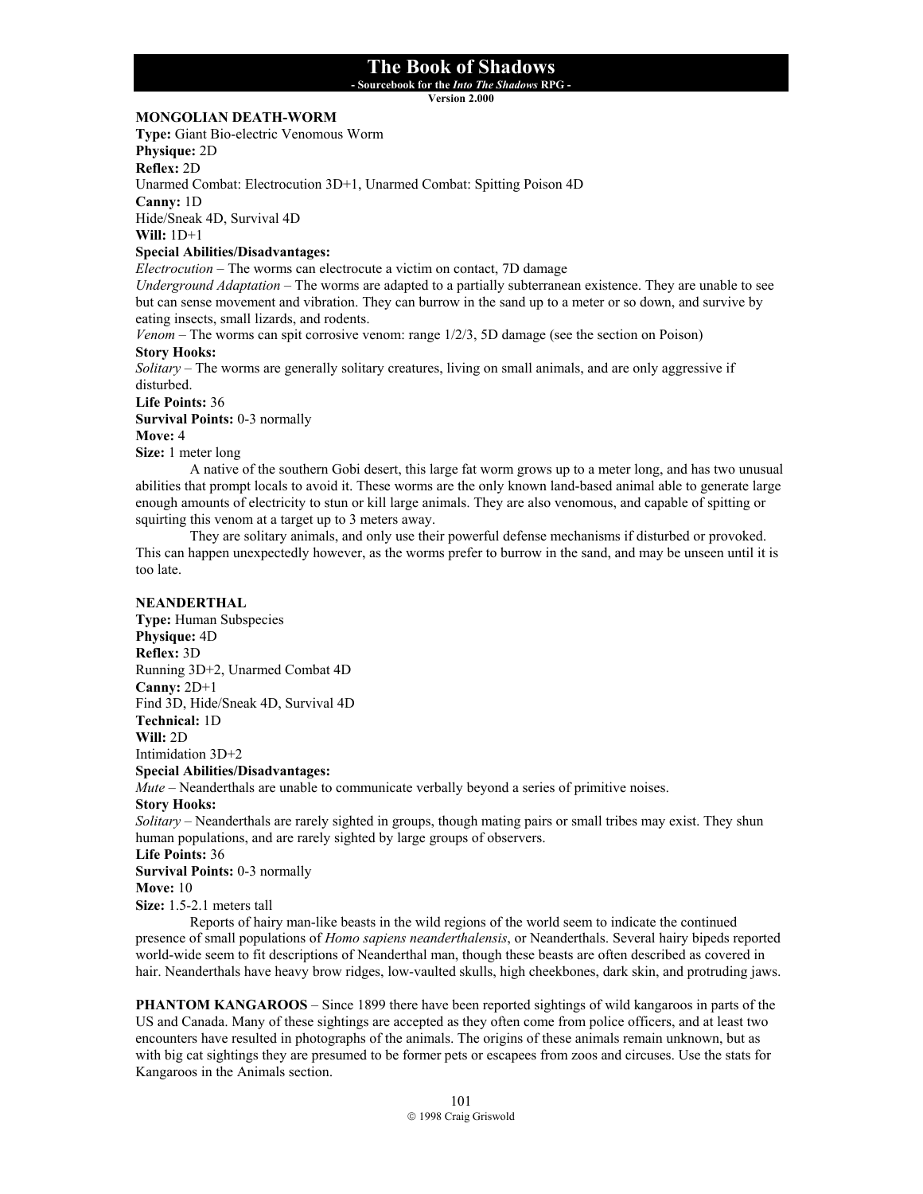**MONGOLIAN DEATH-WORM**

**Type:** Giant Bio-electric Venomous Worm

**Physique:** 2D

**Reflex:** 2D

Unarmed Combat: Electrocution 3D+1, Unarmed Combat: Spitting Poison 4D

**Canny:** 1D

Hide/Sneak 4D, Survival 4D

**Will:** 1D+1

**Special Abilities/Disadvantages:**

*Electrocution* – The worms can electrocute a victim on contact, 7D damage

*Underground Adaptation* – The worms are adapted to a partially subterranean existence. They are unable to see but can sense movement and vibration. They can burrow in the sand up to a meter or so down, and survive by eating insects, small lizards, and rodents.

*Venom* – The worms can spit corrosive venom: range 1/2/3, 5D damage (see the section on Poison)

**Story Hooks:**

*Solitary* – The worms are generally solitary creatures, living on small animals, and are only aggressive if disturbed.

**Life Points:** 36

**Survival Points:** 0-3 normally

**Move:** 4

**Size:** 1 meter long

A native of the southern Gobi desert, this large fat worm grows up to a meter long, and has two unusual abilities that prompt locals to avoid it. These worms are the only known land-based animal able to generate large enough amounts of electricity to stun or kill large animals. They are also venomous, and capable of spitting or squirting this venom at a target up to 3 meters away.

They are solitary animals, and only use their powerful defense mechanisms if disturbed or provoked. This can happen unexpectedly however, as the worms prefer to burrow in the sand, and may be unseen until it is too late.

**NEANDERTHAL**

**Type:** Human Subspecies

**Physique:** 4D

**Reflex:** 3D

Running 3D+2, Unarmed Combat 4D

**Canny:** 2D+1

Find 3D, Hide/Sneak 4D, Survival 4D

**Technical:** 1D

**Will:** 2D

Intimidation 3D+2

**Special Abilities/Disadvantages:**

*Mute* – Neanderthals are unable to communicate verbally beyond a series of primitive noises.

**Story Hooks:**

*Solitary* – Neanderthals are rarely sighted in groups, though mating pairs or small tribes may exist. They shun human populations, and are rarely sighted by large groups of observers.

**Life Points:** 36

**Survival Points:** 0-3 normally

**Move:** 10

**Size:** 1.5-2.1 meters tall

Reports of hairy man-like beasts in the wild regions of the world seem to indicate the continued presence of small populations of *Homo sapiens neanderthalensis*, or Neanderthals. Several hairy bipeds reported world-wide seem to fit descriptions of Neanderthal man, though these beasts are often described as covered in hair. Neanderthals have heavy brow ridges, low-vaulted skulls, high cheekbones, dark skin, and protruding jaws.

**PHANTOM KANGAROOS** – Since 1899 there have been reported sightings of wild kangaroos in parts of the US and Canada. Many of these sightings are accepted as they often come from police officers, and at least two encounters have resulted in photographs of the animals. The origins of these animals remain unknown, but as with big cat sightings they are presumed to be former pets or escapees from zoos and circuses. Use the stats for Kangaroos in the Animals section.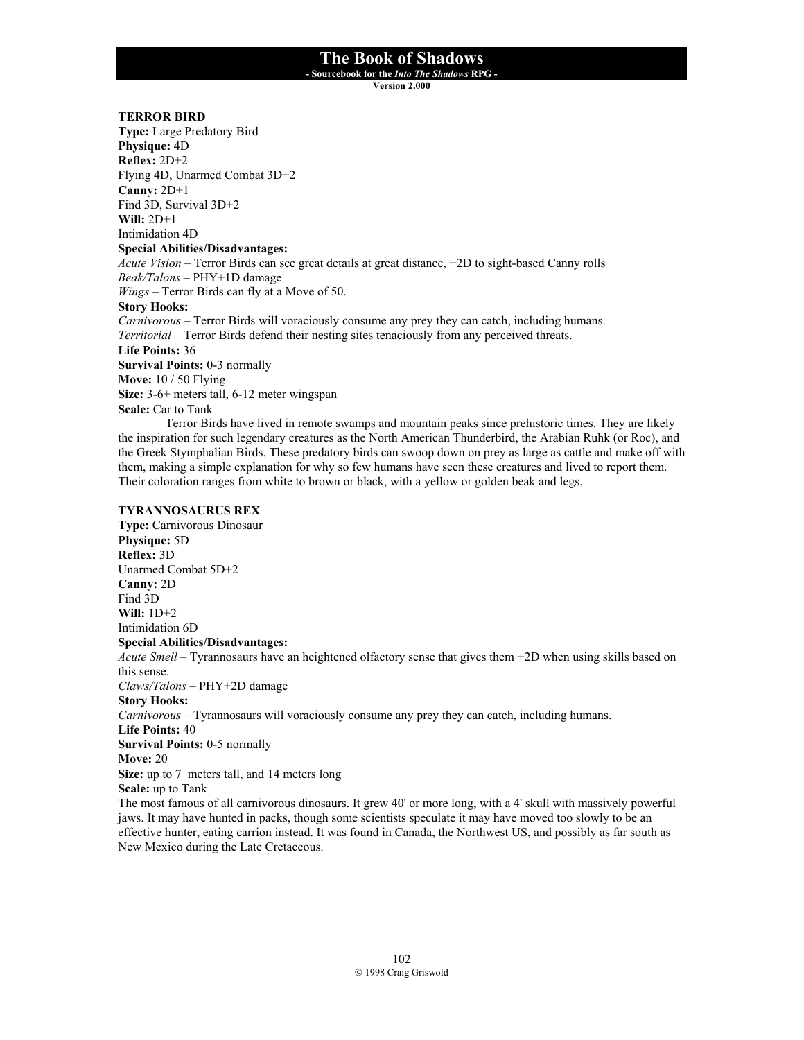### TERROR BIRD

**Type:** Large Predatory Bird
**Physique:** 4D
**Reflex:** 2D+2
Flying 4D, Unarmed Combat 3D+2
**Canny:** 2D+1
Find 3D, Survival 3D+2
**Will:** 2D+1
Intimidation 4D
**Special Abilities/Disadvantages:**
*Acute Vision* – Terror Birds can see great details at great distance, +2D to sight-based Canny rolls
*Beak/Talons* – PHY+1D damage
*Wings* – Terror Birds can fly at a Move of 50.
**Story Hooks:**
*Carnivorous* – Terror Birds will voraciously consume any prey they can catch, including humans.
*Territorial* – Terror Birds defend their nesting sites tenaciously from any perceived threats.
**Life Points:** 36
**Survival Points:** 0-3 normally
**Move:** 10 / 50 Flying
**Size:** 3-6+ meters tall, 6-12 meter wingspan
**Scale:** Car to Tank

Terror Birds have lived in remote swamps and mountain peaks since prehistoric times. They are likely the inspiration for such legendary creatures as the North American Thunderbird, the Arabian Ruhk (or Roc), and the Greek Stymphalian Birds. These predatory birds can swoop down on prey as large as cattle and make off with them, making a simple explanation for why so few humans have seen these creatures and lived to report them. Their coloration ranges from white to brown or black, with a yellow or golden beak and legs.

### TYRANNOSAURUS REX

**Type:** Carnivorous Dinosaur
**Physique:** 5D
**Reflex:** 3D
Unarmed Combat 5D+2
**Canny:** 2D
Find 3D
**Will:** 1D+2
Intimidation 6D
**Special Abilities/Disadvantages:**
*Acute Smell* – Tyrannosaurs have an heightened olfactory sense that gives them +2D when using skills based on this sense.
*Claws/Talons* – PHY+2D damage
**Story Hooks:**
*Carnivorous* – Tyrannosaurs will voraciously consume any prey they can catch, including humans.
**Life Points:** 40
**Survival Points:** 0-5 normally
**Move:** 20
**Size:** up to 7 meters tall, and 14 meters long
**Scale:** up to Tank

The most famous of all carnivorous dinosaurs. It grew 40' or more long, with a 4' skull with massively powerful jaws. It may have hunted in packs, though some scientists speculate it may have moved too slowly to be an effective hunter, eating carrion instead. It was found in Canada, the Northwest US, and possibly as far south as New Mexico during the Late Cretaceous.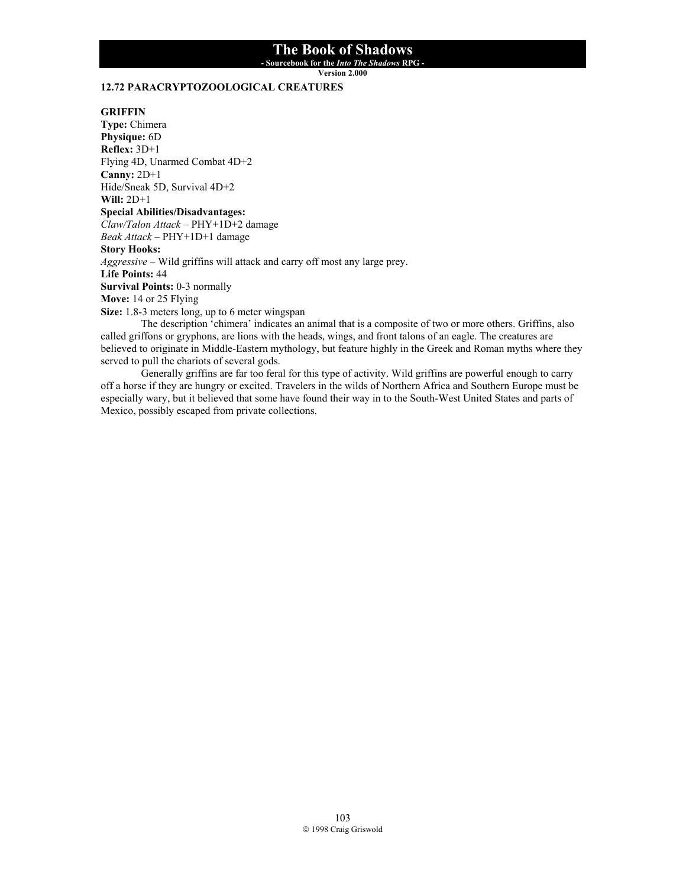## 12.72 PARACRYPTOZOOLOGICAL CREATURES

### GRIFFIN

**Type:** Chimera
**Physique:** 6D
**Reflex:** 3D+1
Flying 4D, Unarmed Combat 4D+2
**Canny:** 2D+1
Hide/Sneak 5D, Survival 4D+2
**Will:** 2D+1
**Special Abilities/Disadvantages:**
*Claw/Talon Attack* – PHY+1D+2 damage
*Beak Attack* – PHY+1D+1 damage
**Story Hooks:**
*Aggressive* – Wild griffins will attack and carry off most any large prey.
**Life Points:** 44
**Survival Points:** 0-3 normally
**Move:** 14 or 25 Flying
**Size:** 1.8-3 meters long, up to 6 meter wingspan

The description 'chimera' indicates an animal that is a composite of two or more others. Griffins, also called griffons or gryphons, are lions with the heads, wings, and front talons of an eagle. The creatures are believed to originate in Middle-Eastern mythology, but feature highly in the Greek and Roman myths where they served to pull the chariots of several gods.

Generally griffins are far too feral for this type of activity. Wild griffins are powerful enough to carry off a horse if they are hungry or excited. Travelers in the wilds of Northern Africa and Southern Europe must be especially wary, but it believed that some have found their way in to the South-West United States and parts of Mexico, possibly escaped from private collections.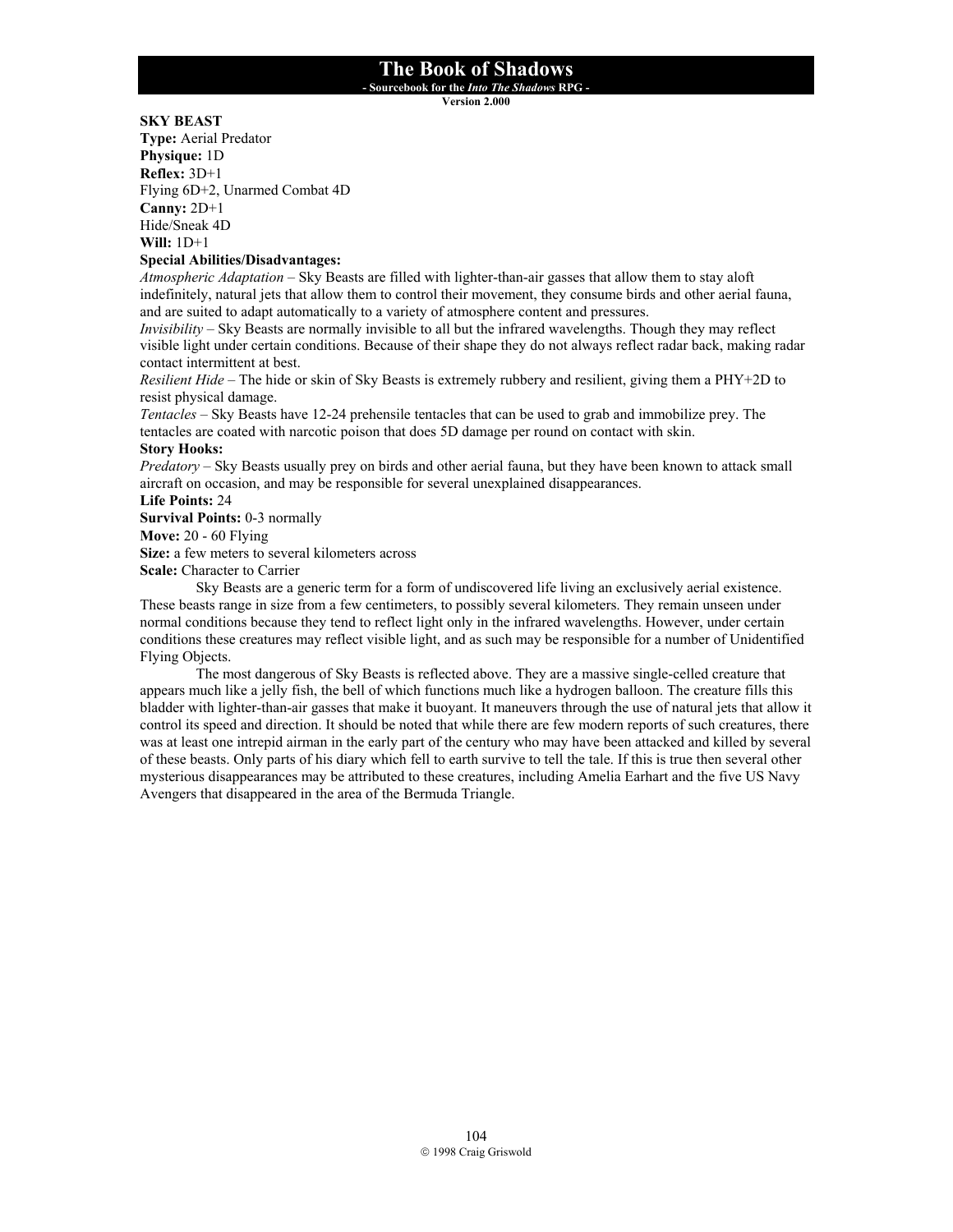**SKY BEAST**
**Type:** Aerial Predator
**Physique:** 1D
**Reflex:** 3D+1
Flying 6D+2, Unarmed Combat 4D
**Canny:** 2D+1
Hide/Sneak 4D
**Will:** 1D+1
**Special Abilities/Disadvantages:**
*Atmospheric Adaptation* – Sky Beasts are filled with lighter-than-air gasses that allow them to stay aloft indefinitely, natural jets that allow them to control their movement, they consume birds and other aerial fauna, and are suited to adapt automatically to a variety of atmosphere content and pressures.
*Invisibility* – Sky Beasts are normally invisible to all but the infrared wavelengths. Though they may reflect visible light under certain conditions. Because of their shape they do not always reflect radar back, making radar contact intermittent at best.
*Resilient Hide* – The hide or skin of Sky Beasts is extremely rubbery and resilient, giving them a PHY+2D to resist physical damage.
*Tentacles* – Sky Beasts have 12-24 prehensile tentacles that can be used to grab and immobilize prey. The tentacles are coated with narcotic poison that does 5D damage per round on contact with skin.
**Story Hooks:**
*Predatory* – Sky Beasts usually prey on birds and other aerial fauna, but they have been known to attack small aircraft on occasion, and may be responsible for several unexplained disappearances.
**Life Points:** 24
**Survival Points:** 0-3 normally
**Move:** 20 - 60 Flying
**Size:** a few meters to several kilometers across
**Scale:** Character to Carrier

Sky Beasts are a generic term for a form of undiscovered life living an exclusively aerial existence. These beasts range in size from a few centimeters, to possibly several kilometers. They remain unseen under normal conditions because they tend to reflect light only in the infrared wavelengths. However, under certain conditions these creatures may reflect visible light, and as such may be responsible for a number of Unidentified Flying Objects.

The most dangerous of Sky Beasts is reflected above. They are a massive single-celled creature that appears much like a jelly fish, the bell of which functions much like a hydrogen balloon. The creature fills this bladder with lighter-than-air gasses that make it buoyant. It maneuvers through the use of natural jets that allow it control its speed and direction. It should be noted that while there are few modern reports of such creatures, there was at least one intrepid airman in the early part of the century who may have been attacked and killed by several of these beasts. Only parts of his diary which fell to earth survive to tell the tale. If this is true then several other mysterious disappearances may be attributed to these creatures, including Amelia Earhart and the five US Navy Avengers that disappeared in the area of the Bermuda Triangle.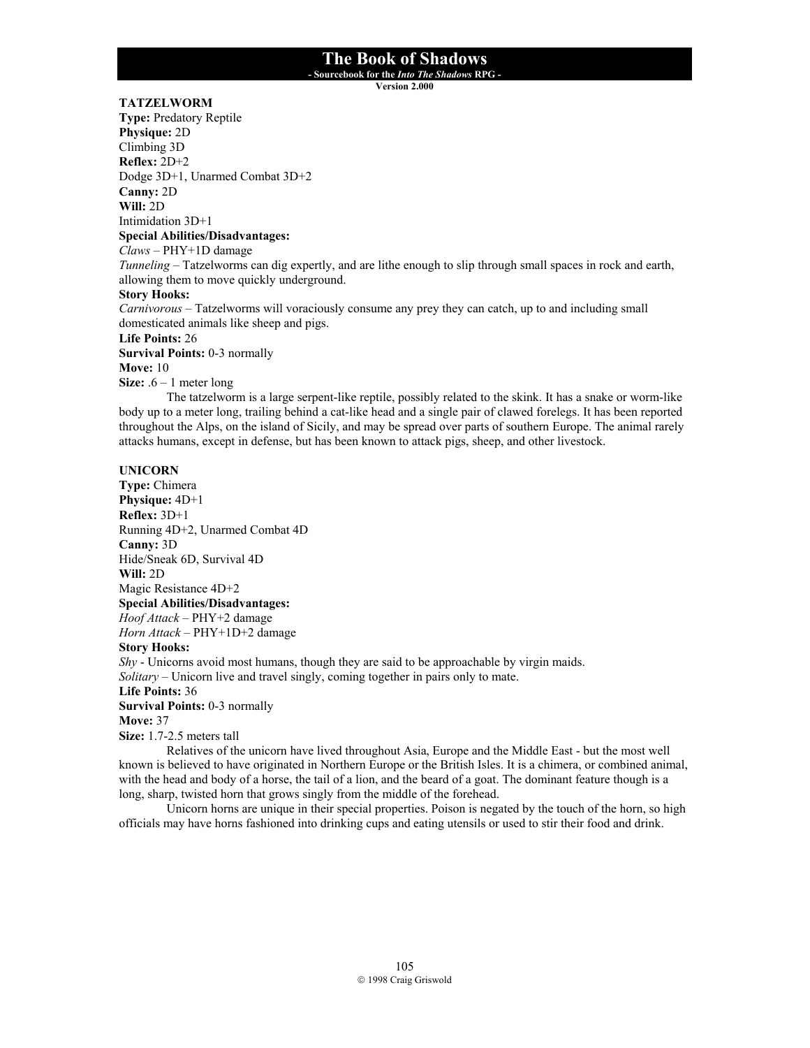**TATZELWORM**
**Type:** Predatory Reptile
**Physique:** 2D
Climbing 3D
**Reflex:** 2D+2
Dodge 3D+1, Unarmed Combat 3D+2
**Canny:** 2D
**Will:** 2D
Intimidation 3D+1
**Special Abilities/Disadvantages:**
*Claws* – PHY+1D damage
*Tunneling* – Tatzelworms can dig expertly, and are lithe enough to slip through small spaces in rock and earth, allowing them to move quickly underground.
**Story Hooks:**
*Carnivorous* – Tatzelworms will voraciously consume any prey they can catch, up to and including small domesticated animals like sheep and pigs.
**Life Points:** 26
**Survival Points:** 0-3 normally
**Move:** 10
**Size:** .6 – 1 meter long

The tatzelworm is a large serpent-like reptile, possibly related to the skink. It has a snake or worm-like body up to a meter long, trailing behind a cat-like head and a single pair of clawed forelegs. It has been reported throughout the Alps, on the island of Sicily, and may be spread over parts of southern Europe. The animal rarely attacks humans, except in defense, but has been known to attack pigs, sheep, and other livestock.

**UNICORN**
**Type:** Chimera
**Physique:** 4D+1
**Reflex:** 3D+1
Running 4D+2, Unarmed Combat 4D
**Canny:** 3D
Hide/Sneak 6D, Survival 4D
**Will:** 2D
Magic Resistance 4D+2
**Special Abilities/Disadvantages:**
*Hoof Attack* – PHY+2 damage
*Horn Attack* – PHY+1D+2 damage
**Story Hooks:**
*Shy* - Unicorns avoid most humans, though they are said to be approachable by virgin maids.
*Solitary* – Unicorn live and travel singly, coming together in pairs only to mate.
**Life Points:** 36
**Survival Points:** 0-3 normally
**Move:** 37
**Size:** 1.7-2.5 meters tall

Relatives of the unicorn have lived throughout Asia, Europe and the Middle East - but the most well known is believed to have originated in Northern Europe or the British Isles. It is a chimera, or combined animal, with the head and body of a horse, the tail of a lion, and the beard of a goat. The dominant feature though is a long, sharp, twisted horn that grows singly from the middle of the forehead.

Unicorn horns are unique in their special properties. Poison is negated by the touch of the horn, so high officials may have horns fashioned into drinking cups and eating utensils or used to stir their food and drink.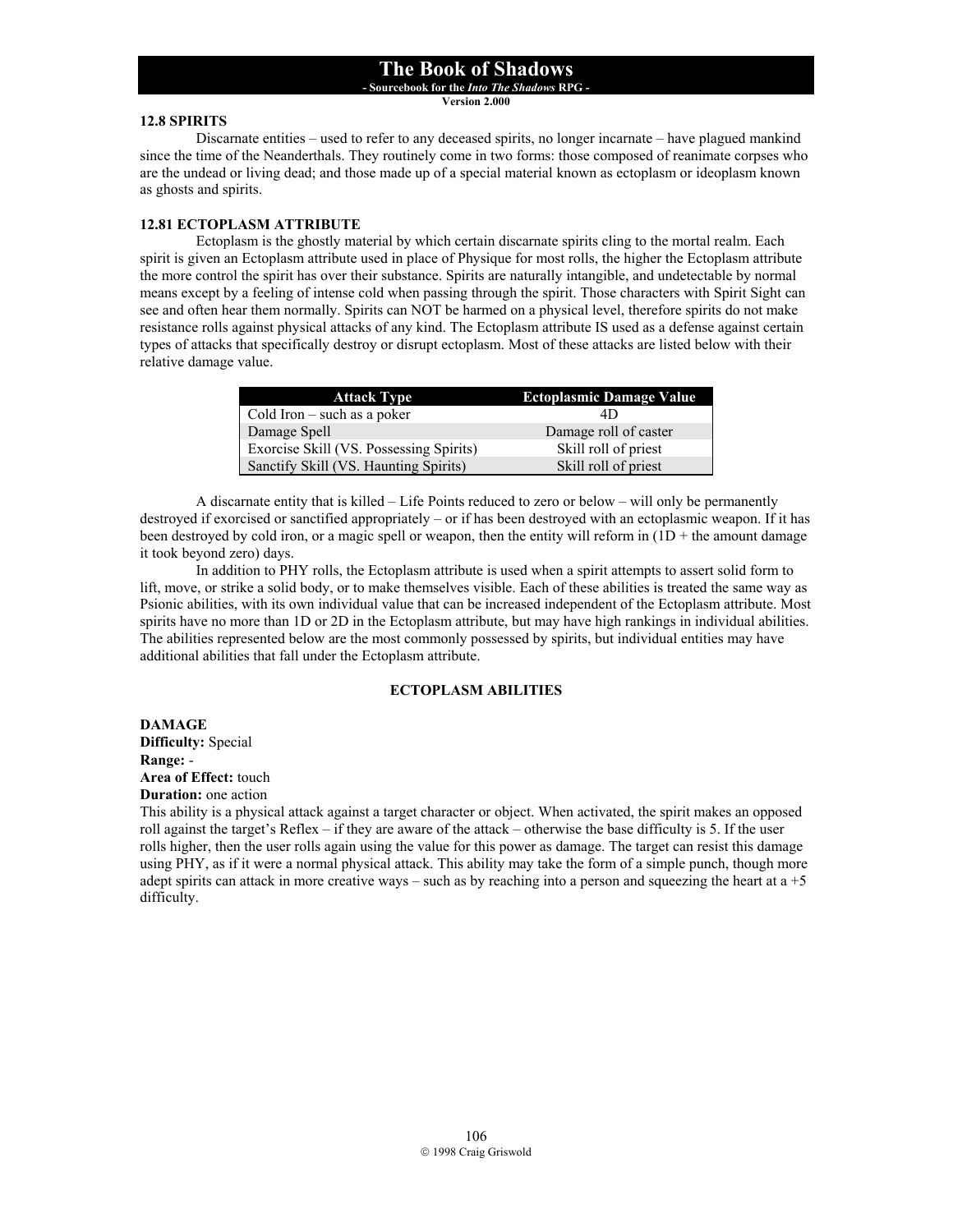### 12.8 SPIRITS

Discarnate entities – used to refer to any deceased spirits, no longer incarnate – have plagued mankind since the time of the Neanderthals. They routinely come in two forms: those composed of reanimate corpses who are the undead or living dead; and those made up of a special material known as ectoplasm or ideoplasm known as ghosts and spirits.

### 12.81 ECTOPLASM ATTRIBUTE

Ectoplasm is the ghostly material by which certain discarnate spirits cling to the mortal realm. Each spirit is given an Ectoplasm attribute used in place of Physique for most rolls, the higher the Ectoplasm attribute the more control the spirit has over their substance. Spirits are naturally intangible, and undetectable by normal means except by a feeling of intense cold when passing through the spirit. Those characters with Spirit Sight can see and often hear them normally. Spirits can NOT be harmed on a physical level, therefore spirits do not make resistance rolls against physical attacks of any kind. The Ectoplasm attribute IS used as a defense against certain types of attacks that specifically destroy or disrupt ectoplasm. Most of these attacks are listed below with their relative damage value.

| Attack Type | Ectoplasmic Damage Value |
|---|---|
| Cold Iron – such as a poker | 4D |
| Damage Spell | Damage roll of caster |
| Exorcise Skill (VS. Possessing Spirits) | Skill roll of priest |
| Sanctify Skill (VS. Haunting Spirits) | Skill roll of priest |

A discarnate entity that is killed – Life Points reduced to zero or below – will only be permanently destroyed if exorcised or sanctified appropriately – or if has been destroyed with an ectoplasmic weapon. If it has been destroyed by cold iron, or a magic spell or weapon, then the entity will reform in (1D + the amount damage it took beyond zero) days.

In addition to PHY rolls, the Ectoplasm attribute is used when a spirit attempts to assert solid form to lift, move, or strike a solid body, or to make themselves visible. Each of these abilities is treated the same way as Psionic abilities, with its own individual value that can be increased independent of the Ectoplasm attribute. Most spirits have no more than 1D or 2D in the Ectoplasm attribute, but may have high rankings in individual abilities. The abilities represented below are the most commonly possessed by spirits, but individual entities may have additional abilities that fall under the Ectoplasm attribute.

#### ECTOPLASM ABILITIES

**DAMAGE**
**Difficulty:** Special
**Range:** -
**Area of Effect:** touch
**Duration:** one action
This ability is a physical attack against a target character or object. When activated, the spirit makes an opposed roll against the target's Reflex – if they are aware of the attack – otherwise the base difficulty is 5. If the user rolls higher, then the user rolls again using the value for this power as damage. The target can resist this damage using PHY, as if it were a normal physical attack. This ability may take the form of a simple punch, though more adept spirits can attack in more creative ways – such as by reaching into a person and squeezing the heart at a +5 difficulty.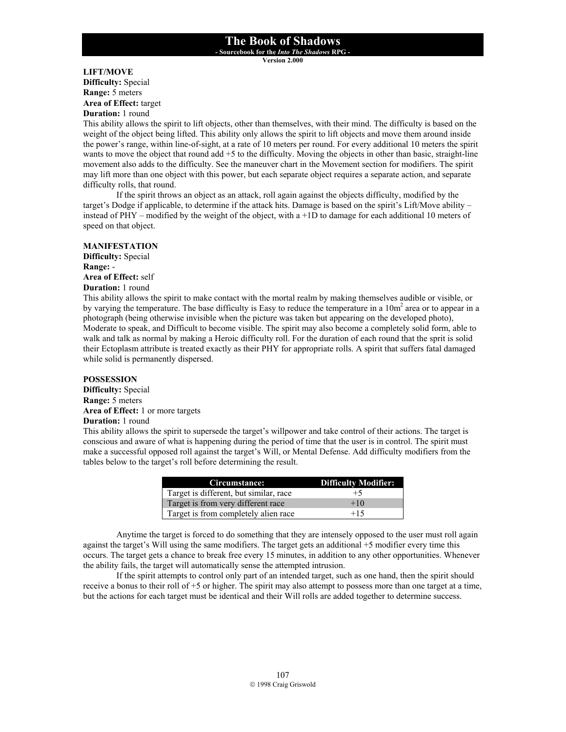**LIFT/MOVE**
**Difficulty:** Special
**Range:** 5 meters
**Area of Effect:** target
**Duration:** 1 round
This ability allows the spirit to lift objects, other than themselves, with their mind. The difficulty is based on the weight of the object being lifted. This ability only allows the spirit to lift objects and move them around inside the power's range, within line-of-sight, at a rate of 10 meters per round. For every additional 10 meters the spirit wants to move the object that round add +5 to the difficulty. Moving the objects in other than basic, straight-line movement also adds to the difficulty. See the maneuver chart in the Movement section for modifiers. The spirit may lift more than one object with this power, but each separate object requires a separate action, and separate difficulty rolls, that round.

If the spirit throws an object as an attack, roll again against the objects difficulty, modified by the target's Dodge if applicable, to determine if the attack hits. Damage is based on the spirit's Lift/Move ability – instead of PHY – modified by the weight of the object, with a +1D to damage for each additional 10 meters of speed on that object.

**MANIFESTATION**
**Difficulty:** Special
**Range:** -
**Area of Effect:** self
**Duration:** 1 round
This ability allows the spirit to make contact with the mortal realm by making themselves audible or visible, or by varying the temperature. The base difficulty is Easy to reduce the temperature in a $10m^2$ area or to appear in a photograph (being otherwise invisible when the picture was taken but appearing on the developed photo), Moderate to speak, and Difficult to become visible. The spirit may also become a completely solid form, able to walk and talk as normal by making a Heroic difficulty roll. For the duration of each round that the sprit is solid their Ectoplasm attribute is treated exactly as their PHY for appropriate rolls. A spirit that suffers fatal damaged while solid is permanently dispersed.

**POSSESSION**
**Difficulty:** Special
**Range:** 5 meters
**Area of Effect:** 1 or more targets
**Duration:** 1 round
This ability allows the spirit to supersede the target's willpower and take control of their actions. The target is conscious and aware of what is happening during the period of time that the user is in control. The spirit must make a successful opposed roll against the target's Will, or Mental Defense. Add difficulty modifiers from the tables below to the target's roll before determining the result.

| Circumstance: | Difficulty Modifier: |
|---|---|
| Target is different, but similar, race | +5 |
| Target is from very different race | +10 |
| Target is from completely alien race | +15 |

Anytime the target is forced to do something that they are intensely opposed to the user must roll again against the target's Will using the same modifiers. The target gets an additional +5 modifier every time this occurs. The target gets a chance to break free every 15 minutes, in addition to any other opportunities. Whenever the ability fails, the target will automatically sense the attempted intrusion.

If the spirit attempts to control only part of an intended target, such as one hand, then the spirit should receive a bonus to their roll of +5 or higher. The spirit may also attempt to possess more than one target at a time, but the actions for each target must be identical and their Will rolls are added together to determine success.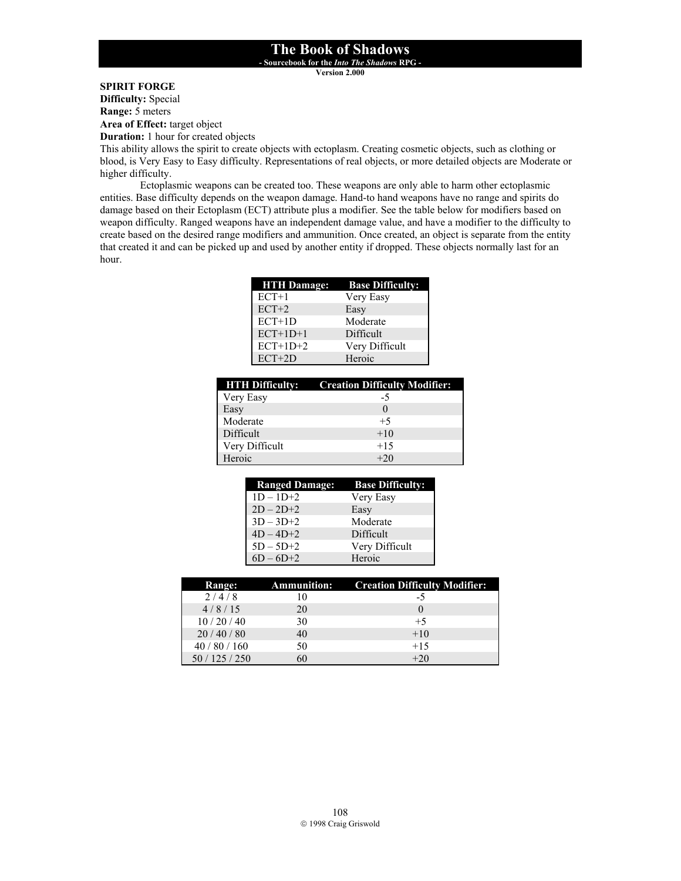**SPIRIT FORGE**
**Difficulty:** Special
**Range:** 5 meters
**Area of Effect:** target object
**Duration:** 1 hour for created objects

This ability allows the spirit to create objects with ectoplasm. Creating cosmetic objects, such as clothing or blood, is Very Easy to Easy difficulty. Representations of real objects, or more detailed objects are Moderate or higher difficulty.

Ectoplasmic weapons can be created too. These weapons are only able to harm other ectoplasmic entities. Base difficulty depends on the weapon damage. Hand-to hand weapons have no range and spirits do damage based on their Ectoplasm (ECT) attribute plus a modifier. See the table below for modifiers based on weapon difficulty. Ranged weapons have an independent damage value, and have a modifier to the difficulty to create based on the desired range modifiers and ammunition. Once created, an object is separate from the entity that created it and can be picked up and used by another entity if dropped. These objects normally last for an hour.

| HTH Damage: | Base Difficulty: |
|---|---|
| ECT+1 | Very Easy |
| ECT+2 | Easy |
| ECT+1D | Moderate |
| ECT+1D+1 | Difficult |
| ECT+1D+2 | Very Difficult |
| ECT+2D | Heroic |

| HTH Difficulty: | Creation Difficulty Modifier: |
|---|---|
| Very Easy | -5 |
| Easy | 0 |
| Moderate | +5 |
| Difficult | +10 |
| Very Difficult | +15 |
| Heroic | +20 |

| Ranged Damage: | Base Difficulty: |
|---|---|
| 1D – 1D+2 | Very Easy |
| 2D – 2D+2 | Easy |
| 3D – 3D+2 | Moderate |
| 4D – 4D+2 | Difficult |
| 5D – 5D+2 | Very Difficult |
| 6D – 6D+2 | Heroic |

| Range: | Ammunition: | Creation Difficulty Modifier: |
|---|---|---|
| 2 / 4 / 8 | 10 | -5 |
| 4 / 8 / 15 | 20 | 0 |
| 10 / 20 / 40 | 30 | +5 |
| 20 / 40 / 80 | 40 | +10 |
| 40 / 80 / 160 | 50 | +15 |
| 50 / 125 / 250 | 60 | +20 |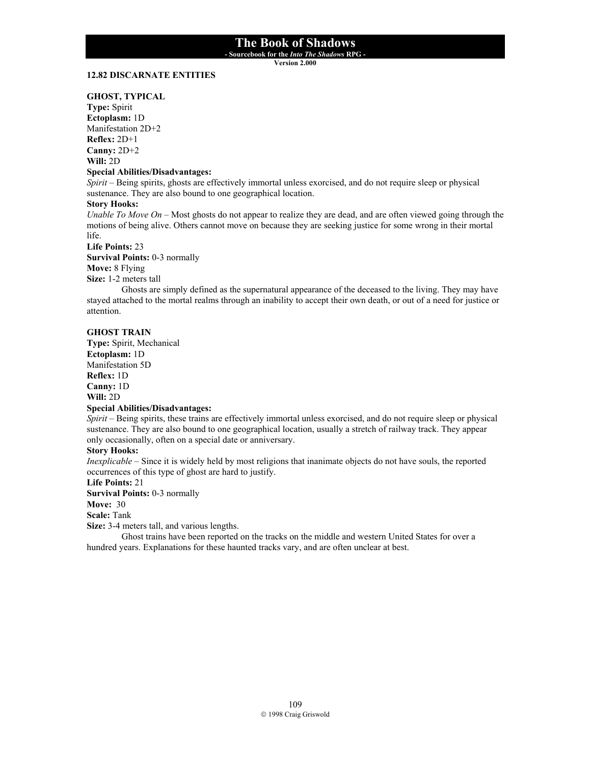## 12.82 DISCARNATE ENTITIES

### GHOST, TYPICAL

**Type:** Spirit
**Ectoplasm:** 1D
Manifestation 2D+2
**Reflex:** 2D+1
**Canny:** 2D+2
**Will:** 2D
**Special Abilities/Disadvantages:**
*Spirit* – Being spirits, ghosts are effectively immortal unless exorcised, and do not require sleep or physical sustenance. They are also bound to one geographical location.
**Story Hooks:**
*Unable To Move On* – Most ghosts do not appear to realize they are dead, and are often viewed going through the motions of being alive. Others cannot move on because they are seeking justice for some wrong in their mortal life.
**Life Points:** 23
**Survival Points:** 0-3 normally
**Move:** 8 Flying
**Size:** 1-2 meters tall

Ghosts are simply defined as the supernatural appearance of the deceased to the living. They may have stayed attached to the mortal realms through an inability to accept their own death, or out of a need for justice or attention.

### GHOST TRAIN

**Type:** Spirit, Mechanical
**Ectoplasm:** 1D
Manifestation 5D
**Reflex:** 1D
**Canny:** 1D
**Will:** 2D
**Special Abilities/Disadvantages:**
*Spirit* – Being spirits, these trains are effectively immortal unless exorcised, and do not require sleep or physical sustenance. They are also bound to one geographical location, usually a stretch of railway track. They appear only occasionally, often on a special date or anniversary.
**Story Hooks:**
*Inexplicable* – Since it is widely held by most religions that inanimate objects do not have souls, the reported occurrences of this type of ghost are hard to justify.
**Life Points:** 21
**Survival Points:** 0-3 normally
**Move:** 30
**Scale:** Tank
**Size:** 3-4 meters tall, and various lengths.

Ghost trains have been reported on the tracks on the middle and western United States for over a hundred years. Explanations for these haunted tracks vary, and are often unclear at best.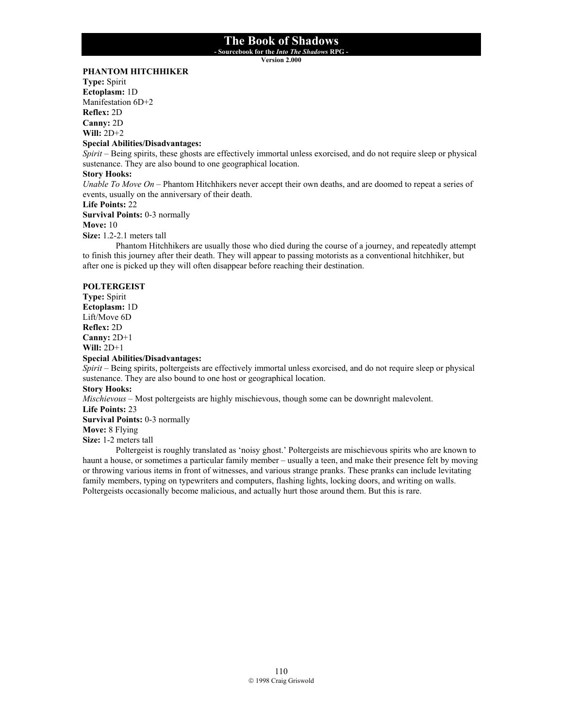### PHANTOM HITCHHIKER

**Type:** Spirit
**Ectoplasm:** 1D
Manifestation 6D+2
**Reflex:** 2D
**Canny:** 2D
**Will:** 2D+2

**Special Abilities/Disadvantages:**
*Spirit* – Being spirits, these ghosts are effectively immortal unless exorcised, and do not require sleep or physical sustenance. They are also bound to one geographical location.

**Story Hooks:**
*Unable To Move On* – Phantom Hitchhikers never accept their own deaths, and are doomed to repeat a series of events, usually on the anniversary of their death.

**Life Points:** 22
**Survival Points:** 0-3 normally
**Move:** 10
**Size:** 1.2-2.1 meters tall

Phantom Hitchhikers are usually those who died during the course of a journey, and repeatedly attempt to finish this journey after their death. They will appear to passing motorists as a conventional hitchhiker, but after one is picked up they will often disappear before reaching their destination.

### POLTERGEIST

**Type:** Spirit
**Ectoplasm:** 1D
Lift/Move 6D
**Reflex:** 2D
**Canny:** 2D+1
**Will:** 2D+1

**Special Abilities/Disadvantages:**
*Spirit* – Being spirits, poltergeists are effectively immortal unless exorcised, and do not require sleep or physical sustenance. They are also bound to one host or geographical location.

**Story Hooks:**
*Mischievous* – Most poltergeists are highly mischievous, though some can be downright malevolent.

**Life Points:** 23
**Survival Points:** 0-3 normally
**Move:** 8 Flying
**Size:** 1-2 meters tall

Poltergeist is roughly translated as 'noisy ghost.' Poltergeists are mischievous spirits who are known to haunt a house, or sometimes a particular family member – usually a teen, and make their presence felt by moving or throwing various items in front of witnesses, and various strange pranks. These pranks can include levitating family members, typing on typewriters and computers, flashing lights, locking doors, and writing on walls. Poltergeists occasionally become malicious, and actually hurt those around them. But this is rare.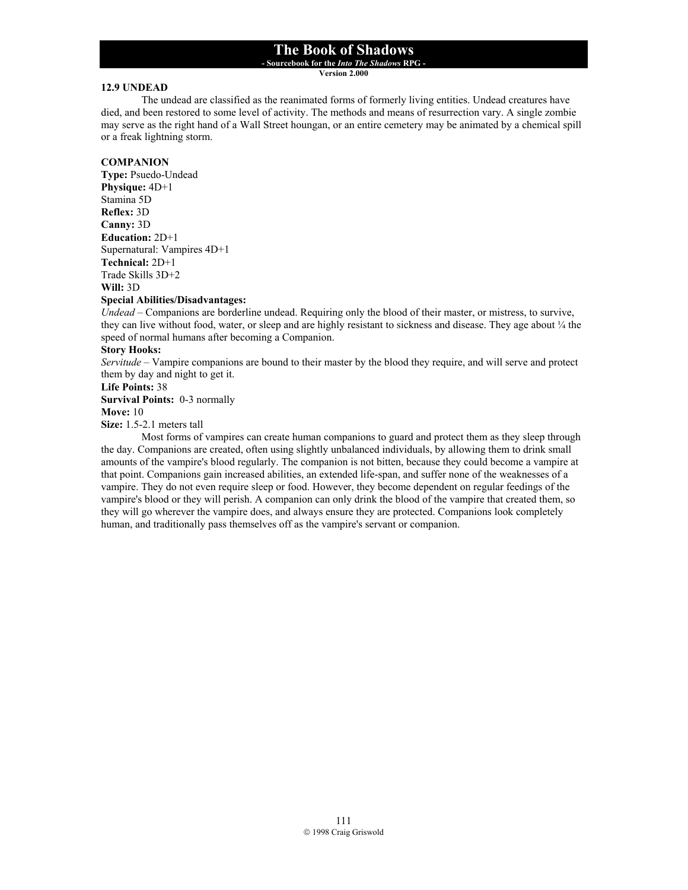## 12.9 UNDEAD

The undead are classified as the reanimated forms of formerly living entities. Undead creatures have died, and been restored to some level of activity. The methods and means of resurrection vary. A single zombie may serve as the right hand of a Wall Street houngan, or an entire cemetery may be animated by a chemical spill or a freak lightning storm.

### COMPANION

**Type:** Psuedo-Undead
**Physique:** 4D+1
Stamina 5D
**Reflex:** 3D
**Canny:** 3D
**Education:** 2D+1
Supernatural: Vampires 4D+1
**Technical:** 2D+1
Trade Skills 3D+2
**Will:** 3D
**Special Abilities/Disadvantages:**
*Undead* – Companions are borderline undead. Requiring only the blood of their master, or mistress, to survive, they can live without food, water, or sleep and are highly resistant to sickness and disease. They age about ¼ the speed of normal humans after becoming a Companion.
**Story Hooks:**
*Servitude* – Vampire companions are bound to their master by the blood they require, and will serve and protect them by day and night to get it.
**Life Points:** 38
**Survival Points:** 0-3 normally
**Move:** 10
**Size:** 1.5-2.1 meters tall

Most forms of vampires can create human companions to guard and protect them as they sleep through the day. Companions are created, often using slightly unbalanced individuals, by allowing them to drink small amounts of the vampire's blood regularly. The companion is not bitten, because they could become a vampire at that point. Companions gain increased abilities, an extended life-span, and suffer none of the weaknesses of a vampire. They do not even require sleep or food. However, they become dependent on regular feedings of the vampire's blood or they will perish. A companion can only drink the blood of the vampire that created them, so they will go wherever the vampire does, and always ensure they are protected. Companions look completely human, and traditionally pass themselves off as the vampire's servant or companion.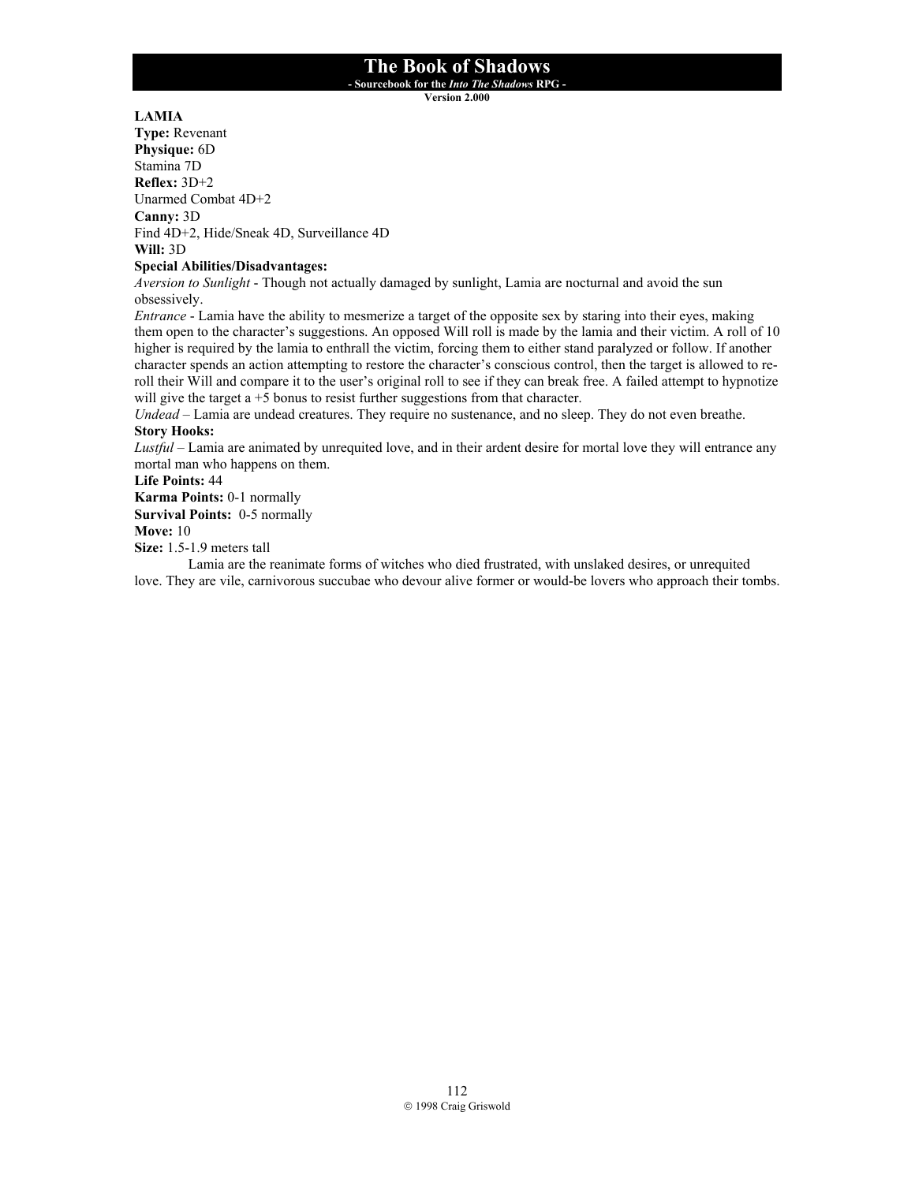**LAMIA**
**Type:** Revenant
**Physique:** 6D
Stamina 7D
**Reflex:** 3D+2
Unarmed Combat 4D+2
**Canny:** 3D
Find 4D+2, Hide/Sneak 4D, Surveillance 4D
**Will:** 3D
**Special Abilities/Disadvantages:**
*Aversion to Sunlight* - Though not actually damaged by sunlight, Lamia are nocturnal and avoid the sun obsessively.
*Entrance* - Lamia have the ability to mesmerize a target of the opposite sex by staring into their eyes, making them open to the character's suggestions. An opposed Will roll is made by the lamia and their victim. A roll of 10 higher is required by the lamia to enthrall the victim, forcing them to either stand paralyzed or follow. If another character spends an action attempting to restore the character's conscious control, then the target is allowed to re-roll their Will and compare it to the user's original roll to see if they can break free. A failed attempt to hypnotize will give the target a +5 bonus to resist further suggestions from that character.
*Undead* – Lamia are undead creatures. They require no sustenance, and no sleep. They do not even breathe.
**Story Hooks:**
*Lustful* – Lamia are animated by unrequited love, and in their ardent desire for mortal love they will entrance any mortal man who happens on them.
**Life Points:** 44
**Karma Points:** 0-1 normally
**Survival Points:** 0-5 normally
**Move:** 10
**Size:** 1.5-1.9 meters tall

Lamia are the reanimate forms of witches who died frustrated, with unslaked desires, or unrequited love. They are vile, carnivorous succubae who devour alive former or would-be lovers who approach their tombs.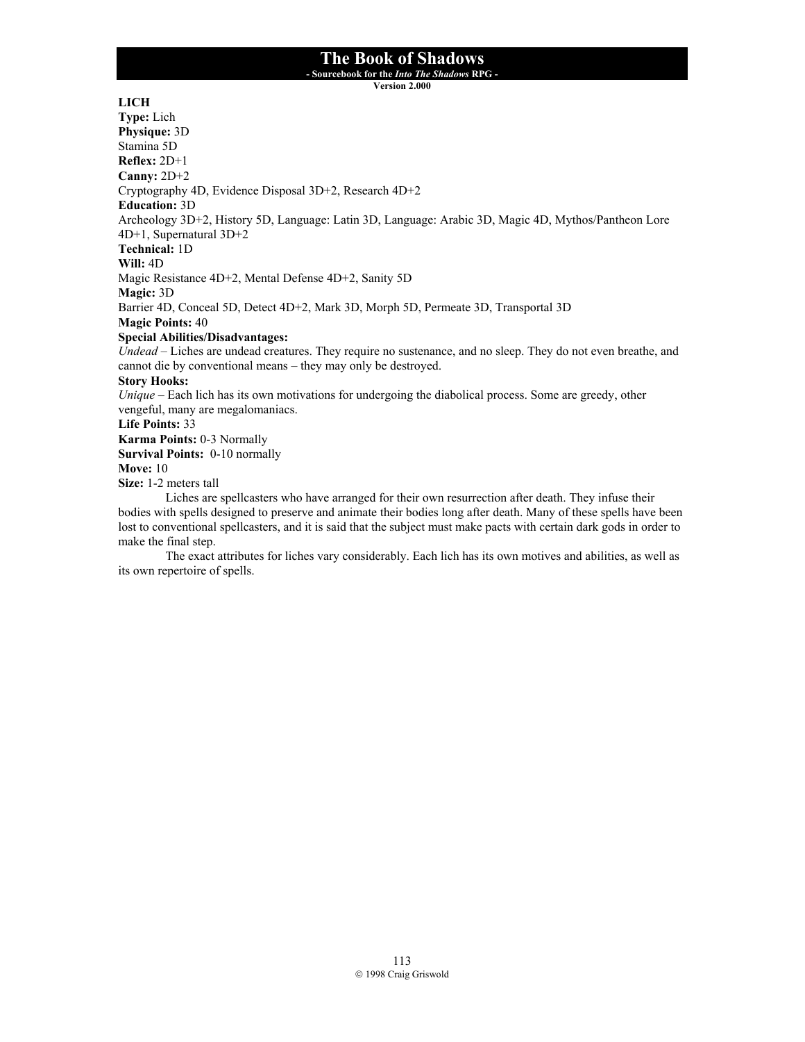## LICH

**Type:** Lich
**Physique:** 3D
Stamina 5D
**Reflex:** 2D+1
**Canny:** 2D+2
Cryptography 4D, Evidence Disposal 3D+2, Research 4D+2
**Education:** 3D
Archeology 3D+2, History 5D, Language: Latin 3D, Language: Arabic 3D, Magic 4D, Mythos/Pantheon Lore 4D+1, Supernatural 3D+2
**Technical:** 1D
**Will:** 4D
Magic Resistance 4D+2, Mental Defense 4D+2, Sanity 5D
**Magic:** 3D
Barrier 4D, Conceal 5D, Detect 4D+2, Mark 3D, Morph 5D, Permeate 3D, Transportal 3D
**Magic Points:** 40
**Special Abilities/Disadvantages:**
*Undead* – Liches are undead creatures. They require no sustenance, and no sleep. They do not even breathe, and cannot die by conventional means – they may only be destroyed.
**Story Hooks:**
*Unique* – Each lich has its own motivations for undergoing the diabolical process. Some are greedy, other vengeful, many are megalomaniacs.
**Life Points:** 33
**Karma Points:** 0-3 Normally
**Survival Points:** 0-10 normally
**Move:** 10
**Size:** 1-2 meters tall

Liches are spellcasters who have arranged for their own resurrection after death. They infuse their bodies with spells designed to preserve and animate their bodies long after death. Many of these spells have been lost to conventional spellcasters, and it is said that the subject must make pacts with certain dark gods in order to make the final step.

The exact attributes for liches vary considerably. Each lich has its own motives and abilities, as well as its own repertoire of spells.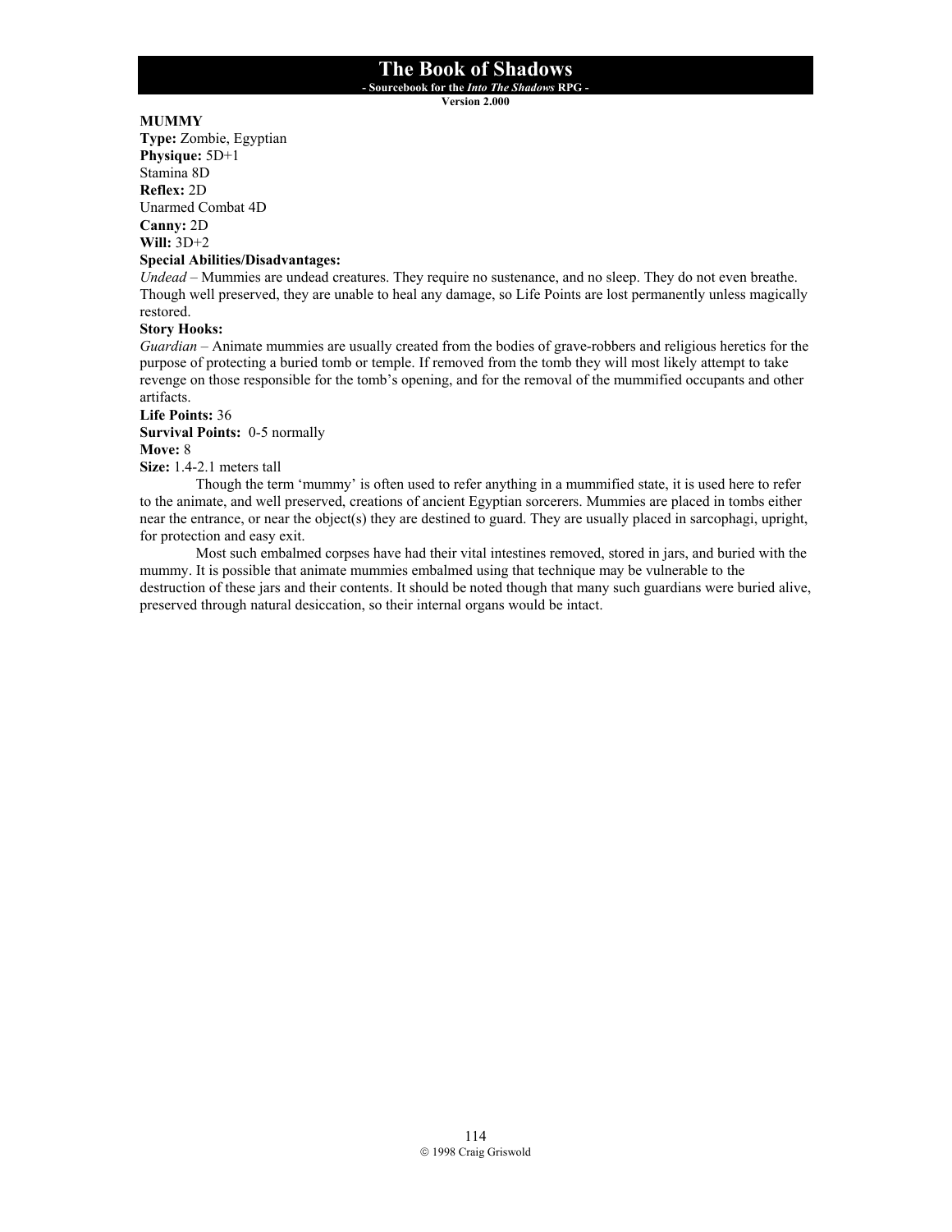**MUMMY**
**Type:** Zombie, Egyptian
**Physique:** 5D+1
Stamina 8D
**Reflex:** 2D
Unarmed Combat 4D
**Canny:** 2D
**Will:** 3D+2
**Special Abilities/Disadvantages:**
*Undead* – Mummies are undead creatures. They require no sustenance, and no sleep. They do not even breathe. Though well preserved, they are unable to heal any damage, so Life Points are lost permanently unless magically restored.
**Story Hooks:**
*Guardian* – Animate mummies are usually created from the bodies of grave-robbers and religious heretics for the purpose of protecting a buried tomb or temple. If removed from the tomb they will most likely attempt to take revenge on those responsible for the tomb's opening, and for the removal of the mummified occupants and other artifacts.
**Life Points:** 36
**Survival Points:** 0-5 normally
**Move:** 8
**Size:** 1.4-2.1 meters tall

Though the term 'mummy' is often used to refer anything in a mummified state, it is used here to refer to the animate, and well preserved, creations of ancient Egyptian sorcerers. Mummies are placed in tombs either near the entrance, or near the object(s) they are destined to guard. They are usually placed in sarcophagi, upright, for protection and easy exit.

Most such embalmed corpses have had their vital intestines removed, stored in jars, and buried with the mummy. It is possible that animate mummies embalmed using that technique may be vulnerable to the destruction of these jars and their contents. It should be noted though that many such guardians were buried alive, preserved through natural desiccation, so their internal organs would be intact.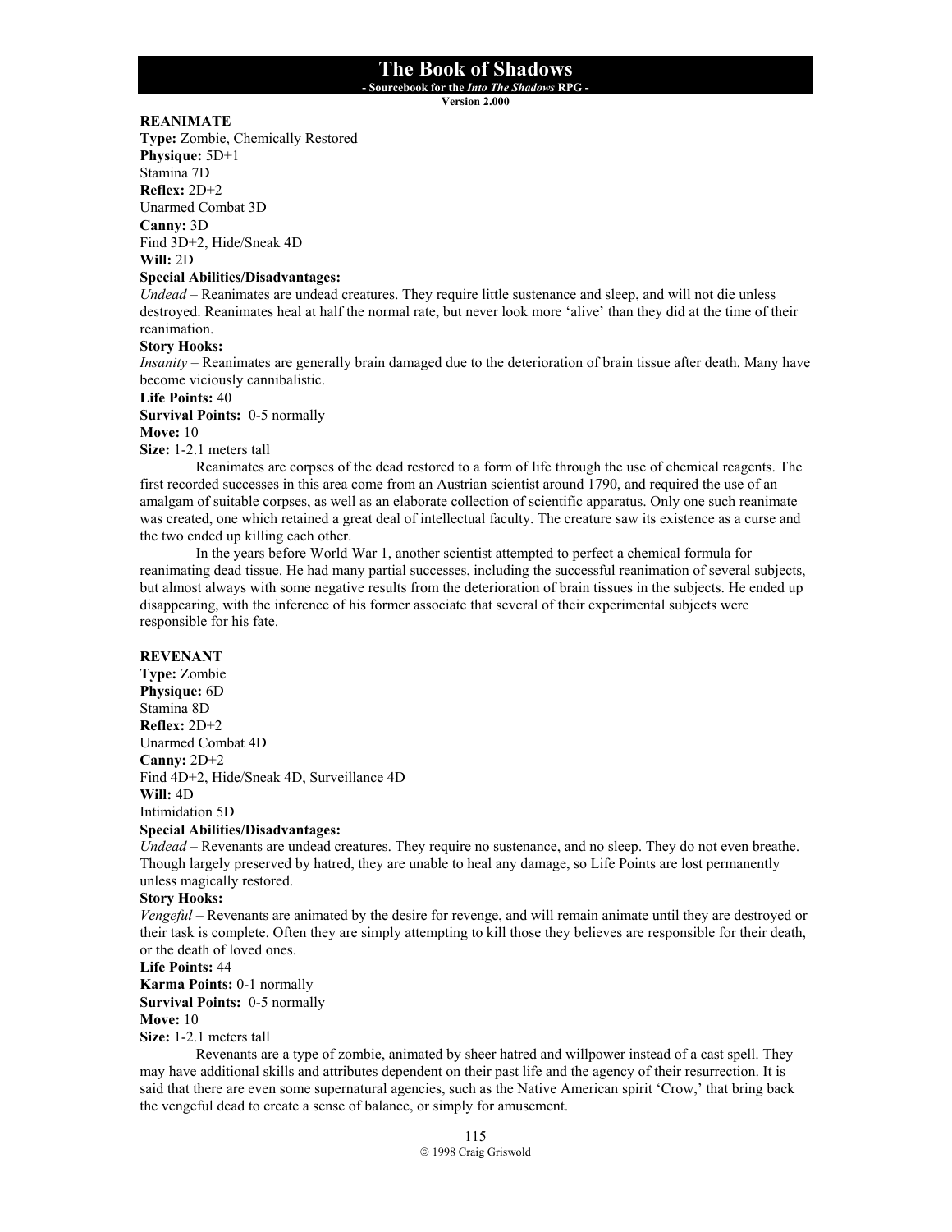**REANIMATE**
**Type:** Zombie, Chemically Restored
**Physique:** 5D+1
Stamina 7D
**Reflex:** 2D+2
Unarmed Combat 3D
**Canny:** 3D
Find 3D+2, Hide/Sneak 4D
**Will:** 2D
**Special Abilities/Disadvantages:**
*Undead* – Reanimates are undead creatures. They require little sustenance and sleep, and will not die unless destroyed. Reanimates heal at half the normal rate, but never look more 'alive' than they did at the time of their reanimation.
**Story Hooks:**
*Insanity* – Reanimates are generally brain damaged due to the deterioration of brain tissue after death. Many have become viciously cannibalistic.
**Life Points:** 40
**Survival Points:** 0-5 normally
**Move:** 10
**Size:** 1-2.1 meters tall

Reanimates are corpses of the dead restored to a form of life through the use of chemical reagents. The first recorded successes in this area come from an Austrian scientist around 1790, and required the use of an amalgam of suitable corpses, as well as an elaborate collection of scientific apparatus. Only one such reanimate was created, one which retained a great deal of intellectual faculty. The creature saw its existence as a curse and the two ended up killing each other.

In the years before World War 1, another scientist attempted to perfect a chemical formula for reanimating dead tissue. He had many partial successes, including the successful reanimation of several subjects, but almost always with some negative results from the deterioration of brain tissues in the subjects. He ended up disappearing, with the inference of his former associate that several of their experimental subjects were responsible for his fate.

**REVENANT**
**Type:** Zombie
**Physique:** 6D
Stamina 8D
**Reflex:** 2D+2
Unarmed Combat 4D
**Canny:** 2D+2
Find 4D+2, Hide/Sneak 4D, Surveillance 4D
**Will:** 4D
Intimidation 5D
**Special Abilities/Disadvantages:**
*Undead* – Revenants are undead creatures. They require no sustenance, and no sleep. They do not even breathe. Though largely preserved by hatred, they are unable to heal any damage, so Life Points are lost permanently unless magically restored.
**Story Hooks:**
*Vengeful* – Revenants are animated by the desire for revenge, and will remain animate until they are destroyed or their task is complete. Often they are simply attempting to kill those they believes are responsible for their death, or the death of loved ones.
**Life Points:** 44
**Karma Points:** 0-1 normally
**Survival Points:** 0-5 normally
**Move:** 10
**Size:** 1-2.1 meters tall

Revenants are a type of zombie, animated by sheer hatred and willpower instead of a cast spell. They may have additional skills and attributes dependent on their past life and the agency of their resurrection. It is said that there are even some supernatural agencies, such as the Native American spirit 'Crow,' that bring back the vengeful dead to create a sense of balance, or simply for amusement.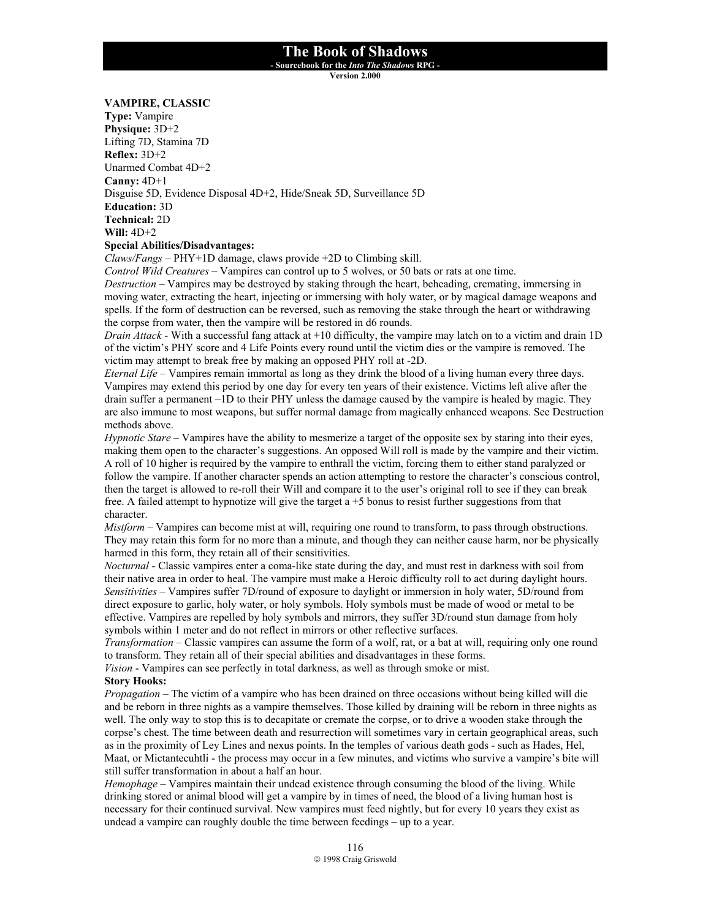**VAMPIRE, CLASSIC**
**Type:** Vampire
**Physique:** 3D+2
Lifting 7D, Stamina 7D
**Reflex:** 3D+2
Unarmed Combat 4D+2
**Canny:** 4D+1
Disguise 5D, Evidence Disposal 4D+2, Hide/Sneak 5D, Surveillance 5D
**Education:** 3D
**Technical:** 2D
**Will:** 4D+2
**Special Abilities/Disadvantages:**
*Claws/Fangs* – PHY+1D damage, claws provide +2D to Climbing skill.
*Control Wild Creatures* – Vampires can control up to 5 wolves, or 50 bats or rats at one time.
*Destruction* – Vampires may be destroyed by staking through the heart, beheading, cremating, immersing in moving water, extracting the heart, injecting or immersing with holy water, or by magical damage weapons and spells. If the form of destruction can be reversed, such as removing the stake through the heart or withdrawing the corpse from water, then the vampire will be restored in d6 rounds.
*Drain Attack* - With a successful fang attack at +10 difficulty, the vampire may latch on to a victim and drain 1D of the victim's PHY score and 4 Life Points every round until the victim dies or the vampire is removed. The victim may attempt to break free by making an opposed PHY roll at -2D.
*Eternal Life* – Vampires remain immortal as long as they drink the blood of a living human every three days. Vampires may extend this period by one day for every ten years of their existence. Victims left alive after the drain suffer a permanent –1D to their PHY unless the damage caused by the vampire is healed by magic. They are also immune to most weapons, but suffer normal damage from magically enhanced weapons. See Destruction methods above.
*Hypnotic Stare* – Vampires have the ability to mesmerize a target of the opposite sex by staring into their eyes, making them open to the character's suggestions. An opposed Will roll is made by the vampire and their victim. A roll of 10 higher is required by the vampire to enthrall the victim, forcing them to either stand paralyzed or follow the vampire. If another character spends an action attempting to restore the character's conscious control, then the target is allowed to re-roll their Will and compare it to the user's original roll to see if they can break free. A failed attempt to hypnotize will give the target a +5 bonus to resist further suggestions from that character.
*Mistform* – Vampires can become mist at will, requiring one round to transform, to pass through obstructions. They may retain this form for no more than a minute, and though they can neither cause harm, nor be physically harmed in this form, they retain all of their sensitivities.
*Nocturnal* - Classic vampires enter a coma-like state during the day, and must rest in darkness with soil from their native area in order to heal. The vampire must make a Heroic difficulty roll to act during daylight hours.
*Sensitivities* – Vampires suffer 7D/round of exposure to daylight or immersion in holy water, 5D/round from direct exposure to garlic, holy water, or holy symbols. Holy symbols must be made of wood or metal to be effective. Vampires are repelled by holy symbols and mirrors, they suffer 3D/round stun damage from holy symbols within 1 meter and do not reflect in mirrors or other reflective surfaces.
*Transformation* – Classic vampires can assume the form of a wolf, rat, or a bat at will, requiring only one round to transform. They retain all of their special abilities and disadvantages in these forms.
*Vision* - Vampires can see perfectly in total darkness, as well as through smoke or mist.
**Story Hooks:**
*Propagation* – The victim of a vampire who has been drained on three occasions without being killed will die and be reborn in three nights as a vampire themselves. Those killed by draining will be reborn in three nights as well. The only way to stop this is to decapitate or cremate the corpse, or to drive a wooden stake through the corpse's chest. The time between death and resurrection will sometimes vary in certain geographical areas, such as in the proximity of Ley Lines and nexus points. In the temples of various death gods - such as Hades, Hel, Maat, or Mictantecuhtli - the process may occur in a few minutes, and victims who survive a vampire's bite will still suffer transformation in about a half an hour.
*Hemophage* – Vampires maintain their undead existence through consuming the blood of the living. While drinking stored or animal blood will get a vampire by in times of need, the blood of a living human host is necessary for their continued survival. New vampires must feed nightly, but for every 10 years they exist as undead a vampire can roughly double the time between feedings – up to a year.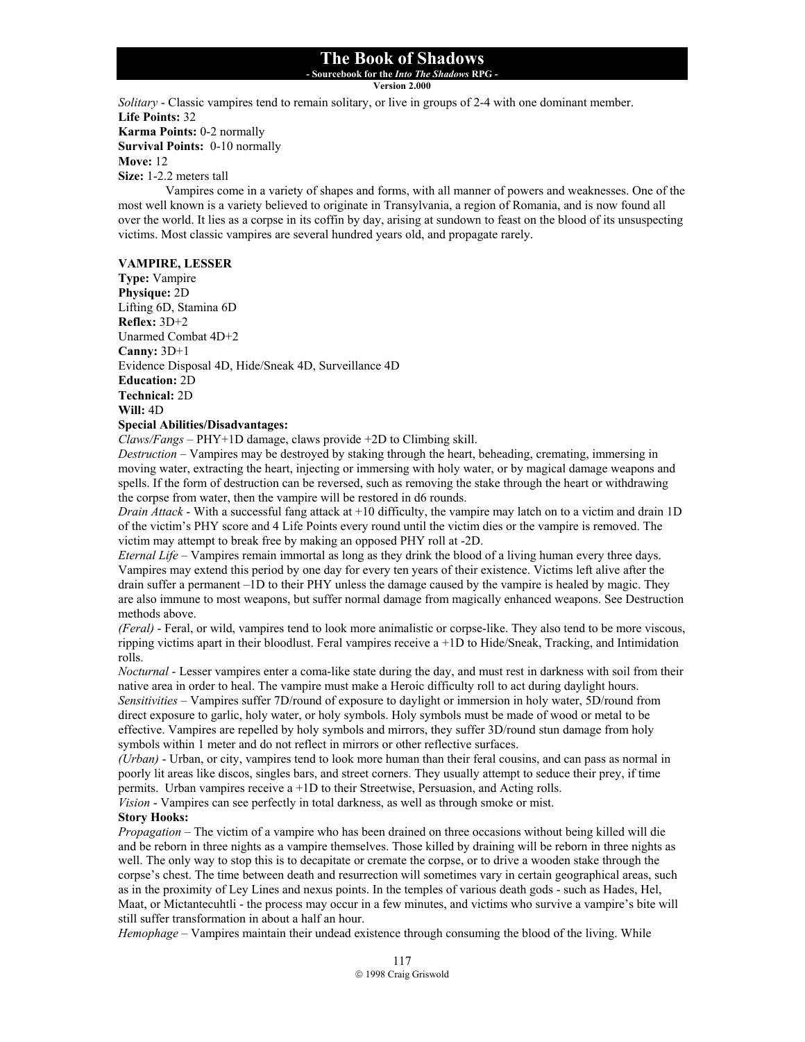*Solitary* - Classic vampires tend to remain solitary, or live in groups of 2-4 with one dominant member.
**Life Points:** 32
**Karma Points:** 0-2 normally
**Survival Points:** 0-10 normally
**Move:** 12
**Size:** 1-2.2 meters tall

Vampires come in a variety of shapes and forms, with all manner of powers and weaknesses. One of the most well known is a variety believed to originate in Transylvania, a region of Romania, and is now found all over the world. It lies as a corpse in its coffin by day, arising at sundown to feast on the blood of its unsuspecting victims. Most classic vampires are several hundred years old, and propagate rarely.

**VAMPIRE, LESSER**
**Type:** Vampire
**Physique:** 2D
Lifting 6D, Stamina 6D
**Reflex:** 3D+2
Unarmed Combat 4D+2
**Canny:** 3D+1
Evidence Disposal 4D, Hide/Sneak 4D, Surveillance 4D
**Education:** 2D
**Technical:** 2D
**Will:** 4D
**Special Abilities/Disadvantages:**
*Claws/Fangs* – PHY+1D damage, claws provide +2D to Climbing skill.
*Destruction* – Vampires may be destroyed by staking through the heart, beheading, cremating, immersing in moving water, extracting the heart, injecting or immersing with holy water, or by magical damage weapons and spells. If the form of destruction can be reversed, such as removing the stake through the heart or withdrawing the corpse from water, then the vampire will be restored in d6 rounds.
*Drain Attack* - With a successful fang attack at +10 difficulty, the vampire may latch on to a victim and drain 1D of the victim's PHY score and 4 Life Points every round until the victim dies or the vampire is removed. The victim may attempt to break free by making an opposed PHY roll at -2D.
*Eternal Life* – Vampires remain immortal as long as they drink the blood of a living human every three days. Vampires may extend this period by one day for every ten years of their existence. Victims left alive after the drain suffer a permanent –1D to their PHY unless the damage caused by the vampire is healed by magic. They are also immune to most weapons, but suffer normal damage from magically enhanced weapons. See Destruction methods above.
*(Feral)* - Feral, or wild, vampires tend to look more animalistic or corpse-like. They also tend to be more viscous, ripping victims apart in their bloodlust. Feral vampires receive a +1D to Hide/Sneak, Tracking, and Intimidation rolls.
*Nocturnal* - Lesser vampires enter a coma-like state during the day, and must rest in darkness with soil from their native area in order to heal. The vampire must make a Heroic difficulty roll to act during daylight hours.
*Sensitivities* – Vampires suffer 7D/round of exposure to daylight or immersion in holy water, 5D/round from direct exposure to garlic, holy water, or holy symbols. Holy symbols must be made of wood or metal to be effective. Vampires are repelled by holy symbols and mirrors, they suffer 3D/round stun damage from holy symbols within 1 meter and do not reflect in mirrors or other reflective surfaces.
*(Urban)* - Urban, or city, vampires tend to look more human than their feral cousins, and can pass as normal in poorly lit areas like discos, singles bars, and street corners. They usually attempt to seduce their prey, if time permits. Urban vampires receive a +1D to their Streetwise, Persuasion, and Acting rolls.
*Vision* - Vampires can see perfectly in total darkness, as well as through smoke or mist.
**Story Hooks:**
*Propagation* – The victim of a vampire who has been drained on three occasions without being killed will die and be reborn in three nights as a vampire themselves. Those killed by draining will be reborn in three nights as well. The only way to stop this is to decapitate or cremate the corpse, or to drive a wooden stake through the corpse's chest. The time between death and resurrection will sometimes vary in certain geographical areas, such as in the proximity of Ley Lines and nexus points. In the temples of various death gods - such as Hades, Hel, Maat, or Mictantecuhtli - the process may occur in a few minutes, and victims who survive a vampire's bite will still suffer transformation in about a half an hour.
*Hemophage* – Vampires maintain their undead existence through consuming the blood of the living. While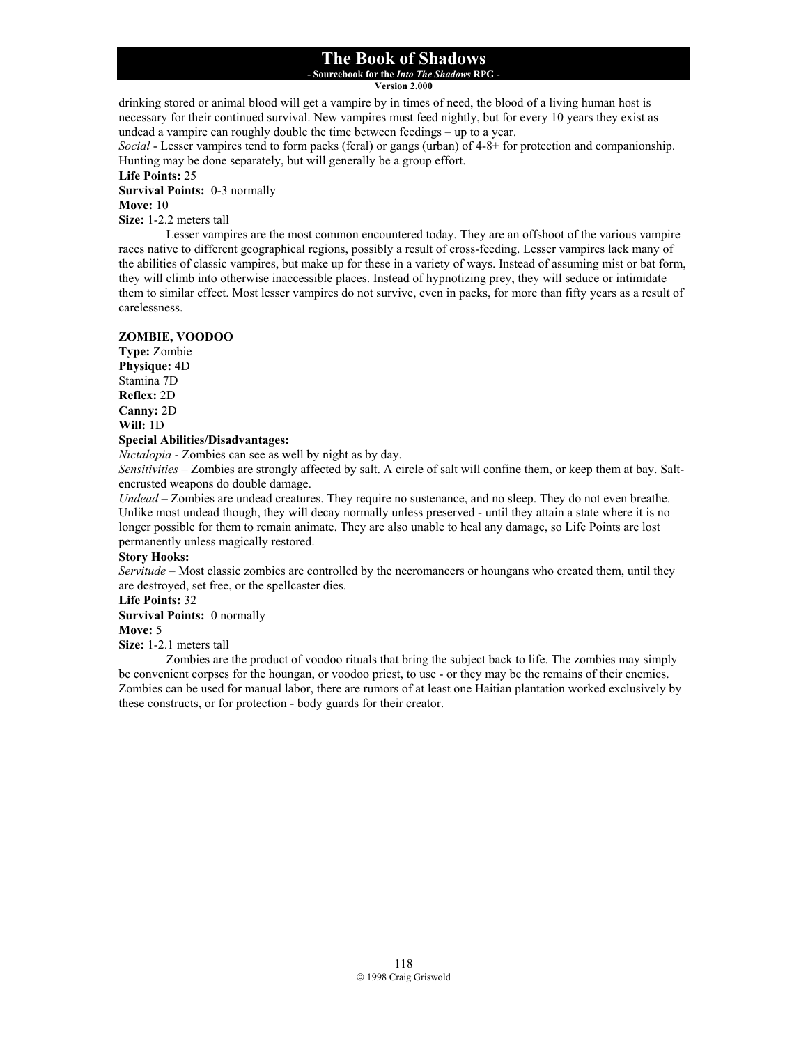drinking stored or animal blood will get a vampire by in times of need, the blood of a living human host is necessary for their continued survival. New vampires must feed nightly, but for every 10 years they exist as undead a vampire can roughly double the time between feedings – up to a year.

*Social* - Lesser vampires tend to form packs (feral) or gangs (urban) of 4-8+ for protection and companionship. Hunting may be done separately, but will generally be a group effort.

**Life Points:** 25

**Survival Points:** 0-3 normally

**Move:** 10

**Size:** 1-2.2 meters tall

Lesser vampires are the most common encountered today. They are an offshoot of the various vampire races native to different geographical regions, possibly a result of cross-feeding. Lesser vampires lack many of the abilities of classic vampires, but make up for these in a variety of ways. Instead of assuming mist or bat form, they will climb into otherwise inaccessible places. Instead of hypnotizing prey, they will seduce or intimidate them to similar effect. Most lesser vampires do not survive, even in packs, for more than fifty years as a result of carelessness.

**ZOMBIE, VOODOO**

**Type:** Zombie

**Physique:** 4D

Stamina 7D

**Reflex:** 2D

**Canny:** 2D

**Will:** 1D

**Special Abilities/Disadvantages:**

*Nictalopia* - Zombies can see as well by night as by day.

*Sensitivities* – Zombies are strongly affected by salt. A circle of salt will confine them, or keep them at bay. Salt-encrusted weapons do double damage.

*Undead* – Zombies are undead creatures. They require no sustenance, and no sleep. They do not even breathe. Unlike most undead though, they will decay normally unless preserved - until they attain a state where it is no longer possible for them to remain animate. They are also unable to heal any damage, so Life Points are lost permanently unless magically restored.

**Story Hooks:**

*Servitude* – Most classic zombies are controlled by the necromancers or houngans who created them, until they are destroyed, set free, or the spellcaster dies.

**Life Points:** 32

**Survival Points:** 0 normally

**Move:** 5

**Size:** 1-2.1 meters tall

Zombies are the product of voodoo rituals that bring the subject back to life. The zombies may simply be convenient corpses for the houngan, or voodoo priest, to use - or they may be the remains of their enemies. Zombies can be used for manual labor, there are rumors of at least one Haitian plantation worked exclusively by these constructs, or for protection - body guards for their creator.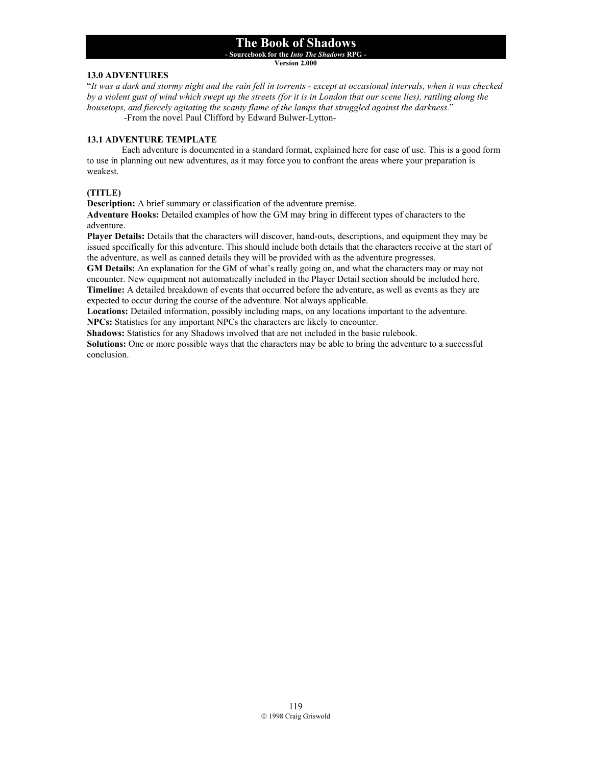## 13.0 ADVENTURES

"*It was a dark and stormy night and the rain fell in torrents - except at occasional intervals, when it was checked by a violent gust of wind which swept up the streets (for it is in London that our scene lies), rattling along the housetops, and fiercely agitating the scanty flame of the lamps that struggled against the darkness.*"

-From the novel Paul Clifford by Edward Bulwer-Lytton-

### 13.1 ADVENTURE TEMPLATE

Each adventure is documented in a standard format, explained here for ease of use. This is a good form to use in planning out new adventures, as it may force you to confront the areas where your preparation is weakest.

**(TITLE)**

**Description:** A brief summary or classification of the adventure premise.

**Adventure Hooks:** Detailed examples of how the GM may bring in different types of characters to the adventure.

**Player Details:** Details that the characters will discover, hand-outs, descriptions, and equipment they may be issued specifically for this adventure. This should include both details that the characters receive at the start of the adventure, as well as canned details they will be provided with as the adventure progresses.

**GM Details:** An explanation for the GM of what's really going on, and what the characters may or may not encounter. New equipment not automatically included in the Player Detail section should be included here.

**Timeline:** A detailed breakdown of events that occurred before the adventure, as well as events as they are expected to occur during the course of the adventure. Not always applicable.

**Locations:** Detailed information, possibly including maps, on any locations important to the adventure.

**NPCs:** Statistics for any important NPCs the characters are likely to encounter.

**Shadows:** Statistics for any Shadows involved that are not included in the basic rulebook.

**Solutions:** One or more possible ways that the characters may be able to bring the adventure to a successful conclusion.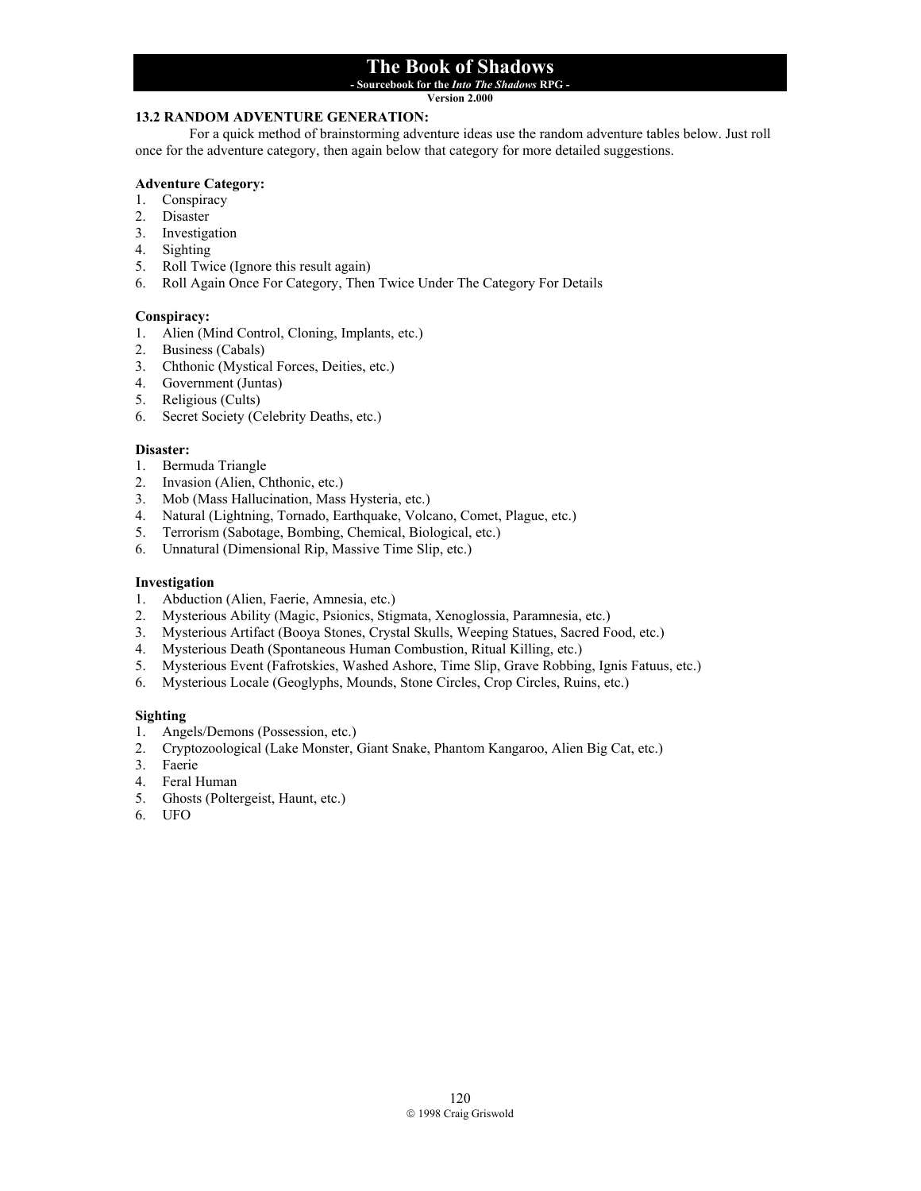### 13.2 RANDOM ADVENTURE GENERATION:

For a quick method of brainstorming adventure ideas use the random adventure tables below. Just roll once for the adventure category, then again below that category for more detailed suggestions.

**Adventure Category:**

1. Conspiracy
2. Disaster
3. Investigation
4. Sighting
5. Roll Twice (Ignore this result again)
6. Roll Again Once For Category, Then Twice Under The Category For Details

**Conspiracy:**

1. Alien (Mind Control, Cloning, Implants, etc.)
2. Business (Cabals)
3. Chthonic (Mystical Forces, Deities, etc.)
4. Government (Juntas)
5. Religious (Cults)
6. Secret Society (Celebrity Deaths, etc.)

**Disaster:**

1. Bermuda Triangle
2. Invasion (Alien, Chthonic, etc.)
3. Mob (Mass Hallucination, Mass Hysteria, etc.)
4. Natural (Lightning, Tornado, Earthquake, Volcano, Comet, Plague, etc.)
5. Terrorism (Sabotage, Bombing, Chemical, Biological, etc.)
6. Unnatural (Dimensional Rip, Massive Time Slip, etc.)

**Investigation**

1. Abduction (Alien, Faerie, Amnesia, etc.)
2. Mysterious Ability (Magic, Psionics, Stigmata, Xenoglossia, Paramnesia, etc.)
3. Mysterious Artifact (Booya Stones, Crystal Skulls, Weeping Statues, Sacred Food, etc.)
4. Mysterious Death (Spontaneous Human Combustion, Ritual Killing, etc.)
5. Mysterious Event (Fafrotskies, Washed Ashore, Time Slip, Grave Robbing, Ignis Fatuus, etc.)
6. Mysterious Locale (Geoglyphs, Mounds, Stone Circles, Crop Circles, Ruins, etc.)

**Sighting**

1. Angels/Demons (Possession, etc.)
2. Cryptozoological (Lake Monster, Giant Snake, Phantom Kangaroo, Alien Big Cat, etc.)
3. Faerie
4. Feral Human
5. Ghosts (Poltergeist, Haunt, etc.)
6. UFO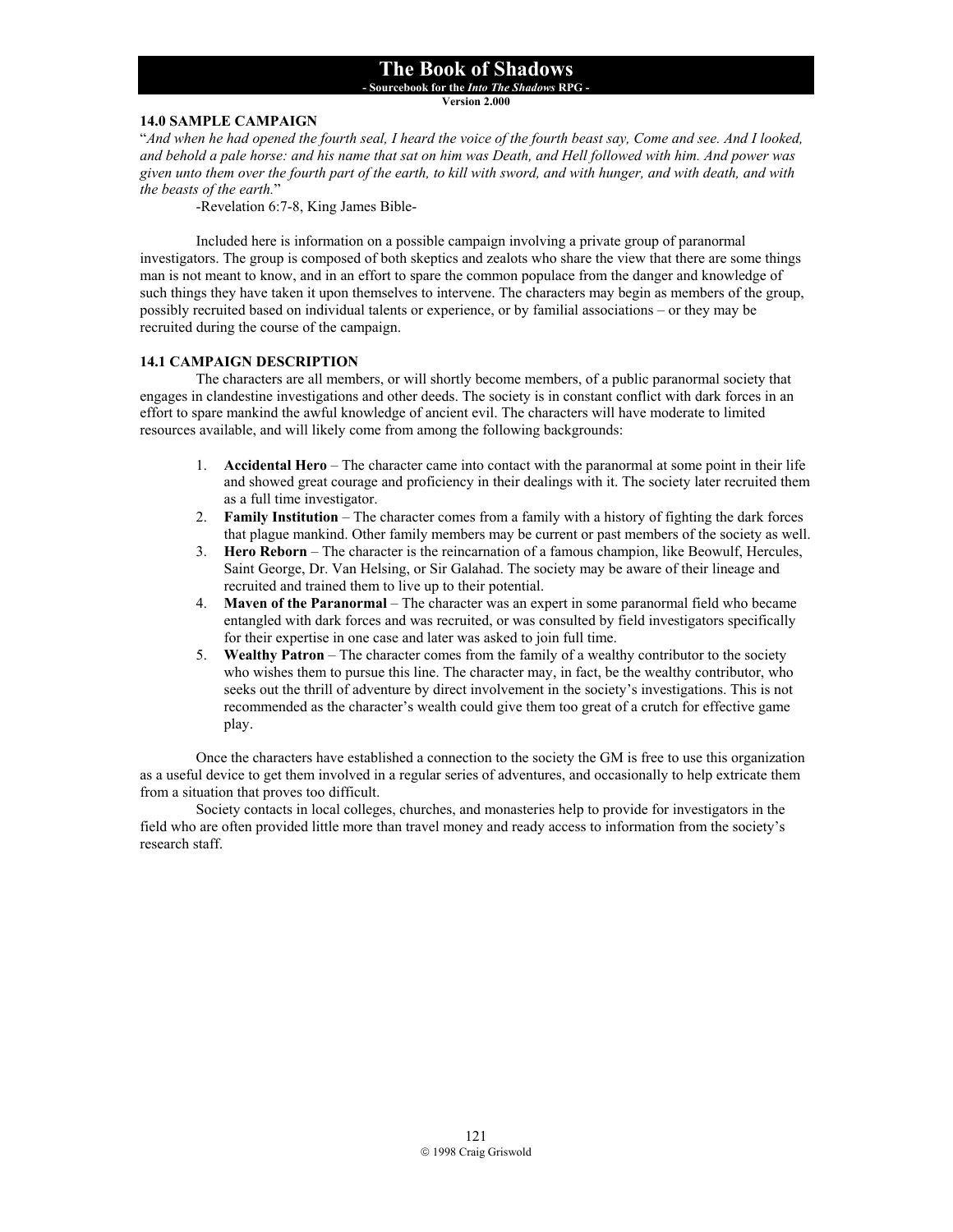### 14.0 SAMPLE CAMPAIGN

"*And when he had opened the fourth seal, I heard the voice of the fourth beast say, Come and see. And I looked, and behold a pale horse: and his name that sat on him was Death, and Hell followed with him. And power was given unto them over the fourth part of the earth, to kill with sword, and with hunger, and with death, and with the beasts of the earth.*"

-Revelation 6:7-8, King James Bible-

Included here is information on a possible campaign involving a private group of paranormal investigators. The group is composed of both skeptics and zealots who share the view that there are some things man is not meant to know, and in an effort to spare the common populace from the danger and knowledge of such things they have taken it upon themselves to intervene. The characters may begin as members of the group, possibly recruited based on individual talents or experience, or by familial associations – or they may be recruited during the course of the campaign.

### 14.1 CAMPAIGN DESCRIPTION

The characters are all members, or will shortly become members, of a public paranormal society that engages in clandestine investigations and other deeds. The society is in constant conflict with dark forces in an effort to spare mankind the awful knowledge of ancient evil. The characters will have moderate to limited resources available, and will likely come from among the following backgrounds:

1. **Accidental Hero** – The character came into contact with the paranormal at some point in their life and showed great courage and proficiency in their dealings with it. The society later recruited them as a full time investigator.
2. **Family Institution** – The character comes from a family with a history of fighting the dark forces that plague mankind. Other family members may be current or past members of the society as well.
3. **Hero Reborn** – The character is the reincarnation of a famous champion, like Beowulf, Hercules, Saint George, Dr. Van Helsing, or Sir Galahad. The society may be aware of their lineage and recruited and trained them to live up to their potential.
4. **Maven of the Paranormal** – The character was an expert in some paranormal field who became entangled with dark forces and was recruited, or was consulted by field investigators specifically for their expertise in one case and later was asked to join full time.
5. **Wealthy Patron** – The character comes from the family of a wealthy contributor to the society who wishes them to pursue this line. The character may, in fact, be the wealthy contributor, who seeks out the thrill of adventure by direct involvement in the society's investigations. This is not recommended as the character's wealth could give them too great of a crutch for effective game play.

Once the characters have established a connection to the society the GM is free to use this organization as a useful device to get them involved in a regular series of adventures, and occasionally to help extricate them from a situation that proves too difficult.

Society contacts in local colleges, churches, and monasteries help to provide for investigators in the field who are often provided little more than travel money and ready access to information from the society's research staff.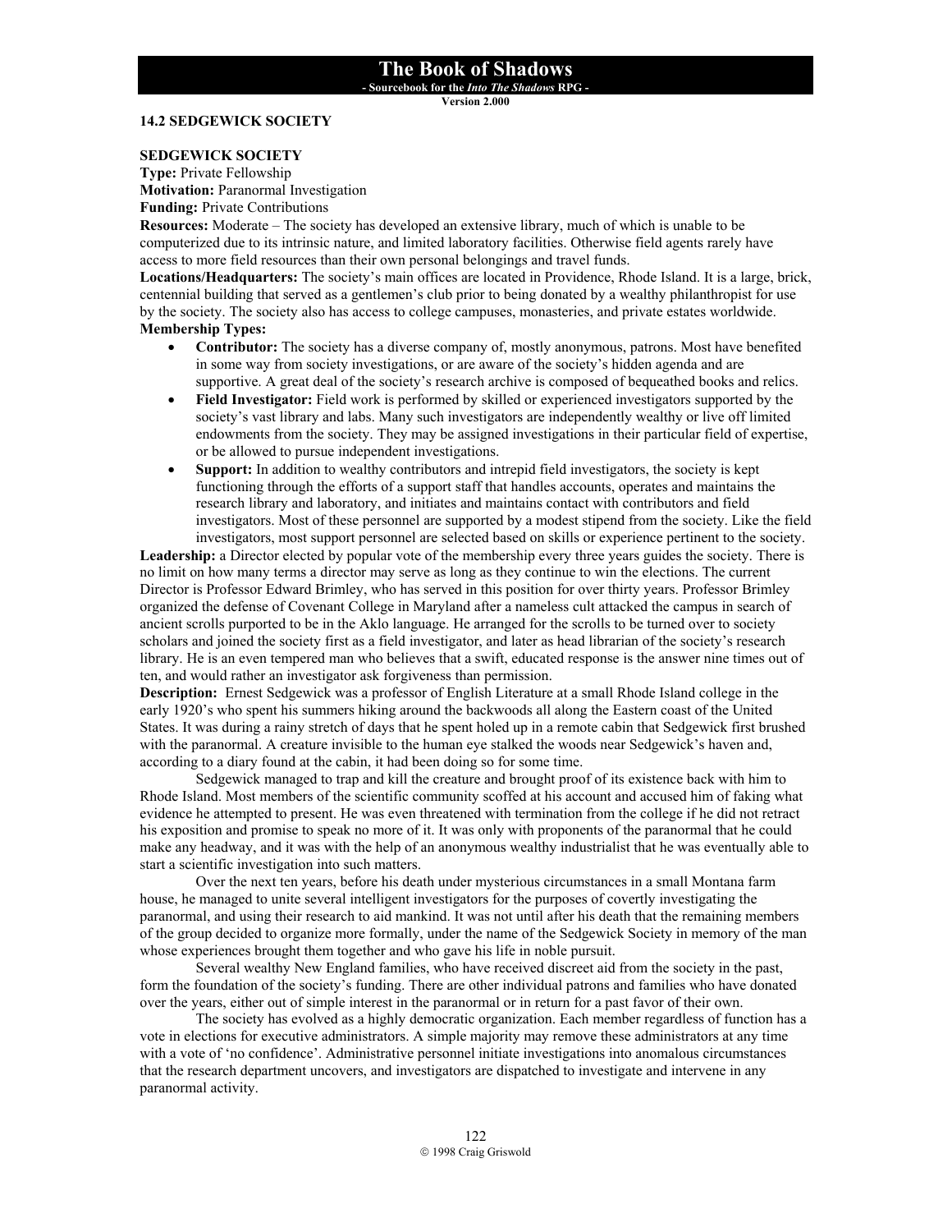### 14.2 SEDGEWICK SOCIETY

**SEDGEWICK SOCIETY**

**Type:** Private Fellowship

**Motivation:** Paranormal Investigation

**Funding:** Private Contributions

**Resources:** Moderate – The society has developed an extensive library, much of which is unable to be computerized due to its intrinsic nature, and limited laboratory facilities. Otherwise field agents rarely have access to more field resources than their own personal belongings and travel funds.

**Locations/Headquarters:** The society's main offices are located in Providence, Rhode Island. It is a large, brick, centennial building that served as a gentlemen's club prior to being donated by a wealthy philanthropist for use by the society. The society also has access to college campuses, monasteries, and private estates worldwide.

**Membership Types:**

- **Contributor:** The society has a diverse company of, mostly anonymous, patrons. Most have benefited in some way from society investigations, or are aware of the society's hidden agenda and are supportive. A great deal of the society's research archive is composed of bequeathed books and relics.
- **Field Investigator:** Field work is performed by skilled or experienced investigators supported by the society's vast library and labs. Many such investigators are independently wealthy or live off limited endowments from the society. They may be assigned investigations in their particular field of expertise, or be allowed to pursue independent investigations.
- **Support:** In addition to wealthy contributors and intrepid field investigators, the society is kept functioning through the efforts of a support staff that handles accounts, operates and maintains the research library and laboratory, and initiates and maintains contact with contributors and field investigators. Most of these personnel are supported by a modest stipend from the society. Like the field investigators, most support personnel are selected based on skills or experience pertinent to the society.

**Leadership:** a Director elected by popular vote of the membership every three years guides the society. There is no limit on how many terms a director may serve as long as they continue to win the elections. The current Director is Professor Edward Brimley, who has served in this position for over thirty years. Professor Brimley organized the defense of Covenant College in Maryland after a nameless cult attacked the campus in search of ancient scrolls purported to be in the Aklo language. He arranged for the scrolls to be turned over to society scholars and joined the society first as a field investigator, and later as head librarian of the society's research library. He is an even tempered man who believes that a swift, educated response is the answer nine times out of ten, and would rather an investigator ask forgiveness than permission.

**Description:** Ernest Sedgewick was a professor of English Literature at a small Rhode Island college in the early 1920's who spent his summers hiking around the backwoods all along the Eastern coast of the United States. It was during a rainy stretch of days that he spent holed up in a remote cabin that Sedgewick first brushed with the paranormal. A creature invisible to the human eye stalked the woods near Sedgewick's haven and, according to a diary found at the cabin, it had been doing so for some time.

Sedgewick managed to trap and kill the creature and brought proof of its existence back with him to Rhode Island. Most members of the scientific community scoffed at his account and accused him of faking what evidence he attempted to present. He was even threatened with termination from the college if he did not retract his exposition and promise to speak no more of it. It was only with proponents of the paranormal that he could make any headway, and it was with the help of an anonymous wealthy industrialist that he was eventually able to start a scientific investigation into such matters.

Over the next ten years, before his death under mysterious circumstances in a small Montana farm house, he managed to unite several intelligent investigators for the purposes of covertly investigating the paranormal, and using their research to aid mankind. It was not until after his death that the remaining members of the group decided to organize more formally, under the name of the Sedgewick Society in memory of the man whose experiences brought them together and who gave his life in noble pursuit.

Several wealthy New England families, who have received discreet aid from the society in the past, form the foundation of the society's funding. There are other individual patrons and families who have donated over the years, either out of simple interest in the paranormal or in return for a past favor of their own.

The society has evolved as a highly democratic organization. Each member regardless of function has a vote in elections for executive administrators. A simple majority may remove these administrators at any time with a vote of 'no confidence'. Administrative personnel initiate investigations into anomalous circumstances that the research department uncovers, and investigators are dispatched to investigate and intervene in any paranormal activity.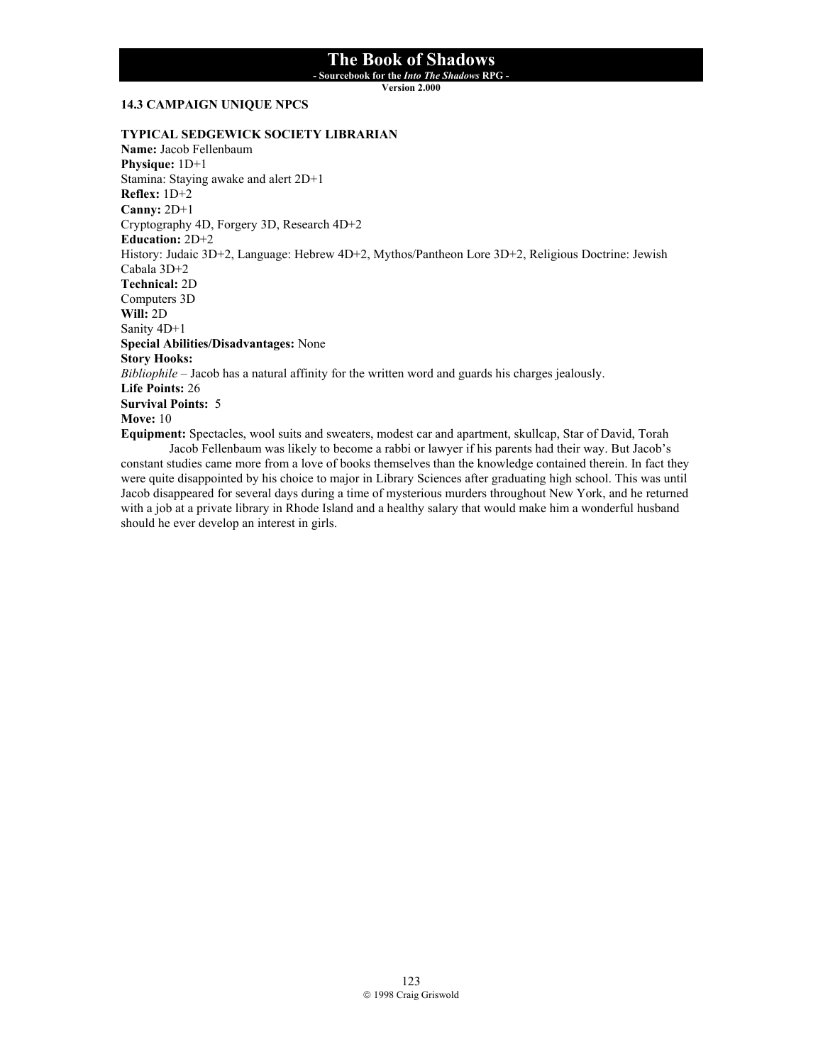## 14.3 CAMPAIGN UNIQUE NPCS

### TYPICAL SEDGEWICK SOCIETY LIBRARIAN

**Name:** Jacob Fellenbaum
**Physique:** 1D+1
Stamina: Staying awake and alert 2D+1
**Reflex:** 1D+2
**Canny:** 2D+1
Cryptography 4D, Forgery 3D, Research 4D+2
**Education:** 2D+2
History: Judaic 3D+2, Language: Hebrew 4D+2, Mythos/Pantheon Lore 3D+2, Religious Doctrine: Jewish Cabala 3D+2
**Technical:** 2D
Computers 3D
**Will:** 2D
Sanity 4D+1
**Special Abilities/Disadvantages:** None
**Story Hooks:**
*Bibliophile* – Jacob has a natural affinity for the written word and guards his charges jealously.
**Life Points:** 26
**Survival Points:** 5
**Move:** 10
**Equipment:** Spectacles, wool suits and sweaters, modest car and apartment, skullcap, Star of David, Torah

Jacob Fellenbaum was likely to become a rabbi or lawyer if his parents had their way. But Jacob's constant studies came more from a love of books themselves than the knowledge contained therein. In fact they were quite disappointed by his choice to major in Library Sciences after graduating high school. This was until Jacob disappeared for several days during a time of mysterious murders throughout New York, and he returned with a job at a private library in Rhode Island and a healthy salary that would make him a wonderful husband should he ever develop an interest in girls.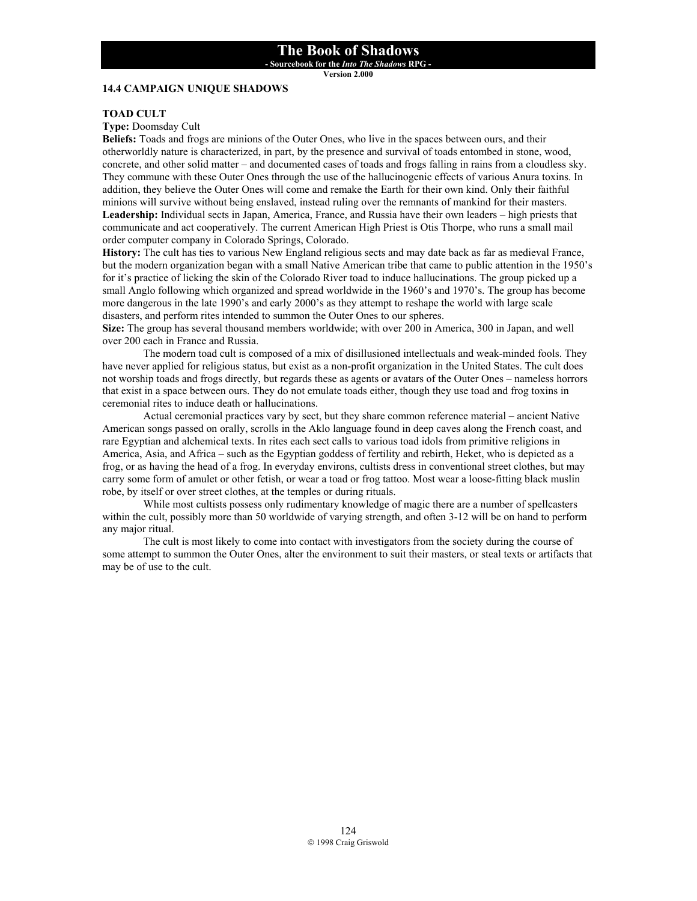## 14.4 CAMPAIGN UNIQUE SHADOWS

### TOAD CULT

**Type:** Doomsday Cult

**Beliefs:** Toads and frogs are minions of the Outer Ones, who live in the spaces between ours, and their otherworldly nature is characterized, in part, by the presence and survival of toads entombed in stone, wood, concrete, and other solid matter – and documented cases of toads and frogs falling in rains from a cloudless sky. They commune with these Outer Ones through the use of the hallucinogenic effects of various Anura toxins. In addition, they believe the Outer Ones will come and remake the Earth for their own kind. Only their faithful minions will survive without being enslaved, instead ruling over the remnants of mankind for their masters.

**Leadership:** Individual sects in Japan, America, France, and Russia have their own leaders – high priests that communicate and act cooperatively. The current American High Priest is Otis Thorpe, who runs a small mail order computer company in Colorado Springs, Colorado.

**History:** The cult has ties to various New England religious sects and may date back as far as medieval France, but the modern organization began with a small Native American tribe that came to public attention in the 1950's for it's practice of licking the skin of the Colorado River toad to induce hallucinations. The group picked up a small Anglo following which organized and spread worldwide in the 1960's and 1970's. The group has become more dangerous in the late 1990's and early 2000's as they attempt to reshape the world with large scale disasters, and perform rites intended to summon the Outer Ones to our spheres.

**Size:** The group has several thousand members worldwide; with over 200 in America, 300 in Japan, and well over 200 each in France and Russia.

The modern toad cult is composed of a mix of disillusioned intellectuals and weak-minded fools. They have never applied for religious status, but exist as a non-profit organization in the United States. The cult does not worship toads and frogs directly, but regards these as agents or avatars of the Outer Ones – nameless horrors that exist in a space between ours. They do not emulate toads either, though they use toad and frog toxins in ceremonial rites to induce death or hallucinations.

Actual ceremonial practices vary by sect, but they share common reference material – ancient Native American songs passed on orally, scrolls in the Aklo language found in deep caves along the French coast, and rare Egyptian and alchemical texts. In rites each sect calls to various toad idols from primitive religions in America, Asia, and Africa – such as the Egyptian goddess of fertility and rebirth, Heket, who is depicted as a frog, or as having the head of a frog. In everyday environs, cultists dress in conventional street clothes, but may carry some form of amulet or other fetish, or wear a toad or frog tattoo. Most wear a loose-fitting black muslin robe, by itself or over street clothes, at the temples or during rituals.

While most cultists possess only rudimentary knowledge of magic there are a number of spellcasters within the cult, possibly more than 50 worldwide of varying strength, and often 3-12 will be on hand to perform any major ritual.

The cult is most likely to come into contact with investigators from the society during the course of some attempt to summon the Outer Ones, alter the environment to suit their masters, or steal texts or artifacts that may be of use to the cult.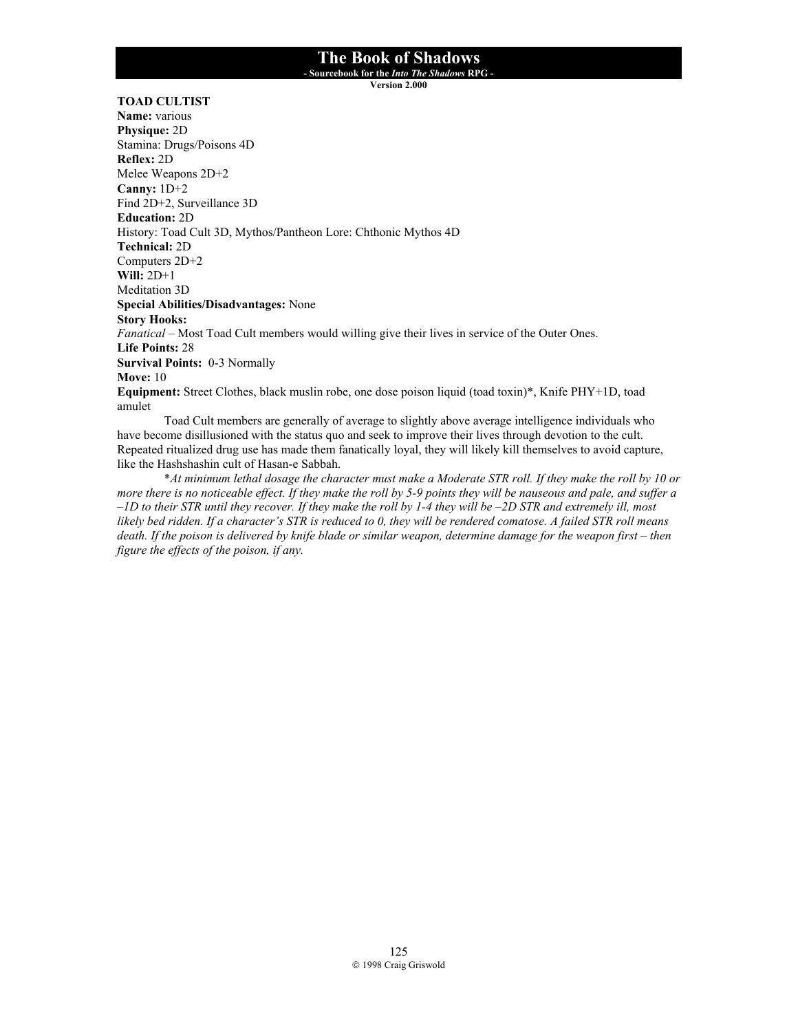**TOAD CULTIST**
**Name:** various
**Physique:** 2D
Stamina: Drugs/Poisons 4D
**Reflex:** 2D
Melee Weapons 2D+2
**Canny:** 1D+2
Find 2D+2, Surveillance 3D
**Education:** 2D
History: Toad Cult 3D, Mythos/Pantheon Lore: Chthonic Mythos 4D
**Technical:** 2D
Computers 2D+2
**Will:** 2D+1
Meditation 3D
**Special Abilities/Disadvantages:** None
**Story Hooks:**
*Fanatical* – Most Toad Cult members would willing give their lives in service of the Outer Ones.
**Life Points:** 28
**Survival Points:** 0-3 Normally
**Move:** 10
**Equipment:** Street Clothes, black muslin robe, one dose poison liquid (toad toxin)*, Knife PHY+1D, toad amulet

Toad Cult members are generally of average to slightly above average intelligence individuals who have become disillusioned with the status quo and seek to improve their lives through devotion to the cult. Repeated ritualized drug use has made them fanatically loyal, they will likely kill themselves to avoid capture, like the Hashshashin cult of Hasan-e Sabbah.

**At minimum lethal dosage the character must make a Moderate STR roll. If they make the roll by 10 or more there is no noticeable effect. If they make the roll by 5-9 points they will be nauseous and pale, and suffer a –1D to their STR until they recover. If they make the roll by 1-4 they will be –2D STR and extremely ill, most likely bed ridden. If a character's STR is reduced to 0, they will be rendered comatose. A failed STR roll means death. If the poison is delivered by knife blade or similar weapon, determine damage for the weapon first – then figure the effects of the poison, if any.*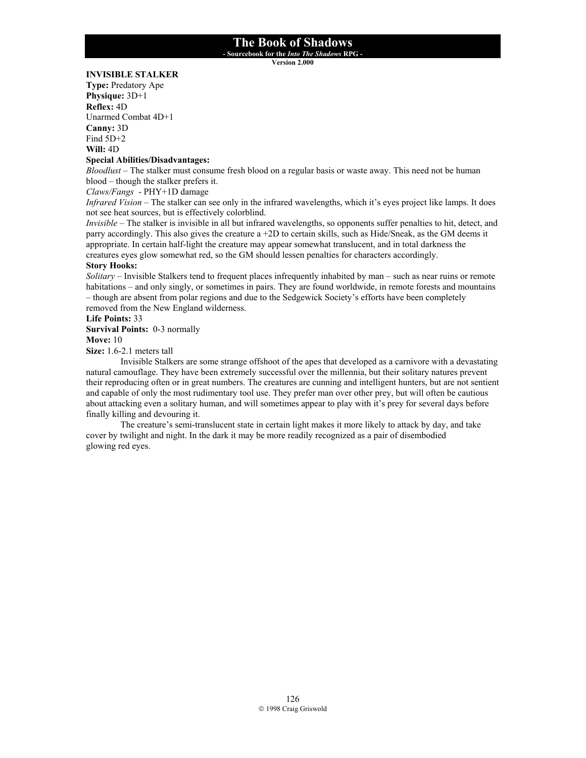**INVISIBLE STALKER**

**Type:** Predatory Ape
**Physique:** 3D+1
**Reflex:** 4D
Unarmed Combat 4D+1
**Canny:** 3D
Find 5D+2
**Will:** 4D

**Special Abilities/Disadvantages:**

*Bloodlust* – The stalker must consume fresh blood on a regular basis or waste away. This need not be human blood – though the stalker prefers it.

*Claws/Fangs* - PHY+1D damage

*Infrared Vision* – The stalker can see only in the infrared wavelengths, which it's eyes project like lamps. It does not see heat sources, but is effectively colorblind.

*Invisible* – The stalker is invisible in all but infrared wavelengths, so opponents suffer penalties to hit, detect, and parry accordingly. This also gives the creature a +2D to certain skills, such as Hide/Sneak, as the GM deems it appropriate. In certain half-light the creature may appear somewhat translucent, and in total darkness the creatures eyes glow somewhat red, so the GM should lessen penalties for characters accordingly.

**Story Hooks:**

*Solitary* – Invisible Stalkers tend to frequent places infrequently inhabited by man – such as near ruins or remote habitations – and only singly, or sometimes in pairs. They are found worldwide, in remote forests and mountains – though are absent from polar regions and due to the Sedgewick Society's efforts have been completely removed from the New England wilderness.

**Life Points:** 33
**Survival Points:** 0-3 normally
**Move:** 10
**Size:** 1.6-2.1 meters tall

Invisible Stalkers are some strange offshoot of the apes that developed as a carnivore with a devastating natural camouflage. They have been extremely successful over the millennia, but their solitary natures prevent their reproducing often or in great numbers. The creatures are cunning and intelligent hunters, but are not sentient and capable of only the most rudimentary tool use. They prefer man over other prey, but will often be cautious about attacking even a solitary human, and will sometimes appear to play with it's prey for several days before finally killing and devouring it.

The creature's semi-translucent state in certain light makes it more likely to attack by day, and take cover by twilight and night. In the dark it may be more readily recognized as a pair of disembodied glowing red eyes.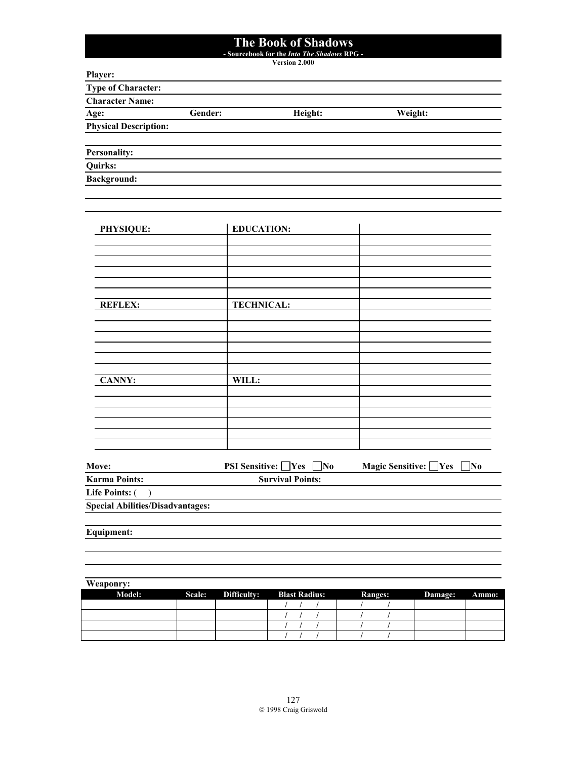# The Book of Shadows

**- Sourcebook for the *Into The Shadows* RPG -**

**Version 2.000**

**Player:**

**Type of Character:**

**Character Name:**

**Age:** **Gender:** **Height:** **Weight:**

**Physical Description:**

**Personality:**

**Quirks:**

**Background:**

| PHYSIQUE: | EDUCATION: | |
|---|---|---|
| | | |
| | | |
| | | |
| | | |
| | | |
| **REFLEX:** | **TECHNICAL:** | |
| | | |
| | | |
| | | |
| | | |
| | | |
| **CANNY:** | **WILL:** | |
| | | |
| | | |
| | | |
| | | |
| | | |

**Move:** **PSI Sensitive:** ☐Yes ☐No **Magic Sensitive:** ☐Yes ☐No

**Karma Points:** **Survival Points:**

**Life Points:** ( )

**Special Abilities/Disadvantages:**

**Equipment:**

**Weaponry:**

| Model: | Scale: | Difficulty: | Blast Radius: | Ranges: | Damage: | Ammo: |
|---|---|---|---|---|---|---|
| | | | / / / | / / | | |
| | | | / / / | / / | | |
| | | | / / / | / / | | |
| | | | / / / | / / | | |

© 1998 Craig Griswold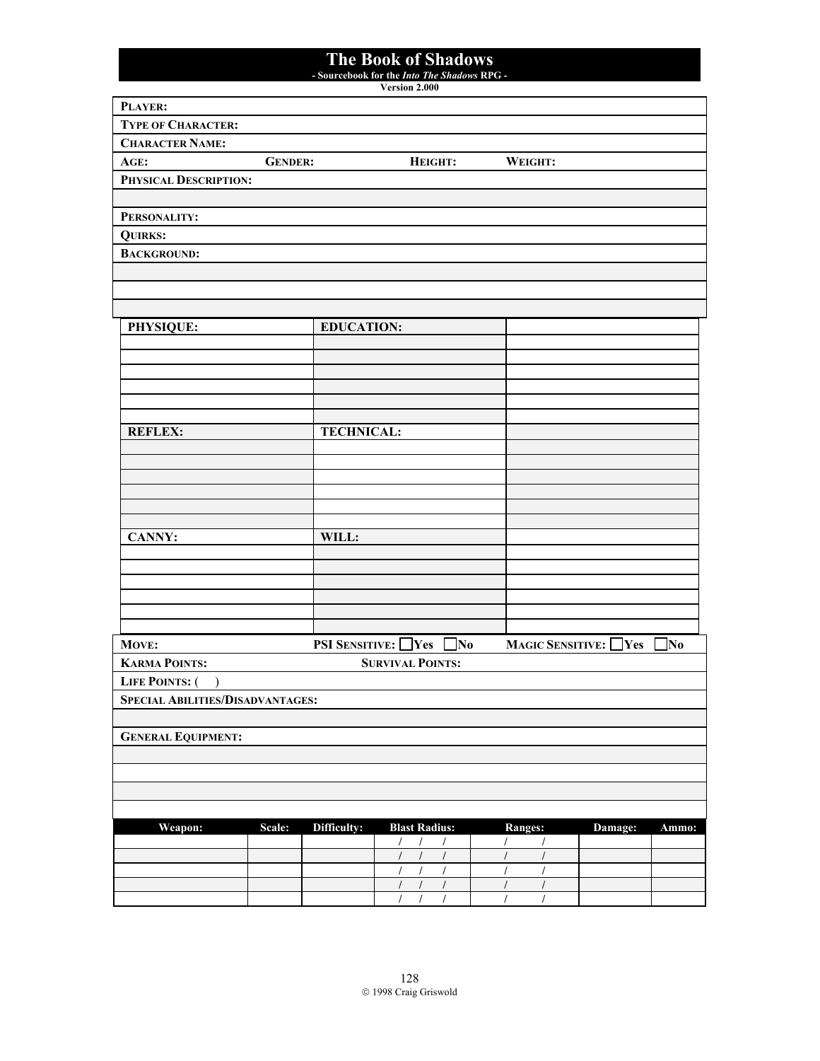# The Book of Shadows

**- Sourcebook for the *Into The Shadows* RPG -**

**Version 2.000**

**PLAYER:**

**TYPE OF CHARACTER:**

**CHARACTER NAME:**

**AGE:** **GENDER:** **HEIGHT:** **WEIGHT:**

**PHYSICAL DESCRIPTION:**

**PERSONALITY:**

**QUIRKS:**

**BACKGROUND:**

| PHYSIQUE: | EDUCATION: | |
|---|---|---|
| | | |
| | | |
| | | |
| | | |
| | | |
| | | |
| **REFLEX:** | **TECHNICAL:** | |
| | | |
| | | |
| | | |
| | | |
| | | |
| | | |
| **CANNY:** | **WILL:** | |
| | | |
| | | |
| | | |
| | | |
| | | |
| | | |

**MOVE:** **PSI SENSITIVE:** ☐Yes ☐No **MAGIC SENSITIVE:** ☐Yes ☐No

**KARMA POINTS:** **SURVIVAL POINTS:**

**LIFE POINTS:** ( )

**SPECIAL ABILITIES/DISADVANTAGES:**

**GENERAL EQUIPMENT:**

| Weapon: | Scale: | Difficulty: | Blast Radius: | Ranges: | Damage: | Ammo: |
|---|---|---|---|---|---|---|
| | | | / / / | / / | | |
| | | | / / / | / / | | |
| | | | / / / | / / | | |
| | | | / / / | / / | | |
| | | | / / / | / / | | |

© 1998 Craig Griswold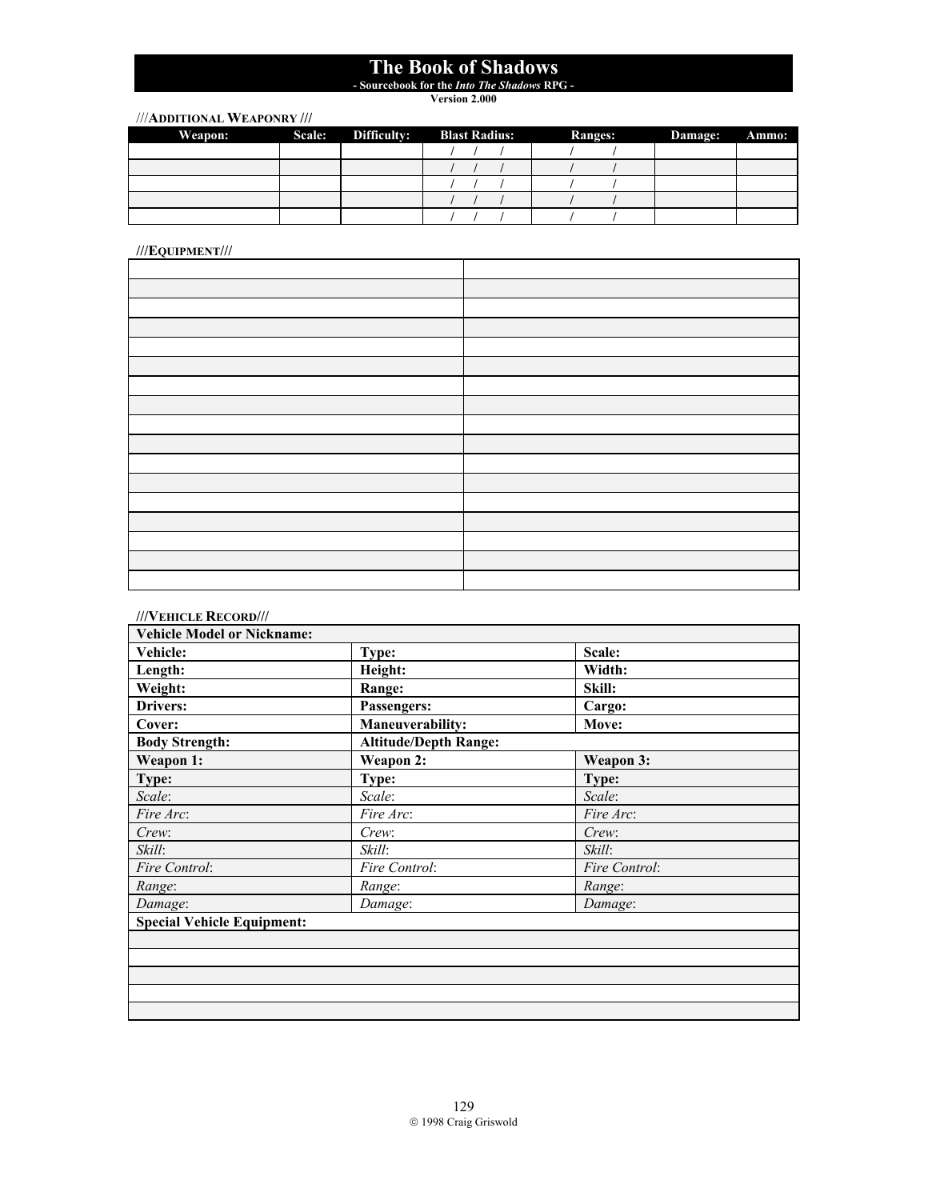///ADDITIONAL WEAPONRY ///

| Weapon: | Scale: | Difficulty: | Blast Radius: | Ranges: | Damage: | Ammo: |
|---|---|---|---|---|---|---|
| | | | / / / | / / | | |
| | | | / / / | / / | | |
| | | | / / / | / / | | |
| | | | / / / | / / | | |
| | | | / / / | / / | | |

///EQUIPMENT///

| | |
|---|---|
| | |
| | |
| | |
| | |
| | |
| | |
| | |
| | |
| | |
| | |
| | |
| | |
| | |
| | |
| | |
| | |
| | |

///VEHICLE RECORD///

| **Vehicle Model or Nickname:** | | |
|---|---|---|
| **Vehicle:** | **Type:** | **Scale:** |
| **Length:** | **Height:** | **Width:** |
| **Weight:** | **Range:** | **Skill:** |
| **Drivers:** | **Passengers:** | **Cargo:** |
| **Cover:** | **Maneuverability:** | **Move:** |
| **Body Strength:** | **Altitude/Depth Range:** | |
| **Weapon 1:** | **Weapon 2:** | **Weapon 3:** |
| **Type:** | **Type:** | **Type:** |
| *Scale*: | *Scale*: | *Scale*: |
| *Fire Arc*: | *Fire Arc*: | *Fire Arc*: |
| *Crew*: | *Crew*: | *Crew*: |
| *Skill*: | *Skill*: | *Skill*: |
| *Fire Control*: | *Fire Control*: | *Fire Control*: |
| *Range*: | *Range*: | *Range*: |
| *Damage*: | *Damage*: | *Damage*: |
| **Special Vehicle Equipment:** | | |
| | | |
| | | |
| | | |
| | | |
| | | |